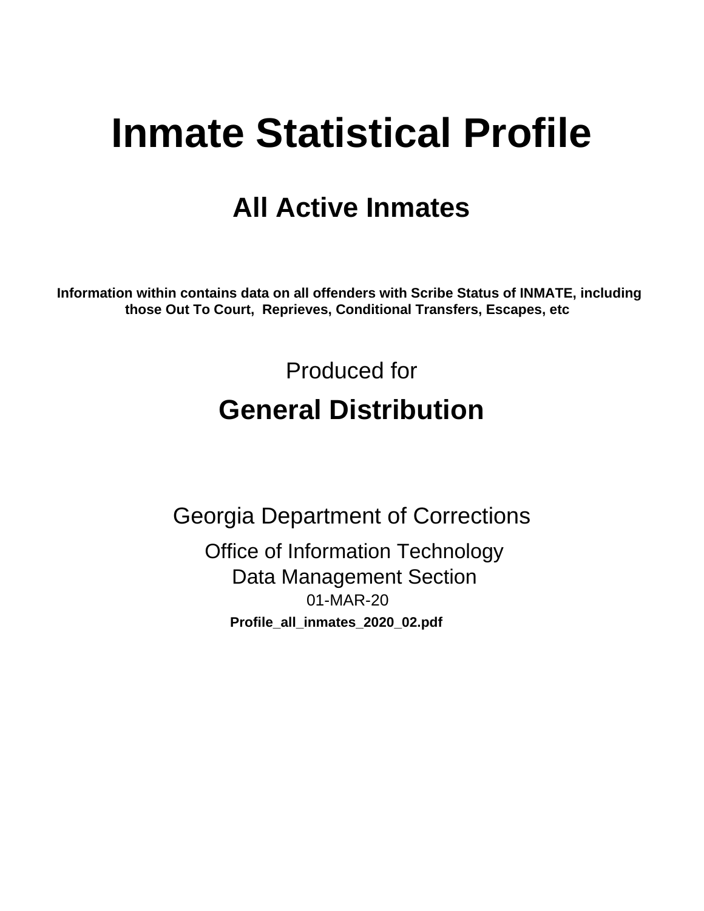# Inmate Statistical Profile

## All Active Inmates

**Information within contains data on all offenders with Scribe Status of INMATE, including those Out To Court, Reprieves, Conditional Transfers, Escapes, etc**

Produced for

## General Distribution

Georgia Department of Corrections

Office of Information Technology

Data Management Section

01-MAR-20

**Profile_all_inmates_2020_02.pdf**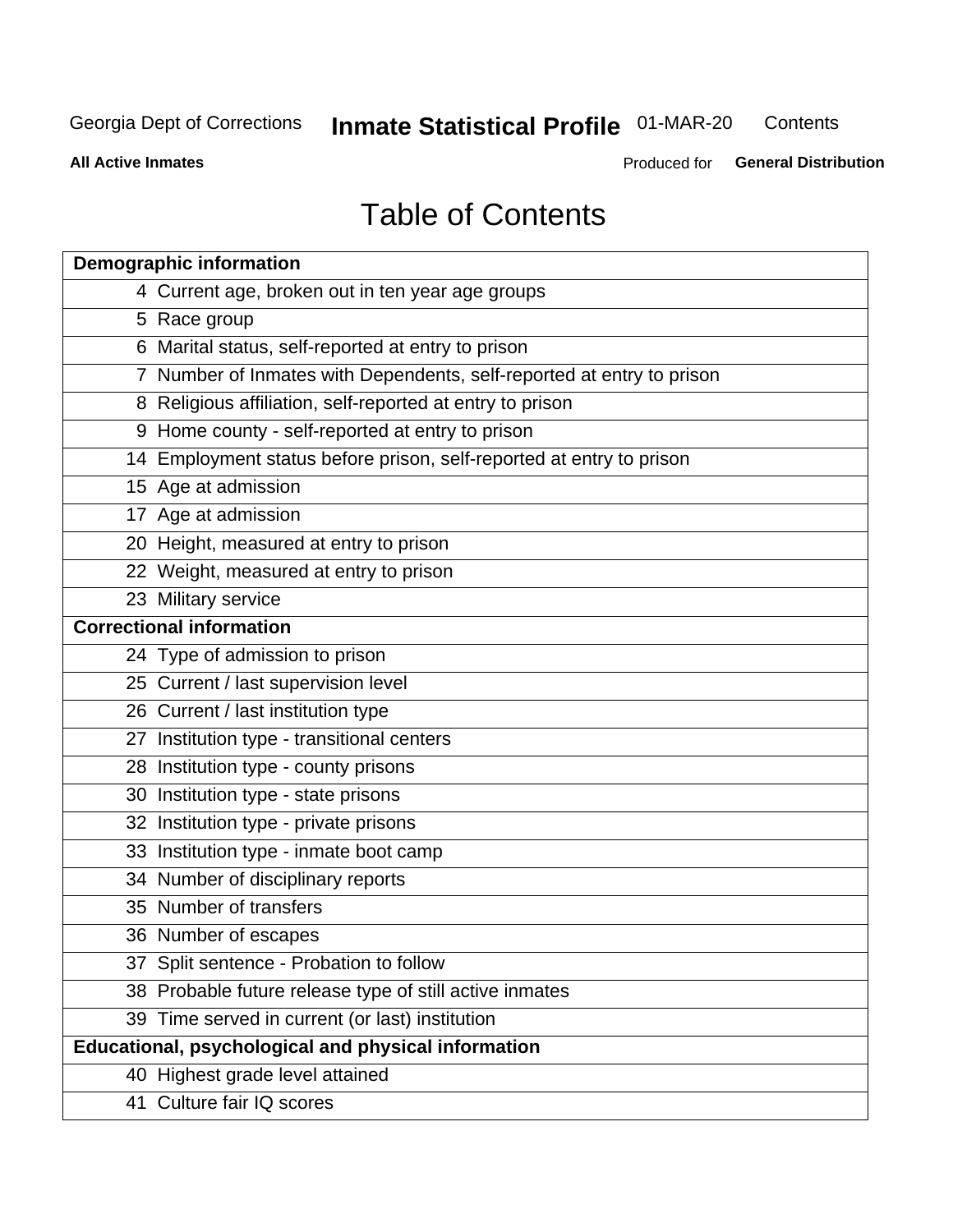Georgia Dept of Corrections **Inmate Statistical Profile** 01-MAR-20 Contents

**All Active Inmates** Produced for **General Distribution**

# Table of Contents

| **Demographic information** | |
|---|---|
| 4 | Current age, broken out in ten year age groups |
| 5 | Race group |
| 6 | Marital status, self-reported at entry to prison |
| 7 | Number of Inmates with Dependents, self-reported at entry to prison |
| 8 | Religious affiliation, self-reported at entry to prison |
| 9 | Home county - self-reported at entry to prison |
| 14 | Employment status before prison, self-reported at entry to prison |
| 15 | Age at admission |
| 17 | Age at admission |
| 20 | Height, measured at entry to prison |
| 22 | Weight, measured at entry to prison |
| 23 | Military service |
| **Correctional information** | |
| 24 | Type of admission to prison |
| 25 | Current / last supervision level |
| 26 | Current / last institution type |
| 27 | Institution type - transitional centers |
| 28 | Institution type - county prisons |
| 30 | Institution type - state prisons |
| 32 | Institution type - private prisons |
| 33 | Institution type - inmate boot camp |
| 34 | Number of disciplinary reports |
| 35 | Number of transfers |
| 36 | Number of escapes |
| 37 | Split sentence - Probation to follow |
| 38 | Probable future release type of still active inmates |
| 39 | Time served in current (or last) institution |
| **Educational, psychological and physical information** | |
| 40 | Highest grade level attained |
| 41 | Culture fair IQ scores |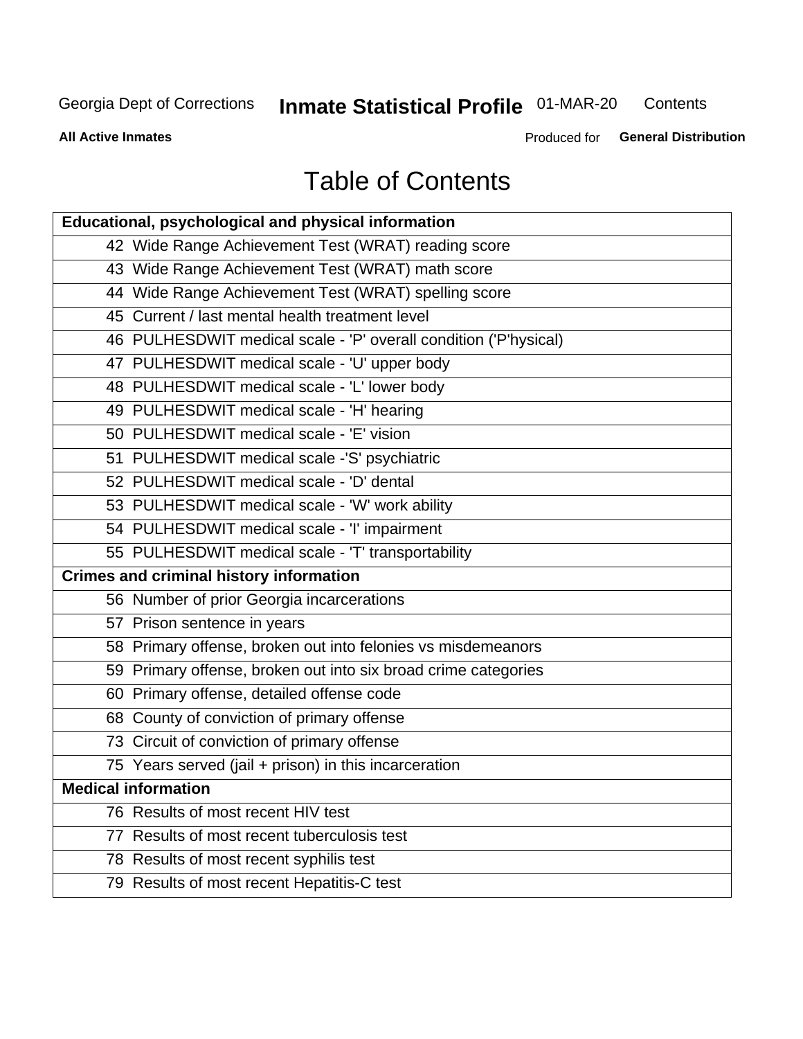# Table of Contents

| Educational, psychological and physical information | |
|---|---|
| 42 | Wide Range Achievement Test (WRAT) reading score |
| 43 | Wide Range Achievement Test (WRAT) math score |
| 44 | Wide Range Achievement Test (WRAT) spelling score |
| 45 | Current / last mental health treatment level |
| 46 | PULHESDWIT medical scale - 'P' overall condition ('P'hysical) |
| 47 | PULHESDWIT medical scale - 'U' upper body |
| 48 | PULHESDWIT medical scale - 'L' lower body |
| 49 | PULHESDWIT medical scale - 'H' hearing |
| 50 | PULHESDWIT medical scale - 'E' vision |
| 51 | PULHESDWIT medical scale -'S' psychiatric |
| 52 | PULHESDWIT medical scale - 'D' dental |
| 53 | PULHESDWIT medical scale - 'W' work ability |
| 54 | PULHESDWIT medical scale - 'I' impairment |
| 55 | PULHESDWIT medical scale - 'T' transportability |
| **Crimes and criminal history information** | |
| 56 | Number of prior Georgia incarcerations |
| 57 | Prison sentence in years |
| 58 | Primary offense, broken out into felonies vs misdemeanors |
| 59 | Primary offense, broken out into six broad crime categories |
| 60 | Primary offense, detailed offense code |
| 68 | County of conviction of primary offense |
| 73 | Circuit of conviction of primary offense |
| 75 | Years served (jail + prison) in this incarceration |
| **Medical information** | |
| 76 | Results of most recent HIV test |
| 77 | Results of most recent tuberculosis test |
| 78 | Results of most recent syphilis test |
| 79 | Results of most recent Hepatitis-C test |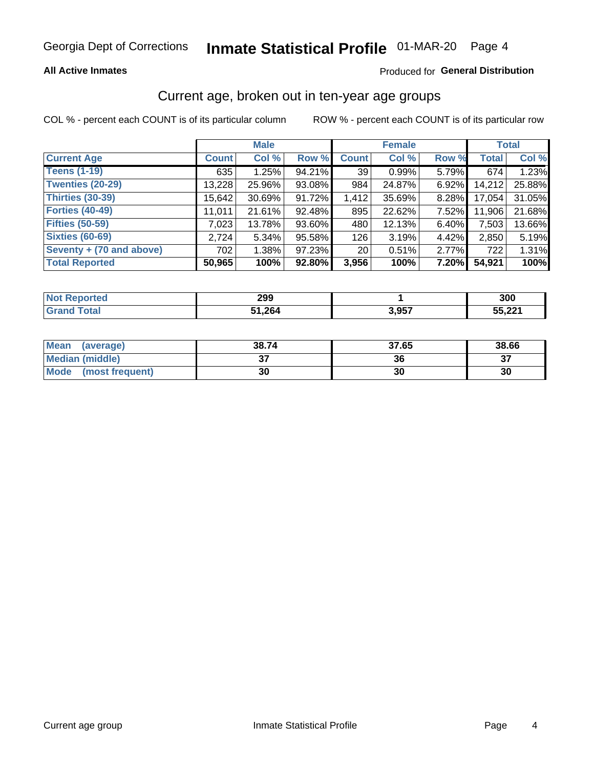Georgia Dept of Corrections **Inmate Statistical Profile** 01-MAR-20

**All Active Inmates**

Produced for **General Distribution**

## Current age, broken out in ten-year age groups

COL % - percent each COUNT is of its particular column     ROW % - percent each COUNT is of its particular row

| | Male | | | Female | | | Total | |
|---|---|---|---|---|---|---|---|---|
| **Current Age** | **Count** | **Col %** | **Row %** | **Count** | **Col %** | **Row %** | **Total** | **Col %** |
| **Teens (1-19)** | 635 | 1.25% | 94.21% | 39 | 0.99% | 5.79% | 674 | 1.23% |
| **Twenties (20-29)** | 13,228 | 25.96% | 93.08% | 984 | 24.87% | 6.92% | 14,212 | 25.88% |
| **Thirties (30-39)** | 15,642 | 30.69% | 91.72% | 1,412 | 35.69% | 8.28% | 17,054 | 31.05% |
| **Forties (40-49)** | 11,011 | 21.61% | 92.48% | 895 | 22.62% | 7.52% | 11,906 | 21.68% |
| **Fifties (50-59)** | 7,023 | 13.78% | 93.60% | 480 | 12.13% | 6.40% | 7,503 | 13.66% |
| **Sixties (60-69)** | 2,724 | 5.34% | 95.58% | 126 | 3.19% | 4.42% | 2,850 | 5.19% |
| **Seventy + (70 and above)** | 702 | 1.38% | 97.23% | 20 | 0.51% | 2.77% | 722 | 1.31% |
| **Total Reported** | **50,965** | **100%** | **92.80%** | **3,956** | **100%** | **7.20%** | **54,921** | **100%** |

| | Male | Female | Total |
|---|---|---|---|
| **Not Reported** | **299** | **1** | **300** |
| **Grand Total** | **51,264** | **3,957** | **55,221** |

| | Male | Female | Total |
|---|---|---|---|
| **Mean (average)** | **38.74** | **37.65** | **38.66** |
| **Median (middle)** | **37** | **36** | **37** |
| **Mode (most frequent)** | **30** | **30** | **30** |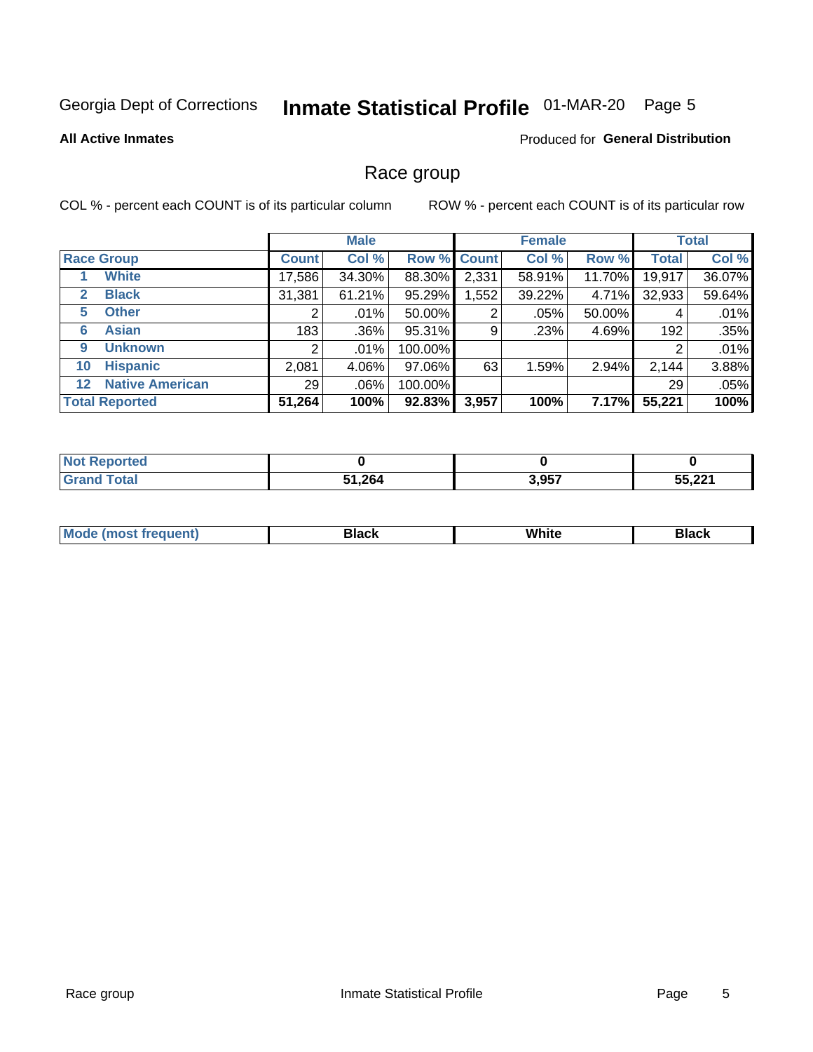Georgia Dept of Corrections **Inmate Statistical Profile** 01-MAR-20

**All Active Inmates**

Produced for **General Distribution**

## Race group

COL % - percent each COUNT is of its particular column

ROW % - percent each COUNT is of its particular row

| | Male | | | Female | | | Total | |
|---|---|---|---|---|---|---|---|---|
| **Race Group** | **Count** | **Col %** | **Row %** | **Count** | **Col %** | **Row %** | **Total** | **Col %** |
| 1 **White** | 17,586 | 34.30% | 88.30% | 2,331 | 58.91% | 11.70% | 19,917 | 36.07% |
| 2 **Black** | 31,381 | 61.21% | 95.29% | 1,552 | 39.22% | 4.71% | 32,933 | 59.64% |
| 5 **Other** | 2 | .01% | 50.00% | 2 | .05% | 50.00% | 4 | .01% |
| 6 **Asian** | 183 | .36% | 95.31% | 9 | .23% | 4.69% | 192 | .35% |
| 9 **Unknown** | 2 | .01% | 100.00% | | | | 2 | .01% |
| 10 **Hispanic** | 2,081 | 4.06% | 97.06% | 63 | 1.59% | 2.94% | 2,144 | 3.88% |
| 12 **Native American** | 29 | .06% | 100.00% | | | | 29 | .05% |
| **Total Reported** | **51,264** | **100%** | **92.83%** | **3,957** | **100%** | **7.17%** | **55,221** | **100%** |

| | Male | Female | Total |
|---|---|---|---|
| **Not Reported** | **0** | **0** | **0** |
| **Grand Total** | **51,264** | **3,957** | **55,221** |

| | Male | Female | Total |
|---|---|---|---|
| **Mode (most frequent)** | **Black** | **White** | **Black** |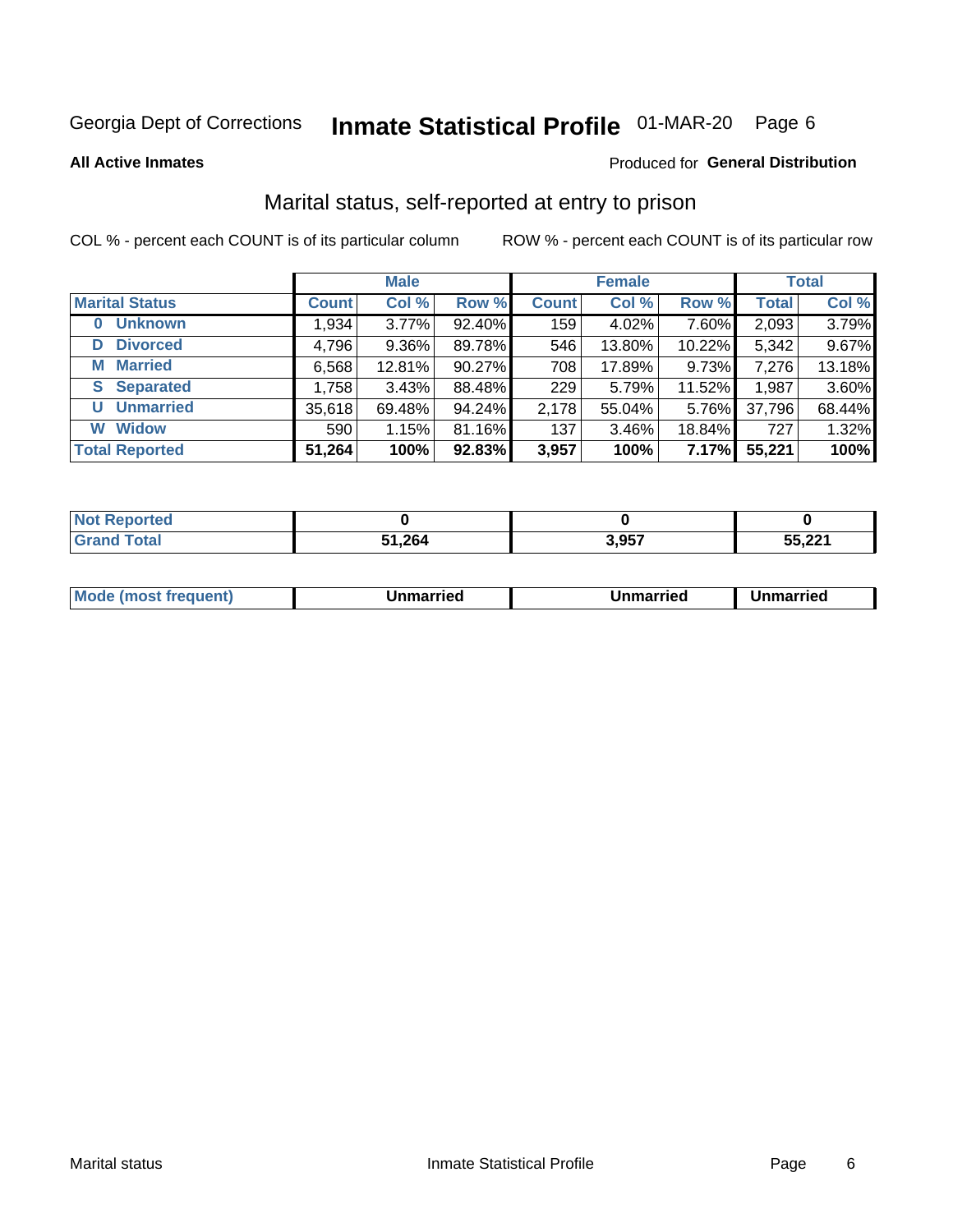Georgia Dept of Corrections **Inmate Statistical Profile** 01-MAR-20

**All Active Inmates**

Produced for **General Distribution**

## Marital status, self-reported at entry to prison

COL % - percent each COUNT is of its particular column

ROW % - percent each COUNT is of its particular row

| | Male | | | Female | | | Total | |
|---|---|---|---|---|---|---|---|---|
| **Marital Status** | **Count** | **Col %** | **Row %** | **Count** | **Col %** | **Row %** | **Total** | **Col %** |
| **0 Unknown** | 1,934 | 3.77% | 92.40% | 159 | 4.02% | 7.60% | 2,093 | 3.79% |
| **D Divorced** | 4,796 | 9.36% | 89.78% | 546 | 13.80% | 10.22% | 5,342 | 9.67% |
| **M Married** | 6,568 | 12.81% | 90.27% | 708 | 17.89% | 9.73% | 7,276 | 13.18% |
| **S Separated** | 1,758 | 3.43% | 88.48% | 229 | 5.79% | 11.52% | 1,987 | 3.60% |
| **U Unmarried** | 35,618 | 69.48% | 94.24% | 2,178 | 55.04% | 5.76% | 37,796 | 68.44% |
| **W Widow** | 590 | 1.15% | 81.16% | 137 | 3.46% | 18.84% | 727 | 1.32% |
| **Total Reported** | **51,264** | **100%** | **92.83%** | **3,957** | **100%** | **7.17%** | **55,221** | **100%** |

| | Male | Female | Total |
|---|---|---|---|
| **Not Reported** | **0** | **0** | **0** |
| **Grand Total** | **51,264** | **3,957** | **55,221** |

| | Male | Female | Total |
|---|---|---|---|
| **Mode (most frequent)** | **Unmarried** | **Unmarried** | **Unmarried** |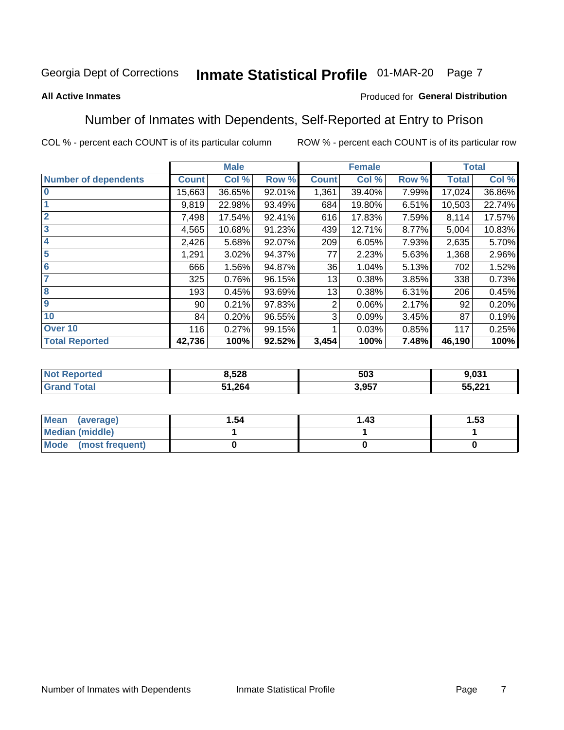Georgia Dept of Corrections **Inmate Statistical Profile** 01-MAR-20

**All Active Inmates**

Produced for **General Distribution**

## Number of Inmates with Dependents, Self-Reported at Entry to Prison

COL % - percent each COUNT is of its particular column

ROW % - percent each COUNT is of its particular row

| | Male | | | Female | | | Total | |
|---|---|---|---|---|---|---|---|---|
| **Number of dependents** | **Count** | **Col %** | **Row %** | **Count** | **Col %** | **Row %** | **Total** | **Col %** |
| **0** | 15,663 | 36.65% | 92.01% | 1,361 | 39.40% | 7.99% | 17,024 | 36.86% |
| **1** | 9,819 | 22.98% | 93.49% | 684 | 19.80% | 6.51% | 10,503 | 22.74% |
| **2** | 7,498 | 17.54% | 92.41% | 616 | 17.83% | 7.59% | 8,114 | 17.57% |
| **3** | 4,565 | 10.68% | 91.23% | 439 | 12.71% | 8.77% | 5,004 | 10.83% |
| **4** | 2,426 | 5.68% | 92.07% | 209 | 6.05% | 7.93% | 2,635 | 5.70% |
| **5** | 1,291 | 3.02% | 94.37% | 77 | 2.23% | 5.63% | 1,368 | 2.96% |
| **6** | 666 | 1.56% | 94.87% | 36 | 1.04% | 5.13% | 702 | 1.52% |
| **7** | 325 | 0.76% | 96.15% | 13 | 0.38% | 3.85% | 338 | 0.73% |
| **8** | 193 | 0.45% | 93.69% | 13 | 0.38% | 6.31% | 206 | 0.45% |
| **9** | 90 | 0.21% | 97.83% | 2 | 0.06% | 2.17% | 92 | 0.20% |
| **10** | 84 | 0.20% | 96.55% | 3 | 0.09% | 3.45% | 87 | 0.19% |
| **Over 10** | 116 | 0.27% | 99.15% | 1 | 0.03% | 0.85% | 117 | 0.25% |
| **Total Reported** | **42,736** | **100%** | **92.52%** | **3,454** | **100%** | **7.48%** | **46,190** | **100%** |

| | Male | Female | Total |
|---|---|---|---|
| **Not Reported** | **8,528** | **503** | **9,031** |
| **Grand Total** | **51,264** | **3,957** | **55,221** |

| | Male | Female | Total |
|---|---|---|---|
| **Mean (average)** | **1.54** | **1.43** | **1.53** |
| **Median (middle)** | **1** | **1** | **1** |
| **Mode (most frequent)** | **0** | **0** | **0** |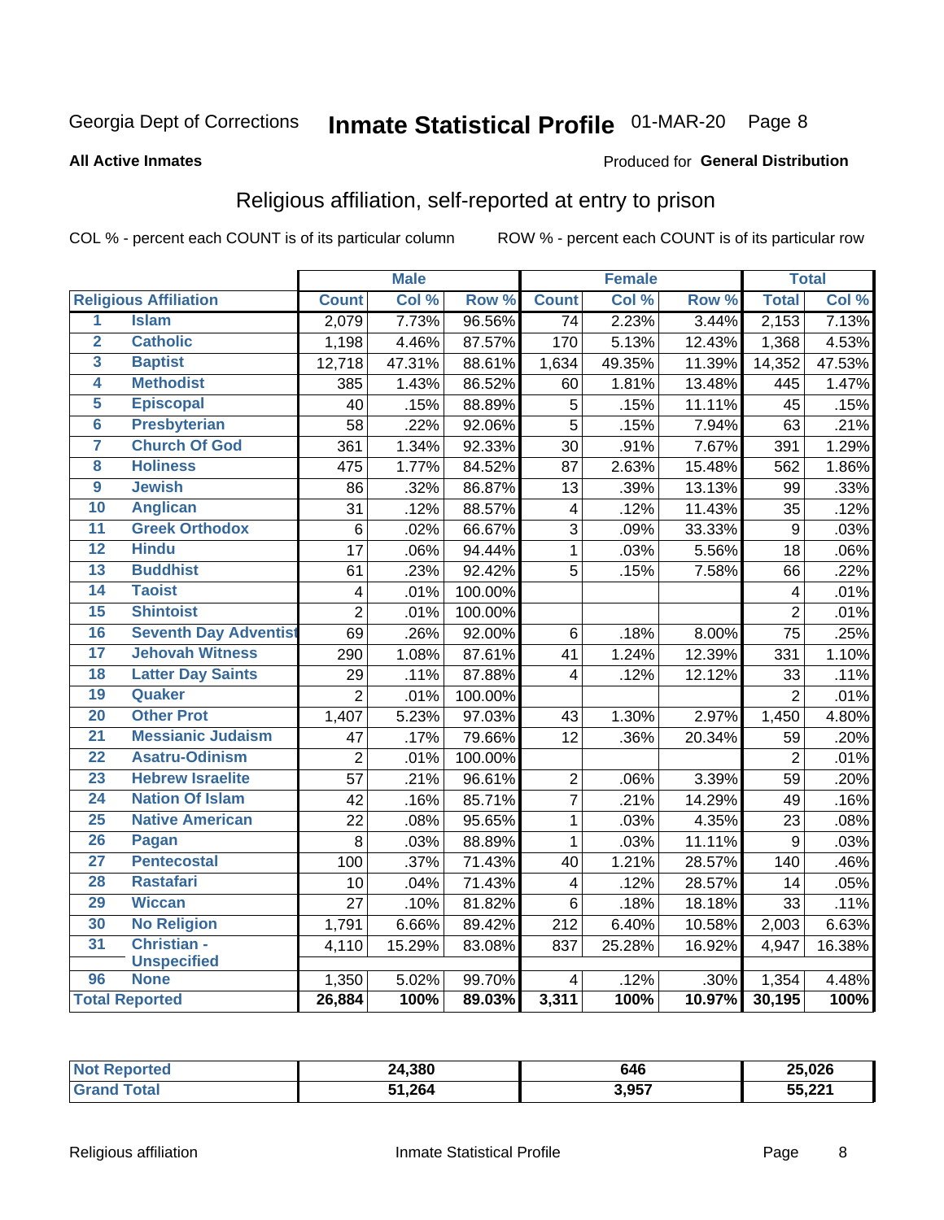Georgia Dept of Corrections **Inmate Statistical Profile** 01-MAR-20

**All Active Inmates**

Produced for **General Distribution**

## Religious affiliation, self-reported at entry to prison

COL % - percent each COUNT is of its particular column ROW % - percent each COUNT is of its particular row

| | | Male | | | Female | | | Total | |
|---|---|---|---|---|---|---|---|---|---|
| **Religious Affiliation** | | **Count** | **Col %** | **Row %** | **Count** | **Col %** | **Row %** | **Total** | **Col %** |
| 1 | Islam | 2,079 | 7.73% | 96.56% | 74 | 2.23% | 3.44% | 2,153 | 7.13% |
| 2 | Catholic | 1,198 | 4.46% | 87.57% | 170 | 5.13% | 12.43% | 1,368 | 4.53% |
| 3 | Baptist | 12,718 | 47.31% | 88.61% | 1,634 | 49.35% | 11.39% | 14,352 | 47.53% |
| 4 | Methodist | 385 | 1.43% | 86.52% | 60 | 1.81% | 13.48% | 445 | 1.47% |
| 5 | Episcopal | 40 | .15% | 88.89% | 5 | .15% | 11.11% | 45 | .15% |
| 6 | Presbyterian | 58 | .22% | 92.06% | 5 | .15% | 7.94% | 63 | .21% |
| 7 | Church Of God | 361 | 1.34% | 92.33% | 30 | .91% | 7.67% | 391 | 1.29% |
| 8 | Holiness | 475 | 1.77% | 84.52% | 87 | 2.63% | 15.48% | 562 | 1.86% |
| 9 | Jewish | 86 | .32% | 86.87% | 13 | .39% | 13.13% | 99 | .33% |
| 10 | Anglican | 31 | .12% | 88.57% | 4 | .12% | 11.43% | 35 | .12% |
| 11 | Greek Orthodox | 6 | .02% | 66.67% | 3 | .09% | 33.33% | 9 | .03% |
| 12 | Hindu | 17 | .06% | 94.44% | 1 | .03% | 5.56% | 18 | .06% |
| 13 | Buddhist | 61 | .23% | 92.42% | 5 | .15% | 7.58% | 66 | .22% |
| 14 | Taoist | 4 | .01% | 100.00% | | | | 4 | .01% |
| 15 | Shintoist | 2 | .01% | 100.00% | | | | 2 | .01% |
| 16 | Seventh Day Adventist | 69 | .26% | 92.00% | 6 | .18% | 8.00% | 75 | .25% |
| 17 | Jehovah Witness | 290 | 1.08% | 87.61% | 41 | 1.24% | 12.39% | 331 | 1.10% |
| 18 | Latter Day Saints | 29 | .11% | 87.88% | 4 | .12% | 12.12% | 33 | .11% |
| 19 | Quaker | 2 | .01% | 100.00% | | | | 2 | .01% |
| 20 | Other Prot | 1,407 | 5.23% | 97.03% | 43 | 1.30% | 2.97% | 1,450 | 4.80% |
| 21 | Messianic Judaism | 47 | .17% | 79.66% | 12 | .36% | 20.34% | 59 | .20% |
| 22 | Asatru-Odinism | 2 | .01% | 100.00% | | | | 2 | .01% |
| 23 | Hebrew Israelite | 57 | .21% | 96.61% | 2 | .06% | 3.39% | 59 | .20% |
| 24 | Nation Of Islam | 42 | .16% | 85.71% | 7 | .21% | 14.29% | 49 | .16% |
| 25 | Native American | 22 | .08% | 95.65% | 1 | .03% | 4.35% | 23 | .08% |
| 26 | Pagan | 8 | .03% | 88.89% | 1 | .03% | 11.11% | 9 | .03% |
| 27 | Pentecostal | 100 | .37% | 71.43% | 40 | 1.21% | 28.57% | 140 | .46% |
| 28 | Rastafari | 10 | .04% | 71.43% | 4 | .12% | 28.57% | 14 | .05% |
| 29 | Wiccan | 27 | .10% | 81.82% | 6 | .18% | 18.18% | 33 | .11% |
| 30 | No Religion | 1,791 | 6.66% | 89.42% | 212 | 6.40% | 10.58% | 2,003 | 6.63% |
| 31 | Christian - Unspecified | 4,110 | 15.29% | 83.08% | 837 | 25.28% | 16.92% | 4,947 | 16.38% |
| 96 | None | 1,350 | 5.02% | 99.70% | 4 | .12% | .30% | 1,354 | 4.48% |
| **Total Reported** | | **26,884** | **100%** | **89.03%** | **3,311** | **100%** | **10.97%** | **30,195** | **100%** |

| | Male | Female | Total |
|---|---|---|---|
| **Not Reported** | **24,380** | **646** | **25,026** |
| **Grand Total** | **51,264** | **3,957** | **55,221** |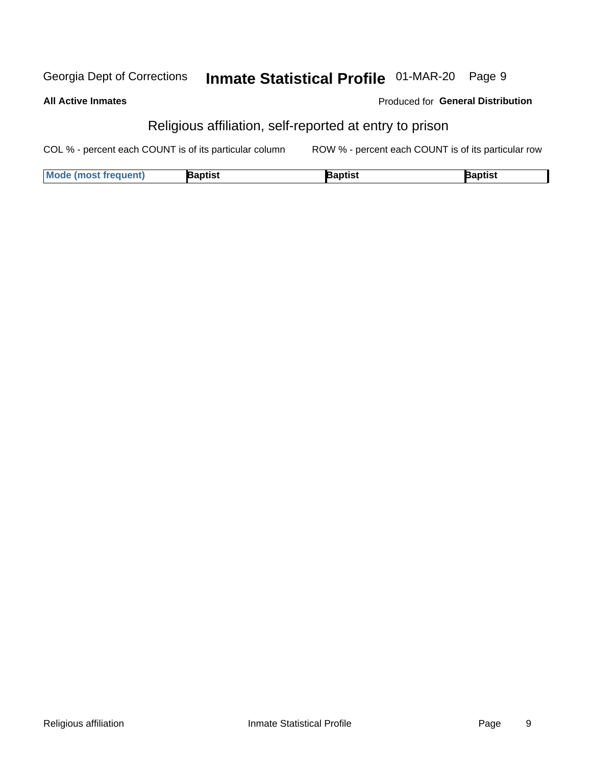Georgia Dept of Corrections **Inmate Statistical Profile** 01-MAR-20

**All Active Inmates** Produced for **General Distribution**

## Religious affiliation, self-reported at entry to prison

COL % - percent each COUNT is of its particular column    ROW % - percent each COUNT is of its particular row

| Mode (most frequent) | Baptist | Baptist | Baptist |
|---|---|---|---|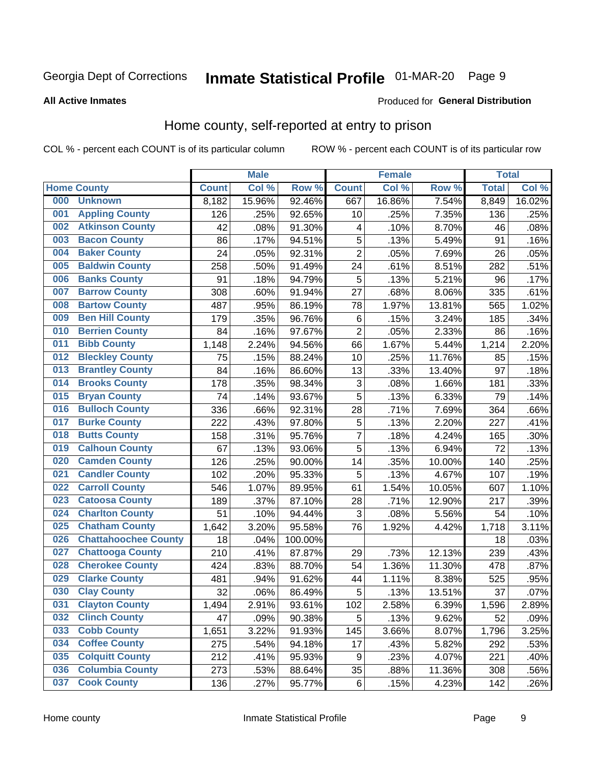Georgia Dept of Corrections **Inmate Statistical Profile** 01-MAR-20

**All Active Inmates**

Produced for **General Distribution**

## Home county, self-reported at entry to prison

COL % - percent each COUNT is of its particular column ROW % - percent each COUNT is of its particular row

| | | Male | | | Female | | | Total | |
|---|---|---|---|---|---|---|---|---|---|
| Home County | | Count | Col % | Row % | Count | Col % | Row % | Total | Col % |
| 000 | Unknown | 8,182 | 15.96% | 92.46% | 667 | 16.86% | 7.54% | 8,849 | 16.02% |
| 001 | Appling County | 126 | .25% | 92.65% | 10 | .25% | 7.35% | 136 | .25% |
| 002 | Atkinson County | 42 | .08% | 91.30% | 4 | .10% | 8.70% | 46 | .08% |
| 003 | Bacon County | 86 | .17% | 94.51% | 5 | .13% | 5.49% | 91 | .16% |
| 004 | Baker County | 24 | .05% | 92.31% | 2 | .05% | 7.69% | 26 | .05% |
| 005 | Baldwin County | 258 | .50% | 91.49% | 24 | .61% | 8.51% | 282 | .51% |
| 006 | Banks County | 91 | .18% | 94.79% | 5 | .13% | 5.21% | 96 | .17% |
| 007 | Barrow County | 308 | .60% | 91.94% | 27 | .68% | 8.06% | 335 | .61% |
| 008 | Bartow County | 487 | .95% | 86.19% | 78 | 1.97% | 13.81% | 565 | 1.02% |
| 009 | Ben Hill County | 179 | .35% | 96.76% | 6 | .15% | 3.24% | 185 | .34% |
| 010 | Berrien County | 84 | .16% | 97.67% | 2 | .05% | 2.33% | 86 | .16% |
| 011 | Bibb County | 1,148 | 2.24% | 94.56% | 66 | 1.67% | 5.44% | 1,214 | 2.20% |
| 012 | Bleckley County | 75 | .15% | 88.24% | 10 | .25% | 11.76% | 85 | .15% |
| 013 | Brantley County | 84 | .16% | 86.60% | 13 | .33% | 13.40% | 97 | .18% |
| 014 | Brooks County | 178 | .35% | 98.34% | 3 | .08% | 1.66% | 181 | .33% |
| 015 | Bryan County | 74 | .14% | 93.67% | 5 | .13% | 6.33% | 79 | .14% |
| 016 | Bulloch County | 336 | .66% | 92.31% | 28 | .71% | 7.69% | 364 | .66% |
| 017 | Burke County | 222 | .43% | 97.80% | 5 | .13% | 2.20% | 227 | .41% |
| 018 | Butts County | 158 | .31% | 95.76% | 7 | .18% | 4.24% | 165 | .30% |
| 019 | Calhoun County | 67 | .13% | 93.06% | 5 | .13% | 6.94% | 72 | .13% |
| 020 | Camden County | 126 | .25% | 90.00% | 14 | .35% | 10.00% | 140 | .25% |
| 021 | Candler County | 102 | .20% | 95.33% | 5 | .13% | 4.67% | 107 | .19% |
| 022 | Carroll County | 546 | 1.07% | 89.95% | 61 | 1.54% | 10.05% | 607 | 1.10% |
| 023 | Catoosa County | 189 | .37% | 87.10% | 28 | .71% | 12.90% | 217 | .39% |
| 024 | Charlton County | 51 | .10% | 94.44% | 3 | .08% | 5.56% | 54 | .10% |
| 025 | Chatham County | 1,642 | 3.20% | 95.58% | 76 | 1.92% | 4.42% | 1,718 | 3.11% |
| 026 | Chattahoochee County | 18 | .04% | 100.00% | | | | 18 | .03% |
| 027 | Chattooga County | 210 | .41% | 87.87% | 29 | .73% | 12.13% | 239 | .43% |
| 028 | Cherokee County | 424 | .83% | 88.70% | 54 | 1.36% | 11.30% | 478 | .87% |
| 029 | Clarke County | 481 | .94% | 91.62% | 44 | 1.11% | 8.38% | 525 | .95% |
| 030 | Clay County | 32 | .06% | 86.49% | 5 | .13% | 13.51% | 37 | .07% |
| 031 | Clayton County | 1,494 | 2.91% | 93.61% | 102 | 2.58% | 6.39% | 1,596 | 2.89% |
| 032 | Clinch County | 47 | .09% | 90.38% | 5 | .13% | 9.62% | 52 | .09% |
| 033 | Cobb County | 1,651 | 3.22% | 91.93% | 145 | 3.66% | 8.07% | 1,796 | 3.25% |
| 034 | Coffee County | 275 | .54% | 94.18% | 17 | .43% | 5.82% | 292 | .53% |
| 035 | Colquitt County | 212 | .41% | 95.93% | 9 | .23% | 4.07% | 221 | .40% |
| 036 | Columbia County | 273 | .53% | 88.64% | 35 | .88% | 11.36% | 308 | .56% |
| 037 | Cook County | 136 | .27% | 95.77% | 6 | .15% | 4.23% | 142 | .26% |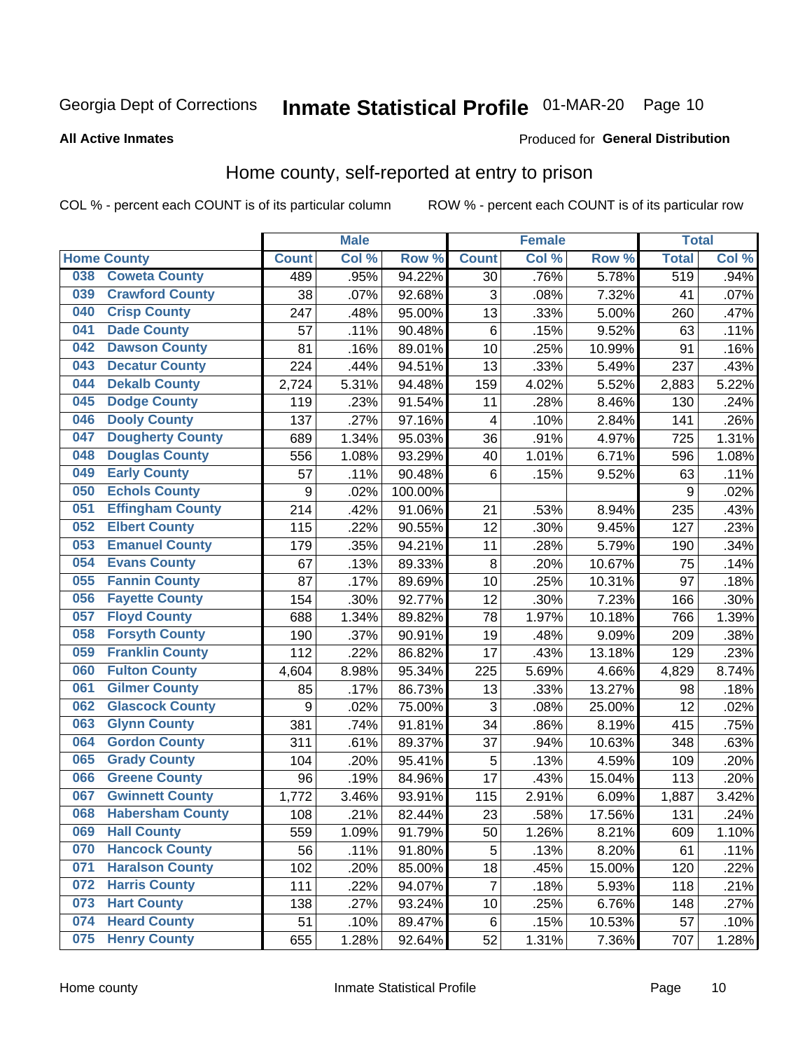Georgia Dept of Corrections **Inmate Statistical Profile** 01-MAR-20

**All Active Inmates**

Produced for **General Distribution**

## Home county, self-reported at entry to prison

COL % - percent each COUNT is of its particular column ROW % - percent each COUNT is of its particular row

| Home County | | Male | | | Female | | | Total | |
|---|---|---|---|---|---|---|---|---|---|
| | | Count | Col % | Row % | Count | Col % | Row % | Total | Col % |
| 038 | Coweta County | 489 | .95% | 94.22% | 30 | .76% | 5.78% | 519 | .94% |
| 039 | Crawford County | 38 | .07% | 92.68% | 3 | .08% | 7.32% | 41 | .07% |
| 040 | Crisp County | 247 | .48% | 95.00% | 13 | .33% | 5.00% | 260 | .47% |
| 041 | Dade County | 57 | .11% | 90.48% | 6 | .15% | 9.52% | 63 | .11% |
| 042 | Dawson County | 81 | .16% | 89.01% | 10 | .25% | 10.99% | 91 | .16% |
| 043 | Decatur County | 224 | .44% | 94.51% | 13 | .33% | 5.49% | 237 | .43% |
| 044 | Dekalb County | 2,724 | 5.31% | 94.48% | 159 | 4.02% | 5.52% | 2,883 | 5.22% |
| 045 | Dodge County | 119 | .23% | 91.54% | 11 | .28% | 8.46% | 130 | .24% |
| 046 | Dooly County | 137 | .27% | 97.16% | 4 | .10% | 2.84% | 141 | .26% |
| 047 | Dougherty County | 689 | 1.34% | 95.03% | 36 | .91% | 4.97% | 725 | 1.31% |
| 048 | Douglas County | 556 | 1.08% | 93.29% | 40 | 1.01% | 6.71% | 596 | 1.08% |
| 049 | Early County | 57 | .11% | 90.48% | 6 | .15% | 9.52% | 63 | .11% |
| 050 | Echols County | 9 | .02% | 100.00% | | | | 9 | .02% |
| 051 | Effingham County | 214 | .42% | 91.06% | 21 | .53% | 8.94% | 235 | .43% |
| 052 | Elbert County | 115 | .22% | 90.55% | 12 | .30% | 9.45% | 127 | .23% |
| 053 | Emanuel County | 179 | .35% | 94.21% | 11 | .28% | 5.79% | 190 | .34% |
| 054 | Evans County | 67 | .13% | 89.33% | 8 | .20% | 10.67% | 75 | .14% |
| 055 | Fannin County | 87 | .17% | 89.69% | 10 | .25% | 10.31% | 97 | .18% |
| 056 | Fayette County | 154 | .30% | 92.77% | 12 | .30% | 7.23% | 166 | .30% |
| 057 | Floyd County | 688 | 1.34% | 89.82% | 78 | 1.97% | 10.18% | 766 | 1.39% |
| 058 | Forsyth County | 190 | .37% | 90.91% | 19 | .48% | 9.09% | 209 | .38% |
| 059 | Franklin County | 112 | .22% | 86.82% | 17 | .43% | 13.18% | 129 | .23% |
| 060 | Fulton County | 4,604 | 8.98% | 95.34% | 225 | 5.69% | 4.66% | 4,829 | 8.74% |
| 061 | Gilmer County | 85 | .17% | 86.73% | 13 | .33% | 13.27% | 98 | .18% |
| 062 | Glascock County | 9 | .02% | 75.00% | 3 | .08% | 25.00% | 12 | .02% |
| 063 | Glynn County | 381 | .74% | 91.81% | 34 | .86% | 8.19% | 415 | .75% |
| 064 | Gordon County | 311 | .61% | 89.37% | 37 | .94% | 10.63% | 348 | .63% |
| 065 | Grady County | 104 | .20% | 95.41% | 5 | .13% | 4.59% | 109 | .20% |
| 066 | Greene County | 96 | .19% | 84.96% | 17 | .43% | 15.04% | 113 | .20% |
| 067 | Gwinnett County | 1,772 | 3.46% | 93.91% | 115 | 2.91% | 6.09% | 1,887 | 3.42% |
| 068 | Habersham County | 108 | .21% | 82.44% | 23 | .58% | 17.56% | 131 | .24% |
| 069 | Hall County | 559 | 1.09% | 91.79% | 50 | 1.26% | 8.21% | 609 | 1.10% |
| 070 | Hancock County | 56 | .11% | 91.80% | 5 | .13% | 8.20% | 61 | .11% |
| 071 | Haralson County | 102 | .20% | 85.00% | 18 | .45% | 15.00% | 120 | .22% |
| 072 | Harris County | 111 | .22% | 94.07% | 7 | .18% | 5.93% | 118 | .21% |
| 073 | Hart County | 138 | .27% | 93.24% | 10 | .25% | 6.76% | 148 | .27% |
| 074 | Heard County | 51 | .10% | 89.47% | 6 | .15% | 10.53% | 57 | .10% |
| 075 | Henry County | 655 | 1.28% | 92.64% | 52 | 1.31% | 7.36% | 707 | 1.28% |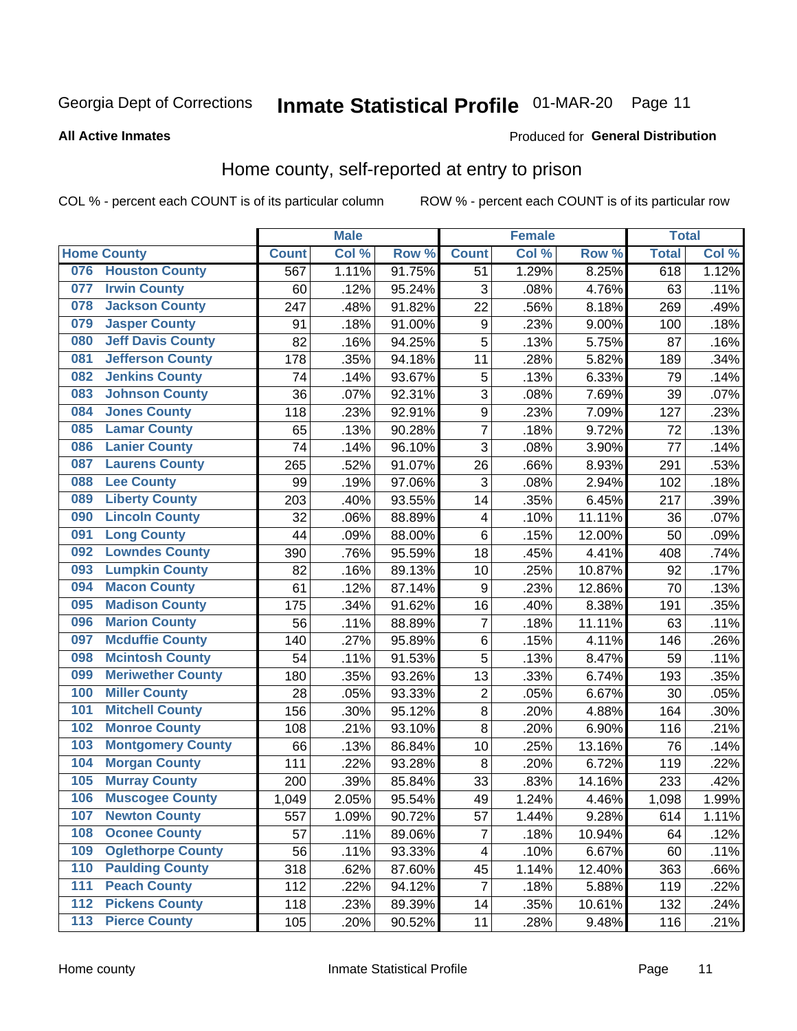Georgia Dept of Corrections **Inmate Statistical Profile** 01-MAR-20 Page 11

**All Active Inmates**

Produced for **General Distribution**

## Home county, self-reported at entry to prison

COL % - percent each COUNT is of its particular column ROW % - percent each COUNT is of its particular row

| Home County | | Male | | | Female | | | Total | |
|---|---|---|---|---|---|---|---|---|---|
| | | Count | Col % | Row % | Count | Col % | Row % | Total | Col % |
| 076 | Houston County | 567 | 1.11% | 91.75% | 51 | 1.29% | 8.25% | 618 | 1.12% |
| 077 | Irwin County | 60 | .12% | 95.24% | 3 | .08% | 4.76% | 63 | .11% |
| 078 | Jackson County | 247 | .48% | 91.82% | 22 | .56% | 8.18% | 269 | .49% |
| 079 | Jasper County | 91 | .18% | 91.00% | 9 | .23% | 9.00% | 100 | .18% |
| 080 | Jeff Davis County | 82 | .16% | 94.25% | 5 | .13% | 5.75% | 87 | .16% |
| 081 | Jefferson County | 178 | .35% | 94.18% | 11 | .28% | 5.82% | 189 | .34% |
| 082 | Jenkins County | 74 | .14% | 93.67% | 5 | .13% | 6.33% | 79 | .14% |
| 083 | Johnson County | 36 | .07% | 92.31% | 3 | .08% | 7.69% | 39 | .07% |
| 084 | Jones County | 118 | .23% | 92.91% | 9 | .23% | 7.09% | 127 | .23% |
| 085 | Lamar County | 65 | .13% | 90.28% | 7 | .18% | 9.72% | 72 | .13% |
| 086 | Lanier County | 74 | .14% | 96.10% | 3 | .08% | 3.90% | 77 | .14% |
| 087 | Laurens County | 265 | .52% | 91.07% | 26 | .66% | 8.93% | 291 | .53% |
| 088 | Lee County | 99 | .19% | 97.06% | 3 | .08% | 2.94% | 102 | .18% |
| 089 | Liberty County | 203 | .40% | 93.55% | 14 | .35% | 6.45% | 217 | .39% |
| 090 | Lincoln County | 32 | .06% | 88.89% | 4 | .10% | 11.11% | 36 | .07% |
| 091 | Long County | 44 | .09% | 88.00% | 6 | .15% | 12.00% | 50 | .09% |
| 092 | Lowndes County | 390 | .76% | 95.59% | 18 | .45% | 4.41% | 408 | .74% |
| 093 | Lumpkin County | 82 | .16% | 89.13% | 10 | .25% | 10.87% | 92 | .17% |
| 094 | Macon County | 61 | .12% | 87.14% | 9 | .23% | 12.86% | 70 | .13% |
| 095 | Madison County | 175 | .34% | 91.62% | 16 | .40% | 8.38% | 191 | .35% |
| 096 | Marion County | 56 | .11% | 88.89% | 7 | .18% | 11.11% | 63 | .11% |
| 097 | Mcduffie County | 140 | .27% | 95.89% | 6 | .15% | 4.11% | 146 | .26% |
| 098 | Mcintosh County | 54 | .11% | 91.53% | 5 | .13% | 8.47% | 59 | .11% |
| 099 | Meriwether County | 180 | .35% | 93.26% | 13 | .33% | 6.74% | 193 | .35% |
| 100 | Miller County | 28 | .05% | 93.33% | 2 | .05% | 6.67% | 30 | .05% |
| 101 | Mitchell County | 156 | .30% | 95.12% | 8 | .20% | 4.88% | 164 | .30% |
| 102 | Monroe County | 108 | .21% | 93.10% | 8 | .20% | 6.90% | 116 | .21% |
| 103 | Montgomery County | 66 | .13% | 86.84% | 10 | .25% | 13.16% | 76 | .14% |
| 104 | Morgan County | 111 | .22% | 93.28% | 8 | .20% | 6.72% | 119 | .22% |
| 105 | Murray County | 200 | .39% | 85.84% | 33 | .83% | 14.16% | 233 | .42% |
| 106 | Muscogee County | 1,049 | 2.05% | 95.54% | 49 | 1.24% | 4.46% | 1,098 | 1.99% |
| 107 | Newton County | 557 | 1.09% | 90.72% | 57 | 1.44% | 9.28% | 614 | 1.11% |
| 108 | Oconee County | 57 | .11% | 89.06% | 7 | .18% | 10.94% | 64 | .12% |
| 109 | Oglethorpe County | 56 | .11% | 93.33% | 4 | .10% | 6.67% | 60 | .11% |
| 110 | Paulding County | 318 | .62% | 87.60% | 45 | 1.14% | 12.40% | 363 | .66% |
| 111 | Peach County | 112 | .22% | 94.12% | 7 | .18% | 5.88% | 119 | .22% |
| 112 | Pickens County | 118 | .23% | 89.39% | 14 | .35% | 10.61% | 132 | .24% |
| 113 | Pierce County | 105 | .20% | 90.52% | 11 | .28% | 9.48% | 116 | .21% |

Home county Inmate Statistical Profile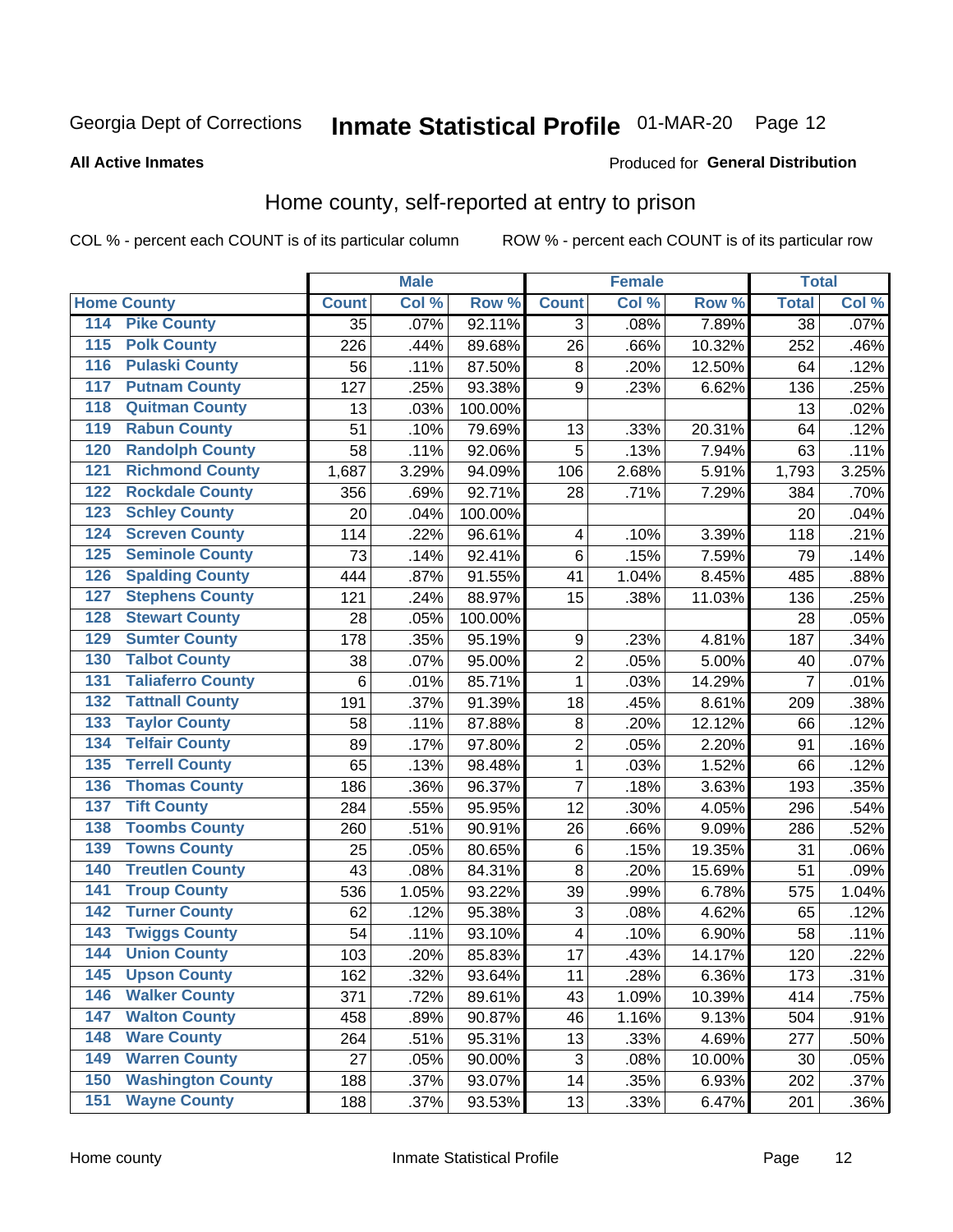Georgia Dept of Corrections **Inmate Statistical Profile** 01-MAR-20

**All Active Inmates**

Produced for **General Distribution**

## Home county, self-reported at entry to prison

COL % - percent each COUNT is of its particular column    ROW % - percent each COUNT is of its particular row

| Home County | | Male | | | Female | | | Total | |
|---|---|---|---|---|---|---|---|---|---|
| | | Count | Col % | Row % | Count | Col % | Row % | Total | Col % |
| 114 | Pike County | 35 | .07% | 92.11% | 3 | .08% | 7.89% | 38 | .07% |
| 115 | Polk County | 226 | .44% | 89.68% | 26 | .66% | 10.32% | 252 | .46% |
| 116 | Pulaski County | 56 | .11% | 87.50% | 8 | .20% | 12.50% | 64 | .12% |
| 117 | Putnam County | 127 | .25% | 93.38% | 9 | .23% | 6.62% | 136 | .25% |
| 118 | Quitman County | 13 | .03% | 100.00% | | | | 13 | .02% |
| 119 | Rabun County | 51 | .10% | 79.69% | 13 | .33% | 20.31% | 64 | .12% |
| 120 | Randolph County | 58 | .11% | 92.06% | 5 | .13% | 7.94% | 63 | .11% |
| 121 | Richmond County | 1,687 | 3.29% | 94.09% | 106 | 2.68% | 5.91% | 1,793 | 3.25% |
| 122 | Rockdale County | 356 | .69% | 92.71% | 28 | .71% | 7.29% | 384 | .70% |
| 123 | Schley County | 20 | .04% | 100.00% | | | | 20 | .04% |
| 124 | Screven County | 114 | .22% | 96.61% | 4 | .10% | 3.39% | 118 | .21% |
| 125 | Seminole County | 73 | .14% | 92.41% | 6 | .15% | 7.59% | 79 | .14% |
| 126 | Spalding County | 444 | .87% | 91.55% | 41 | 1.04% | 8.45% | 485 | .88% |
| 127 | Stephens County | 121 | .24% | 88.97% | 15 | .38% | 11.03% | 136 | .25% |
| 128 | Stewart County | 28 | .05% | 100.00% | | | | 28 | .05% |
| 129 | Sumter County | 178 | .35% | 95.19% | 9 | .23% | 4.81% | 187 | .34% |
| 130 | Talbot County | 38 | .07% | 95.00% | 2 | .05% | 5.00% | 40 | .07% |
| 131 | Taliaferro County | 6 | .01% | 85.71% | 1 | .03% | 14.29% | 7 | .01% |
| 132 | Tattnall County | 191 | .37% | 91.39% | 18 | .45% | 8.61% | 209 | .38% |
| 133 | Taylor County | 58 | .11% | 87.88% | 8 | .20% | 12.12% | 66 | .12% |
| 134 | Telfair County | 89 | .17% | 97.80% | 2 | .05% | 2.20% | 91 | .16% |
| 135 | Terrell County | 65 | .13% | 98.48% | 1 | .03% | 1.52% | 66 | .12% |
| 136 | Thomas County | 186 | .36% | 96.37% | 7 | .18% | 3.63% | 193 | .35% |
| 137 | Tift County | 284 | .55% | 95.95% | 12 | .30% | 4.05% | 296 | .54% |
| 138 | Toombs County | 260 | .51% | 90.91% | 26 | .66% | 9.09% | 286 | .52% |
| 139 | Towns County | 25 | .05% | 80.65% | 6 | .15% | 19.35% | 31 | .06% |
| 140 | Treutlen County | 43 | .08% | 84.31% | 8 | .20% | 15.69% | 51 | .09% |
| 141 | Troup County | 536 | 1.05% | 93.22% | 39 | .99% | 6.78% | 575 | 1.04% |
| 142 | Turner County | 62 | .12% | 95.38% | 3 | .08% | 4.62% | 65 | .12% |
| 143 | Twiggs County | 54 | .11% | 93.10% | 4 | .10% | 6.90% | 58 | .11% |
| 144 | Union County | 103 | .20% | 85.83% | 17 | .43% | 14.17% | 120 | .22% |
| 145 | Upson County | 162 | .32% | 93.64% | 11 | .28% | 6.36% | 173 | .31% |
| 146 | Walker County | 371 | .72% | 89.61% | 43 | 1.09% | 10.39% | 414 | .75% |
| 147 | Walton County | 458 | .89% | 90.87% | 46 | 1.16% | 9.13% | 504 | .91% |
| 148 | Ware County | 264 | .51% | 95.31% | 13 | .33% | 4.69% | 277 | .50% |
| 149 | Warren County | 27 | .05% | 90.00% | 3 | .08% | 10.00% | 30 | .05% |
| 150 | Washington County | 188 | .37% | 93.07% | 14 | .35% | 6.93% | 202 | .37% |
| 151 | Wayne County | 188 | .37% | 93.53% | 13 | .33% | 6.47% | 201 | .36% |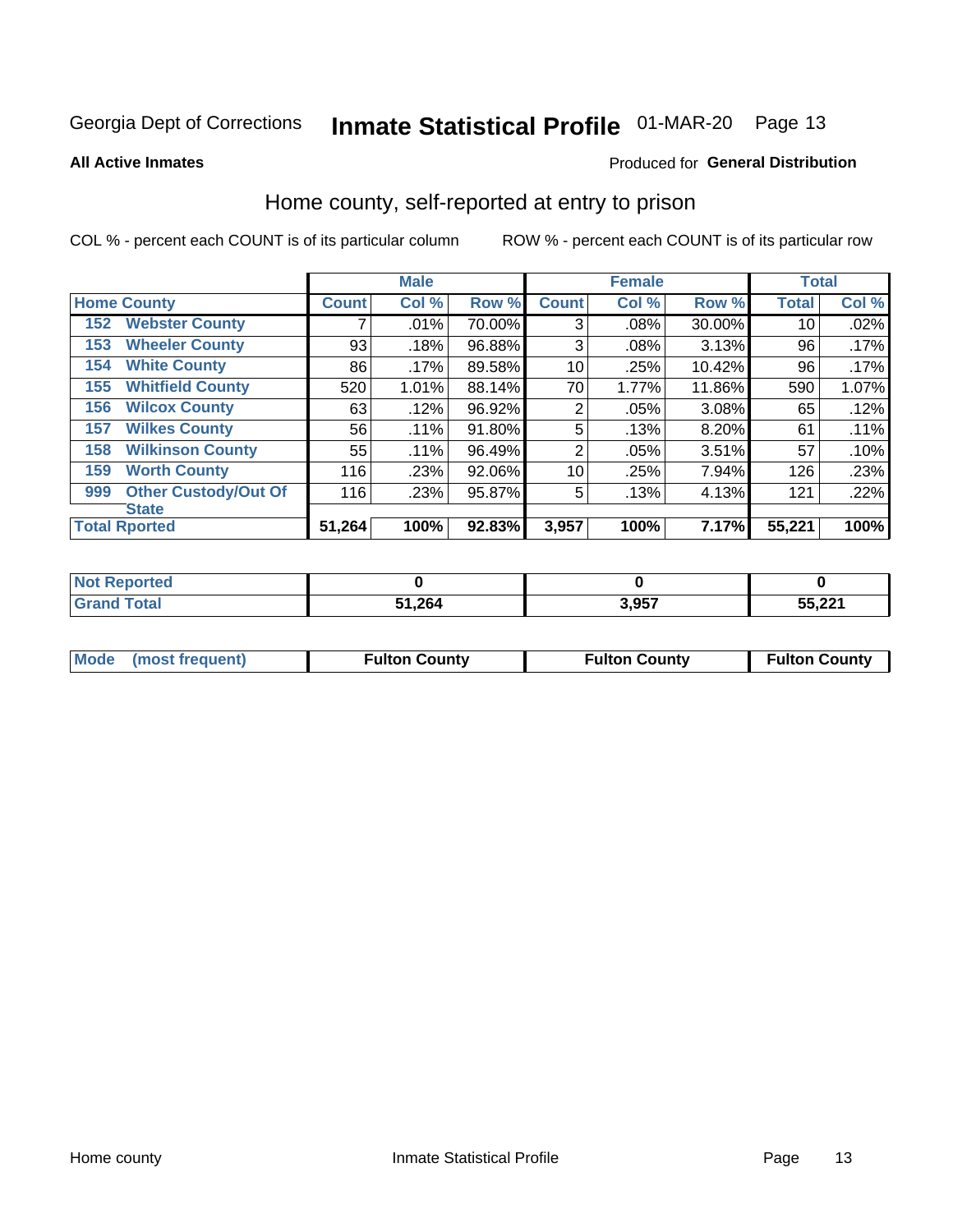Georgia Dept of Corrections **Inmate Statistical Profile** 01-MAR-20

**All Active Inmates**

Produced for **General Distribution**

## Home county, self-reported at entry to prison

COL % - percent each COUNT is of its particular column

ROW % - percent each COUNT is of its particular row

| Home County | | Male | | | Female | | | Total | |
|---|---|---|---|---|---|---|---|---|---|
| | | Count | Col % | Row % | Count | Col % | Row % | Total | Col % |
| 152 | Webster County | 7 | .01% | 70.00% | 3 | .08% | 30.00% | 10 | .02% |
| 153 | Wheeler County | 93 | .18% | 96.88% | 3 | .08% | 3.13% | 96 | .17% |
| 154 | White County | 86 | .17% | 89.58% | 10 | .25% | 10.42% | 96 | .17% |
| 155 | Whitfield County | 520 | 1.01% | 88.14% | 70 | 1.77% | 11.86% | 590 | 1.07% |
| 156 | Wilcox County | 63 | .12% | 96.92% | 2 | .05% | 3.08% | 65 | .12% |
| 157 | Wilkes County | 56 | .11% | 91.80% | 5 | .13% | 8.20% | 61 | .11% |
| 158 | Wilkinson County | 55 | .11% | 96.49% | 2 | .05% | 3.51% | 57 | .10% |
| 159 | Worth County | 116 | .23% | 92.06% | 10 | .25% | 7.94% | 126 | .23% |
| 999 | Other Custody/Out Of State | 116 | .23% | 95.87% | 5 | .13% | 4.13% | 121 | .22% |
| **Total Rported** | | **51,264** | **100%** | **92.83%** | **3,957** | **100%** | **7.17%** | **55,221** | **100%** |

| | Male | Female | Total |
|---|---|---|---|
| Not Reported | **0** | **0** | **0** |
| Grand Total | **51,264** | **3,957** | **55,221** |

| | Male | Female | Total |
|---|---|---|---|
| Mode (most frequent) | **Fulton County** | **Fulton County** | **Fulton County** |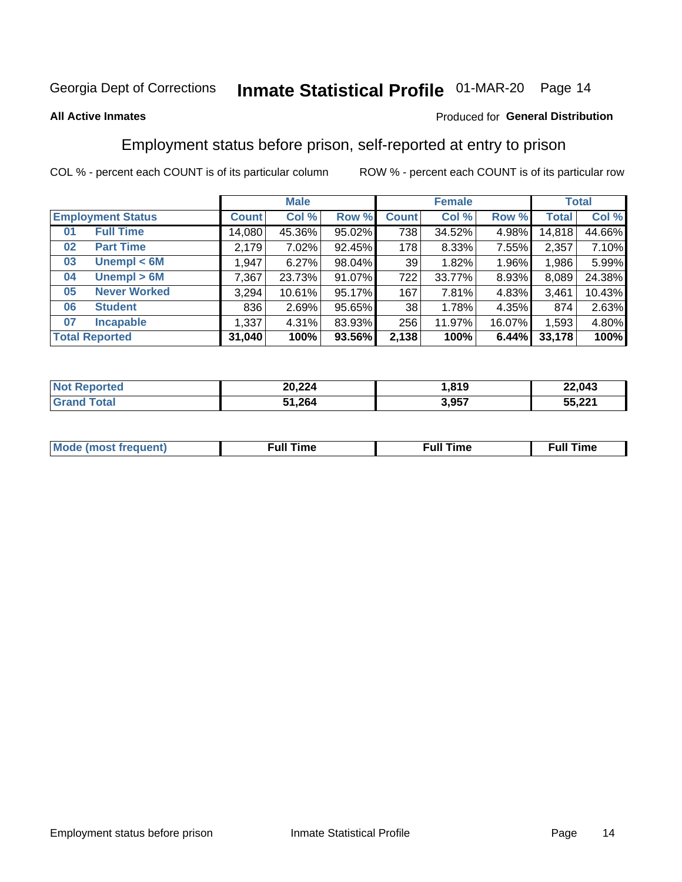# Georgia Dept of Corrections — Inmate Statistical Profile 01-MAR-20

**All Active Inmates**

Produced for **General Distribution**

## Employment status before prison, self-reported at entry to prison

COL % - percent each COUNT is of its particular column

ROW % - percent each COUNT is of its particular row

| Employment Status | | Male | | | Female | | | Total | |
|---|---|---|---|---|---|---|---|---|---|
| | | Count | Col % | Row % | Count | Col % | Row % | Total | Col % |
| 01 | Full Time | 14,080 | 45.36% | 95.02% | 738 | 34.52% | 4.98% | 14,818 | 44.66% |
| 02 | Part Time | 2,179 | 7.02% | 92.45% | 178 | 8.33% | 7.55% | 2,357 | 7.10% |
| 03 | Unempl < 6M | 1,947 | 6.27% | 98.04% | 39 | 1.82% | 1.96% | 1,986 | 5.99% |
| 04 | Unempl > 6M | 7,367 | 23.73% | 91.07% | 722 | 33.77% | 8.93% | 8,089 | 24.38% |
| 05 | Never Worked | 3,294 | 10.61% | 95.17% | 167 | 7.81% | 4.83% | 3,461 | 10.43% |
| 06 | Student | 836 | 2.69% | 95.65% | 38 | 1.78% | 4.35% | 874 | 2.63% |
| 07 | Incapable | 1,337 | 4.31% | 83.93% | 256 | 11.97% | 16.07% | 1,593 | 4.80% |
| **Total Reported** | | **31,040** | **100%** | **93.56%** | **2,138** | **100%** | **6.44%** | **33,178** | **100%** |

| | Male | Female | Total |
|---|---|---|---|
| Not Reported | 20,224 | 1,819 | 22,043 |
| Grand Total | 51,264 | 3,957 | 55,221 |

| | Male | Female | Total |
|---|---|---|---|
| Mode (most frequent) | Full Time | Full Time | Full Time |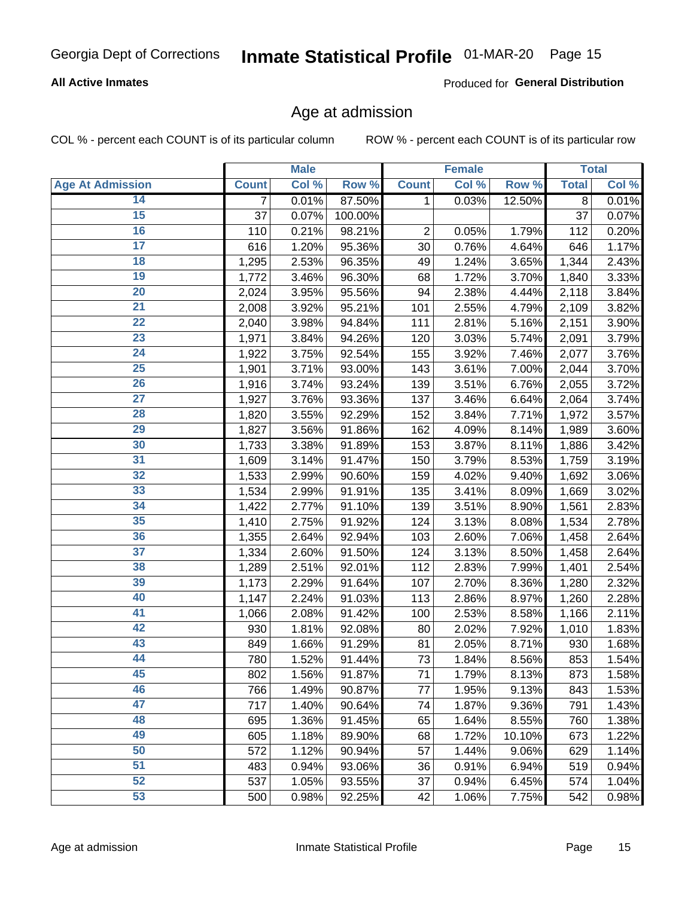Georgia Dept of Corrections **Inmate Statistical Profile** 01-MAR-20

**All Active Inmates**

Produced for **General Distribution**

## Age at admission

COL % - percent each COUNT is of its particular column

ROW % - percent each COUNT is of its particular row

| | Male | | | Female | | | Total | |
|---|---|---|---|---|---|---|---|---|
| **Age At Admission** | **Count** | **Col %** | **Row %** | **Count** | **Col %** | **Row %** | **Total** | **Col %** |
| 14 | 7 | 0.01% | 87.50% | 1 | 0.03% | 12.50% | 8 | 0.01% |
| 15 | 37 | 0.07% | 100.00% | | | | 37 | 0.07% |
| 16 | 110 | 0.21% | 98.21% | 2 | 0.05% | 1.79% | 112 | 0.20% |
| 17 | 616 | 1.20% | 95.36% | 30 | 0.76% | 4.64% | 646 | 1.17% |
| 18 | 1,295 | 2.53% | 96.35% | 49 | 1.24% | 3.65% | 1,344 | 2.43% |
| 19 | 1,772 | 3.46% | 96.30% | 68 | 1.72% | 3.70% | 1,840 | 3.33% |
| 20 | 2,024 | 3.95% | 95.56% | 94 | 2.38% | 4.44% | 2,118 | 3.84% |
| 21 | 2,008 | 3.92% | 95.21% | 101 | 2.55% | 4.79% | 2,109 | 3.82% |
| 22 | 2,040 | 3.98% | 94.84% | 111 | 2.81% | 5.16% | 2,151 | 3.90% |
| 23 | 1,971 | 3.84% | 94.26% | 120 | 3.03% | 5.74% | 2,091 | 3.79% |
| 24 | 1,922 | 3.75% | 92.54% | 155 | 3.92% | 7.46% | 2,077 | 3.76% |
| 25 | 1,901 | 3.71% | 93.00% | 143 | 3.61% | 7.00% | 2,044 | 3.70% |
| 26 | 1,916 | 3.74% | 93.24% | 139 | 3.51% | 6.76% | 2,055 | 3.72% |
| 27 | 1,927 | 3.76% | 93.36% | 137 | 3.46% | 6.64% | 2,064 | 3.74% |
| 28 | 1,820 | 3.55% | 92.29% | 152 | 3.84% | 7.71% | 1,972 | 3.57% |
| 29 | 1,827 | 3.56% | 91.86% | 162 | 4.09% | 8.14% | 1,989 | 3.60% |
| 30 | 1,733 | 3.38% | 91.89% | 153 | 3.87% | 8.11% | 1,886 | 3.42% |
| 31 | 1,609 | 3.14% | 91.47% | 150 | 3.79% | 8.53% | 1,759 | 3.19% |
| 32 | 1,533 | 2.99% | 90.60% | 159 | 4.02% | 9.40% | 1,692 | 3.06% |
| 33 | 1,534 | 2.99% | 91.91% | 135 | 3.41% | 8.09% | 1,669 | 3.02% |
| 34 | 1,422 | 2.77% | 91.10% | 139 | 3.51% | 8.90% | 1,561 | 2.83% |
| 35 | 1,410 | 2.75% | 91.92% | 124 | 3.13% | 8.08% | 1,534 | 2.78% |
| 36 | 1,355 | 2.64% | 92.94% | 103 | 2.60% | 7.06% | 1,458 | 2.64% |
| 37 | 1,334 | 2.60% | 91.50% | 124 | 3.13% | 8.50% | 1,458 | 2.64% |
| 38 | 1,289 | 2.51% | 92.01% | 112 | 2.83% | 7.99% | 1,401 | 2.54% |
| 39 | 1,173 | 2.29% | 91.64% | 107 | 2.70% | 8.36% | 1,280 | 2.32% |
| 40 | 1,147 | 2.24% | 91.03% | 113 | 2.86% | 8.97% | 1,260 | 2.28% |
| 41 | 1,066 | 2.08% | 91.42% | 100 | 2.53% | 8.58% | 1,166 | 2.11% |
| 42 | 930 | 1.81% | 92.08% | 80 | 2.02% | 7.92% | 1,010 | 1.83% |
| 43 | 849 | 1.66% | 91.29% | 81 | 2.05% | 8.71% | 930 | 1.68% |
| 44 | 780 | 1.52% | 91.44% | 73 | 1.84% | 8.56% | 853 | 1.54% |
| 45 | 802 | 1.56% | 91.87% | 71 | 1.79% | 8.13% | 873 | 1.58% |
| 46 | 766 | 1.49% | 90.87% | 77 | 1.95% | 9.13% | 843 | 1.53% |
| 47 | 717 | 1.40% | 90.64% | 74 | 1.87% | 9.36% | 791 | 1.43% |
| 48 | 695 | 1.36% | 91.45% | 65 | 1.64% | 8.55% | 760 | 1.38% |
| 49 | 605 | 1.18% | 89.90% | 68 | 1.72% | 10.10% | 673 | 1.22% |
| 50 | 572 | 1.12% | 90.94% | 57 | 1.44% | 9.06% | 629 | 1.14% |
| 51 | 483 | 0.94% | 93.06% | 36 | 0.91% | 6.94% | 519 | 0.94% |
| 52 | 537 | 1.05% | 93.55% | 37 | 0.94% | 6.45% | 574 | 1.04% |
| 53 | 500 | 0.98% | 92.25% | 42 | 1.06% | 7.75% | 542 | 0.98% |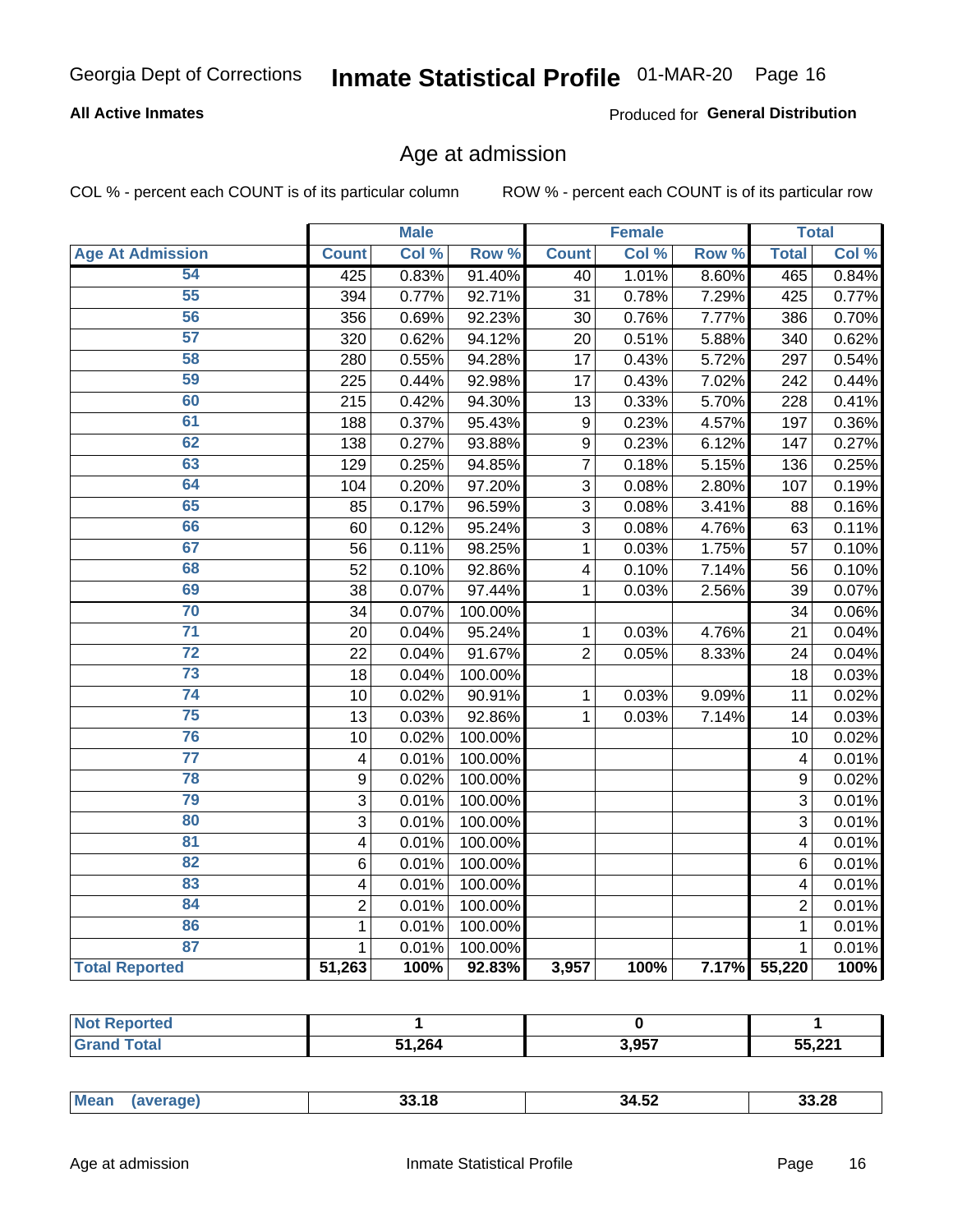Georgia Dept of Corrections **Inmate Statistical Profile** 01-MAR-20

**All Active Inmates**

Produced for **General Distribution**

## Age at admission

COL % - percent each COUNT is of its particular column ROW % - percent each COUNT is of its particular row

| | Male | | | Female | | | Total | |
|---|---|---|---|---|---|---|---|---|
| **Age At Admission** | **Count** | **Col %** | **Row %** | **Count** | **Col %** | **Row %** | **Total** | **Col %** |
| 54 | 425 | 0.83% | 91.40% | 40 | 1.01% | 8.60% | 465 | 0.84% |
| 55 | 394 | 0.77% | 92.71% | 31 | 0.78% | 7.29% | 425 | 0.77% |
| 56 | 356 | 0.69% | 92.23% | 30 | 0.76% | 7.77% | 386 | 0.70% |
| 57 | 320 | 0.62% | 94.12% | 20 | 0.51% | 5.88% | 340 | 0.62% |
| 58 | 280 | 0.55% | 94.28% | 17 | 0.43% | 5.72% | 297 | 0.54% |
| 59 | 225 | 0.44% | 92.98% | 17 | 0.43% | 7.02% | 242 | 0.44% |
| 60 | 215 | 0.42% | 94.30% | 13 | 0.33% | 5.70% | 228 | 0.41% |
| 61 | 188 | 0.37% | 95.43% | 9 | 0.23% | 4.57% | 197 | 0.36% |
| 62 | 138 | 0.27% | 93.88% | 9 | 0.23% | 6.12% | 147 | 0.27% |
| 63 | 129 | 0.25% | 94.85% | 7 | 0.18% | 5.15% | 136 | 0.25% |
| 64 | 104 | 0.20% | 97.20% | 3 | 0.08% | 2.80% | 107 | 0.19% |
| 65 | 85 | 0.17% | 96.59% | 3 | 0.08% | 3.41% | 88 | 0.16% |
| 66 | 60 | 0.12% | 95.24% | 3 | 0.08% | 4.76% | 63 | 0.11% |
| 67 | 56 | 0.11% | 98.25% | 1 | 0.03% | 1.75% | 57 | 0.10% |
| 68 | 52 | 0.10% | 92.86% | 4 | 0.10% | 7.14% | 56 | 0.10% |
| 69 | 38 | 0.07% | 97.44% | 1 | 0.03% | 2.56% | 39 | 0.07% |
| 70 | 34 | 0.07% | 100.00% | | | | 34 | 0.06% |
| 71 | 20 | 0.04% | 95.24% | 1 | 0.03% | 4.76% | 21 | 0.04% |
| 72 | 22 | 0.04% | 91.67% | 2 | 0.05% | 8.33% | 24 | 0.04% |
| 73 | 18 | 0.04% | 100.00% | | | | 18 | 0.03% |
| 74 | 10 | 0.02% | 90.91% | 1 | 0.03% | 9.09% | 11 | 0.02% |
| 75 | 13 | 0.03% | 92.86% | 1 | 0.03% | 7.14% | 14 | 0.03% |
| 76 | 10 | 0.02% | 100.00% | | | | 10 | 0.02% |
| 77 | 4 | 0.01% | 100.00% | | | | 4 | 0.01% |
| 78 | 9 | 0.02% | 100.00% | | | | 9 | 0.02% |
| 79 | 3 | 0.01% | 100.00% | | | | 3 | 0.01% |
| 80 | 3 | 0.01% | 100.00% | | | | 3 | 0.01% |
| 81 | 4 | 0.01% | 100.00% | | | | 4 | 0.01% |
| 82 | 6 | 0.01% | 100.00% | | | | 6 | 0.01% |
| 83 | 4 | 0.01% | 100.00% | | | | 4 | 0.01% |
| 84 | 2 | 0.01% | 100.00% | | | | 2 | 0.01% |
| 86 | 1 | 0.01% | 100.00% | | | | 1 | 0.01% |
| 87 | 1 | 0.01% | 100.00% | | | | 1 | 0.01% |
| **Total Reported** | **51,263** | **100%** | **92.83%** | **3,957** | **100%** | **7.17%** | **55,220** | **100%** |

| | Male | Female | Total |
|---|---|---|---|
| **Not Reported** | **1** | **0** | **1** |
| **Grand Total** | **51,264** | **3,957** | **55,221** |

| | Male | Female | Total |
|---|---|---|---|
| **Mean (average)** | **33.18** | **34.52** | **33.28** |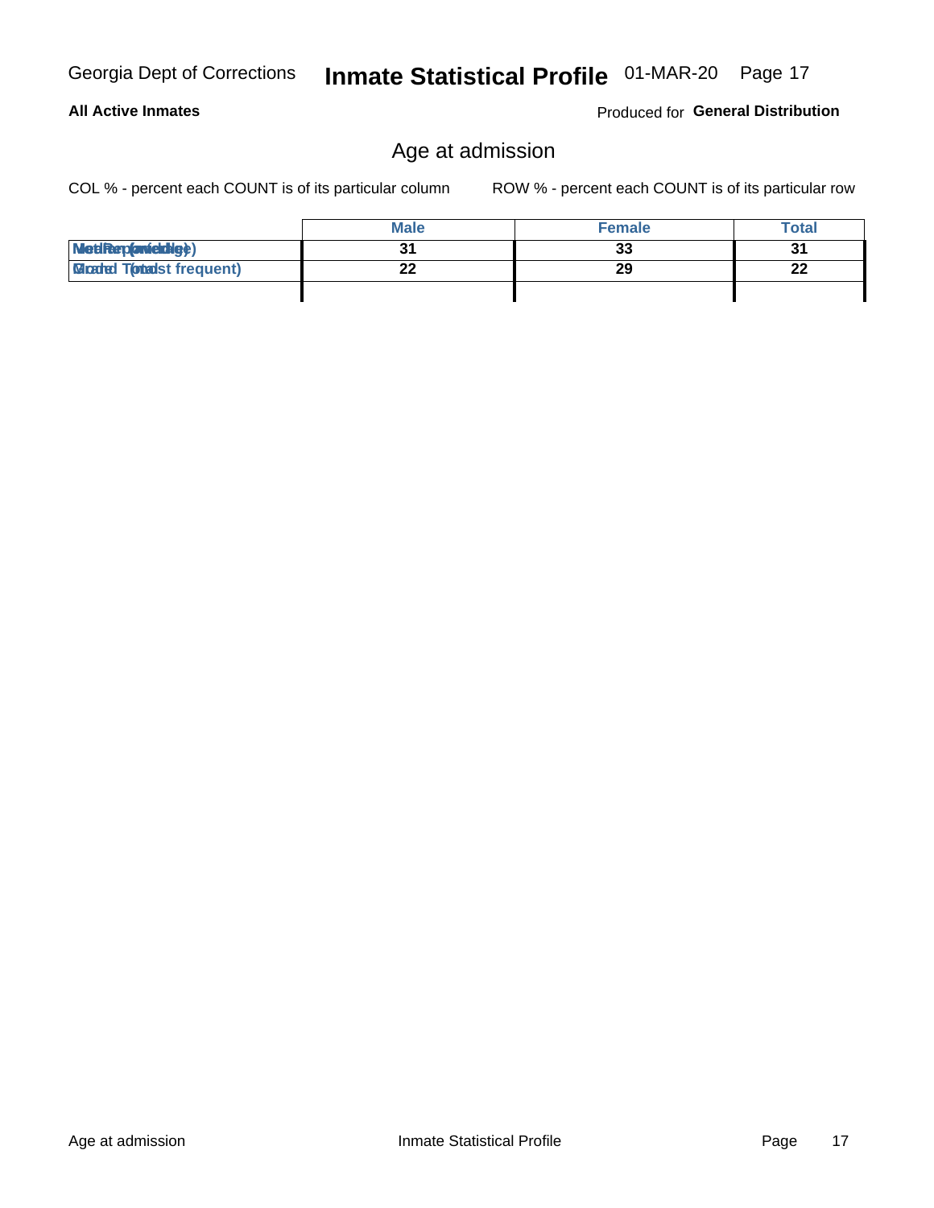## Age at admission

COL % - percent each COUNT is of its particular column

ROW % - percent each COUNT is of its particular row

| | Male | Female | Total |
|---|---|---|---|
| Median (middle) | 31 | 33 | 31 |
| Mode (most frequent) | 22 | 29 | 22 |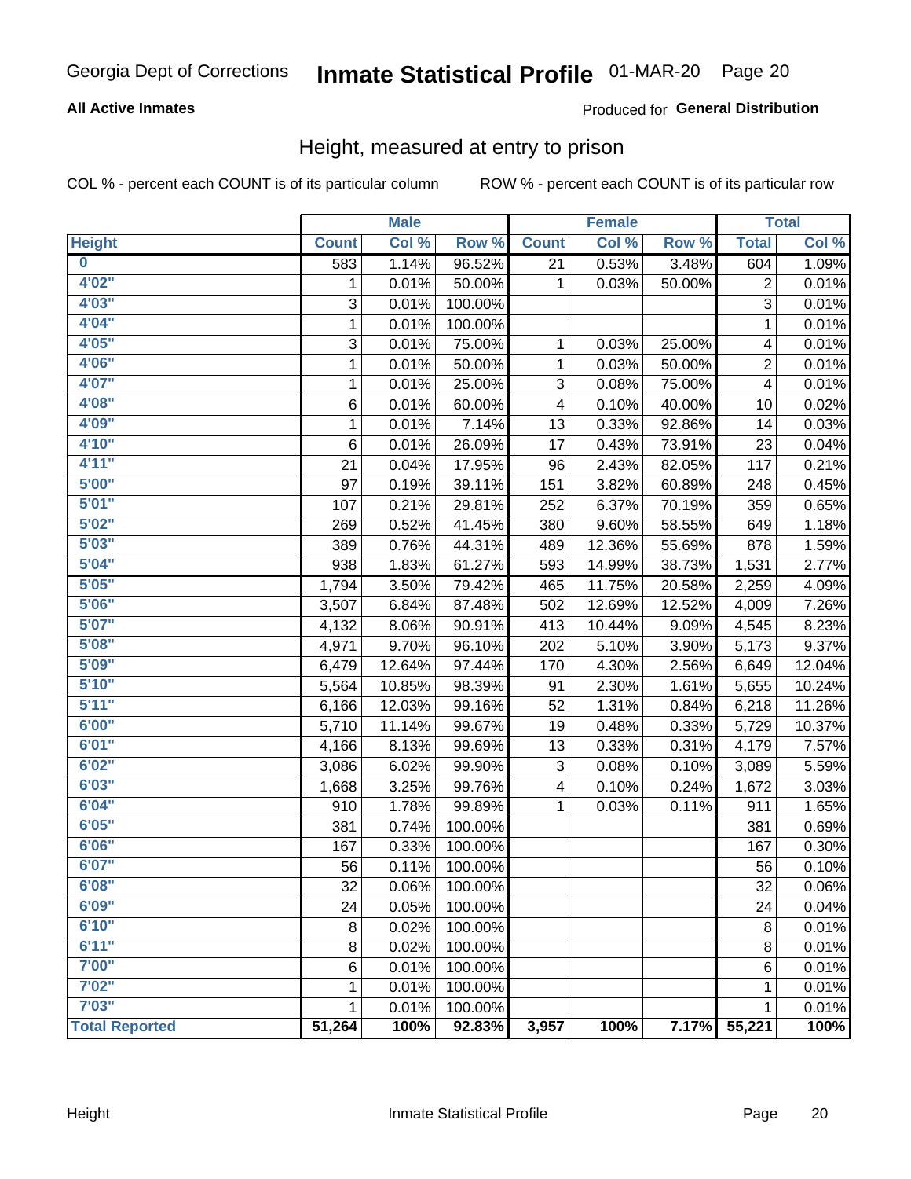Georgia Dept of Corrections **Inmate Statistical Profile** 01-MAR-20

**All Active Inmates**

Produced for **General Distribution**

## Height, measured at entry to prison

COL % - percent each COUNT is of its particular column ROW % - percent each COUNT is of its particular row

| | Male | | | Female | | | Total | |
|---|---|---|---|---|---|---|---|---|
| **Height** | **Count** | **Col %** | **Row %** | **Count** | **Col %** | **Row %** | **Total** | **Col %** |
| **0** | 583 | 1.14% | 96.52% | 21 | 0.53% | 3.48% | 604 | 1.09% |
| **4'02"** | 1 | 0.01% | 50.00% | 1 | 0.03% | 50.00% | 2 | 0.01% |
| **4'03"** | 3 | 0.01% | 100.00% | | | | 3 | 0.01% |
| **4'04"** | 1 | 0.01% | 100.00% | | | | 1 | 0.01% |
| **4'05"** | 3 | 0.01% | 75.00% | 1 | 0.03% | 25.00% | 4 | 0.01% |
| **4'06"** | 1 | 0.01% | 50.00% | 1 | 0.03% | 50.00% | 2 | 0.01% |
| **4'07"** | 1 | 0.01% | 25.00% | 3 | 0.08% | 75.00% | 4 | 0.01% |
| **4'08"** | 6 | 0.01% | 60.00% | 4 | 0.10% | 40.00% | 10 | 0.02% |
| **4'09"** | 1 | 0.01% | 7.14% | 13 | 0.33% | 92.86% | 14 | 0.03% |
| **4'10"** | 6 | 0.01% | 26.09% | 17 | 0.43% | 73.91% | 23 | 0.04% |
| **4'11"** | 21 | 0.04% | 17.95% | 96 | 2.43% | 82.05% | 117 | 0.21% |
| **5'00"** | 97 | 0.19% | 39.11% | 151 | 3.82% | 60.89% | 248 | 0.45% |
| **5'01"** | 107 | 0.21% | 29.81% | 252 | 6.37% | 70.19% | 359 | 0.65% |
| **5'02"** | 269 | 0.52% | 41.45% | 380 | 9.60% | 58.55% | 649 | 1.18% |
| **5'03"** | 389 | 0.76% | 44.31% | 489 | 12.36% | 55.69% | 878 | 1.59% |
| **5'04"** | 938 | 1.83% | 61.27% | 593 | 14.99% | 38.73% | 1,531 | 2.77% |
| **5'05"** | 1,794 | 3.50% | 79.42% | 465 | 11.75% | 20.58% | 2,259 | 4.09% |
| **5'06"** | 3,507 | 6.84% | 87.48% | 502 | 12.69% | 12.52% | 4,009 | 7.26% |
| **5'07"** | 4,132 | 8.06% | 90.91% | 413 | 10.44% | 9.09% | 4,545 | 8.23% |
| **5'08"** | 4,971 | 9.70% | 96.10% | 202 | 5.10% | 3.90% | 5,173 | 9.37% |
| **5'09"** | 6,479 | 12.64% | 97.44% | 170 | 4.30% | 2.56% | 6,649 | 12.04% |
| **5'10"** | 5,564 | 10.85% | 98.39% | 91 | 2.30% | 1.61% | 5,655 | 10.24% |
| **5'11"** | 6,166 | 12.03% | 99.16% | 52 | 1.31% | 0.84% | 6,218 | 11.26% |
| **6'00"** | 5,710 | 11.14% | 99.67% | 19 | 0.48% | 0.33% | 5,729 | 10.37% |
| **6'01"** | 4,166 | 8.13% | 99.69% | 13 | 0.33% | 0.31% | 4,179 | 7.57% |
| **6'02"** | 3,086 | 6.02% | 99.90% | 3 | 0.08% | 0.10% | 3,089 | 5.59% |
| **6'03"** | 1,668 | 3.25% | 99.76% | 4 | 0.10% | 0.24% | 1,672 | 3.03% |
| **6'04"** | 910 | 1.78% | 99.89% | 1 | 0.03% | 0.11% | 911 | 1.65% |
| **6'05"** | 381 | 0.74% | 100.00% | | | | 381 | 0.69% |
| **6'06"** | 167 | 0.33% | 100.00% | | | | 167 | 0.30% |
| **6'07"** | 56 | 0.11% | 100.00% | | | | 56 | 0.10% |
| **6'08"** | 32 | 0.06% | 100.00% | | | | 32 | 0.06% |
| **6'09"** | 24 | 0.05% | 100.00% | | | | 24 | 0.04% |
| **6'10"** | 8 | 0.02% | 100.00% | | | | 8 | 0.01% |
| **6'11"** | 8 | 0.02% | 100.00% | | | | 8 | 0.01% |
| **7'00"** | 6 | 0.01% | 100.00% | | | | 6 | 0.01% |
| **7'02"** | 1 | 0.01% | 100.00% | | | | 1 | 0.01% |
| **7'03"** | 1 | 0.01% | 100.00% | | | | 1 | 0.01% |
| **Total Reported** | **51,264** | **100%** | **92.83%** | **3,957** | **100%** | **7.17%** | **55,221** | **100%** |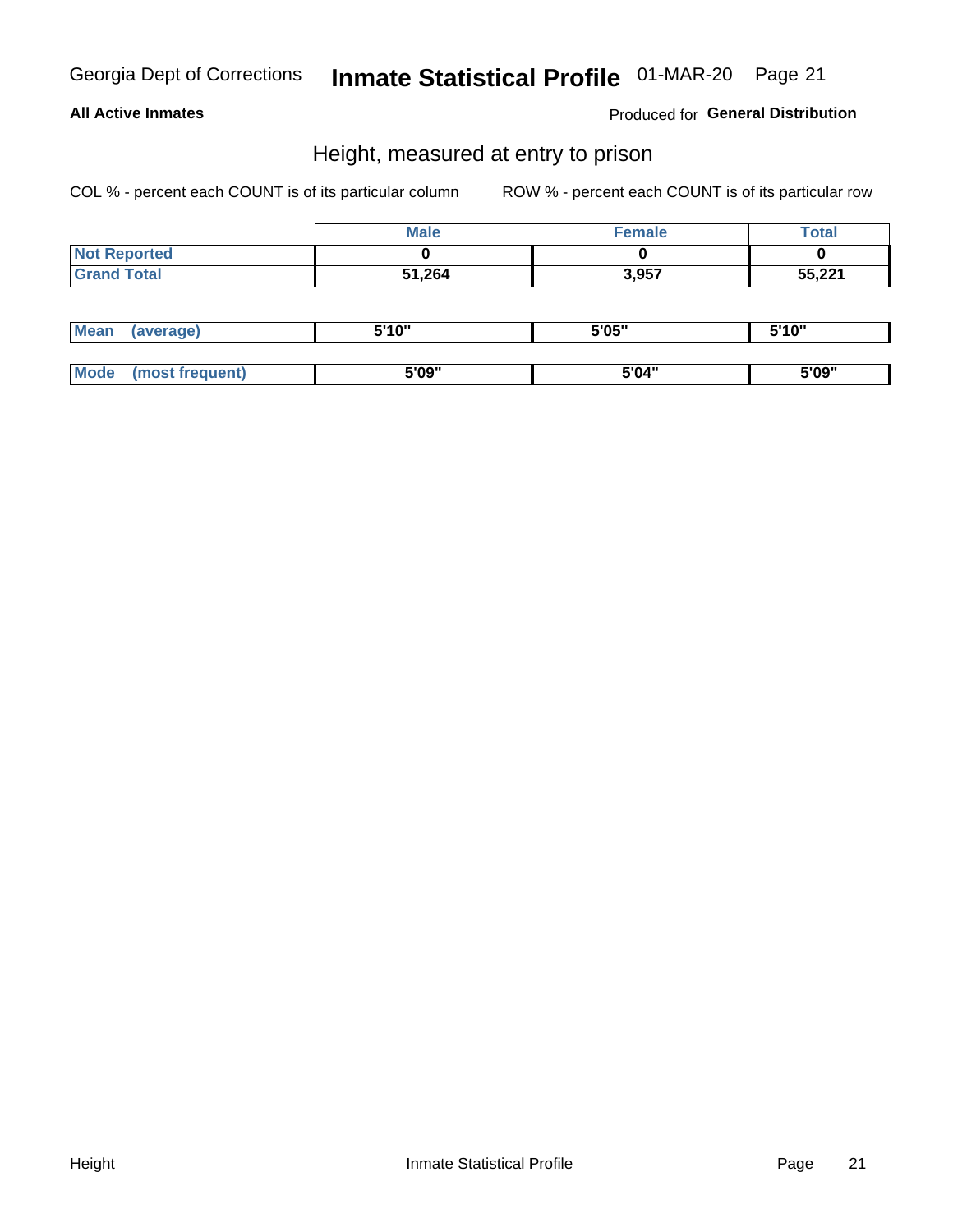**All Active Inmates**

Produced for **General Distribution**

## Height, measured at entry to prison

COL % - percent each COUNT is of its particular column

ROW % - percent each COUNT is of its particular row

| | Male | Female | Total |
|---|---|---|---|
| Not Reported | 0 | 0 | 0 |
| Grand Total | 51,264 | 3,957 | 55,221 |

| | Male | Female | Total |
|---|---|---|---|
| Mean (average) | 5'10" | 5'05" | 5'10" |
| Mode (most frequent) | 5'09" | 5'04" | 5'09" |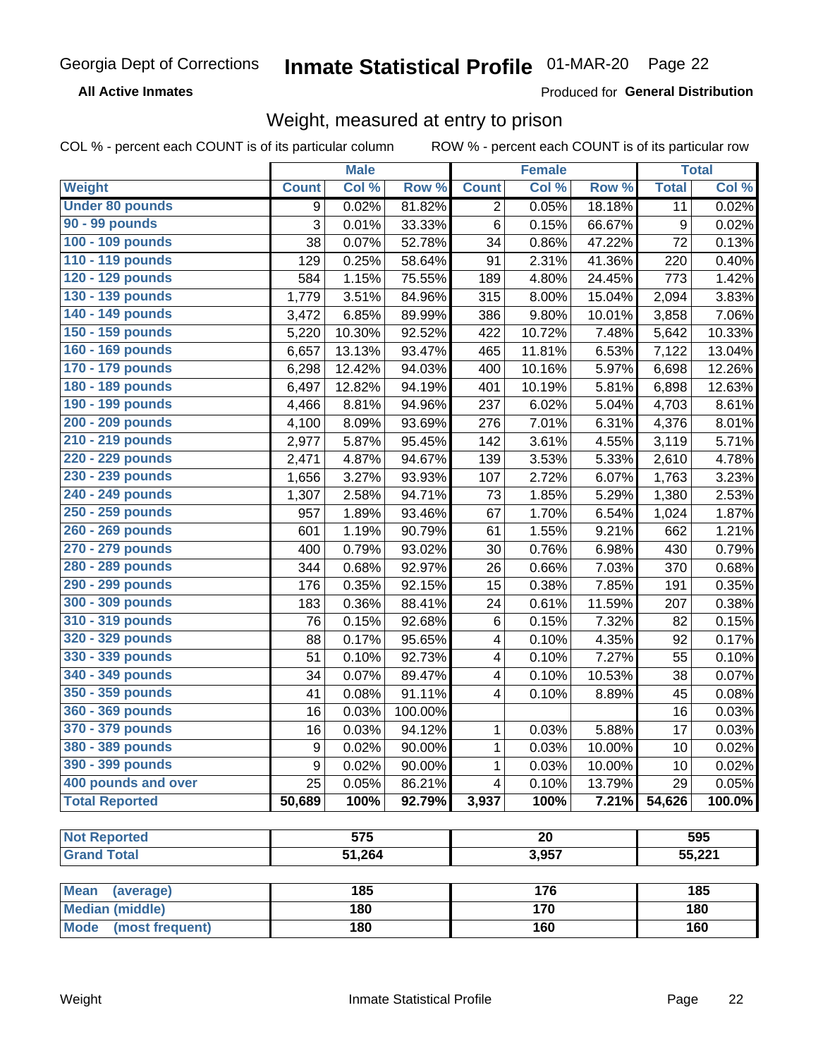Georgia Dept of Corrections **Inmate Statistical Profile** 01-MAR-20

**All Active Inmates**

Produced for **General Distribution**

## Weight, measured at entry to prison

COL % - percent each COUNT is of its particular column ROW % - percent each COUNT is of its particular row

| | Male | | | Female | | | Total | |
|---|---|---|---|---|---|---|---|---|
| **Weight** | **Count** | **Col %** | **Row %** | **Count** | **Col %** | **Row %** | **Total** | **Col %** |
| **Under 80 pounds** | 9 | 0.02% | 81.82% | 2 | 0.05% | 18.18% | 11 | 0.02% |
| **90 - 99 pounds** | 3 | 0.01% | 33.33% | 6 | 0.15% | 66.67% | 9 | 0.02% |
| **100 - 109 pounds** | 38 | 0.07% | 52.78% | 34 | 0.86% | 47.22% | 72 | 0.13% |
| **110 - 119 pounds** | 129 | 0.25% | 58.64% | 91 | 2.31% | 41.36% | 220 | 0.40% |
| **120 - 129 pounds** | 584 | 1.15% | 75.55% | 189 | 4.80% | 24.45% | 773 | 1.42% |
| **130 - 139 pounds** | 1,779 | 3.51% | 84.96% | 315 | 8.00% | 15.04% | 2,094 | 3.83% |
| **140 - 149 pounds** | 3,472 | 6.85% | 89.99% | 386 | 9.80% | 10.01% | 3,858 | 7.06% |
| **150 - 159 pounds** | 5,220 | 10.30% | 92.52% | 422 | 10.72% | 7.48% | 5,642 | 10.33% |
| **160 - 169 pounds** | 6,657 | 13.13% | 93.47% | 465 | 11.81% | 6.53% | 7,122 | 13.04% |
| **170 - 179 pounds** | 6,298 | 12.42% | 94.03% | 400 | 10.16% | 5.97% | 6,698 | 12.26% |
| **180 - 189 pounds** | 6,497 | 12.82% | 94.19% | 401 | 10.19% | 5.81% | 6,898 | 12.63% |
| **190 - 199 pounds** | 4,466 | 8.81% | 94.96% | 237 | 6.02% | 5.04% | 4,703 | 8.61% |
| **200 - 209 pounds** | 4,100 | 8.09% | 93.69% | 276 | 7.01% | 6.31% | 4,376 | 8.01% |
| **210 - 219 pounds** | 2,977 | 5.87% | 95.45% | 142 | 3.61% | 4.55% | 3,119 | 5.71% |
| **220 - 229 pounds** | 2,471 | 4.87% | 94.67% | 139 | 3.53% | 5.33% | 2,610 | 4.78% |
| **230 - 239 pounds** | 1,656 | 3.27% | 93.93% | 107 | 2.72% | 6.07% | 1,763 | 3.23% |
| **240 - 249 pounds** | 1,307 | 2.58% | 94.71% | 73 | 1.85% | 5.29% | 1,380 | 2.53% |
| **250 - 259 pounds** | 957 | 1.89% | 93.46% | 67 | 1.70% | 6.54% | 1,024 | 1.87% |
| **260 - 269 pounds** | 601 | 1.19% | 90.79% | 61 | 1.55% | 9.21% | 662 | 1.21% |
| **270 - 279 pounds** | 400 | 0.79% | 93.02% | 30 | 0.76% | 6.98% | 430 | 0.79% |
| **280 - 289 pounds** | 344 | 0.68% | 92.97% | 26 | 0.66% | 7.03% | 370 | 0.68% |
| **290 - 299 pounds** | 176 | 0.35% | 92.15% | 15 | 0.38% | 7.85% | 191 | 0.35% |
| **300 - 309 pounds** | 183 | 0.36% | 88.41% | 24 | 0.61% | 11.59% | 207 | 0.38% |
| **310 - 319 pounds** | 76 | 0.15% | 92.68% | 6 | 0.15% | 7.32% | 82 | 0.15% |
| **320 - 329 pounds** | 88 | 0.17% | 95.65% | 4 | 0.10% | 4.35% | 92 | 0.17% |
| **330 - 339 pounds** | 51 | 0.10% | 92.73% | 4 | 0.10% | 7.27% | 55 | 0.10% |
| **340 - 349 pounds** | 34 | 0.07% | 89.47% | 4 | 0.10% | 10.53% | 38 | 0.07% |
| **350 - 359 pounds** | 41 | 0.08% | 91.11% | 4 | 0.10% | 8.89% | 45 | 0.08% |
| **360 - 369 pounds** | 16 | 0.03% | 100.00% | | | | 16 | 0.03% |
| **370 - 379 pounds** | 16 | 0.03% | 94.12% | 1 | 0.03% | 5.88% | 17 | 0.03% |
| **380 - 389 pounds** | 9 | 0.02% | 90.00% | 1 | 0.03% | 10.00% | 10 | 0.02% |
| **390 - 399 pounds** | 9 | 0.02% | 90.00% | 1 | 0.03% | 10.00% | 10 | 0.02% |
| **400 pounds and over** | 25 | 0.05% | 86.21% | 4 | 0.10% | 13.79% | 29 | 0.05% |
| **Total Reported** | **50,689** | **100%** | **92.79%** | **3,937** | **100%** | **7.21%** | **54,626** | **100.0%** |

| | Male | Female | Total |
|---|---|---|---|
| **Not Reported** | **575** | **20** | **595** |
| **Grand Total** | **51,264** | **3,957** | **55,221** |

| | Male | Female | Total |
|---|---|---|---|
| **Mean (average)** | **185** | **176** | **185** |
| **Median (middle)** | **180** | **170** | **180** |
| **Mode (most frequent)** | **180** | **160** | **160** |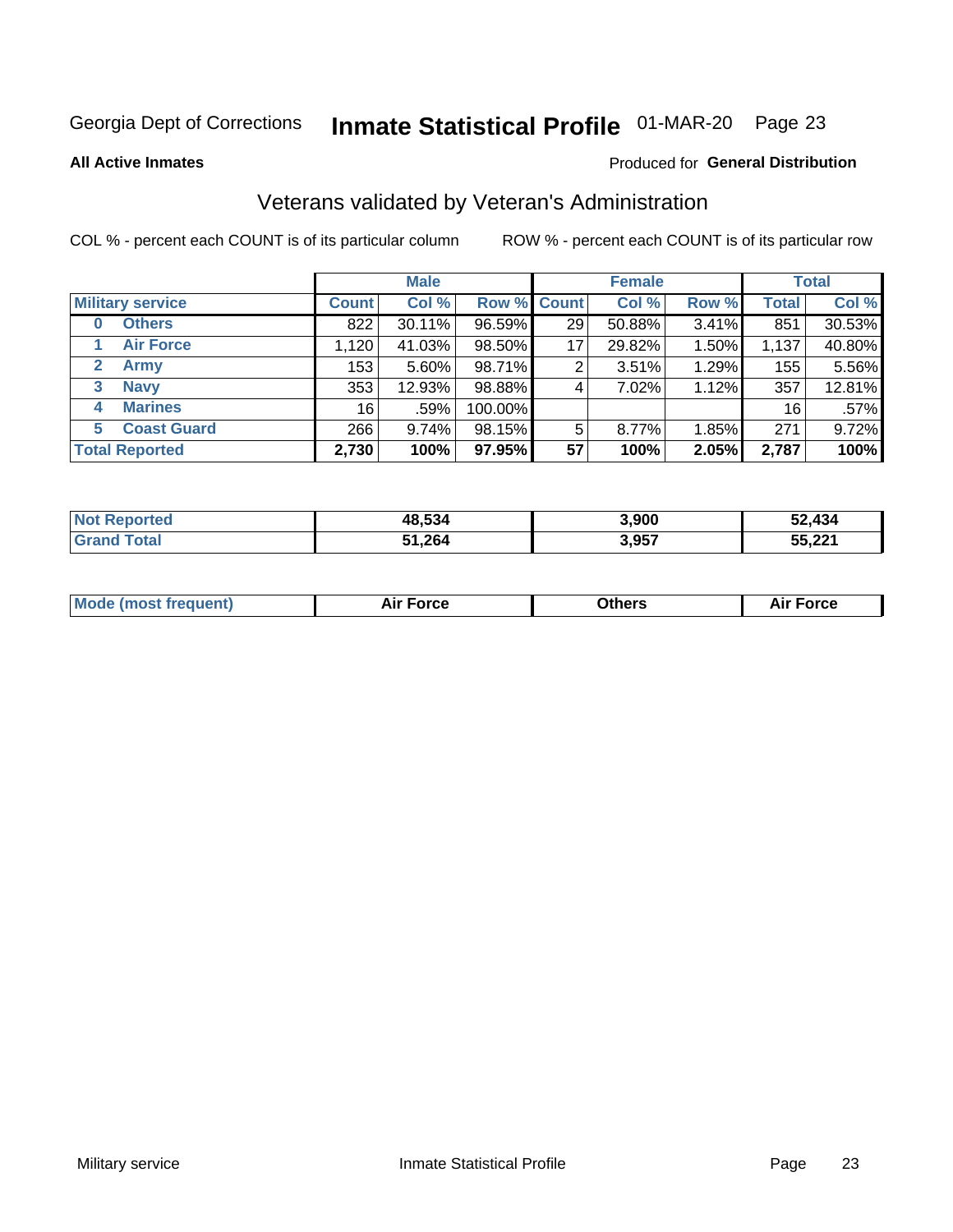Georgia Dept of Corrections **Inmate Statistical Profile** 01-MAR-20 Page 23

**All Active Inmates**

Produced for **General Distribution**

## Veterans validated by Veteran's Administration

COL % - percent each COUNT is of its particular column

ROW % - percent each COUNT is of its particular row

| Military service | Male | | | Female | | | Total | |
|---|---|---|---|---|---|---|---|---|
| | Count | Col % | Row % | Count | Col % | Row % | Total | Col % |
| 0 Others | 822 | 30.11% | 96.59% | 29 | 50.88% | 3.41% | 851 | 30.53% |
| 1 Air Force | 1,120 | 41.03% | 98.50% | 17 | 29.82% | 1.50% | 1,137 | 40.80% |
| 2 Army | 153 | 5.60% | 98.71% | 2 | 3.51% | 1.29% | 155 | 5.56% |
| 3 Navy | 353 | 12.93% | 98.88% | 4 | 7.02% | 1.12% | 357 | 12.81% |
| 4 Marines | 16 | .59% | 100.00% | | | | 16 | .57% |
| 5 Coast Guard | 266 | 9.74% | 98.15% | 5 | 8.77% | 1.85% | 271 | 9.72% |
| **Total Reported** | **2,730** | **100%** | **97.95%** | **57** | **100%** | **2.05%** | **2,787** | **100%** |

| | Male | Female | Total |
|---|---|---|---|
| Not Reported | **48,534** | **3,900** | **52,434** |
| Grand Total | **51,264** | **3,957** | **55,221** |

| | Male | Female | Total |
|---|---|---|---|
| Mode (most frequent) | **Air Force** | **Others** | **Air Force** |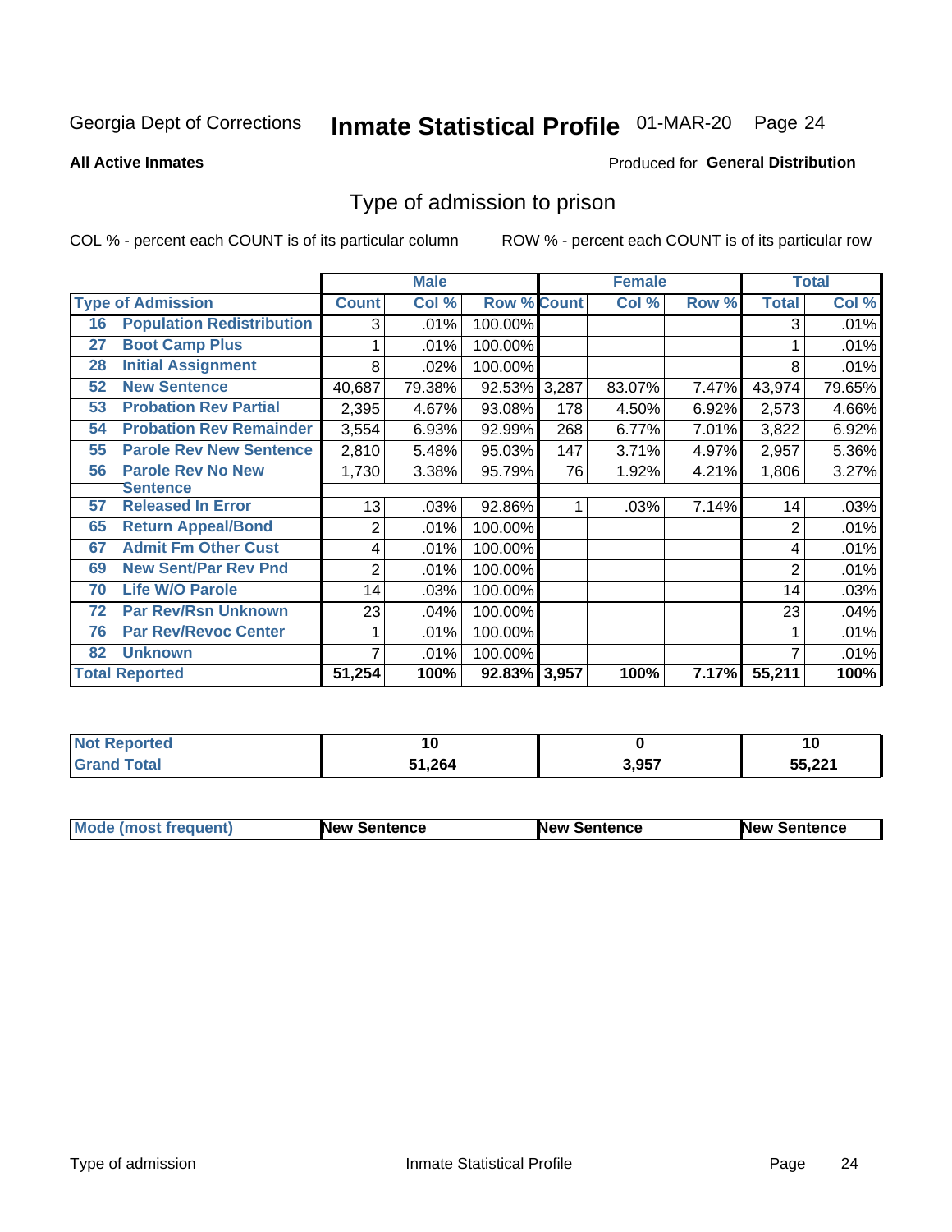Georgia Dept of Corrections **Inmate Statistical Profile** 01-MAR-20

**All Active Inmates**

Produced for **General Distribution**

## Type of admission to prison

COL % - percent each COUNT is of its particular column

ROW % - percent each COUNT is of its particular row

| | | Male | | | Female | | | Total | |
|---|---|---|---|---|---|---|---|---|---|
| **Type of Admission** | | **Count** | **Col %** | **Row %** | **Count** | **Col %** | **Row %** | **Total** | **Col %** |
| 16 | Population Redistribution | 3 | .01% | 100.00% | | | | 3 | .01% |
| 27 | Boot Camp Plus | 1 | .01% | 100.00% | | | | 1 | .01% |
| 28 | Initial Assignment | 8 | .02% | 100.00% | | | | 8 | .01% |
| 52 | New Sentence | 40,687 | 79.38% | 92.53% | 3,287 | 83.07% | 7.47% | 43,974 | 79.65% |
| 53 | Probation Rev Partial | 2,395 | 4.67% | 93.08% | 178 | 4.50% | 6.92% | 2,573 | 4.66% |
| 54 | Probation Rev Remainder | 3,554 | 6.93% | 92.99% | 268 | 6.77% | 7.01% | 3,822 | 6.92% |
| 55 | Parole Rev New Sentence | 2,810 | 5.48% | 95.03% | 147 | 3.71% | 4.97% | 2,957 | 5.36% |
| 56 | Parole Rev No New Sentence | 1,730 | 3.38% | 95.79% | 76 | 1.92% | 4.21% | 1,806 | 3.27% |
| 57 | Released In Error | 13 | .03% | 92.86% | 1 | .03% | 7.14% | 14 | .03% |
| 65 | Return Appeal/Bond | 2 | .01% | 100.00% | | | | 2 | .01% |
| 67 | Admit Fm Other Cust | 4 | .01% | 100.00% | | | | 4 | .01% |
| 69 | New Sent/Par Rev Pnd | 2 | .01% | 100.00% | | | | 2 | .01% |
| 70 | Life W/O Parole | 14 | .03% | 100.00% | | | | 14 | .03% |
| 72 | Par Rev/Rsn Unknown | 23 | .04% | 100.00% | | | | 23 | .04% |
| 76 | Par Rev/Revoc Center | 1 | .01% | 100.00% | | | | 1 | .01% |
| 82 | Unknown | 7 | .01% | 100.00% | | | | 7 | .01% |
| **Total Reported** | | **51,254** | **100%** | **92.83%** | **3,957** | **100%** | **7.17%** | **55,211** | **100%** |

| | Male | Female | Total |
|---|---|---|---|
| Not Reported | 10 | 0 | 10 |
| Grand Total | 51,264 | 3,957 | 55,221 |

| | Male | Female | Total |
|---|---|---|---|
| Mode (most frequent) | New Sentence | New Sentence | New Sentence |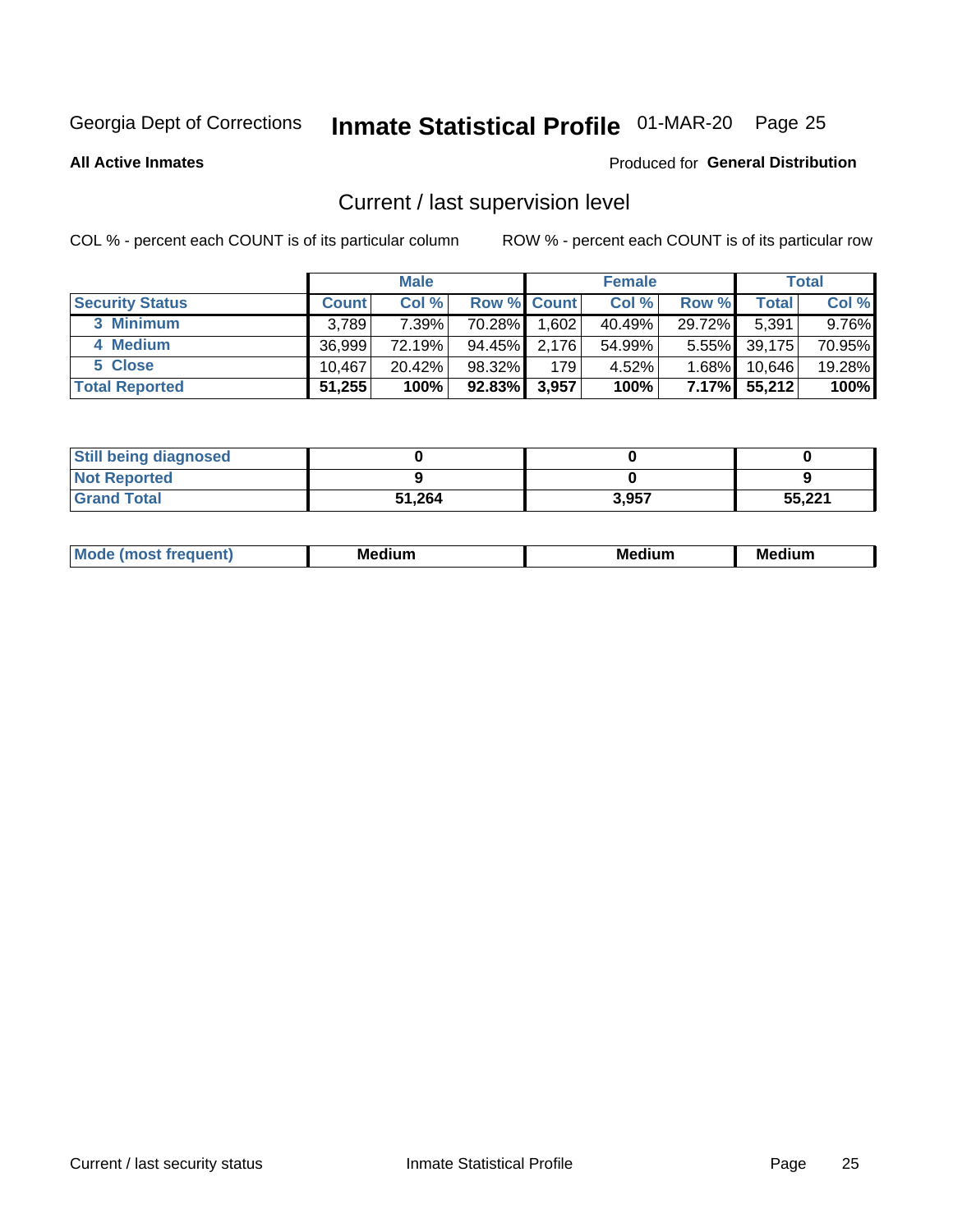Georgia Dept of Corrections **Inmate Statistical Profile** 01-MAR-20 Page 25

**All Active Inmates**

Produced for **General Distribution**

## Current / last supervision level

COL % - percent each COUNT is of its particular column

ROW % - percent each COUNT is of its particular row

| | Male | | | Female | | | Total | |
|---|---|---|---|---|---|---|---|---|
| **Security Status** | **Count** | **Col %** | **Row %** | **Count** | **Col %** | **Row %** | **Total** | **Col %** |
| 3 Minimum | 3,789 | 7.39% | 70.28% | 1,602 | 40.49% | 29.72% | 5,391 | 9.76% |
| 4 Medium | 36,999 | 72.19% | 94.45% | 2,176 | 54.99% | 5.55% | 39,175 | 70.95% |
| 5 Close | 10,467 | 20.42% | 98.32% | 179 | 4.52% | 1.68% | 10,646 | 19.28% |
| **Total Reported** | **51,255** | **100%** | **92.83%** | **3,957** | **100%** | **7.17%** | **55,212** | **100%** |

| | Male | Female | Total |
|---|---|---|---|
| **Still being diagnosed** | **0** | **0** | **0** |
| **Not Reported** | **9** | **0** | **9** |
| **Grand Total** | **51,264** | **3,957** | **55,221** |

| | Male | Female | Total |
|---|---|---|---|
| **Mode (most frequent)** | **Medium** | **Medium** | **Medium** |

Current / last security status  Inmate Statistical Profile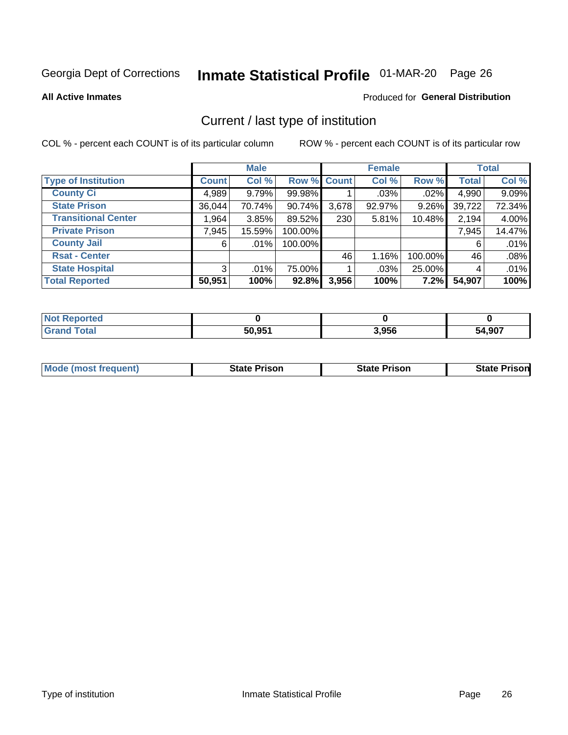Georgia Dept of Corrections **Inmate Statistical Profile** 01-MAR-20 Page 26

**All Active Inmates**

Produced for **General Distribution**

## Current / last type of institution

COL % - percent each COUNT is of its particular column

ROW % - percent each COUNT is of its particular row

| | Male | | | Female | | | Total | |
|---|---|---|---|---|---|---|---|---|
| **Type of Institution** | **Count** | **Col %** | **Row %** | **Count** | **Col %** | **Row %** | **Total** | **Col %** |
| **County Ci** | 4,989 | 9.79% | 99.98% | 1 | .03% | .02% | 4,990 | 9.09% |
| **State Prison** | 36,044 | 70.74% | 90.74% | 3,678 | 92.97% | 9.26% | 39,722 | 72.34% |
| **Transitional Center** | 1,964 | 3.85% | 89.52% | 230 | 5.81% | 10.48% | 2,194 | 4.00% |
| **Private Prison** | 7,945 | 15.59% | 100.00% | | | | 7,945 | 14.47% |
| **County Jail** | 6 | .01% | 100.00% | | | | 6 | .01% |
| **Rsat - Center** | | | | 46 | 1.16% | 100.00% | 46 | .08% |
| **State Hospital** | 3 | .01% | 75.00% | 1 | .03% | 25.00% | 4 | .01% |
| **Total Reported** | **50,951** | **100%** | **92.8%** | **3,956** | **100%** | **7.2%** | **54,907** | **100%** |

| | Male | Female | Total |
|---|---|---|---|
| **Not Reported** | **0** | **0** | **0** |
| **Grand Total** | **50,951** | **3,956** | **54,907** |

| | Male | Female | Total |
|---|---|---|---|
| **Mode (most frequent)** | **State Prison** | **State Prison** | **State Prison** |

Type of institution Inmate Statistical Profile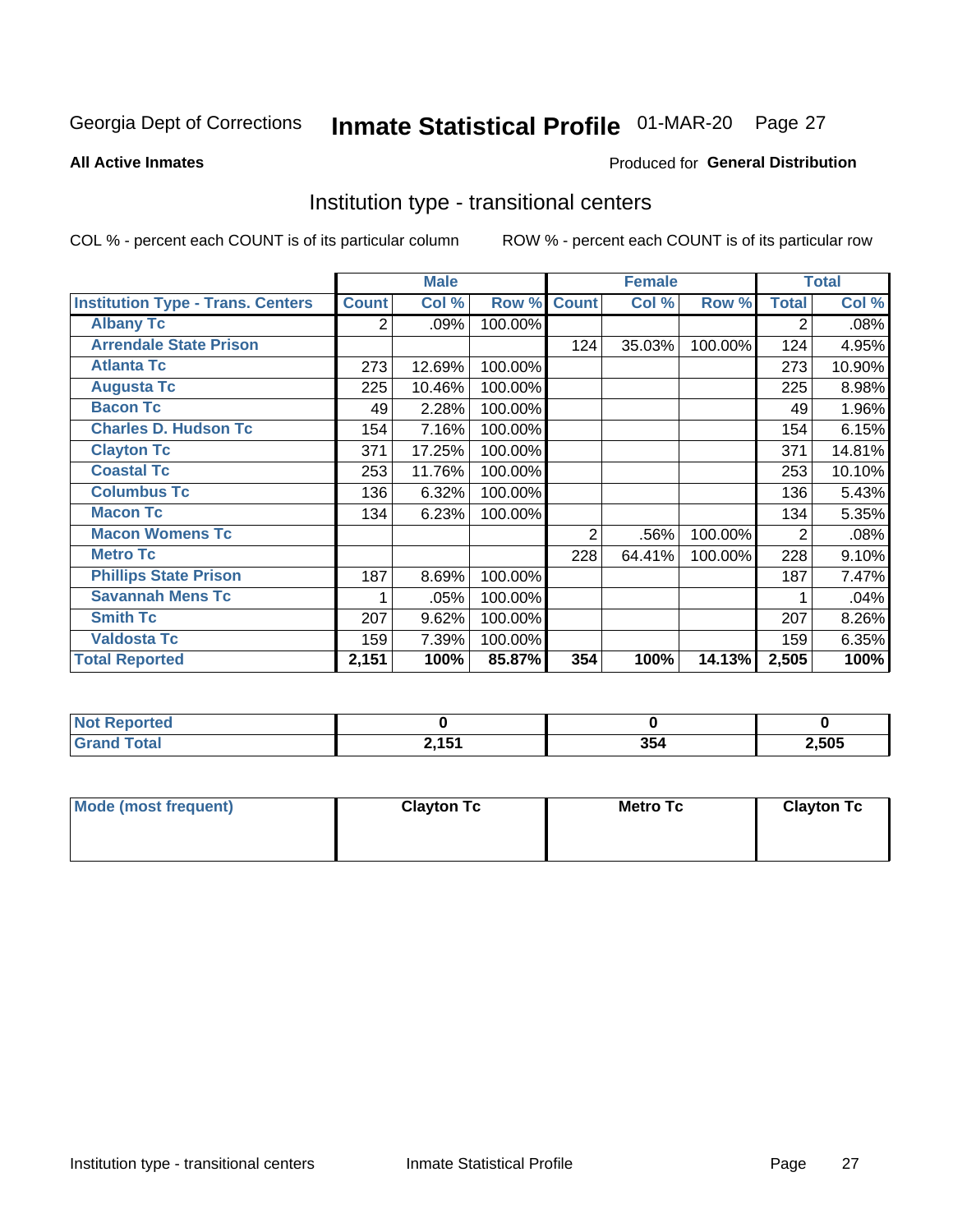Georgia Dept of Corrections **Inmate Statistical Profile** 01-MAR-20 Page 27

**All Active Inmates**

Produced for **General Distribution**

## Institution type - transitional centers

COL % - percent each COUNT is of its particular column ROW % - percent each COUNT is of its particular row

| | Male | | | Female | | | Total | |
|---|---|---|---|---|---|---|---|---|
| **Institution Type - Trans. Centers** | **Count** | **Col %** | **Row %** | **Count** | **Col %** | **Row %** | **Total** | **Col %** |
| **Albany Tc** | 2 | .09% | 100.00% | | | | 2 | .08% |
| **Arrendale State Prison** | | | | 124 | 35.03% | 100.00% | 124 | 4.95% |
| **Atlanta Tc** | 273 | 12.69% | 100.00% | | | | 273 | 10.90% |
| **Augusta Tc** | 225 | 10.46% | 100.00% | | | | 225 | 8.98% |
| **Bacon Tc** | 49 | 2.28% | 100.00% | | | | 49 | 1.96% |
| **Charles D. Hudson Tc** | 154 | 7.16% | 100.00% | | | | 154 | 6.15% |
| **Clayton Tc** | 371 | 17.25% | 100.00% | | | | 371 | 14.81% |
| **Coastal Tc** | 253 | 11.76% | 100.00% | | | | 253 | 10.10% |
| **Columbus Tc** | 136 | 6.32% | 100.00% | | | | 136 | 5.43% |
| **Macon Tc** | 134 | 6.23% | 100.00% | | | | 134 | 5.35% |
| **Macon Womens Tc** | | | | 2 | .56% | 100.00% | 2 | .08% |
| **Metro Tc** | | | | 228 | 64.41% | 100.00% | 228 | 9.10% |
| **Phillips State Prison** | 187 | 8.69% | 100.00% | | | | 187 | 7.47% |
| **Savannah Mens Tc** | 1 | .05% | 100.00% | | | | 1 | .04% |
| **Smith Tc** | 207 | 9.62% | 100.00% | | | | 207 | 8.26% |
| **Valdosta Tc** | 159 | 7.39% | 100.00% | | | | 159 | 6.35% |
| **Total Reported** | **2,151** | **100%** | **85.87%** | **354** | **100%** | **14.13%** | **2,505** | **100%** |

| | Male | Female | Total |
|---|---|---|---|
| **Not Reported** | **0** | **0** | **0** |
| **Grand Total** | **2,151** | **354** | **2,505** |

| | Male | Female | Total |
|---|---|---|---|
| **Mode (most frequent)** | **Clayton Tc** | **Metro Tc** | **Clayton Tc** |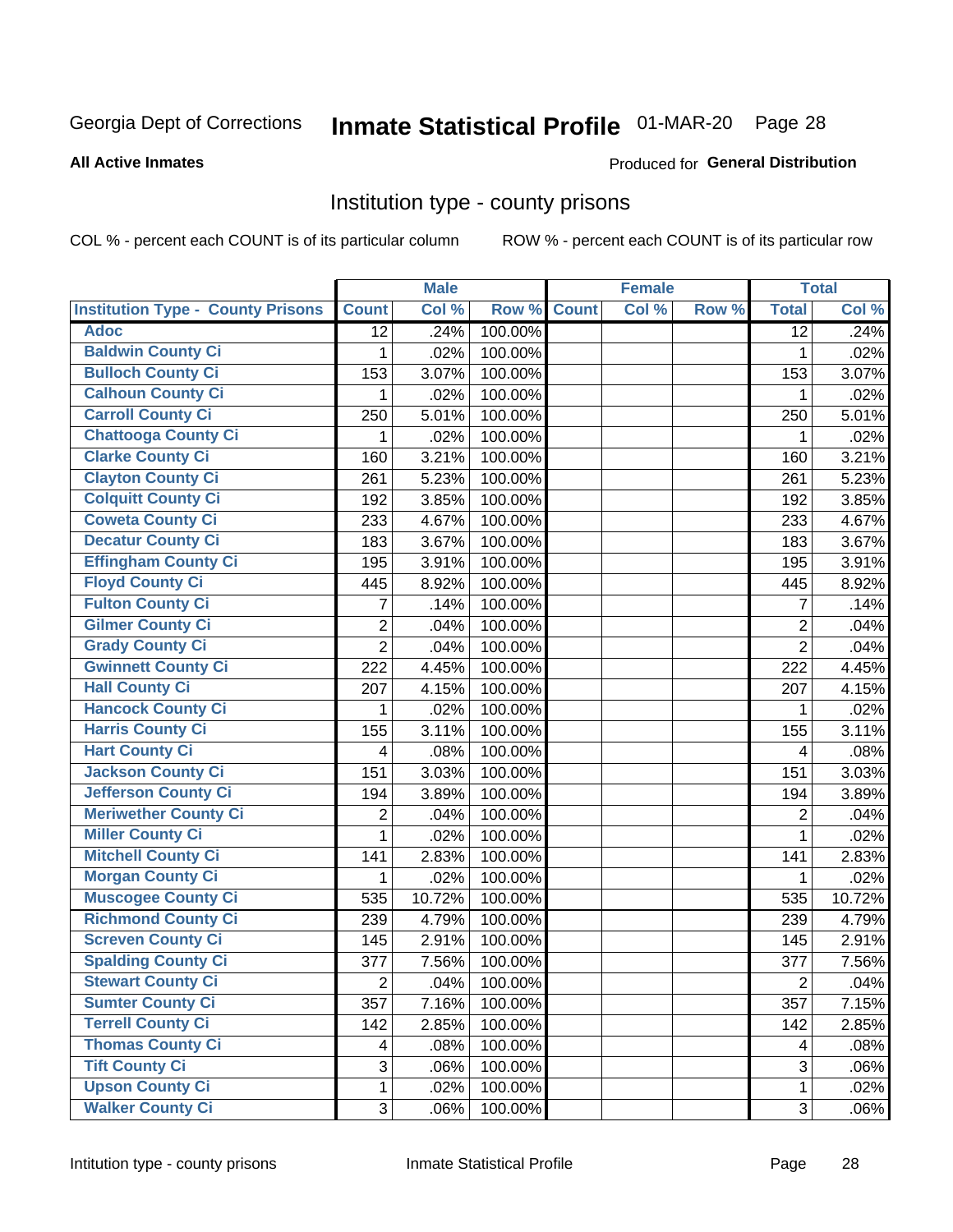Georgia Dept of Corrections **Inmate Statistical Profile** 01-MAR-20

**All Active Inmates**

Produced for **General Distribution**

## Institution type - county prisons

COL % - percent each COUNT is of its particular column ROW % - percent each COUNT is of its particular row

| | Male | | | Female | | | Total | |
|---|---|---|---|---|---|---|---|---|
| **Institution Type - County Prisons** | **Count** | **Col %** | **Row %** | **Count** | **Col %** | **Row %** | **Total** | **Col %** |
| **Adoc** | 12 | .24% | 100.00% | | | | 12 | .24% |
| **Baldwin County Ci** | 1 | .02% | 100.00% | | | | 1 | .02% |
| **Bulloch County Ci** | 153 | 3.07% | 100.00% | | | | 153 | 3.07% |
| **Calhoun County Ci** | 1 | .02% | 100.00% | | | | 1 | .02% |
| **Carroll County Ci** | 250 | 5.01% | 100.00% | | | | 250 | 5.01% |
| **Chattooga County Ci** | 1 | .02% | 100.00% | | | | 1 | .02% |
| **Clarke County Ci** | 160 | 3.21% | 100.00% | | | | 160 | 3.21% |
| **Clayton County Ci** | 261 | 5.23% | 100.00% | | | | 261 | 5.23% |
| **Colquitt County Ci** | 192 | 3.85% | 100.00% | | | | 192 | 3.85% |
| **Coweta County Ci** | 233 | 4.67% | 100.00% | | | | 233 | 4.67% |
| **Decatur County Ci** | 183 | 3.67% | 100.00% | | | | 183 | 3.67% |
| **Effingham County Ci** | 195 | 3.91% | 100.00% | | | | 195 | 3.91% |
| **Floyd County Ci** | 445 | 8.92% | 100.00% | | | | 445 | 8.92% |
| **Fulton County Ci** | 7 | .14% | 100.00% | | | | 7 | .14% |
| **Gilmer County Ci** | 2 | .04% | 100.00% | | | | 2 | .04% |
| **Grady County Ci** | 2 | .04% | 100.00% | | | | 2 | .04% |
| **Gwinnett County Ci** | 222 | 4.45% | 100.00% | | | | 222 | 4.45% |
| **Hall County Ci** | 207 | 4.15% | 100.00% | | | | 207 | 4.15% |
| **Hancock County Ci** | 1 | .02% | 100.00% | | | | 1 | .02% |
| **Harris County Ci** | 155 | 3.11% | 100.00% | | | | 155 | 3.11% |
| **Hart County Ci** | 4 | .08% | 100.00% | | | | 4 | .08% |
| **Jackson County Ci** | 151 | 3.03% | 100.00% | | | | 151 | 3.03% |
| **Jefferson County Ci** | 194 | 3.89% | 100.00% | | | | 194 | 3.89% |
| **Meriwether County Ci** | 2 | .04% | 100.00% | | | | 2 | .04% |
| **Miller County Ci** | 1 | .02% | 100.00% | | | | 1 | .02% |
| **Mitchell County Ci** | 141 | 2.83% | 100.00% | | | | 141 | 2.83% |
| **Morgan County Ci** | 1 | .02% | 100.00% | | | | 1 | .02% |
| **Muscogee County Ci** | 535 | 10.72% | 100.00% | | | | 535 | 10.72% |
| **Richmond County Ci** | 239 | 4.79% | 100.00% | | | | 239 | 4.79% |
| **Screven County Ci** | 145 | 2.91% | 100.00% | | | | 145 | 2.91% |
| **Spalding County Ci** | 377 | 7.56% | 100.00% | | | | 377 | 7.56% |
| **Stewart County Ci** | 2 | .04% | 100.00% | | | | 2 | .04% |
| **Sumter County Ci** | 357 | 7.16% | 100.00% | | | | 357 | 7.15% |
| **Terrell County Ci** | 142 | 2.85% | 100.00% | | | | 142 | 2.85% |
| **Thomas County Ci** | 4 | .08% | 100.00% | | | | 4 | .08% |
| **Tift County Ci** | 3 | .06% | 100.00% | | | | 3 | .06% |
| **Upson County Ci** | 1 | .02% | 100.00% | | | | 1 | .02% |
| **Walker County Ci** | 3 | .06% | 100.00% | | | | 3 | .06% |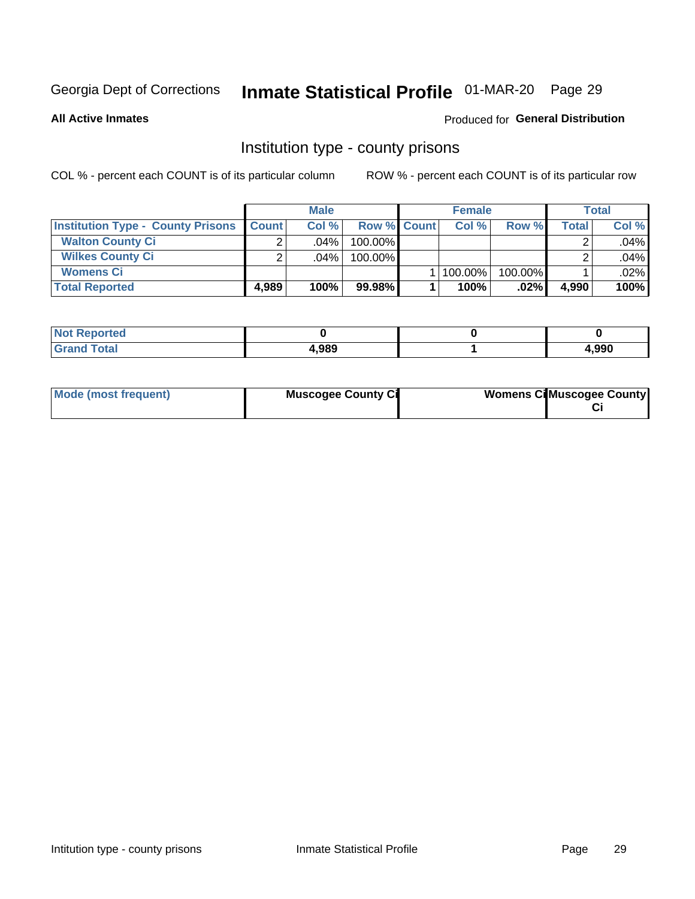Georgia Dept of Corrections **Inmate Statistical Profile** 01-MAR-20

**All Active Inmates**

Produced for **General Distribution**

## Institution type - county prisons

COL % - percent each COUNT is of its particular column

ROW % - percent each COUNT is of its particular row

| | Male | | | Female | | | Total | |
|---|---|---|---|---|---|---|---|---|
| **Institution Type - County Prisons** | **Count** | **Col %** | **Row %** | **Count** | **Col %** | **Row %** | **Total** | **Col %** |
| **Walton County Ci** | 2 | .04% | 100.00% | | | | 2 | .04% |
| **Wilkes County Ci** | 2 | .04% | 100.00% | | | | 2 | .04% |
| **Womens Ci** | | | | 1 | 100.00% | 100.00% | 1 | .02% |
| **Total Reported** | **4,989** | **100%** | **99.98%** | **1** | **100%** | **.02%** | **4,990** | **100%** |

| | Male | Female | Total |
|---|---|---|---|
| **Not Reported** | **0** | **0** | **0** |
| **Grand Total** | **4,989** | **1** | **4,990** |

| | Male | Female | Total |
|---|---|---|---|
| **Mode (most frequent)** | **Muscogee County Ci** | **Womens Ci** | **Muscogee County Ci** |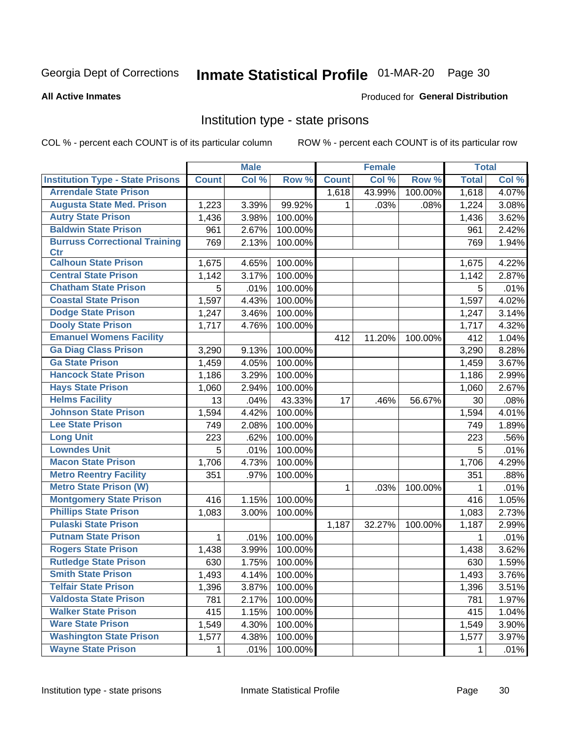Georgia Dept of Corrections

# Inmate Statistical Profile 01-MAR-20

**All Active Inmates**

Produced for **General Distribution**

## Institution type - state prisons

COL % - percent each COUNT is of its particular column

ROW % - percent each COUNT is of its particular row

| | Male | | | Female | | | Total | |
|---|---|---|---|---|---|---|---|---|
| **Institution Type - State Prisons** | **Count** | **Col %** | **Row %** | **Count** | **Col %** | **Row %** | **Total** | **Col %** |
| **Arrendale State Prison** | | | | 1,618 | 43.99% | 100.00% | 1,618 | 4.07% |
| **Augusta State Med. Prison** | 1,223 | 3.39% | 99.92% | 1 | .03% | .08% | 1,224 | 3.08% |
| **Autry State Prison** | 1,436 | 3.98% | 100.00% | | | | 1,436 | 3.62% |
| **Baldwin State Prison** | 961 | 2.67% | 100.00% | | | | 961 | 2.42% |
| **Burruss Correctional Training Ctr** | 769 | 2.13% | 100.00% | | | | 769 | 1.94% |
| **Calhoun State Prison** | 1,675 | 4.65% | 100.00% | | | | 1,675 | 4.22% |
| **Central State Prison** | 1,142 | 3.17% | 100.00% | | | | 1,142 | 2.87% |
| **Chatham State Prison** | 5 | .01% | 100.00% | | | | 5 | .01% |
| **Coastal State Prison** | 1,597 | 4.43% | 100.00% | | | | 1,597 | 4.02% |
| **Dodge State Prison** | 1,247 | 3.46% | 100.00% | | | | 1,247 | 3.14% |
| **Dooly State Prison** | 1,717 | 4.76% | 100.00% | | | | 1,717 | 4.32% |
| **Emanuel Womens Facility** | | | | 412 | 11.20% | 100.00% | 412 | 1.04% |
| **Ga Diag Class Prison** | 3,290 | 9.13% | 100.00% | | | | 3,290 | 8.28% |
| **Ga State Prison** | 1,459 | 4.05% | 100.00% | | | | 1,459 | 3.67% |
| **Hancock State Prison** | 1,186 | 3.29% | 100.00% | | | | 1,186 | 2.99% |
| **Hays State Prison** | 1,060 | 2.94% | 100.00% | | | | 1,060 | 2.67% |
| **Helms Facility** | 13 | .04% | 43.33% | 17 | .46% | 56.67% | 30 | .08% |
| **Johnson State Prison** | 1,594 | 4.42% | 100.00% | | | | 1,594 | 4.01% |
| **Lee State Prison** | 749 | 2.08% | 100.00% | | | | 749 | 1.89% |
| **Long Unit** | 223 | .62% | 100.00% | | | | 223 | .56% |
| **Lowndes Unit** | 5 | .01% | 100.00% | | | | 5 | .01% |
| **Macon State Prison** | 1,706 | 4.73% | 100.00% | | | | 1,706 | 4.29% |
| **Metro Reentry Facility** | 351 | .97% | 100.00% | | | | 351 | .88% |
| **Metro State Prison (W)** | | | | 1 | .03% | 100.00% | 1 | .01% |
| **Montgomery State Prison** | 416 | 1.15% | 100.00% | | | | 416 | 1.05% |
| **Phillips State Prison** | 1,083 | 3.00% | 100.00% | | | | 1,083 | 2.73% |
| **Pulaski State Prison** | | | | 1,187 | 32.27% | 100.00% | 1,187 | 2.99% |
| **Putnam State Prison** | 1 | .01% | 100.00% | | | | 1 | .01% |
| **Rogers State Prison** | 1,438 | 3.99% | 100.00% | | | | 1,438 | 3.62% |
| **Rutledge State Prison** | 630 | 1.75% | 100.00% | | | | 630 | 1.59% |
| **Smith State Prison** | 1,493 | 4.14% | 100.00% | | | | 1,493 | 3.76% |
| **Telfair State Prison** | 1,396 | 3.87% | 100.00% | | | | 1,396 | 3.51% |
| **Valdosta State Prison** | 781 | 2.17% | 100.00% | | | | 781 | 1.97% |
| **Walker State Prison** | 415 | 1.15% | 100.00% | | | | 415 | 1.04% |
| **Ware State Prison** | 1,549 | 4.30% | 100.00% | | | | 1,549 | 3.90% |
| **Washington State Prison** | 1,577 | 4.38% | 100.00% | | | | 1,577 | 3.97% |
| **Wayne State Prison** | 1 | .01% | 100.00% | | | | 1 | .01% |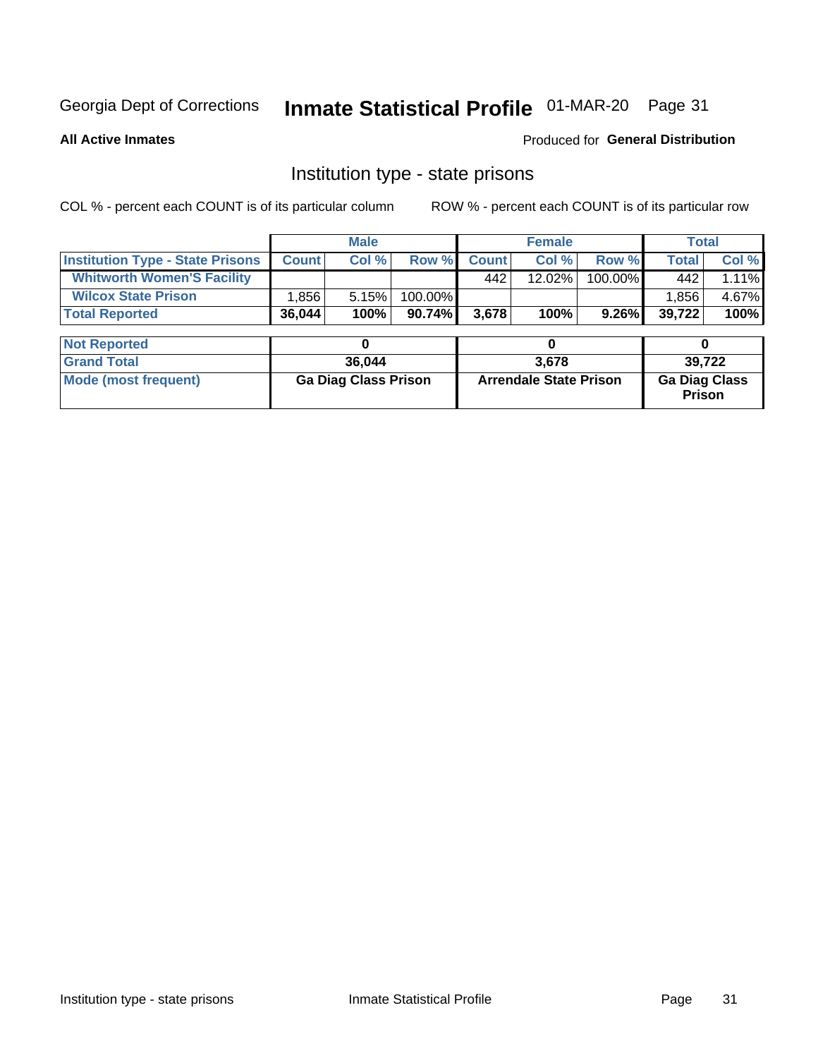Georgia Dept of Corrections **Inmate Statistical Profile** 01-MAR-20 Page 31

**All Active Inmates**

Produced for **General Distribution**

## Institution type - state prisons

COL % - percent each COUNT is of its particular column ROW % - percent each COUNT is of its particular row

| | Male | | | Female | | | Total | |
|---|---|---|---|---|---|---|---|---|
| **Institution Type - State Prisons** | **Count** | **Col %** | **Row %** | **Count** | **Col %** | **Row %** | **Total** | **Col %** |
| **Whitworth Women'S Facility** | | | | 442 | 12.02% | 100.00% | 442 | 1.11% |
| **Wilcox State Prison** | 1,856 | 5.15% | 100.00% | | | | 1,856 | 4.67% |
| **Total Reported** | **36,044** | **100%** | **90.74%** | **3,678** | **100%** | **9.26%** | **39,722** | **100%** |

| | Male | Female | Total |
|---|---|---|---|
| **Not Reported** | **0** | **0** | **0** |
| **Grand Total** | **36,044** | **3,678** | **39,722** |
| **Mode (most frequent)** | **Ga Diag Class Prison** | **Arrendale State Prison** | **Ga Diag Class Prison** |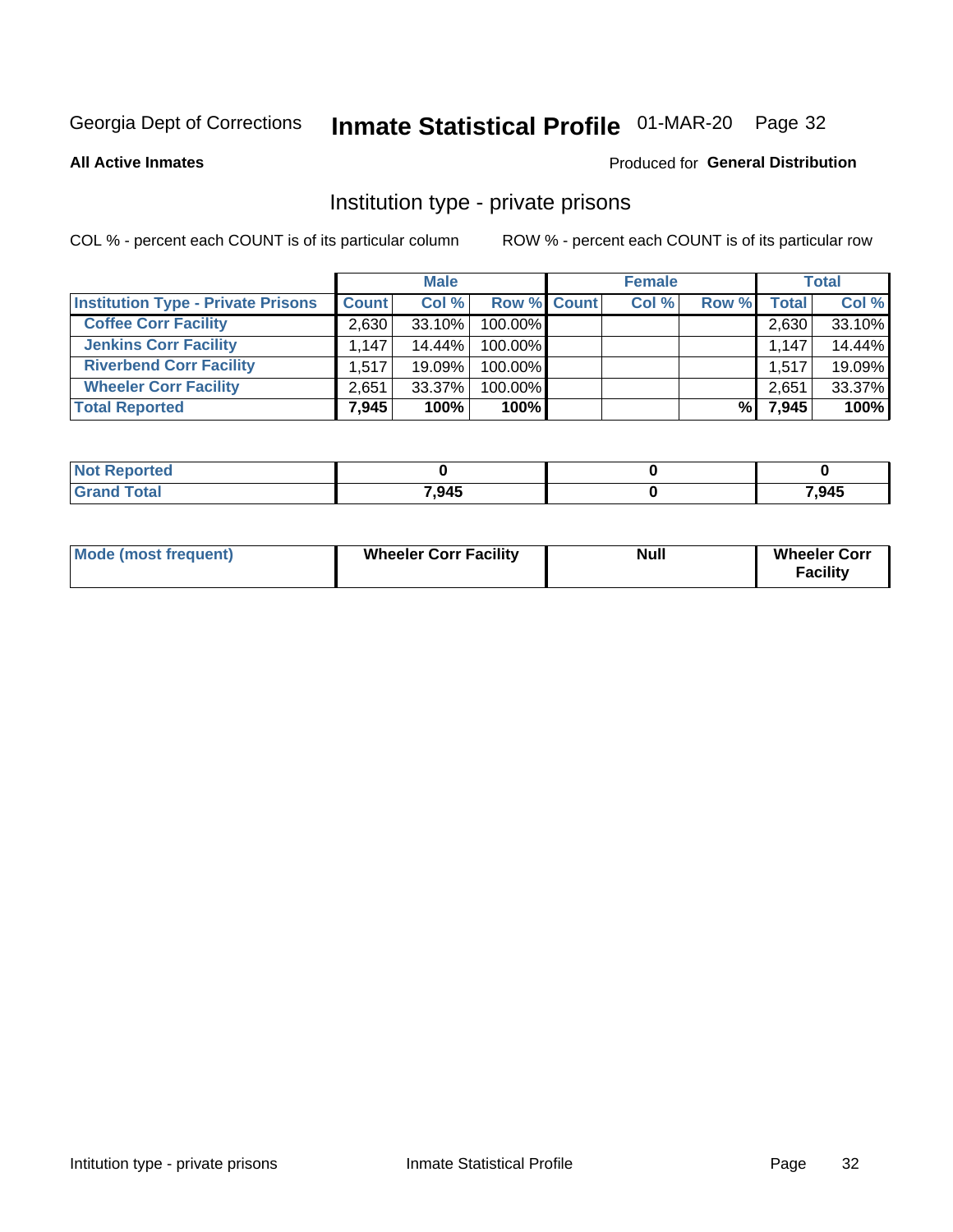Georgia Dept of Corrections **Inmate Statistical Profile** 01-MAR-20

**All Active Inmates**

Produced for **General Distribution**

## Institution type - private prisons

COL % - percent each COUNT is of its particular column

ROW % - percent each COUNT is of its particular row

| | Male | | | Female | | | Total | |
|---|---|---|---|---|---|---|---|---|
| **Institution Type - Private Prisons** | **Count** | **Col %** | **Row %** | **Count** | **Col %** | **Row %** | **Total** | **Col %** |
| **Coffee Corr Facility** | 2,630 | 33.10% | 100.00% | | | | 2,630 | 33.10% |
| **Jenkins Corr Facility** | 1,147 | 14.44% | 100.00% | | | | 1,147 | 14.44% |
| **Riverbend Corr Facility** | 1,517 | 19.09% | 100.00% | | | | 1,517 | 19.09% |
| **Wheeler Corr Facility** | 2,651 | 33.37% | 100.00% | | | | 2,651 | 33.37% |
| **Total Reported** | **7,945** | **100%** | **100%** | | | **%** | **7,945** | **100%** |

| | Male | Female | Total |
|---|---|---|---|
| **Not Reported** | **0** | **0** | **0** |
| **Grand Total** | **7,945** | **0** | **7,945** |

| | Male | Female | Total |
|---|---|---|---|
| **Mode (most frequent)** | **Wheeler Corr Facility** | **Null** | **Wheeler Corr Facility** |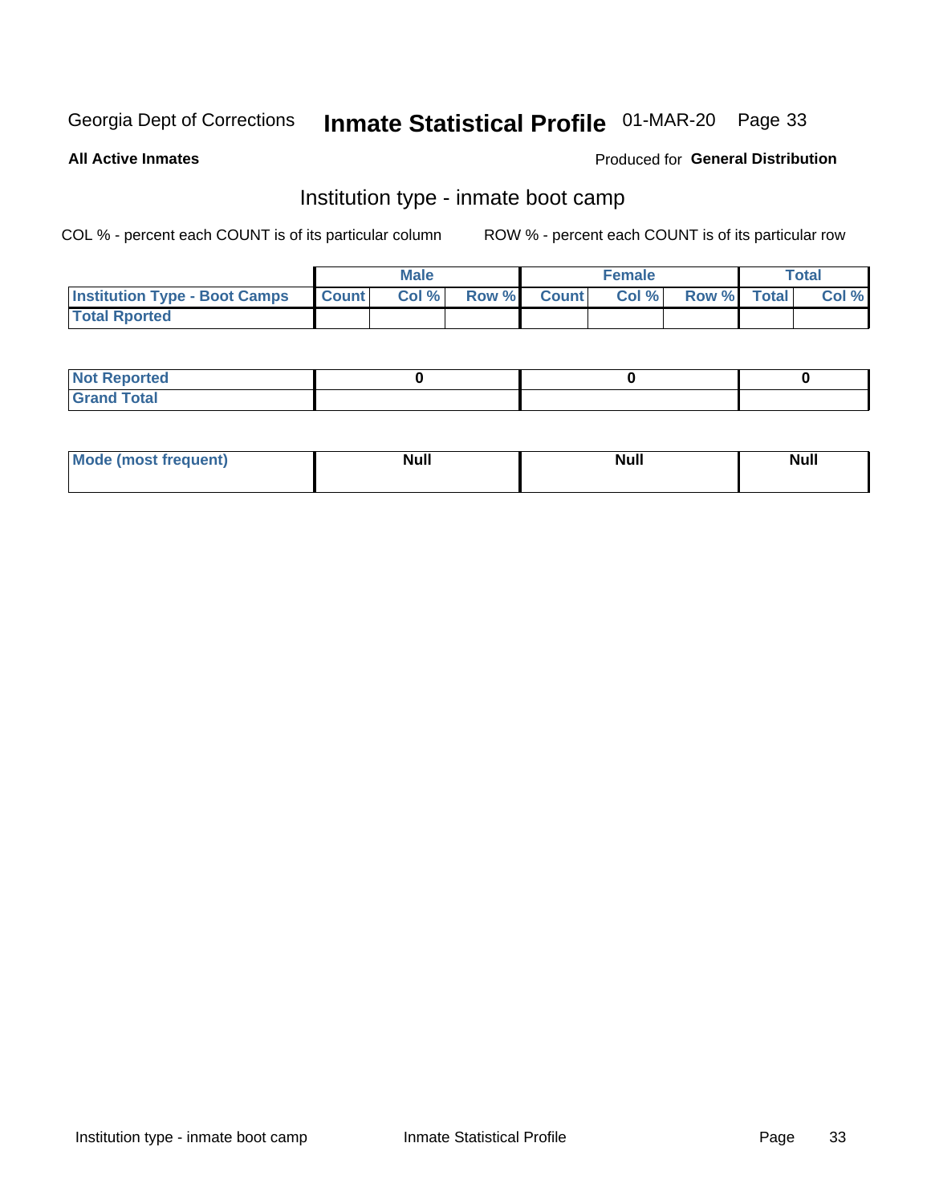Georgia Dept of Corrections **Inmate Statistical Profile** 01-MAR-20

**All Active Inmates**

Produced for **General Distribution**

## Institution type - inmate boot camp

COL % - percent each COUNT is of its particular column

ROW % - percent each COUNT is of its particular row

| | Male | | | Female | | | Total | |
|---|---|---|---|---|---|---|---|---|
| **Institution Type - Boot Camps** | **Count** | **Col %** | **Row %** | **Count** | **Col %** | **Row %** | **Total** | **Col %** |
| **Total Rported** | | | | | | | | |
| **Not Reported** | 0 | | | 0 | | | 0 | |
| **Grand Total** | | | | | | | | |

| | Male | Female | Total |
|---|---|---|---|
| **Mode (most frequent)** | Null | Null | Null |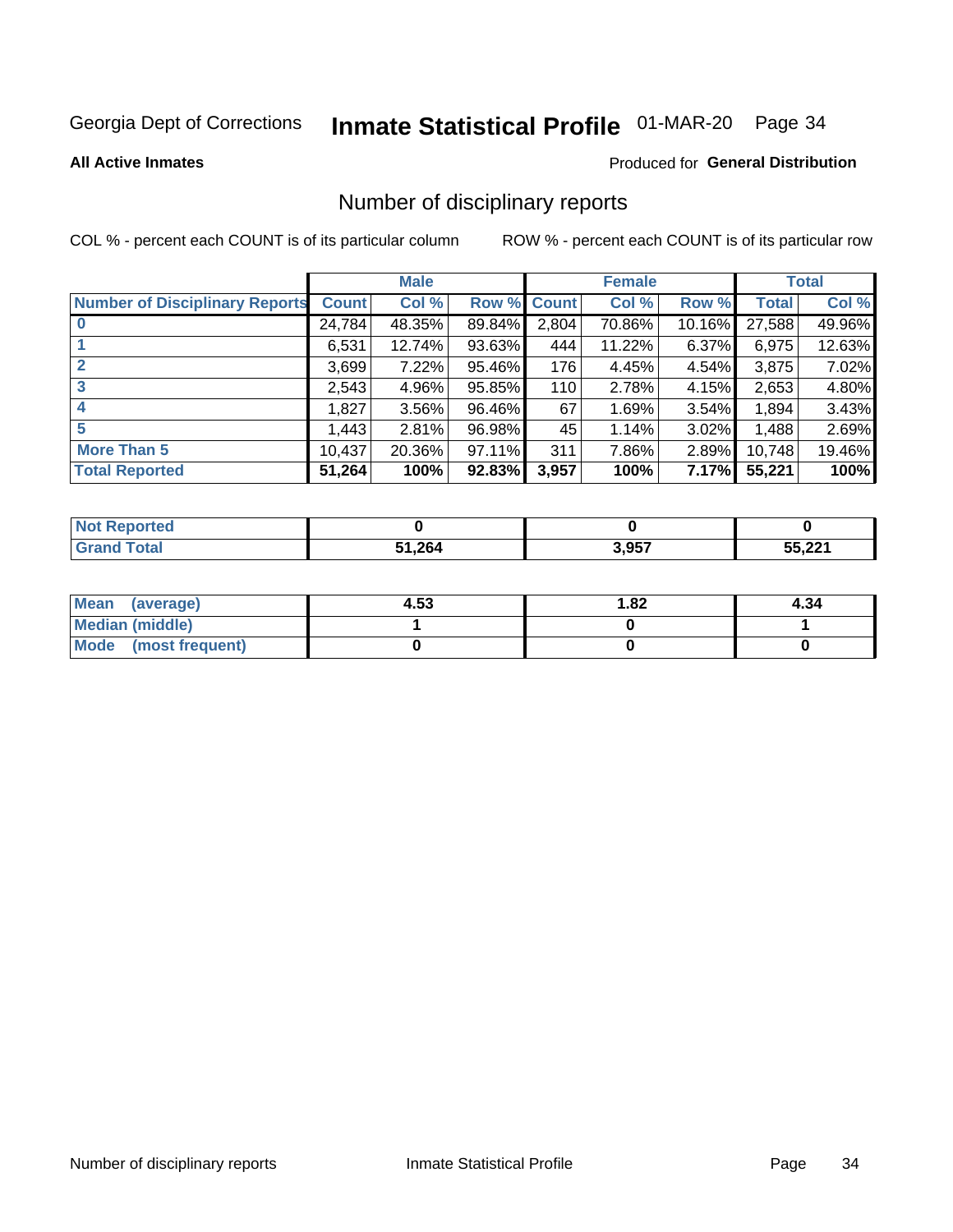Georgia Dept of Corrections **Inmate Statistical Profile** 01-MAR-20

**All Active Inmates**

Produced for **General Distribution**

## Number of disciplinary reports

COL % - percent each COUNT is of its particular column

ROW % - percent each COUNT is of its particular row

| Number of Disciplinary Reports | Male | | | Female | | | Total | |
|---|---|---|---|---|---|---|---|---|
| | Count | Col % | Row % | Count | Col % | Row % | Total | Col % |
| 0 | 24,784 | 48.35% | 89.84% | 2,804 | 70.86% | 10.16% | 27,588 | 49.96% |
| 1 | 6,531 | 12.74% | 93.63% | 444 | 11.22% | 6.37% | 6,975 | 12.63% |
| 2 | 3,699 | 7.22% | 95.46% | 176 | 4.45% | 4.54% | 3,875 | 7.02% |
| 3 | 2,543 | 4.96% | 95.85% | 110 | 2.78% | 4.15% | 2,653 | 4.80% |
| 4 | 1,827 | 3.56% | 96.46% | 67 | 1.69% | 3.54% | 1,894 | 3.43% |
| 5 | 1,443 | 2.81% | 96.98% | 45 | 1.14% | 3.02% | 1,488 | 2.69% |
| More Than 5 | 10,437 | 20.36% | 97.11% | 311 | 7.86% | 2.89% | 10,748 | 19.46% |
| **Total Reported** | **51,264** | **100%** | **92.83%** | **3,957** | **100%** | **7.17%** | **55,221** | **100%** |

| | Male | Female | Total |
|---|---|---|---|
| Not Reported | 0 | 0 | 0 |
| Grand Total | 51,264 | 3,957 | 55,221 |

| | Male | Female | Total |
|---|---|---|---|
| Mean (average) | 4.53 | 1.82 | 4.34 |
| Median (middle) | 1 | 0 | 1 |
| Mode (most frequent) | 0 | 0 | 0 |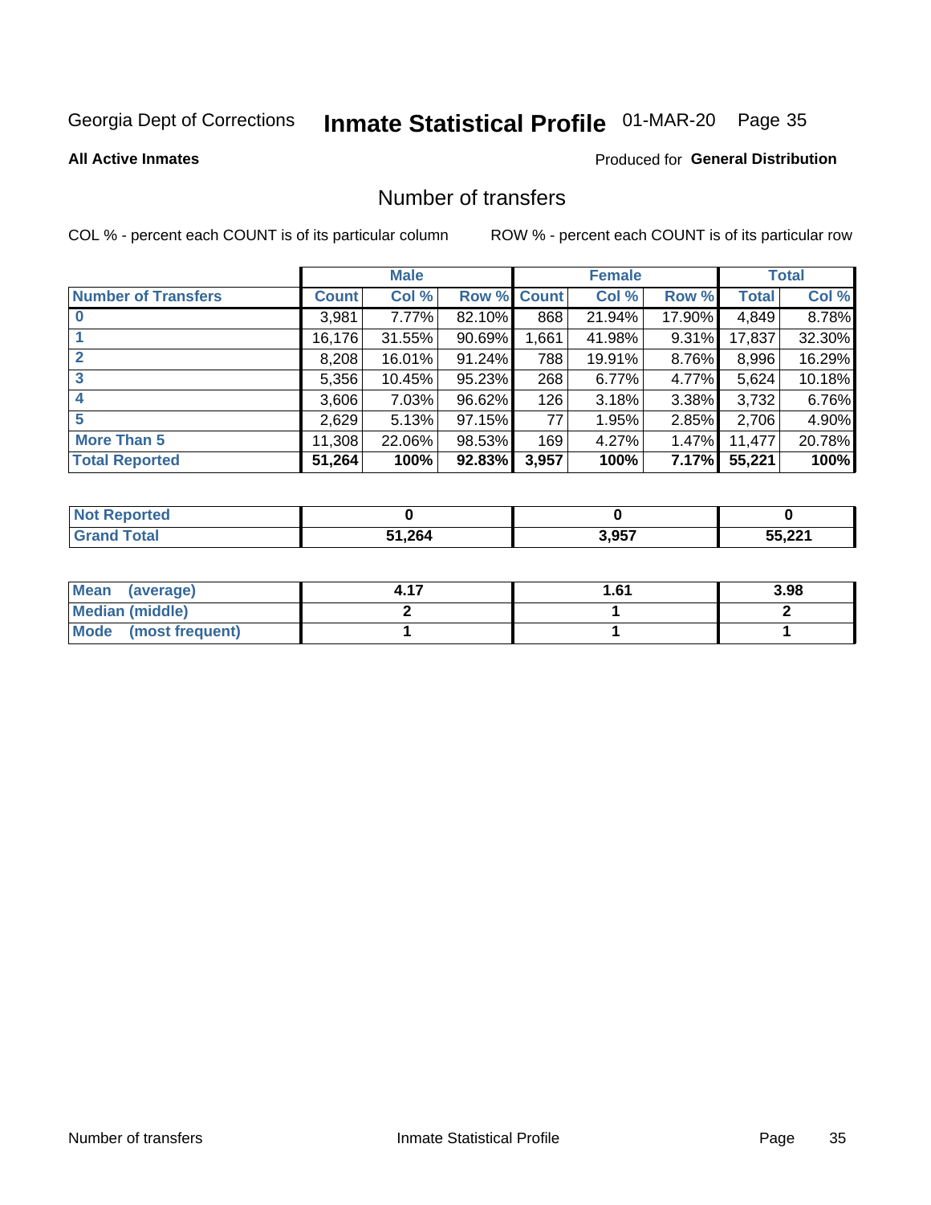Georgia Dept of Corrections **Inmate Statistical Profile** 01-MAR-20

**All Active Inmates**

Produced for **General Distribution**

## Number of transfers

COL % - percent each COUNT is of its particular column

ROW % - percent each COUNT is of its particular row

| | Male | | | Female | | | Total | |
|---|---|---|---|---|---|---|---|---|
| **Number of Transfers** | **Count** | **Col %** | **Row %** | **Count** | **Col %** | **Row %** | **Total** | **Col %** |
| **0** | 3,981 | 7.77% | 82.10% | 868 | 21.94% | 17.90% | 4,849 | 8.78% |
| **1** | 16,176 | 31.55% | 90.69% | 1,661 | 41.98% | 9.31% | 17,837 | 32.30% |
| **2** | 8,208 | 16.01% | 91.24% | 788 | 19.91% | 8.76% | 8,996 | 16.29% |
| **3** | 5,356 | 10.45% | 95.23% | 268 | 6.77% | 4.77% | 5,624 | 10.18% |
| **4** | 3,606 | 7.03% | 96.62% | 126 | 3.18% | 3.38% | 3,732 | 6.76% |
| **5** | 2,629 | 5.13% | 97.15% | 77 | 1.95% | 2.85% | 2,706 | 4.90% |
| **More Than 5** | 11,308 | 22.06% | 98.53% | 169 | 4.27% | 1.47% | 11,477 | 20.78% |
| **Total Reported** | **51,264** | **100%** | **92.83%** | **3,957** | **100%** | **7.17%** | **55,221** | **100%** |

| | Male | Female | Total |
|---|---|---|---|
| **Not Reported** | **0** | **0** | **0** |
| **Grand Total** | **51,264** | **3,957** | **55,221** |

| | Male | Female | Total |
|---|---|---|---|
| **Mean (average)** | **4.17** | **1.61** | **3.98** |
| **Median (middle)** | **2** | **1** | **2** |
| **Mode (most frequent)** | **1** | **1** | **1** |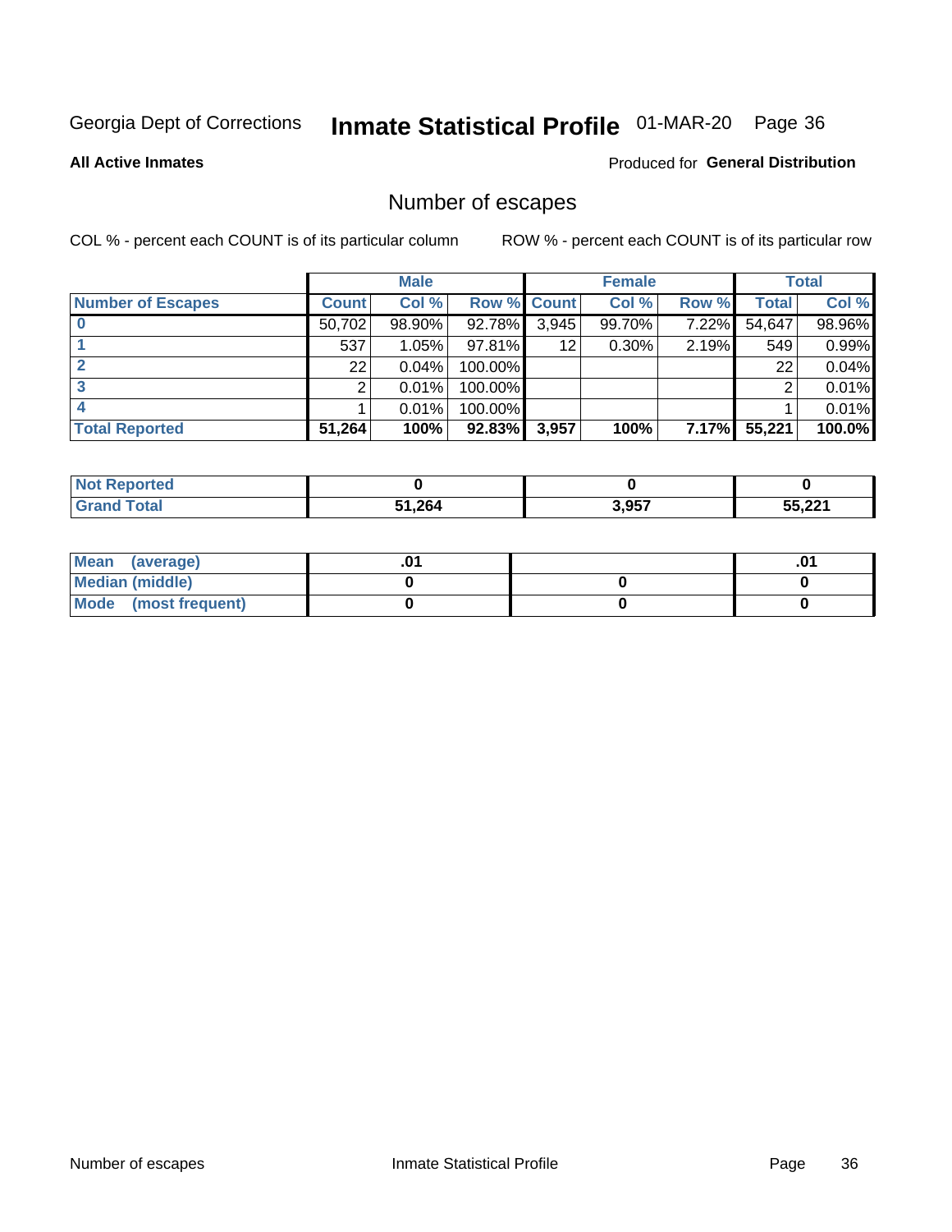Georgia Dept of Corrections **Inmate Statistical Profile** 01-MAR-20

**All Active Inmates**

Produced for **General Distribution**

## Number of escapes

COL % - percent each COUNT is of its particular column

ROW % - percent each COUNT is of its particular row

| | Male | | | Female | | | Total | |
|---|---|---|---|---|---|---|---|---|
| **Number of Escapes** | **Count** | **Col %** | **Row %** | **Count** | **Col %** | **Row %** | **Total** | **Col %** |
| **0** | 50,702 | 98.90% | 92.78% | 3,945 | 99.70% | 7.22% | 54,647 | 98.96% |
| **1** | 537 | 1.05% | 97.81% | 12 | 0.30% | 2.19% | 549 | 0.99% |
| **2** | 22 | 0.04% | 100.00% | | | | 22 | 0.04% |
| **3** | 2 | 0.01% | 100.00% | | | | 2 | 0.01% |
| **4** | 1 | 0.01% | 100.00% | | | | 1 | 0.01% |
| **Total Reported** | **51,264** | **100%** | **92.83%** | **3,957** | **100%** | **7.17%** | **55,221** | **100.0%** |

| | Male | Female | Total |
|---|---|---|---|
| **Not Reported** | **0** | **0** | **0** |
| **Grand Total** | **51,264** | **3,957** | **55,221** |

| | Male | Female | Total |
|---|---|---|---|
| **Mean (average)** | **.01** | | **.01** |
| **Median (middle)** | **0** | **0** | **0** |
| **Mode (most frequent)** | **0** | **0** | **0** |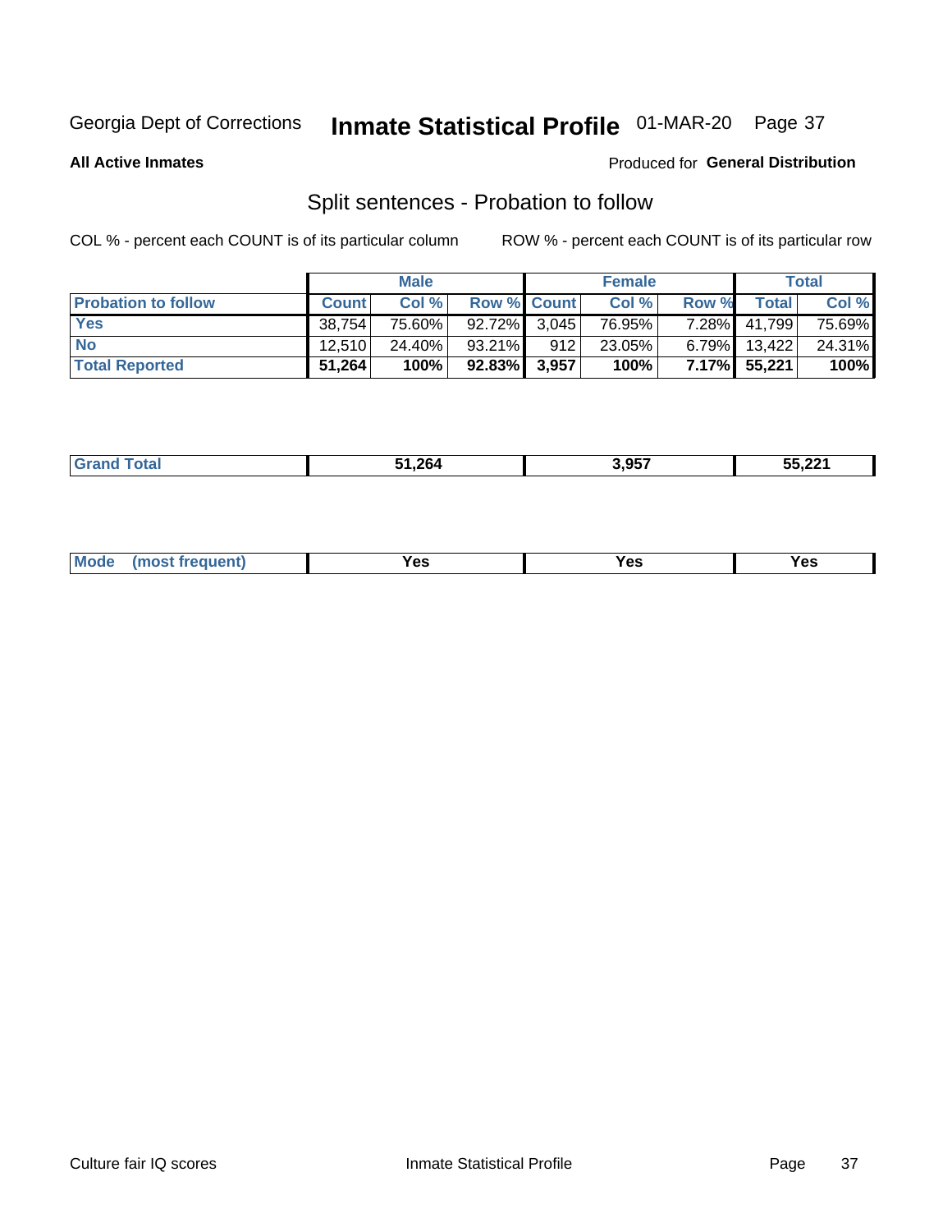Georgia Dept of Corrections **Inmate Statistical Profile** 01-MAR-20

**All Active Inmates**

Produced for **General Distribution**

## Split sentences - Probation to follow

COL % - percent each COUNT is of its particular column

ROW % - percent each COUNT is of its particular row

| | Male | | | Female | | | Total | |
|---|---|---|---|---|---|---|---|---|
| **Probation to follow** | **Count** | **Col %** | **Row %** | **Count** | **Col %** | **Row %** | **Total** | **Col %** |
| **Yes** | 38,754 | 75.60% | 92.72% | 3,045 | 76.95% | 7.28% | 41,799 | 75.69% |
| **No** | 12,510 | 24.40% | 93.21% | 912 | 23.05% | 6.79% | 13,422 | 24.31% |
| **Total Reported** | **51,264** | **100%** | **92.83%** | **3,957** | **100%** | **7.17%** | **55,221** | **100%** |

| | Male | Female | Total |
|---|---|---|---|
| **Grand Total** | **51,264** | **3,957** | **55,221** |

| | Male | Female | Total |
|---|---|---|---|
| **Mode (most frequent)** | **Yes** | **Yes** | **Yes** |

Culture fair IQ scores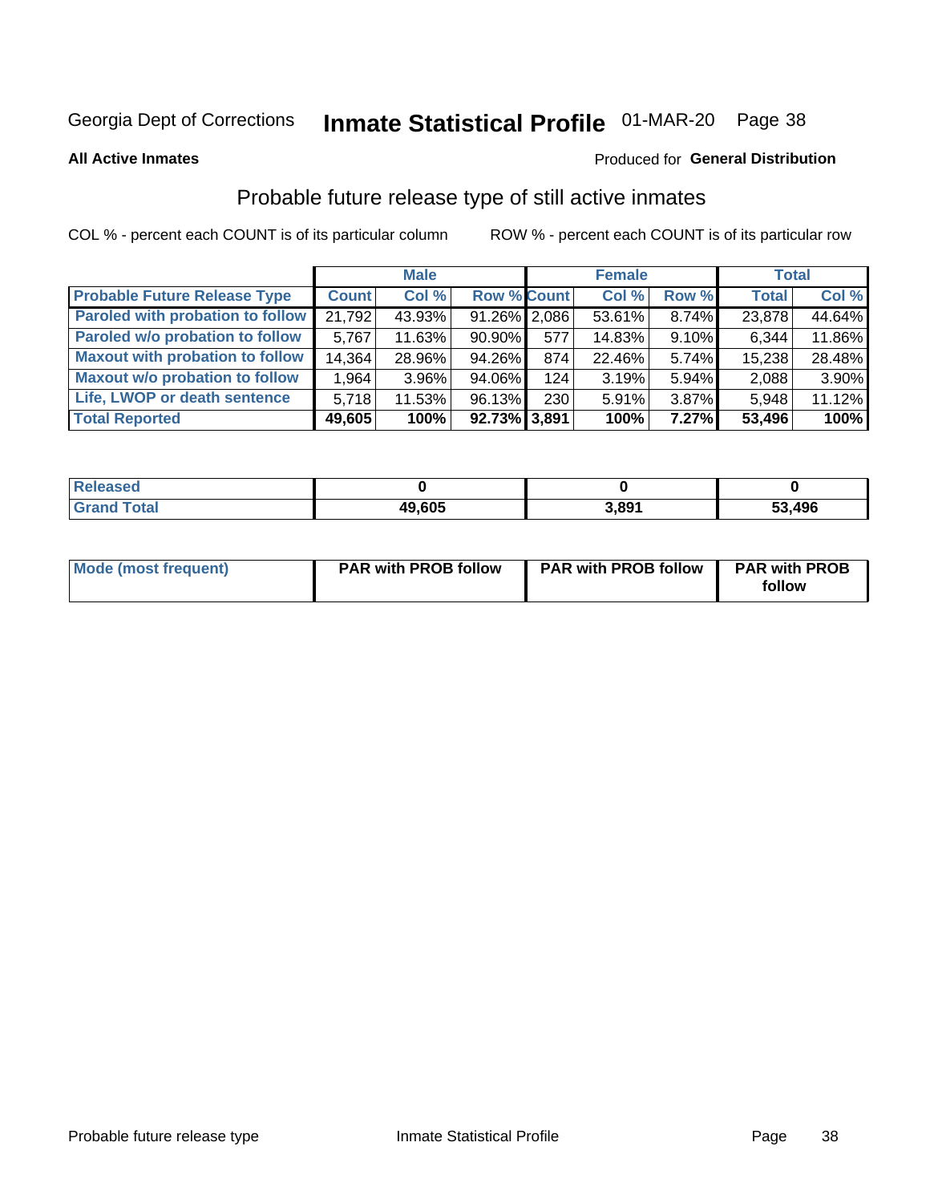Georgia Dept of Corrections **Inmate Statistical Profile** 01-MAR-20

**All Active Inmates**

Produced for **General Distribution**

## Probable future release type of still active inmates

COL % - percent each COUNT is of its particular column ROW % - percent each COUNT is of its particular row

| | Male | | | Female | | | Total | |
|---|---|---|---|---|---|---|---|---|
| **Probable Future Release Type** | **Count** | **Col %** | **Row %** | **Count** | **Col %** | **Row %** | **Total** | **Col %** |
| **Paroled with probation to follow** | 21,792 | 43.93% | 91.26% | 2,086 | 53.61% | 8.74% | 23,878 | 44.64% |
| **Paroled w/o probation to follow** | 5,767 | 11.63% | 90.90% | 577 | 14.83% | 9.10% | 6,344 | 11.86% |
| **Maxout with probation to follow** | 14,364 | 28.96% | 94.26% | 874 | 22.46% | 5.74% | 15,238 | 28.48% |
| **Maxout w/o probation to follow** | 1,964 | 3.96% | 94.06% | 124 | 3.19% | 5.94% | 2,088 | 3.90% |
| **Life, LWOP or death sentence** | 5,718 | 11.53% | 96.13% | 230 | 5.91% | 3.87% | 5,948 | 11.12% |
| **Total Reported** | **49,605** | **100%** | **92.73%** | **3,891** | **100%** | **7.27%** | **53,496** | **100%** |

| | Male | Female | Total |
|---|---|---|---|
| **Released** | **0** | **0** | **0** |
| **Grand Total** | **49,605** | **3,891** | **53,496** |

| | Male | Female | Total |
|---|---|---|---|
| **Mode (most frequent)** | **PAR with PROB follow** | **PAR with PROB follow** | **PAR with PROB follow** |

Probable future release type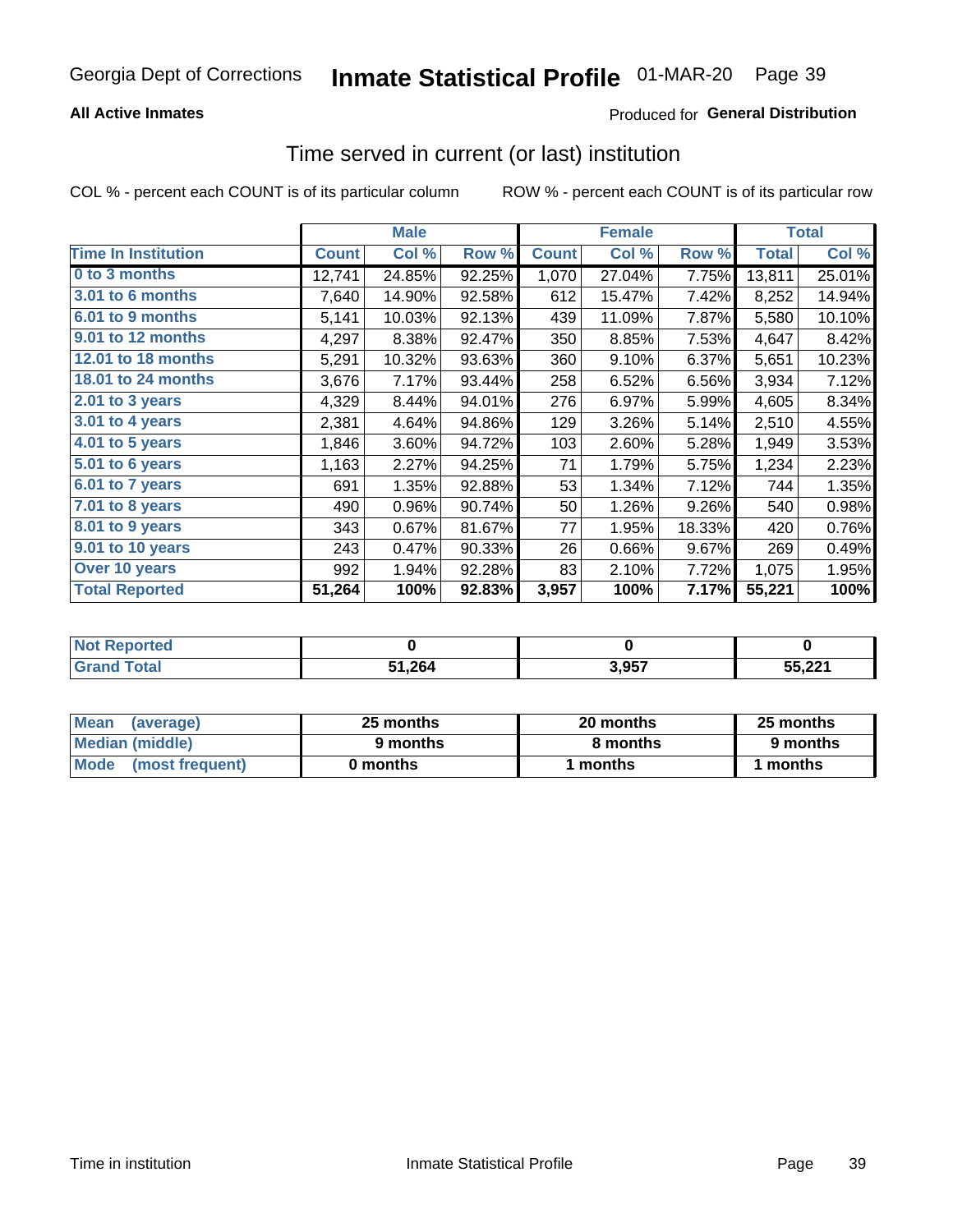Georgia Dept of Corrections **Inmate Statistical Profile** 01-MAR-20

**All Active Inmates**

Produced for **General Distribution**

## Time served in current (or last) institution

COL % - percent each COUNT is of its particular column        ROW % - percent each COUNT is of its particular row

| | Male | | | Female | | | Total | |
|---|---|---|---|---|---|---|---|---|
| **Time In Institution** | **Count** | **Col %** | **Row %** | **Count** | **Col %** | **Row %** | **Total** | **Col %** |
| **0 to 3 months** | 12,741 | 24.85% | 92.25% | 1,070 | 27.04% | 7.75% | 13,811 | 25.01% |
| **3.01 to 6 months** | 7,640 | 14.90% | 92.58% | 612 | 15.47% | 7.42% | 8,252 | 14.94% |
| **6.01 to 9 months** | 5,141 | 10.03% | 92.13% | 439 | 11.09% | 7.87% | 5,580 | 10.10% |
| **9.01 to 12 months** | 4,297 | 8.38% | 92.47% | 350 | 8.85% | 7.53% | 4,647 | 8.42% |
| **12.01 to 18 months** | 5,291 | 10.32% | 93.63% | 360 | 9.10% | 6.37% | 5,651 | 10.23% |
| **18.01 to 24 months** | 3,676 | 7.17% | 93.44% | 258 | 6.52% | 6.56% | 3,934 | 7.12% |
| **2.01 to 3 years** | 4,329 | 8.44% | 94.01% | 276 | 6.97% | 5.99% | 4,605 | 8.34% |
| **3.01 to 4 years** | 2,381 | 4.64% | 94.86% | 129 | 3.26% | 5.14% | 2,510 | 4.55% |
| **4.01 to 5 years** | 1,846 | 3.60% | 94.72% | 103 | 2.60% | 5.28% | 1,949 | 3.53% |
| **5.01 to 6 years** | 1,163 | 2.27% | 94.25% | 71 | 1.79% | 5.75% | 1,234 | 2.23% |
| **6.01 to 7 years** | 691 | 1.35% | 92.88% | 53 | 1.34% | 7.12% | 744 | 1.35% |
| **7.01 to 8 years** | 490 | 0.96% | 90.74% | 50 | 1.26% | 9.26% | 540 | 0.98% |
| **8.01 to 9 years** | 343 | 0.67% | 81.67% | 77 | 1.95% | 18.33% | 420 | 0.76% |
| **9.01 to 10 years** | 243 | 0.47% | 90.33% | 26 | 0.66% | 9.67% | 269 | 0.49% |
| **Over 10 years** | 992 | 1.94% | 92.28% | 83 | 2.10% | 7.72% | 1,075 | 1.95% |
| **Total Reported** | **51,264** | **100%** | **92.83%** | **3,957** | **100%** | **7.17%** | **55,221** | **100%** |

| | Male | Female | Total |
|---|---|---|---|
| **Not Reported** | **0** | **0** | **0** |
| **Grand Total** | **51,264** | **3,957** | **55,221** |

| | Male | Female | Total |
|---|---|---|---|
| **Mean (average)** | **25 months** | **20 months** | **25 months** |
| **Median (middle)** | **9 months** | **8 months** | **9 months** |
| **Mode (most frequent)** | **0 months** | **1 months** | **1 months** |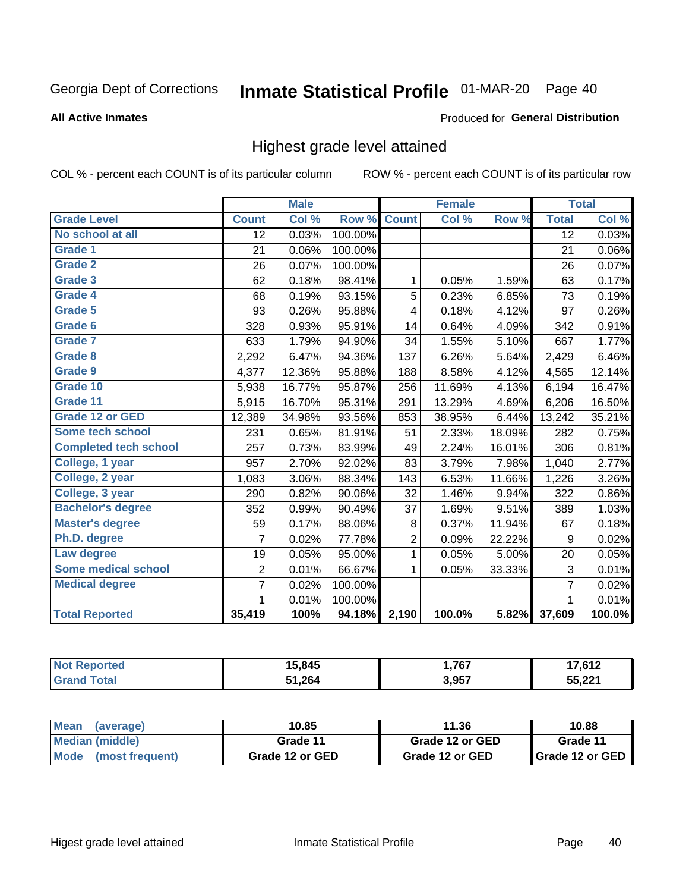Georgia Dept of Corrections **Inmate Statistical Profile** 01-MAR-20

**All Active Inmates**

Produced for **General Distribution**

## Highest grade level attained

COL % - percent each COUNT is of its particular column

ROW % - percent each COUNT is of its particular row

| | Male | | | Female | | | Total | |
|---|---|---|---|---|---|---|---|---|
| **Grade Level** | **Count** | **Col %** | **Row %** | **Count** | **Col %** | **Row %** | **Total** | **Col %** |
| No school at all | 12 | 0.03% | 100.00% | | | | 12 | 0.03% |
| Grade 1 | 21 | 0.06% | 100.00% | | | | 21 | 0.06% |
| Grade 2 | 26 | 0.07% | 100.00% | | | | 26 | 0.07% |
| Grade 3 | 62 | 0.18% | 98.41% | 1 | 0.05% | 1.59% | 63 | 0.17% |
| Grade 4 | 68 | 0.19% | 93.15% | 5 | 0.23% | 6.85% | 73 | 0.19% |
| Grade 5 | 93 | 0.26% | 95.88% | 4 | 0.18% | 4.12% | 97 | 0.26% |
| Grade 6 | 328 | 0.93% | 95.91% | 14 | 0.64% | 4.09% | 342 | 0.91% |
| Grade 7 | 633 | 1.79% | 94.90% | 34 | 1.55% | 5.10% | 667 | 1.77% |
| Grade 8 | 2,292 | 6.47% | 94.36% | 137 | 6.26% | 5.64% | 2,429 | 6.46% |
| Grade 9 | 4,377 | 12.36% | 95.88% | 188 | 8.58% | 4.12% | 4,565 | 12.14% |
| Grade 10 | 5,938 | 16.77% | 95.87% | 256 | 11.69% | 4.13% | 6,194 | 16.47% |
| Grade 11 | 5,915 | 16.70% | 95.31% | 291 | 13.29% | 4.69% | 6,206 | 16.50% |
| Grade 12 or GED | 12,389 | 34.98% | 93.56% | 853 | 38.95% | 6.44% | 13,242 | 35.21% |
| Some tech school | 231 | 0.65% | 81.91% | 51 | 2.33% | 18.09% | 282 | 0.75% |
| Completed tech school | 257 | 0.73% | 83.99% | 49 | 2.24% | 16.01% | 306 | 0.81% |
| College, 1 year | 957 | 2.70% | 92.02% | 83 | 3.79% | 7.98% | 1,040 | 2.77% |
| College, 2 year | 1,083 | 3.06% | 88.34% | 143 | 6.53% | 11.66% | 1,226 | 3.26% |
| College, 3 year | 290 | 0.82% | 90.06% | 32 | 1.46% | 9.94% | 322 | 0.86% |
| Bachelor's degree | 352 | 0.99% | 90.49% | 37 | 1.69% | 9.51% | 389 | 1.03% |
| Master's degree | 59 | 0.17% | 88.06% | 8 | 0.37% | 11.94% | 67 | 0.18% |
| Ph.D. degree | 7 | 0.02% | 77.78% | 2 | 0.09% | 22.22% | 9 | 0.02% |
| Law degree | 19 | 0.05% | 95.00% | 1 | 0.05% | 5.00% | 20 | 0.05% |
| Some medical school | 2 | 0.01% | 66.67% | 1 | 0.05% | 33.33% | 3 | 0.01% |
| Medical degree | 7 | 0.02% | 100.00% | | | | 7 | 0.02% |
| | 1 | 0.01% | 100.00% | | | | 1 | 0.01% |
| **Total Reported** | **35,419** | **100%** | **94.18%** | **2,190** | **100.0%** | **5.82%** | **37,609** | **100.0%** |

| | Male | Female | Total |
|---|---|---|---|
| Not Reported | 15,845 | 1,767 | 17,612 |
| Grand Total | 51,264 | 3,957 | 55,221 |

| | Male | Female | Total |
|---|---|---|---|
| Mean (average) | 10.85 | 11.36 | 10.88 |
| Median (middle) | Grade 11 | Grade 12 or GED | Grade 11 |
| Mode (most frequent) | Grade 12 or GED | Grade 12 or GED | Grade 12 or GED |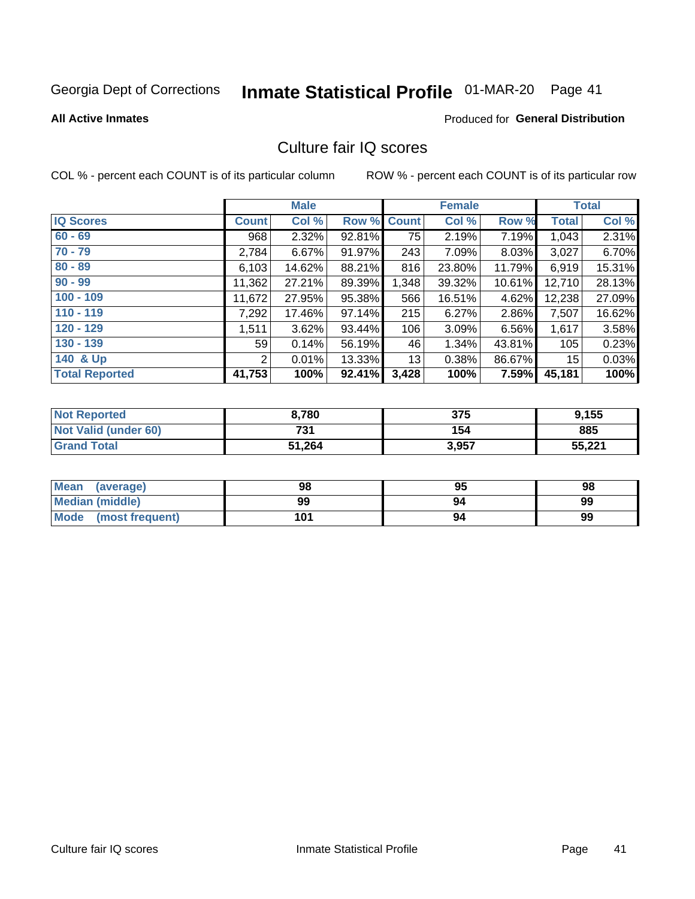Georgia Dept of Corrections **Inmate Statistical Profile** 01-MAR-20

**All Active Inmates**

Produced for **General Distribution**

## Culture fair IQ scores

COL % - percent each COUNT is of its particular column

ROW % - percent each COUNT is of its particular row

| | Male | | | Female | | | Total | |
|---|---|---|---|---|---|---|---|---|
| **IQ Scores** | **Count** | **Col %** | **Row %** | **Count** | **Col %** | **Row %** | **Total** | **Col %** |
| **60 - 69** | 968 | 2.32% | 92.81% | 75 | 2.19% | 7.19% | 1,043 | 2.31% |
| **70 - 79** | 2,784 | 6.67% | 91.97% | 243 | 7.09% | 8.03% | 3,027 | 6.70% |
| **80 - 89** | 6,103 | 14.62% | 88.21% | 816 | 23.80% | 11.79% | 6,919 | 15.31% |
| **90 - 99** | 11,362 | 27.21% | 89.39% | 1,348 | 39.32% | 10.61% | 12,710 | 28.13% |
| **100 - 109** | 11,672 | 27.95% | 95.38% | 566 | 16.51% | 4.62% | 12,238 | 27.09% |
| **110 - 119** | 7,292 | 17.46% | 97.14% | 215 | 6.27% | 2.86% | 7,507 | 16.62% |
| **120 - 129** | 1,511 | 3.62% | 93.44% | 106 | 3.09% | 6.56% | 1,617 | 3.58% |
| **130 - 139** | 59 | 0.14% | 56.19% | 46 | 1.34% | 43.81% | 105 | 0.23% |
| **140 & Up** | 2 | 0.01% | 13.33% | 13 | 0.38% | 86.67% | 15 | 0.03% |
| **Total Reported** | **41,753** | **100%** | **92.41%** | **3,428** | **100%** | **7.59%** | **45,181** | **100%** |

| | Male | Female | Total |
|---|---|---|---|
| **Not Reported** | **8,780** | **375** | **9,155** |
| **Not Valid (under 60)** | **731** | **154** | **885** |
| **Grand Total** | **51,264** | **3,957** | **55,221** |

| | Male | Female | Total |
|---|---|---|---|
| **Mean (average)** | **98** | **95** | **98** |
| **Median (middle)** | **99** | **94** | **99** |
| **Mode (most frequent)** | **101** | **94** | **99** |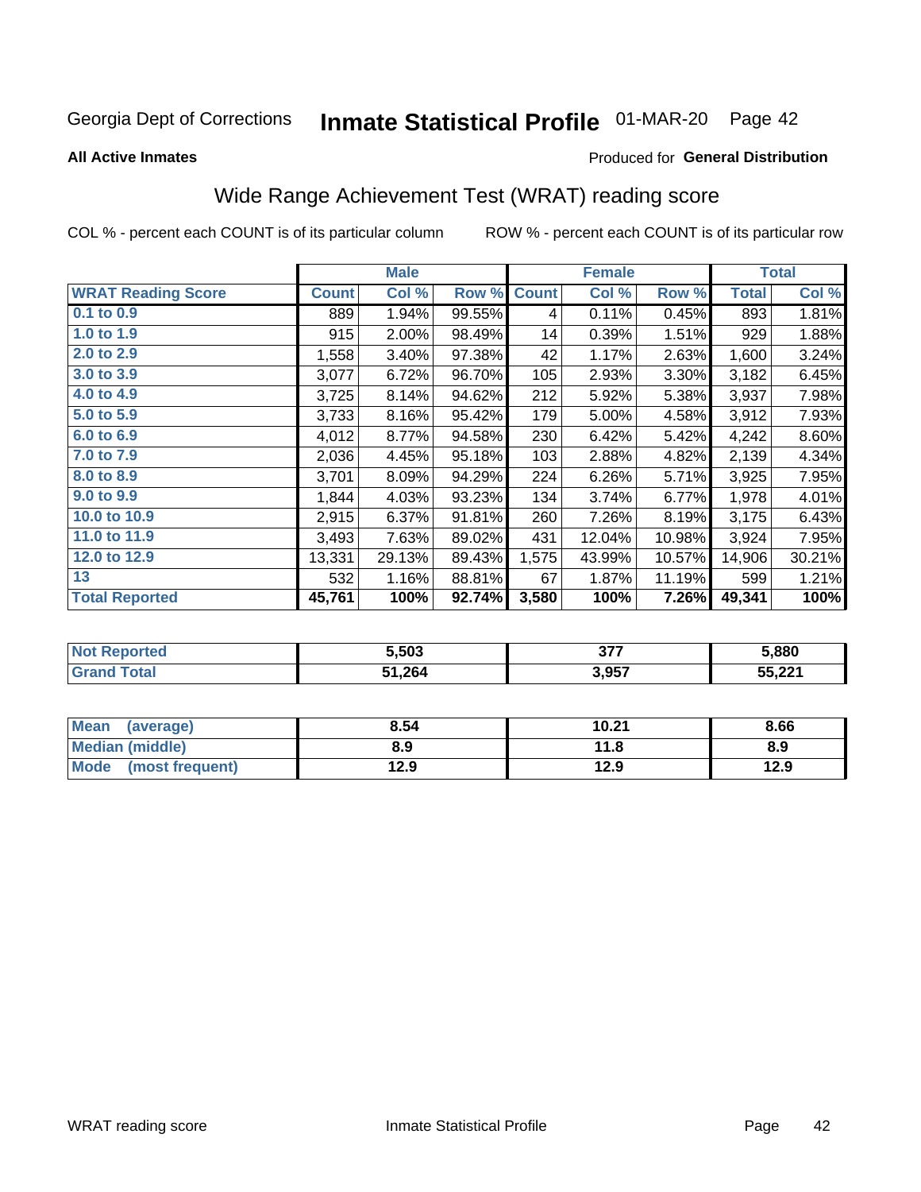Georgia Dept of Corrections **Inmate Statistical Profile** 01-MAR-20

**All Active Inmates**

Produced for **General Distribution**

## Wide Range Achievement Test (WRAT) reading score

COL % - percent each COUNT is of its particular column ROW % - percent each COUNT is of its particular row

| | Male | | | Female | | | Total | |
|---|---|---|---|---|---|---|---|---|
| **WRAT Reading Score** | **Count** | **Col %** | **Row %** | **Count** | **Col %** | **Row %** | **Total** | **Col %** |
| 0.1 to 0.9 | 889 | 1.94% | 99.55% | 4 | 0.11% | 0.45% | 893 | 1.81% |
| 1.0 to 1.9 | 915 | 2.00% | 98.49% | 14 | 0.39% | 1.51% | 929 | 1.88% |
| 2.0 to 2.9 | 1,558 | 3.40% | 97.38% | 42 | 1.17% | 2.63% | 1,600 | 3.24% |
| 3.0 to 3.9 | 3,077 | 6.72% | 96.70% | 105 | 2.93% | 3.30% | 3,182 | 6.45% |
| 4.0 to 4.9 | 3,725 | 8.14% | 94.62% | 212 | 5.92% | 5.38% | 3,937 | 7.98% |
| 5.0 to 5.9 | 3,733 | 8.16% | 95.42% | 179 | 5.00% | 4.58% | 3,912 | 7.93% |
| 6.0 to 6.9 | 4,012 | 8.77% | 94.58% | 230 | 6.42% | 5.42% | 4,242 | 8.60% |
| 7.0 to 7.9 | 2,036 | 4.45% | 95.18% | 103 | 2.88% | 4.82% | 2,139 | 4.34% |
| 8.0 to 8.9 | 3,701 | 8.09% | 94.29% | 224 | 6.26% | 5.71% | 3,925 | 7.95% |
| 9.0 to 9.9 | 1,844 | 4.03% | 93.23% | 134 | 3.74% | 6.77% | 1,978 | 4.01% |
| 10.0 to 10.9 | 2,915 | 6.37% | 91.81% | 260 | 7.26% | 8.19% | 3,175 | 6.43% |
| 11.0 to 11.9 | 3,493 | 7.63% | 89.02% | 431 | 12.04% | 10.98% | 3,924 | 7.95% |
| 12.0 to 12.9 | 13,331 | 29.13% | 89.43% | 1,575 | 43.99% | 10.57% | 14,906 | 30.21% |
| 13 | 532 | 1.16% | 88.81% | 67 | 1.87% | 11.19% | 599 | 1.21% |
| **Total Reported** | **45,761** | **100%** | **92.74%** | **3,580** | **100%** | **7.26%** | **49,341** | **100%** |

| | Male | Female | Total |
|---|---|---|---|
| Not Reported | 5,503 | 377 | 5,880 |
| Grand Total | 51,264 | 3,957 | 55,221 |

| | Male | Female | Total |
|---|---|---|---|
| Mean (average) | 8.54 | 10.21 | 8.66 |
| Median (middle) | 8.9 | 11.8 | 8.9 |
| Mode (most frequent) | 12.9 | 12.9 | 12.9 |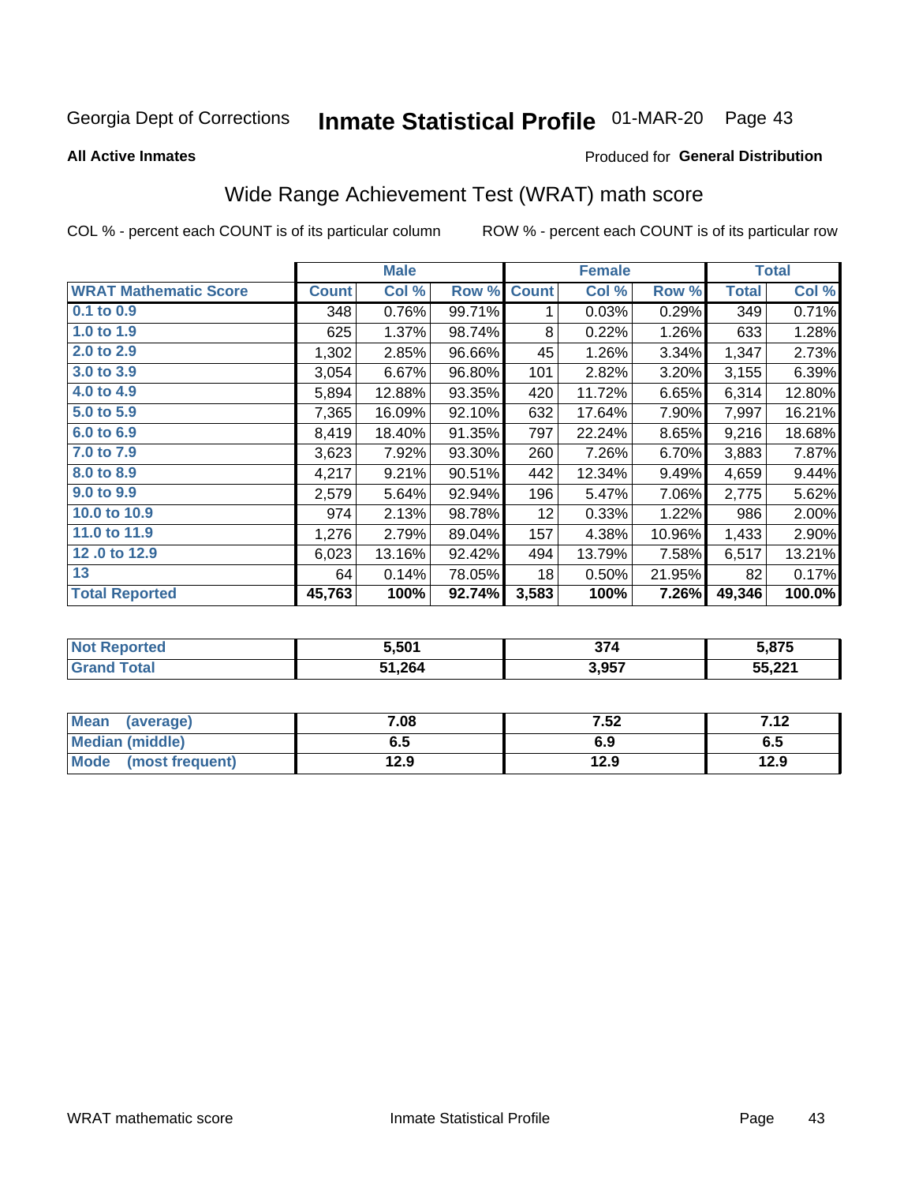Georgia Dept of Corrections **Inmate Statistical Profile** 01-MAR-20

**All Active Inmates**

Produced for **General Distribution**

## Wide Range Achievement Test (WRAT) math score

COL % - percent each COUNT is of its particular column ROW % - percent each COUNT is of its particular row

| | Male | | | Female | | | Total | |
|---|---|---|---|---|---|---|---|---|
| **WRAT Mathematic Score** | **Count** | **Col %** | **Row %** | **Count** | **Col %** | **Row %** | **Total** | **Col %** |
| **0.1 to 0.9** | 348 | 0.76% | 99.71% | 1 | 0.03% | 0.29% | 349 | 0.71% |
| **1.0 to 1.9** | 625 | 1.37% | 98.74% | 8 | 0.22% | 1.26% | 633 | 1.28% |
| **2.0 to 2.9** | 1,302 | 2.85% | 96.66% | 45 | 1.26% | 3.34% | 1,347 | 2.73% |
| **3.0 to 3.9** | 3,054 | 6.67% | 96.80% | 101 | 2.82% | 3.20% | 3,155 | 6.39% |
| **4.0 to 4.9** | 5,894 | 12.88% | 93.35% | 420 | 11.72% | 6.65% | 6,314 | 12.80% |
| **5.0 to 5.9** | 7,365 | 16.09% | 92.10% | 632 | 17.64% | 7.90% | 7,997 | 16.21% |
| **6.0 to 6.9** | 8,419 | 18.40% | 91.35% | 797 | 22.24% | 8.65% | 9,216 | 18.68% |
| **7.0 to 7.9** | 3,623 | 7.92% | 93.30% | 260 | 7.26% | 6.70% | 3,883 | 7.87% |
| **8.0 to 8.9** | 4,217 | 9.21% | 90.51% | 442 | 12.34% | 9.49% | 4,659 | 9.44% |
| **9.0 to 9.9** | 2,579 | 5.64% | 92.94% | 196 | 5.47% | 7.06% | 2,775 | 5.62% |
| **10.0 to 10.9** | 974 | 2.13% | 98.78% | 12 | 0.33% | 1.22% | 986 | 2.00% |
| **11.0 to 11.9** | 1,276 | 2.79% | 89.04% | 157 | 4.38% | 10.96% | 1,433 | 2.90% |
| **12 .0 to 12.9** | 6,023 | 13.16% | 92.42% | 494 | 13.79% | 7.58% | 6,517 | 13.21% |
| **13** | 64 | 0.14% | 78.05% | 18 | 0.50% | 21.95% | 82 | 0.17% |
| **Total Reported** | **45,763** | **100%** | **92.74%** | **3,583** | **100%** | **7.26%** | **49,346** | **100.0%** |

| | Male | Female | Total |
|---|---|---|---|
| **Not Reported** | **5,501** | **374** | **5,875** |
| **Grand Total** | **51,264** | **3,957** | **55,221** |

| | Male | Female | Total |
|---|---|---|---|
| **Mean (average)** | **7.08** | **7.52** | **7.12** |
| **Median (middle)** | **6.5** | **6.9** | **6.5** |
| **Mode (most frequent)** | **12.9** | **12.9** | **12.9** |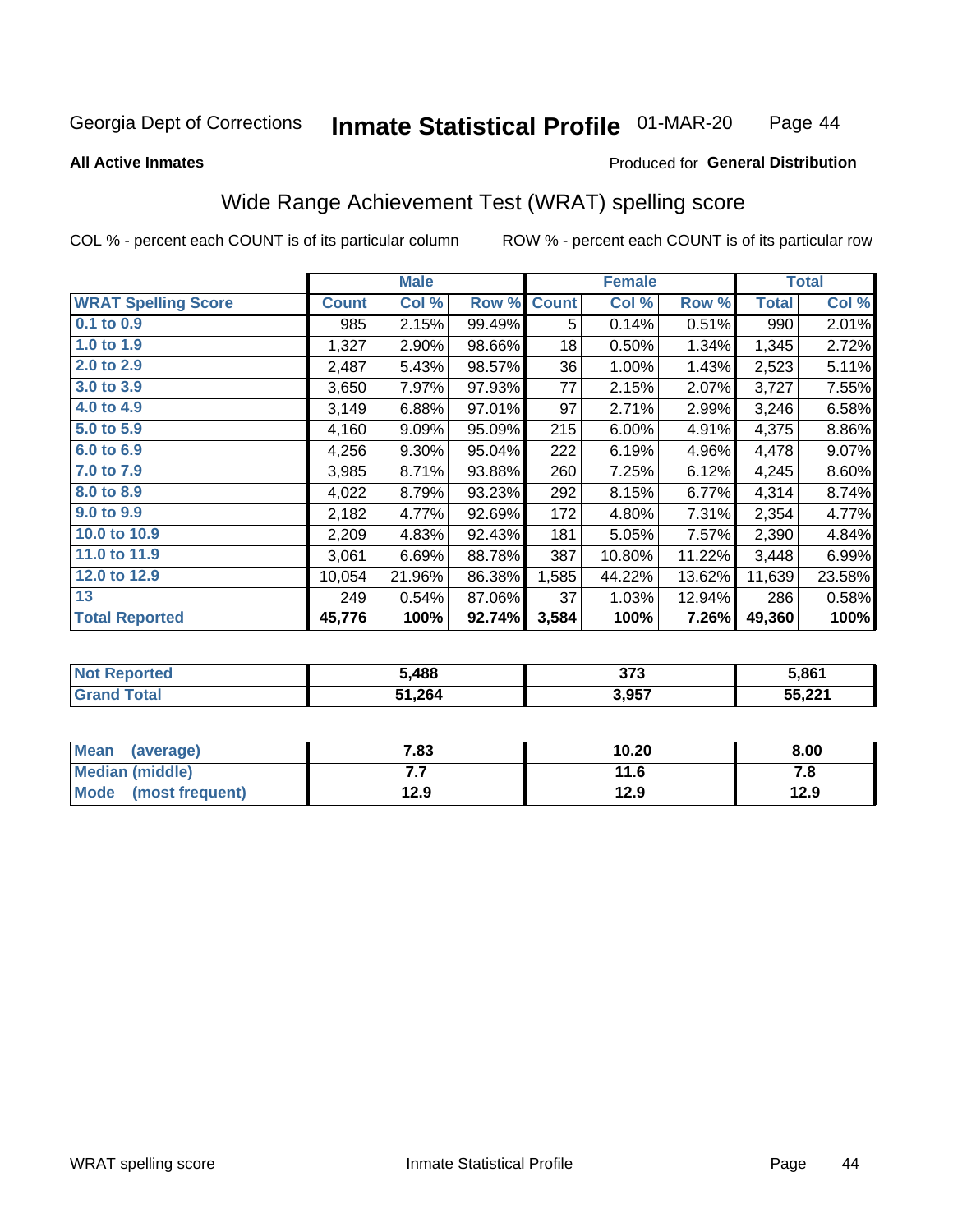Georgia Dept of Corrections **Inmate Statistical Profile** 01-MAR-20

**All Active Inmates** Produced for **General Distribution**

## Wide Range Achievement Test (WRAT) spelling score

COL % - percent each COUNT is of its particular column ROW % - percent each COUNT is of its particular row

| | Male | | | Female | | | Total | |
|---|---|---|---|---|---|---|---|---|
| **WRAT Spelling Score** | **Count** | **Col %** | **Row %** | **Count** | **Col %** | **Row %** | **Total** | **Col %** |
| **0.1 to 0.9** | 985 | 2.15% | 99.49% | 5 | 0.14% | 0.51% | 990 | 2.01% |
| **1.0 to 1.9** | 1,327 | 2.90% | 98.66% | 18 | 0.50% | 1.34% | 1,345 | 2.72% |
| **2.0 to 2.9** | 2,487 | 5.43% | 98.57% | 36 | 1.00% | 1.43% | 2,523 | 5.11% |
| **3.0 to 3.9** | 3,650 | 7.97% | 97.93% | 77 | 2.15% | 2.07% | 3,727 | 7.55% |
| **4.0 to 4.9** | 3,149 | 6.88% | 97.01% | 97 | 2.71% | 2.99% | 3,246 | 6.58% |
| **5.0 to 5.9** | 4,160 | 9.09% | 95.09% | 215 | 6.00% | 4.91% | 4,375 | 8.86% |
| **6.0 to 6.9** | 4,256 | 9.30% | 95.04% | 222 | 6.19% | 4.96% | 4,478 | 9.07% |
| **7.0 to 7.9** | 3,985 | 8.71% | 93.88% | 260 | 7.25% | 6.12% | 4,245 | 8.60% |
| **8.0 to 8.9** | 4,022 | 8.79% | 93.23% | 292 | 8.15% | 6.77% | 4,314 | 8.74% |
| **9.0 to 9.9** | 2,182 | 4.77% | 92.69% | 172 | 4.80% | 7.31% | 2,354 | 4.77% |
| **10.0 to 10.9** | 2,209 | 4.83% | 92.43% | 181 | 5.05% | 7.57% | 2,390 | 4.84% |
| **11.0 to 11.9** | 3,061 | 6.69% | 88.78% | 387 | 10.80% | 11.22% | 3,448 | 6.99% |
| **12.0 to 12.9** | 10,054 | 21.96% | 86.38% | 1,585 | 44.22% | 13.62% | 11,639 | 23.58% |
| **13** | 249 | 0.54% | 87.06% | 37 | 1.03% | 12.94% | 286 | 0.58% |
| **Total Reported** | **45,776** | **100%** | **92.74%** | **3,584** | **100%** | **7.26%** | **49,360** | **100%** |

| | Male | Female | Total |
|---|---|---|---|
| **Not Reported** | **5,488** | **373** | **5,861** |
| **Grand Total** | **51,264** | **3,957** | **55,221** |

| | Male | Female | Total |
|---|---|---|---|
| **Mean (average)** | **7.83** | **10.20** | **8.00** |
| **Median (middle)** | **7.7** | **11.6** | **7.8** |
| **Mode (most frequent)** | **12.9** | **12.9** | **12.9** |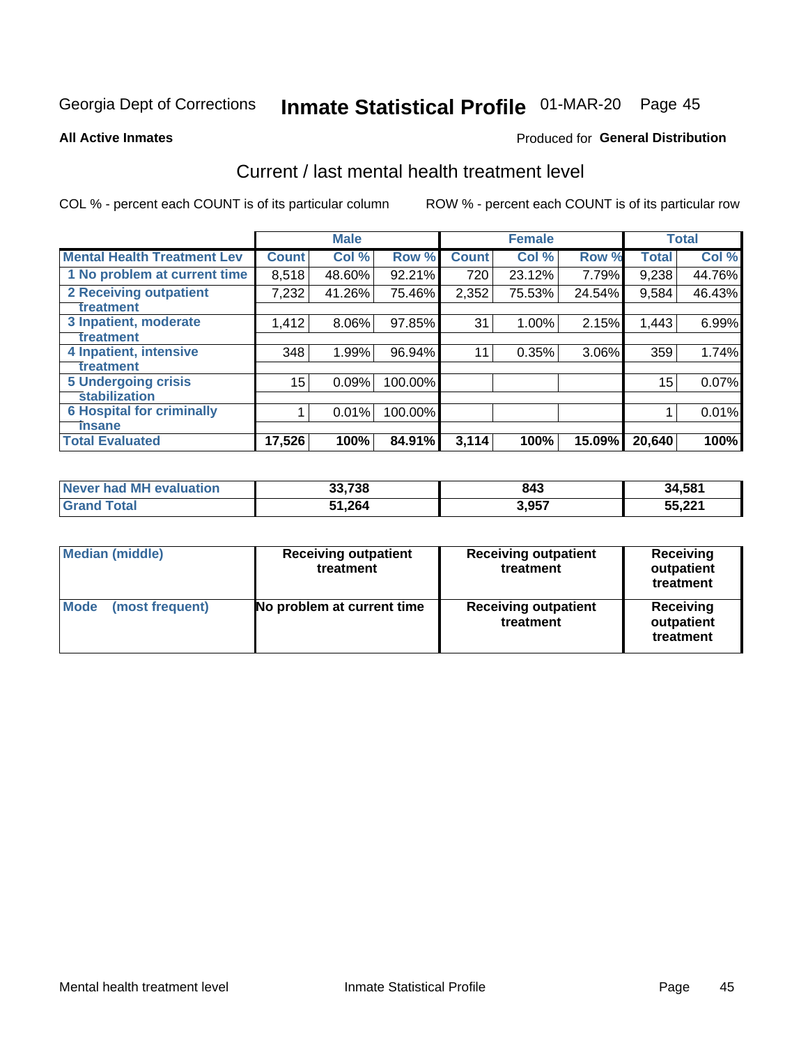Georgia Dept of Corrections **Inmate Statistical Profile** 01-MAR-20

**All Active Inmates**

Produced for **General Distribution**

## Current / last mental health treatment level

COL % - percent each COUNT is of its particular column

ROW % - percent each COUNT is of its particular row

| | Male | | | Female | | | Total | |
|---|---|---|---|---|---|---|---|---|
| **Mental Health Treatment Lev** | **Count** | **Col %** | **Row %** | **Count** | **Col %** | **Row %** | **Total** | **Col %** |
| 1 No problem at current time | 8,518 | 48.60% | 92.21% | 720 | 23.12% | 7.79% | 9,238 | 44.76% |
| 2 Receiving outpatient treatment | 7,232 | 41.26% | 75.46% | 2,352 | 75.53% | 24.54% | 9,584 | 46.43% |
| 3 Inpatient, moderate treatment | 1,412 | 8.06% | 97.85% | 31 | 1.00% | 2.15% | 1,443 | 6.99% |
| 4 Inpatient, intensive treatment | 348 | 1.99% | 96.94% | 11 | 0.35% | 3.06% | 359 | 1.74% |
| 5 Undergoing crisis stabilization | 15 | 0.09% | 100.00% | | | | 15 | 0.07% |
| 6 Hospital for criminally insane | 1 | 0.01% | 100.00% | | | | 1 | 0.01% |
| **Total Evaluated** | **17,526** | **100%** | **84.91%** | **3,114** | **100%** | **15.09%** | **20,640** | **100%** |

| | Male | Female | Total |
|---|---|---|---|
| **Never had MH evaluation** | **33,738** | **843** | **34,581** |
| **Grand Total** | **51,264** | **3,957** | **55,221** |

| | Male | Female | Total |
|---|---|---|---|
| **Median (middle)** | **Receiving outpatient treatment** | **Receiving outpatient treatment** | **Receiving outpatient treatment** |
| **Mode (most frequent)** | **No problem at current time** | **Receiving outpatient treatment** | **Receiving outpatient treatment** |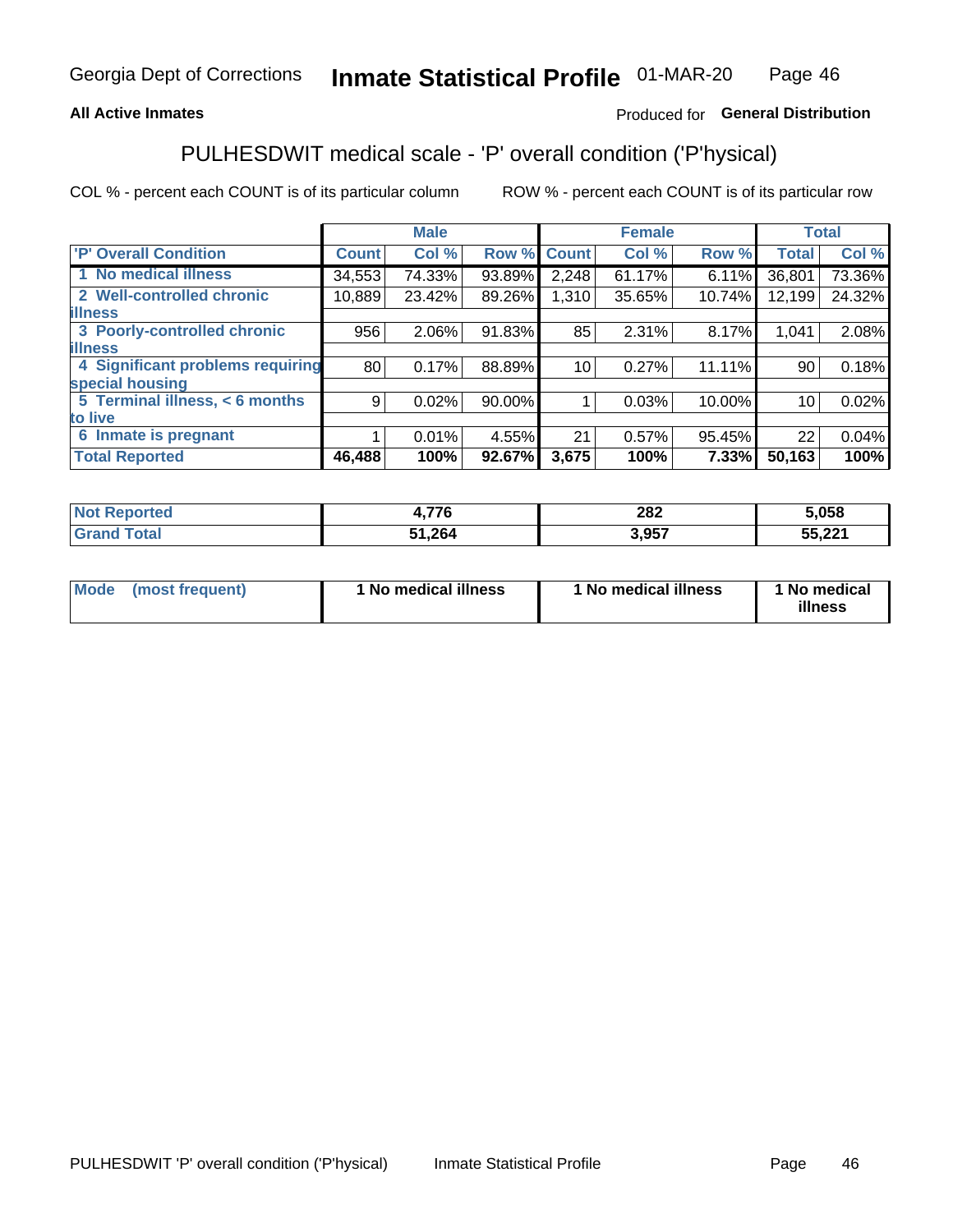**All Active Inmates**

Produced for **General Distribution**

## PULHESDWIT medical scale - 'P' overall condition ('P'hysical)

COL % - percent each COUNT is of its particular column

ROW % - percent each COUNT is of its particular row

| | Male | | | Female | | | Total | |
|---|---|---|---|---|---|---|---|---|
| 'P' Overall Condition | Count | Col % | Row % | Count | Col % | Row % | Total | Col % |
| 1 No medical illness | 34,553 | 74.33% | 93.89% | 2,248 | 61.17% | 6.11% | 36,801 | 73.36% |
| 2 Well-controlled chronic illness | 10,889 | 23.42% | 89.26% | 1,310 | 35.65% | 10.74% | 12,199 | 24.32% |
| 3 Poorly-controlled chronic illness | 956 | 2.06% | 91.83% | 85 | 2.31% | 8.17% | 1,041 | 2.08% |
| 4 Significant problems requiring special housing | 80 | 0.17% | 88.89% | 10 | 0.27% | 11.11% | 90 | 0.18% |
| 5 Terminal illness, < 6 months to live | 9 | 0.02% | 90.00% | 1 | 0.03% | 10.00% | 10 | 0.02% |
| 6 Inmate is pregnant | 1 | 0.01% | 4.55% | 21 | 0.57% | 95.45% | 22 | 0.04% |
| **Total Reported** | **46,488** | **100%** | **92.67%** | **3,675** | **100%** | **7.33%** | **50,163** | **100%** |

| | Male | Female | Total |
|---|---|---|---|
| Not Reported | 4,776 | 282 | 5,058 |
| Grand Total | 51,264 | 3,957 | 55,221 |

| | Male | Female | Total |
|---|---|---|---|
| Mode (most frequent) | 1 No medical illness | 1 No medical illness | 1 No medical illness |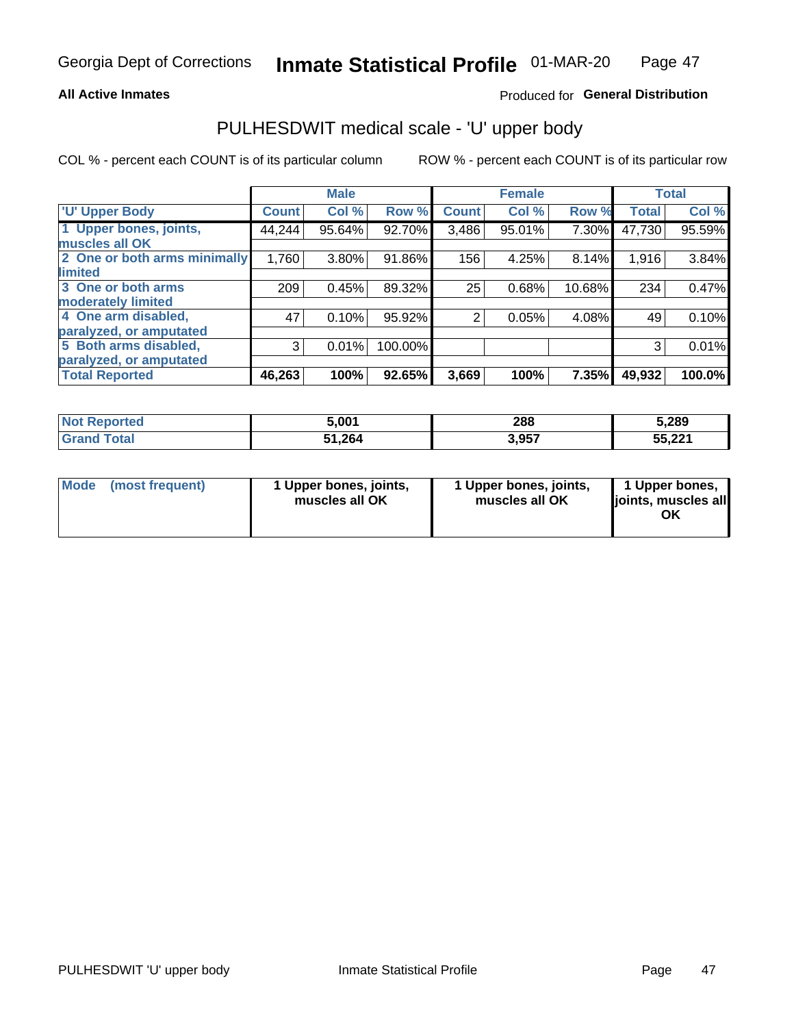Georgia Dept of Corrections **Inmate Statistical Profile** 01-MAR-20

**All Active Inmates**

Produced for **General Distribution**

## PULHESDWIT medical scale - 'U' upper body

COL % - percent each COUNT is of its particular column

ROW % - percent each COUNT is of its particular row

| | Male | | | Female | | | Total | |
|---|---|---|---|---|---|---|---|---|
| 'U' Upper Body | Count | Col % | Row % | Count | Col % | Row % | Total | Col % |
| 1 Upper bones, joints, muscles all OK | 44,244 | 95.64% | 92.70% | 3,486 | 95.01% | 7.30% | 47,730 | 95.59% |
| 2 One or both arms minimally limited | 1,760 | 3.80% | 91.86% | 156 | 4.25% | 8.14% | 1,916 | 3.84% |
| 3 One or both arms moderately limited | 209 | 0.45% | 89.32% | 25 | 0.68% | 10.68% | 234 | 0.47% |
| 4 One arm disabled, paralyzed, or amputated | 47 | 0.10% | 95.92% | 2 | 0.05% | 4.08% | 49 | 0.10% |
| 5 Both arms disabled, paralyzed, or amputated | 3 | 0.01% | 100.00% | | | | 3 | 0.01% |
| **Total Reported** | **46,263** | **100%** | **92.65%** | **3,669** | **100%** | **7.35%** | **49,932** | **100.0%** |

| | Male | Female | Total |
|---|---|---|---|
| Not Reported | 5,001 | 288 | 5,289 |
| Grand Total | 51,264 | 3,957 | 55,221 |

| | Male | Female | Total |
|---|---|---|---|
| Mode (most frequent) | 1 Upper bones, joints, muscles all OK | 1 Upper bones, joints, muscles all OK | 1 Upper bones, joints, muscles all OK |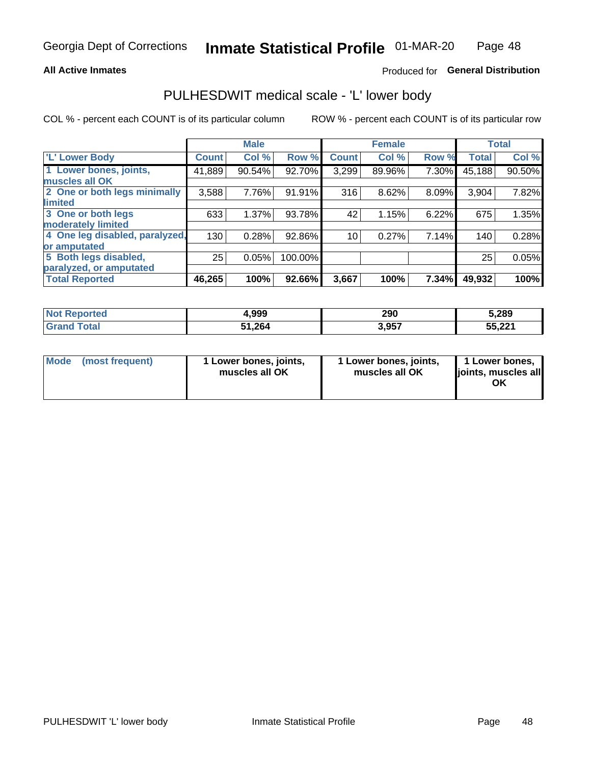Georgia Dept of Corrections **Inmate Statistical Profile** 01-MAR-20

**All Active Inmates**

Produced for **General Distribution**

## PULHESDWIT medical scale - 'L' lower body

COL % - percent each COUNT is of its particular column

ROW % - percent each COUNT is of its particular row

| | Male | | | Female | | | Total | |
|---|---|---|---|---|---|---|---|---|
| 'L' Lower Body | Count | Col % | Row % | Count | Col % | Row % | Total | Col % |
| 1 Lower bones, joints, muscles all OK | 41,889 | 90.54% | 92.70% | 3,299 | 89.96% | 7.30% | 45,188 | 90.50% |
| 2 One or both legs minimally limited | 3,588 | 7.76% | 91.91% | 316 | 8.62% | 8.09% | 3,904 | 7.82% |
| 3 One or both legs moderately limited | 633 | 1.37% | 93.78% | 42 | 1.15% | 6.22% | 675 | 1.35% |
| 4 One leg disabled, paralyzed, or amputated | 130 | 0.28% | 92.86% | 10 | 0.27% | 7.14% | 140 | 0.28% |
| 5 Both legs disabled, paralyzed, or amputated | 25 | 0.05% | 100.00% | | | | 25 | 0.05% |
| **Total Reported** | **46,265** | **100%** | **92.66%** | **3,667** | **100%** | **7.34%** | **49,932** | **100%** |

| | Male | Female | Total |
|---|---|---|---|
| Not Reported | 4,999 | 290 | 5,289 |
| Grand Total | 51,264 | 3,957 | 55,221 |

| | Male | Female | Total |
|---|---|---|---|
| Mode (most frequent) | 1 Lower bones, joints, muscles all OK | 1 Lower bones, joints, muscles all OK | 1 Lower bones, joints, muscles all OK |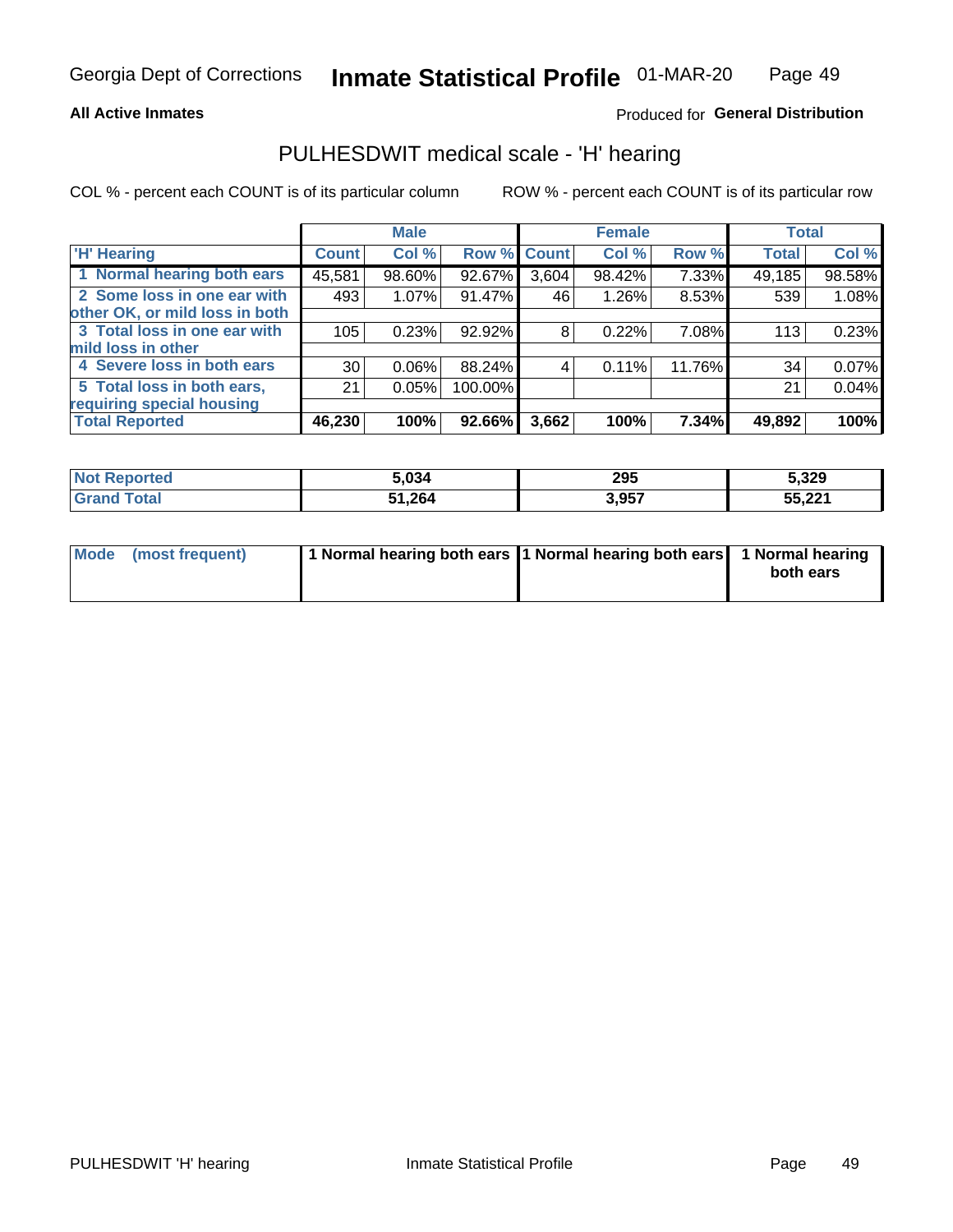**All Active Inmates**

Produced for **General Distribution**

## PULHESDWIT medical scale - 'H' hearing

COL % - percent each COUNT is of its particular column

ROW % - percent each COUNT is of its particular row

| | Male | | | Female | | | Total | |
|---|---|---|---|---|---|---|---|---|
| 'H' Hearing | Count | Col % | Row % | Count | Col % | Row % | Total | Col % |
| 1 Normal hearing both ears | 45,581 | 98.60% | 92.67% | 3,604 | 98.42% | 7.33% | 49,185 | 98.58% |
| 2 Some loss in one ear with other OK, or mild loss in both | 493 | 1.07% | 91.47% | 46 | 1.26% | 8.53% | 539 | 1.08% |
| 3 Total loss in one ear with mild loss in other | 105 | 0.23% | 92.92% | 8 | 0.22% | 7.08% | 113 | 0.23% |
| 4 Severe loss in both ears | 30 | 0.06% | 88.24% | 4 | 0.11% | 11.76% | 34 | 0.07% |
| 5 Total loss in both ears, requiring special housing | 21 | 0.05% | 100.00% | | | | 21 | 0.04% |
| **Total Reported** | **46,230** | **100%** | **92.66%** | **3,662** | **100%** | **7.34%** | **49,892** | **100%** |

| | Male | Female | Total |
|---|---|---|---|
| Not Reported | 5,034 | 295 | 5,329 |
| Grand Total | 51,264 | 3,957 | 55,221 |

| | Male | Female | Total |
|---|---|---|---|
| Mode (most frequent) | 1 Normal hearing both ears | 1 Normal hearing both ears | 1 Normal hearing both ears |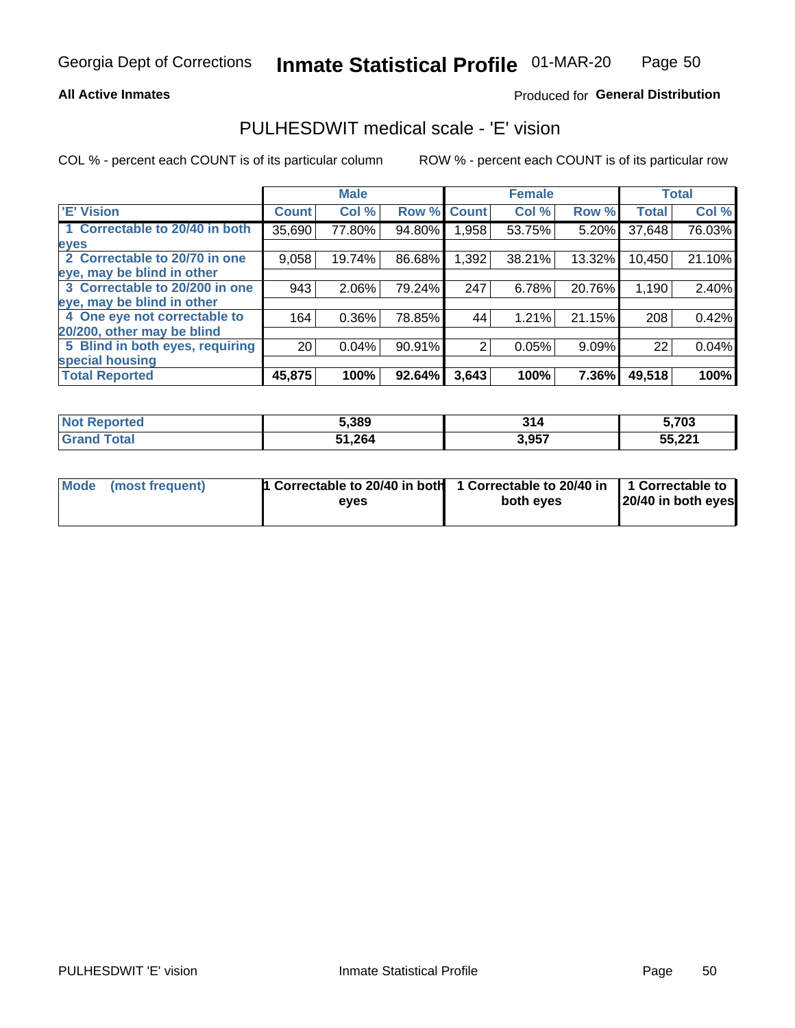Georgia Dept of Corrections **Inmate Statistical Profile** 01-MAR-20

**All Active Inmates**

Produced for **General Distribution**

## PULHESDWIT medical scale - 'E' vision

COL % - percent each COUNT is of its particular column

ROW % - percent each COUNT is of its particular row

| | Male | | | Female | | | Total | |
|---|---|---|---|---|---|---|---|---|
| 'E' Vision | Count | Col % | Row % | Count | Col % | Row % | Total | Col % |
| 1 Correctable to 20/40 in both eyes | 35,690 | 77.80% | 94.80% | 1,958 | 53.75% | 5.20% | 37,648 | 76.03% |
| 2 Correctable to 20/70 in one eye, may be blind in other | 9,058 | 19.74% | 86.68% | 1,392 | 38.21% | 13.32% | 10,450 | 21.10% |
| 3 Correctable to 20/200 in one eye, may be blind in other | 943 | 2.06% | 79.24% | 247 | 6.78% | 20.76% | 1,190 | 2.40% |
| 4 One eye not correctable to 20/200, other may be blind | 164 | 0.36% | 78.85% | 44 | 1.21% | 21.15% | 208 | 0.42% |
| 5 Blind in both eyes, requiring special housing | 20 | 0.04% | 90.91% | 2 | 0.05% | 9.09% | 22 | 0.04% |
| **Total Reported** | **45,875** | **100%** | **92.64%** | **3,643** | **100%** | **7.36%** | **49,518** | **100%** |

| | Male | Female | Total |
|---|---|---|---|
| Not Reported | 5,389 | 314 | 5,703 |
| Grand Total | 51,264 | 3,957 | 55,221 |

| | Male | Female | Total |
|---|---|---|---|
| Mode (most frequent) | 1 Correctable to 20/40 in both eyes | 1 Correctable to 20/40 in both eyes | 1 Correctable to 20/40 in both eyes |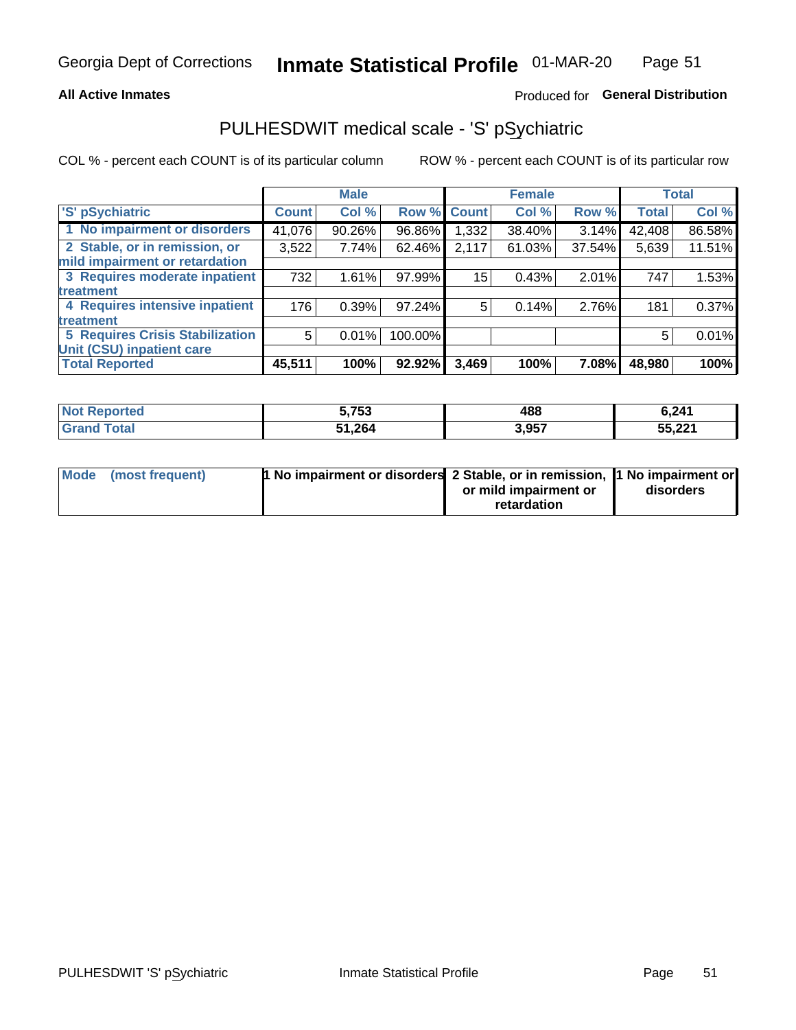Georgia Dept of Corrections **Inmate Statistical Profile** 01-MAR-20

**All Active Inmates**

Produced for **General Distribution**

## PULHESDWIT medical scale - 'S' pSychiatric

COL % - percent each COUNT is of its particular column

ROW % - percent each COUNT is of its particular row

| | Male | | | Female | | | Total | |
|---|---|---|---|---|---|---|---|---|
| 'S' pSychiatric | Count | Col % | Row % | Count | Col % | Row % | Total | Col % |
| 1 No impairment or disorders | 41,076 | 90.26% | 96.86% | 1,332 | 38.40% | 3.14% | 42,408 | 86.58% |
| 2 Stable, or in remission, or mild impairment or retardation | 3,522 | 7.74% | 62.46% | 2,117 | 61.03% | 37.54% | 5,639 | 11.51% |
| 3 Requires moderate inpatient treatment | 732 | 1.61% | 97.99% | 15 | 0.43% | 2.01% | 747 | 1.53% |
| 4 Requires intensive inpatient treatment | 176 | 0.39% | 97.24% | 5 | 0.14% | 2.76% | 181 | 0.37% |
| 5 Requires Crisis Stabilization Unit (CSU) inpatient care | 5 | 0.01% | 100.00% | | | | 5 | 0.01% |
| **Total Reported** | **45,511** | **100%** | **92.92%** | **3,469** | **100%** | **7.08%** | **48,980** | **100%** |

| | Male | Female | Total |
|---|---|---|---|
| Not Reported | 5,753 | 488 | 6,241 |
| Grand Total | 51,264 | 3,957 | 55,221 |

| | Male | Female | Total |
|---|---|---|---|
| Mode (most frequent) | 1 No impairment or disorders | 2 Stable, or in remission, or mild impairment or retardation | 1 No impairment or disorders |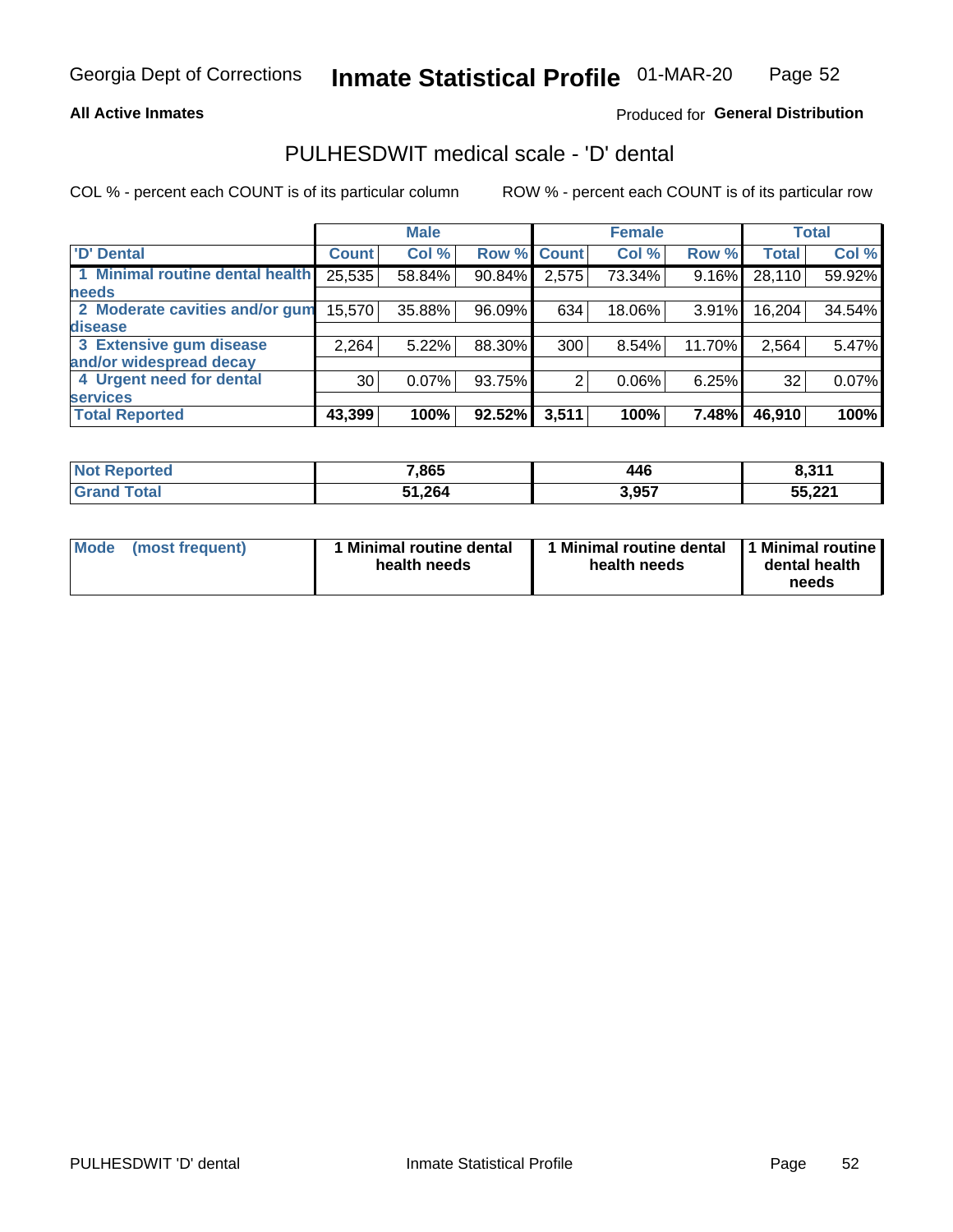**All Active Inmates**

Produced for **General Distribution**

## PULHESDWIT medical scale - 'D' dental

COL % - percent each COUNT is of its particular column

ROW % - percent each COUNT is of its particular row

| | Male | | | Female | | | Total | |
|---|---|---|---|---|---|---|---|---|
| 'D' Dental | Count | Col % | Row % | Count | Col % | Row % | Total | Col % |
| 1 Minimal routine dental health needs | 25,535 | 58.84% | 90.84% | 2,575 | 73.34% | 9.16% | 28,110 | 59.92% |
| 2 Moderate cavities and/or gum disease | 15,570 | 35.88% | 96.09% | 634 | 18.06% | 3.91% | 16,204 | 34.54% |
| 3 Extensive gum disease and/or widespread decay | 2,264 | 5.22% | 88.30% | 300 | 8.54% | 11.70% | 2,564 | 5.47% |
| 4 Urgent need for dental services | 30 | 0.07% | 93.75% | 2 | 0.06% | 6.25% | 32 | 0.07% |
| **Total Reported** | **43,399** | **100%** | **92.52%** | **3,511** | **100%** | **7.48%** | **46,910** | **100%** |

| | Male | Female | Total |
|---|---|---|---|
| Not Reported | 7,865 | 446 | 8,311 |
| Grand Total | 51,264 | 3,957 | 55,221 |

| | Male | Female | Total |
|---|---|---|---|
| Mode (most frequent) | 1 Minimal routine dental health needs | 1 Minimal routine dental health needs | 1 Minimal routine dental health needs |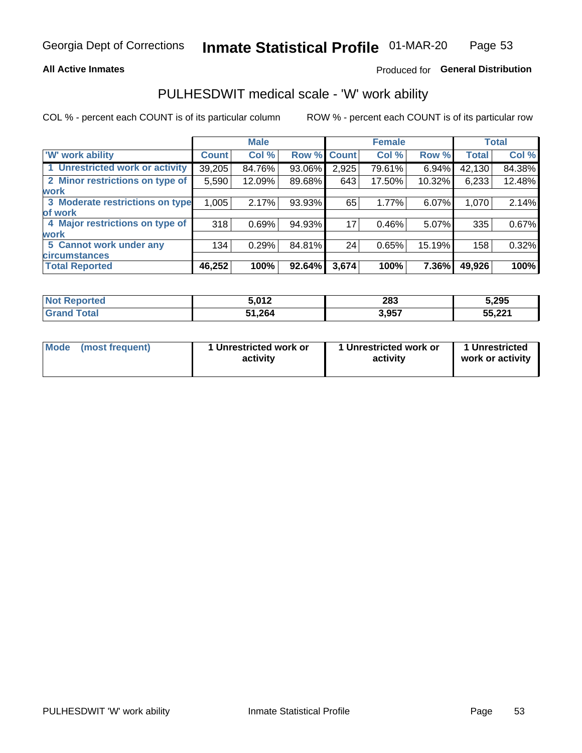Georgia Dept of Corrections **Inmate Statistical Profile** 01-MAR-20

**All Active Inmates**

Produced for **General Distribution**

## PULHESDWIT medical scale - 'W' work ability

COL % - percent each COUNT is of its particular column ROW % - percent each COUNT is of its particular row

| | Male | | | Female | | | Total | |
|---|---|---|---|---|---|---|---|---|
| 'W' work ability | Count | Col % | Row % | Count | Col % | Row % | Total | Col % |
| 1 Unrestricted work or activity | 39,205 | 84.76% | 93.06% | 2,925 | 79.61% | 6.94% | 42,130 | 84.38% |
| 2 Minor restrictions on type of work | 5,590 | 12.09% | 89.68% | 643 | 17.50% | 10.32% | 6,233 | 12.48% |
| 3 Moderate restrictions on type of work | 1,005 | 2.17% | 93.93% | 65 | 1.77% | 6.07% | 1,070 | 2.14% |
| 4 Major restrictions on type of work | 318 | 0.69% | 94.93% | 17 | 0.46% | 5.07% | 335 | 0.67% |
| 5 Cannot work under any circumstances | 134 | 0.29% | 84.81% | 24 | 0.65% | 15.19% | 158 | 0.32% |
| **Total Reported** | **46,252** | **100%** | **92.64%** | **3,674** | **100%** | **7.36%** | **49,926** | **100%** |

| | Male | Female | Total |
|---|---|---|---|
| Not Reported | 5,012 | 283 | 5,295 |
| Grand Total | 51,264 | 3,957 | 55,221 |

| | Male | Female | Total |
|---|---|---|---|
| Mode (most frequent) | 1 Unrestricted work or activity | 1 Unrestricted work or activity | 1 Unrestricted work or activity |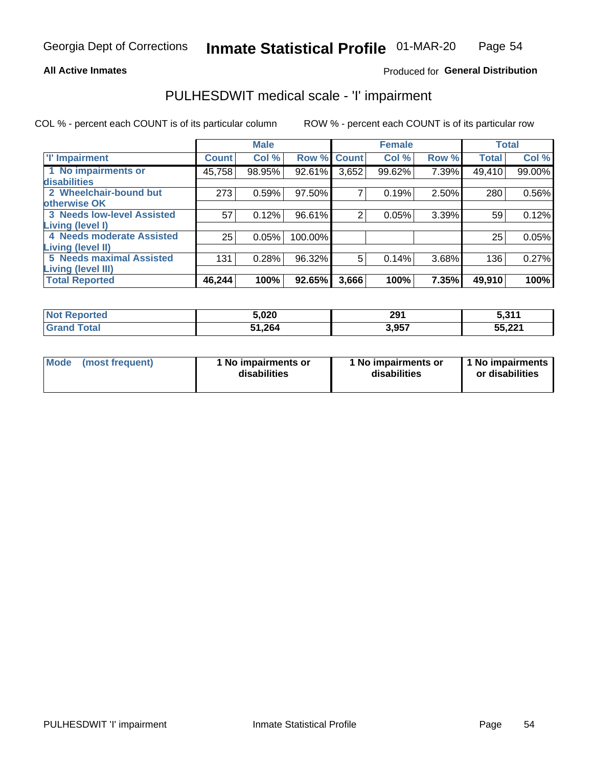**All Active Inmates**

Produced for **General Distribution**

## PULHESDWIT medical scale - 'I' impairment

COL % - percent each COUNT is of its particular column

ROW % - percent each COUNT is of its particular row

| | Male | | | Female | | | Total | |
|---|---|---|---|---|---|---|---|---|
| 'I' Impairment | Count | Col % | Row % | Count | Col % | Row % | Total | Col % |
| 1 No impairments or disabilities | 45,758 | 98.95% | 92.61% | 3,652 | 99.62% | 7.39% | 49,410 | 99.00% |
| 2 Wheelchair-bound but otherwise OK | 273 | 0.59% | 97.50% | 7 | 0.19% | 2.50% | 280 | 0.56% |
| 3 Needs low-level Assisted Living (level I) | 57 | 0.12% | 96.61% | 2 | 0.05% | 3.39% | 59 | 0.12% |
| 4 Needs moderate Assisted Living (level II) | 25 | 0.05% | 100.00% | | | | 25 | 0.05% |
| 5 Needs maximal Assisted Living (level III) | 131 | 0.28% | 96.32% | 5 | 0.14% | 3.68% | 136 | 0.27% |
| **Total Reported** | **46,244** | **100%** | **92.65%** | **3,666** | **100%** | **7.35%** | **49,910** | **100%** |

| | Male | Female | Total |
|---|---|---|---|
| **Not Reported** | **5,020** | **291** | **5,311** |
| **Grand Total** | **51,264** | **3,957** | **55,221** |

| | Male | Female | Total |
|---|---|---|---|
| **Mode (most frequent)** | **1 No impairments or disabilities** | **1 No impairments or disabilities** | **1 No impairments or disabilities** |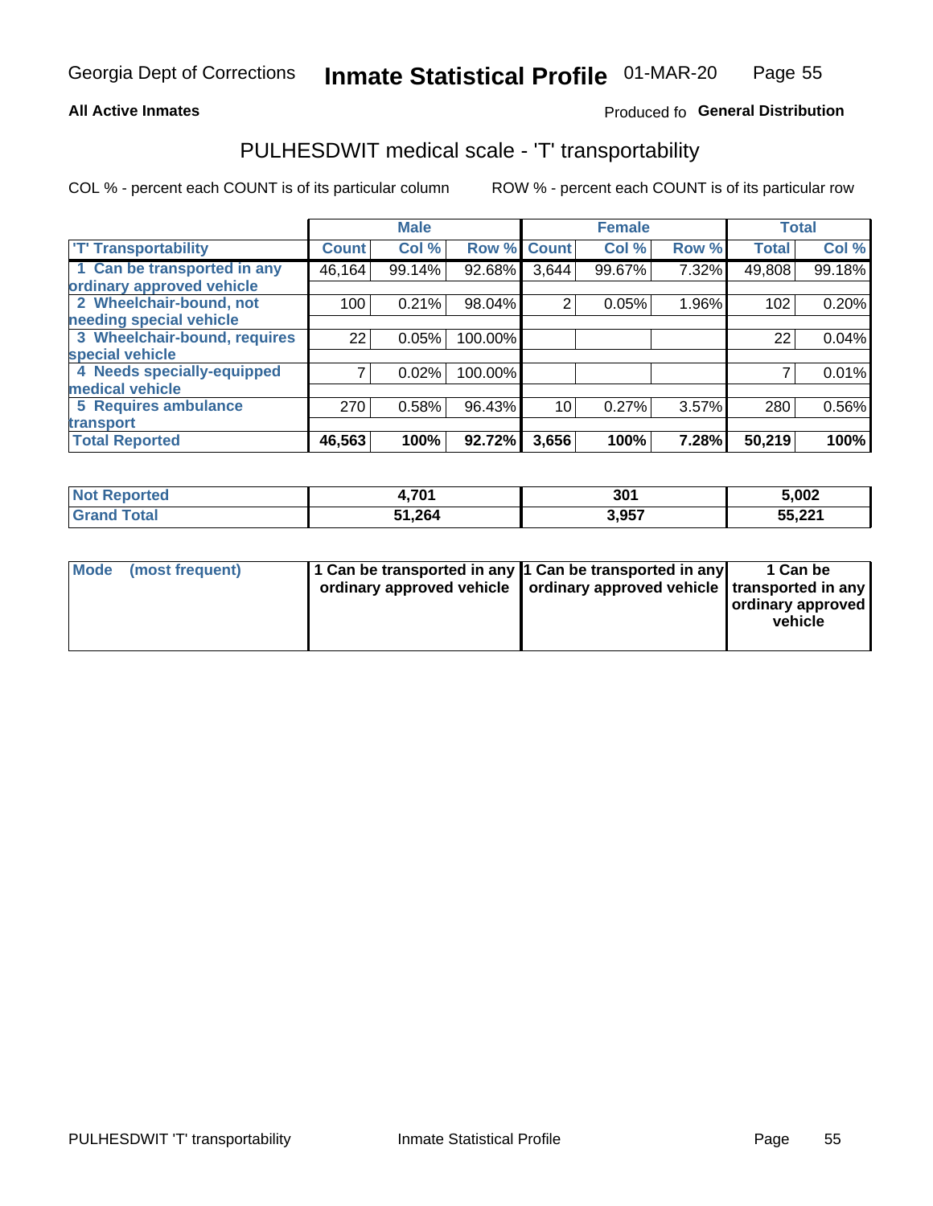Georgia Dept of Corrections **Inmate Statistical Profile** 01-MAR-20

**All Active Inmates** Produced fo **General Distribution**

## PULHESDWIT medical scale - 'T' transportability

COL % - percent each COUNT is of its particular column ROW % - percent each COUNT is of its particular row

| | Male | | | Female | | | Total | |
|---|---|---|---|---|---|---|---|---|
| 'T' Transportability | Count | Col % | Row % | Count | Col % | Row % | Total | Col % |
| 1 Can be transported in any ordinary approved vehicle | 46,164 | 99.14% | 92.68% | 3,644 | 99.67% | 7.32% | 49,808 | 99.18% |
| 2 Wheelchair-bound, not needing special vehicle | 100 | 0.21% | 98.04% | 2 | 0.05% | 1.96% | 102 | 0.20% |
| 3 Wheelchair-bound, requires special vehicle | 22 | 0.05% | 100.00% | | | | 22 | 0.04% |
| 4 Needs specially-equipped medical vehicle | 7 | 0.02% | 100.00% | | | | 7 | 0.01% |
| 5 Requires ambulance transport | 270 | 0.58% | 96.43% | 10 | 0.27% | 3.57% | 280 | 0.56% |
| **Total Reported** | **46,563** | **100%** | **92.72%** | **3,656** | **100%** | **7.28%** | **50,219** | **100%** |

| | Male | Female | Total |
|---|---|---|---|
| Not Reported | 4,701 | 301 | 5,002 |
| Grand Total | 51,264 | 3,957 | 55,221 |

| | Male | Female | Total |
|---|---|---|---|
| Mode (most frequent) | 1 Can be transported in any ordinary approved vehicle | 1 Can be transported in any ordinary approved vehicle | 1 Can be transported in any ordinary approved vehicle |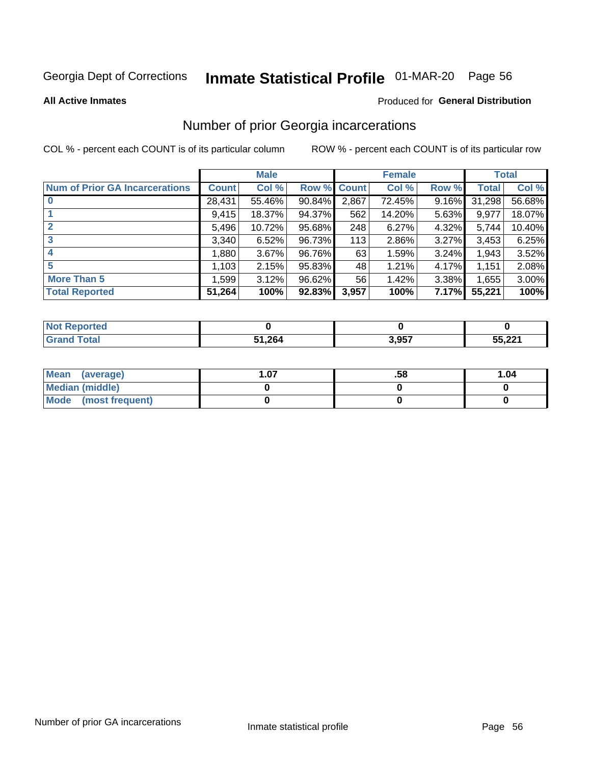Georgia Dept of Corrections **Inmate Statistical Profile** 01-MAR-20

**All Active Inmates**

Produced for **General Distribution**

## Number of prior Georgia incarcerations

COL % - percent each COUNT is of its particular column

ROW % - percent each COUNT is of its particular row

| | Male | | | Female | | | Total | |
|---|---|---|---|---|---|---|---|---|
| **Num of Prior GA Incarcerations** | **Count** | **Col %** | **Row %** | **Count** | **Col %** | **Row %** | **Total** | **Col %** |
| **0** | 28,431 | 55.46% | 90.84% | 2,867 | 72.45% | 9.16% | 31,298 | 56.68% |
| **1** | 9,415 | 18.37% | 94.37% | 562 | 14.20% | 5.63% | 9,977 | 18.07% |
| **2** | 5,496 | 10.72% | 95.68% | 248 | 6.27% | 4.32% | 5,744 | 10.40% |
| **3** | 3,340 | 6.52% | 96.73% | 113 | 2.86% | 3.27% | 3,453 | 6.25% |
| **4** | 1,880 | 3.67% | 96.76% | 63 | 1.59% | 3.24% | 1,943 | 3.52% |
| **5** | 1,103 | 2.15% | 95.83% | 48 | 1.21% | 4.17% | 1,151 | 2.08% |
| **More Than 5** | 1,599 | 3.12% | 96.62% | 56 | 1.42% | 3.38% | 1,655 | 3.00% |
| **Total Reported** | **51,264** | **100%** | **92.83%** | **3,957** | **100%** | **7.17%** | **55,221** | **100%** |

| | Male | Female | Total |
|---|---|---|---|
| **Not Reported** | **0** | **0** | **0** |
| **Grand Total** | **51,264** | **3,957** | **55,221** |

| | Male | Female | Total |
|---|---|---|---|
| **Mean (average)** | **1.07** | **.58** | **1.04** |
| **Median (middle)** | **0** | **0** | **0** |
| **Mode (most frequent)** | **0** | **0** | **0** |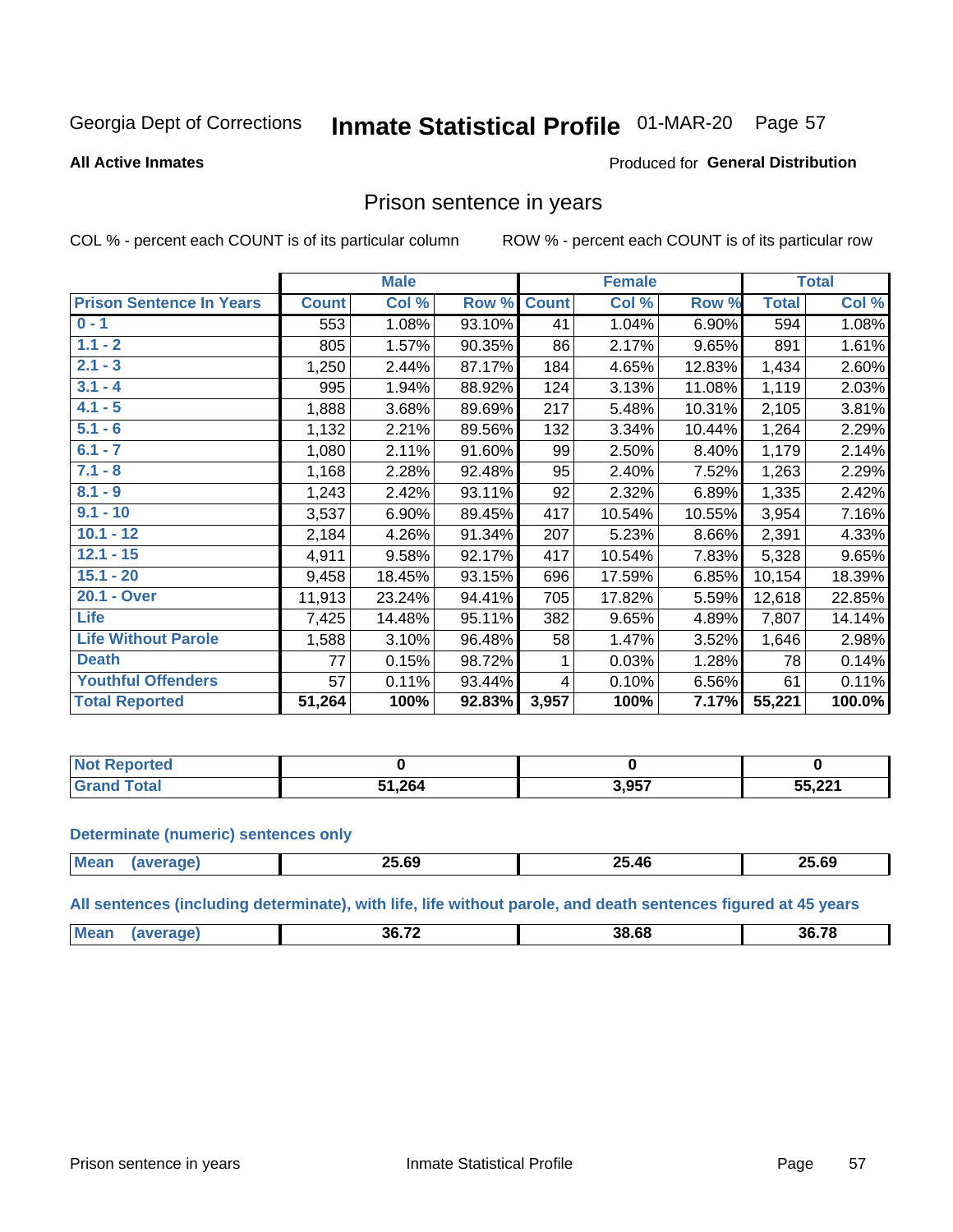Georgia Dept of Corrections **Inmate Statistical Profile** 01-MAR-20 Page 57

**All Active Inmates**

Produced for **General Distribution**

## Prison sentence in years

COL % - percent each COUNT is of its particular column

ROW % - percent each COUNT is of its particular row

| | Male | | | Female | | | Total | |
|---|---|---|---|---|---|---|---|---|
| **Prison Sentence In Years** | **Count** | **Col %** | **Row %** | **Count** | **Col %** | **Row %** | **Total** | **Col %** |
| **0 - 1** | 553 | 1.08% | 93.10% | 41 | 1.04% | 6.90% | 594 | 1.08% |
| **1.1 - 2** | 805 | 1.57% | 90.35% | 86 | 2.17% | 9.65% | 891 | 1.61% |
| **2.1 - 3** | 1,250 | 2.44% | 87.17% | 184 | 4.65% | 12.83% | 1,434 | 2.60% |
| **3.1 - 4** | 995 | 1.94% | 88.92% | 124 | 3.13% | 11.08% | 1,119 | 2.03% |
| **4.1 - 5** | 1,888 | 3.68% | 89.69% | 217 | 5.48% | 10.31% | 2,105 | 3.81% |
| **5.1 - 6** | 1,132 | 2.21% | 89.56% | 132 | 3.34% | 10.44% | 1,264 | 2.29% |
| **6.1 - 7** | 1,080 | 2.11% | 91.60% | 99 | 2.50% | 8.40% | 1,179 | 2.14% |
| **7.1 - 8** | 1,168 | 2.28% | 92.48% | 95 | 2.40% | 7.52% | 1,263 | 2.29% |
| **8.1 - 9** | 1,243 | 2.42% | 93.11% | 92 | 2.32% | 6.89% | 1,335 | 2.42% |
| **9.1 - 10** | 3,537 | 6.90% | 89.45% | 417 | 10.54% | 10.55% | 3,954 | 7.16% |
| **10.1 - 12** | 2,184 | 4.26% | 91.34% | 207 | 5.23% | 8.66% | 2,391 | 4.33% |
| **12.1 - 15** | 4,911 | 9.58% | 92.17% | 417 | 10.54% | 7.83% | 5,328 | 9.65% |
| **15.1 - 20** | 9,458 | 18.45% | 93.15% | 696 | 17.59% | 6.85% | 10,154 | 18.39% |
| **20.1 - Over** | 11,913 | 23.24% | 94.41% | 705 | 17.82% | 5.59% | 12,618 | 22.85% |
| **Life** | 7,425 | 14.48% | 95.11% | 382 | 9.65% | 4.89% | 7,807 | 14.14% |
| **Life Without Parole** | 1,588 | 3.10% | 96.48% | 58 | 1.47% | 3.52% | 1,646 | 2.98% |
| **Death** | 77 | 0.15% | 98.72% | 1 | 0.03% | 1.28% | 78 | 0.14% |
| **Youthful Offenders** | 57 | 0.11% | 93.44% | 4 | 0.10% | 6.56% | 61 | 0.11% |
| **Total Reported** | **51,264** | **100%** | **92.83%** | **3,957** | **100%** | **7.17%** | **55,221** | **100.0%** |

| | Male | Female | Total |
|---|---|---|---|
| **Not Reported** | **0** | **0** | **0** |
| **Grand Total** | **51,264** | **3,957** | **55,221** |

**Determinate (numeric) sentences only**

| | Male | Female | Total |
|---|---|---|---|
| **Mean (average)** | **25.69** | **25.46** | **25.69** |

**All sentences (including determinate), with life, life without parole, and death sentences figured at 45 years**

| | Male | Female | Total |
|---|---|---|---|
| **Mean (average)** | **36.72** | **38.68** | **36.78** |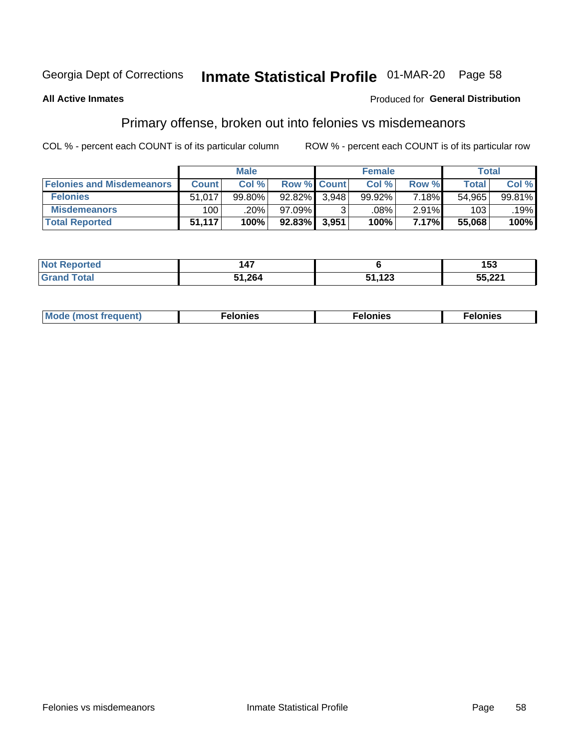Georgia Dept of Corrections **Inmate Statistical Profile** 01-MAR-20

**All Active Inmates**

Produced for **General Distribution**

## Primary offense, broken out into felonies vs misdemeanors

COL % - percent each COUNT is of its particular column

ROW % - percent each COUNT is of its particular row

| | Male | | | Female | | | Total | |
|---|---|---|---|---|---|---|---|---|
| **Felonies and Misdemeanors** | **Count** | **Col %** | **Row %** | **Count** | **Col %** | **Row %** | **Total** | **Col %** |
| **Felonies** | 51,017 | 99.80% | 92.82% | 3,948 | 99.92% | 7.18% | 54,965 | 99.81% |
| **Misdemeanors** | 100 | .20% | 97.09% | 3 | .08% | 2.91% | 103 | .19% |
| **Total Reported** | **51,117** | **100%** | **92.83%** | **3,951** | **100%** | **7.17%** | **55,068** | **100%** |

| | Male | Female | Total |
|---|---|---|---|
| **Not Reported** | **147** | **6** | **153** |
| **Grand Total** | **51,264** | **51,123** | **55,221** |

| | Male | Female | Total |
|---|---|---|---|
| **Mode (most frequent)** | **Felonies** | **Felonies** | **Felonies** |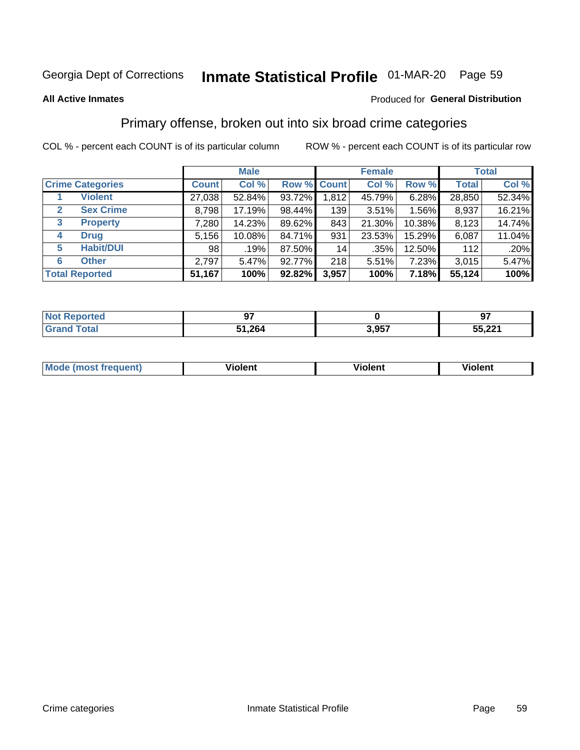Georgia Dept of Corrections **Inmate Statistical Profile** 01-MAR-20

**All Active Inmates**

Produced for **General Distribution**

## Primary offense, broken out into six broad crime categories

COL % - percent each COUNT is of its particular column

ROW % - percent each COUNT is of its particular row

| | | Male | | | Female | | | Total | |
|---|---|---|---|---|---|---|---|---|---|
| **Crime Categories** | | **Count** | **Col %** | **Row %** | **Count** | **Col %** | **Row %** | **Total** | **Col %** |
| 1 | **Violent** | 27,038 | 52.84% | 93.72% | 1,812 | 45.79% | 6.28% | 28,850 | 52.34% |
| 2 | **Sex Crime** | 8,798 | 17.19% | 98.44% | 139 | 3.51% | 1.56% | 8,937 | 16.21% |
| 3 | **Property** | 7,280 | 14.23% | 89.62% | 843 | 21.30% | 10.38% | 8,123 | 14.74% |
| 4 | **Drug** | 5,156 | 10.08% | 84.71% | 931 | 23.53% | 15.29% | 6,087 | 11.04% |
| 5 | **Habit/DUI** | 98 | .19% | 87.50% | 14 | .35% | 12.50% | 112 | .20% |
| 6 | **Other** | 2,797 | 5.47% | 92.77% | 218 | 5.51% | 7.23% | 3,015 | 5.47% |
| **Total Reported** | | **51,167** | **100%** | **92.82%** | **3,957** | **100%** | **7.18%** | **55,124** | **100%** |

| | Male | Female | Total |
|---|---|---|---|
| **Not Reported** | **97** | **0** | **97** |
| **Grand Total** | **51,264** | **3,957** | **55,221** |

| | Male | Female | Total |
|---|---|---|---|
| **Mode (most frequent)** | **Violent** | **Violent** | **Violent** |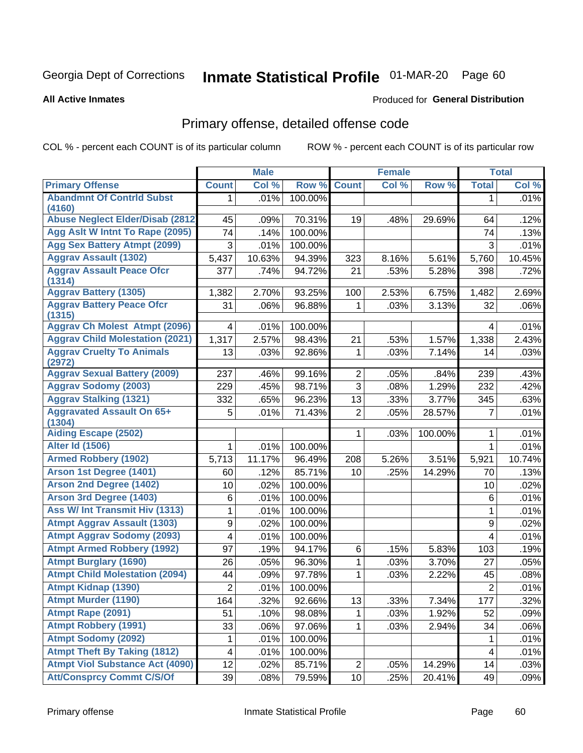Georgia Dept of Corrections **Inmate Statistical Profile** 01-MAR-20

**All Active Inmates** Produced for **General Distribution**

## Primary offense, detailed offense code

COL % - percent each COUNT is of its particular column ROW % - percent each COUNT is of its particular row

| | Male | | | Female | | | Total | |
|---|---|---|---|---|---|---|---|---|
| **Primary Offense** | **Count** | **Col %** | **Row %** | **Count** | **Col %** | **Row %** | **Total** | **Col %** |
| Abandmnt Of Contrld Subst (4160) | 1 | .01% | 100.00% | | | | 1 | .01% |
| Abuse Neglect Elder/Disab (2812 | 45 | .09% | 70.31% | 19 | .48% | 29.69% | 64 | .12% |
| Agg Aslt W Intnt To Rape (2095) | 74 | .14% | 100.00% | | | | 74 | .13% |
| Agg Sex Battery Atmpt (2099) | 3 | .01% | 100.00% | | | | 3 | .01% |
| Aggrav Assault (1302) | 5,437 | 10.63% | 94.39% | 323 | 8.16% | 5.61% | 5,760 | 10.45% |
| Aggrav Assault Peace Ofcr (1314) | 377 | .74% | 94.72% | 21 | .53% | 5.28% | 398 | .72% |
| Aggrav Battery (1305) | 1,382 | 2.70% | 93.25% | 100 | 2.53% | 6.75% | 1,482 | 2.69% |
| Aggrav Battery Peace Ofcr (1315) | 31 | .06% | 96.88% | 1 | .03% | 3.13% | 32 | .06% |
| Aggrav Ch Molest Atmpt (2096) | 4 | .01% | 100.00% | | | | 4 | .01% |
| Aggrav Child Molestation (2021) | 1,317 | 2.57% | 98.43% | 21 | .53% | 1.57% | 1,338 | 2.43% |
| Aggrav Cruelty To Animals (2972) | 13 | .03% | 92.86% | 1 | .03% | 7.14% | 14 | .03% |
| Aggrav Sexual Battery (2009) | 237 | .46% | 99.16% | 2 | .05% | .84% | 239 | .43% |
| Aggrav Sodomy (2003) | 229 | .45% | 98.71% | 3 | .08% | 1.29% | 232 | .42% |
| Aggrav Stalking (1321) | 332 | .65% | 96.23% | 13 | .33% | 3.77% | 345 | .63% |
| Aggravated Assault On 65+ (1304) | 5 | .01% | 71.43% | 2 | .05% | 28.57% | 7 | .01% |
| Aiding Escape (2502) | | | | 1 | .03% | 100.00% | 1 | .01% |
| Alter Id (1506) | 1 | .01% | 100.00% | | | | 1 | .01% |
| Armed Robbery (1902) | 5,713 | 11.17% | 96.49% | 208 | 5.26% | 3.51% | 5,921 | 10.74% |
| Arson 1st Degree (1401) | 60 | .12% | 85.71% | 10 | .25% | 14.29% | 70 | .13% |
| Arson 2nd Degree (1402) | 10 | .02% | 100.00% | | | | 10 | .02% |
| Arson 3rd Degree (1403) | 6 | .01% | 100.00% | | | | 6 | .01% |
| Ass W/ Int Transmit Hiv (1313) | 1 | .01% | 100.00% | | | | 1 | .01% |
| Atmpt Aggrav Assault (1303) | 9 | .02% | 100.00% | | | | 9 | .02% |
| Atmpt Aggrav Sodomy (2093) | 4 | .01% | 100.00% | | | | 4 | .01% |
| Atmpt Armed Robbery (1992) | 97 | .19% | 94.17% | 6 | .15% | 5.83% | 103 | .19% |
| Atmpt Burglary (1690) | 26 | .05% | 96.30% | 1 | .03% | 3.70% | 27 | .05% |
| Atmpt Child Molestation (2094) | 44 | .09% | 97.78% | 1 | .03% | 2.22% | 45 | .08% |
| Atmpt Kidnap (1390) | 2 | .01% | 100.00% | | | | 2 | .01% |
| Atmpt Murder (1190) | 164 | .32% | 92.66% | 13 | .33% | 7.34% | 177 | .32% |
| Atmpt Rape (2091) | 51 | .10% | 98.08% | 1 | .03% | 1.92% | 52 | .09% |
| Atmpt Robbery (1991) | 33 | .06% | 97.06% | 1 | .03% | 2.94% | 34 | .06% |
| Atmpt Sodomy (2092) | 1 | .01% | 100.00% | | | | 1 | .01% |
| Atmpt Theft By Taking (1812) | 4 | .01% | 100.00% | | | | 4 | .01% |
| Atmpt Viol Substance Act (4090) | 12 | .02% | 85.71% | 2 | .05% | 14.29% | 14 | .03% |
| Att/Consprcy Commt C/S/Of | 39 | .08% | 79.59% | 10 | .25% | 20.41% | 49 | .09% |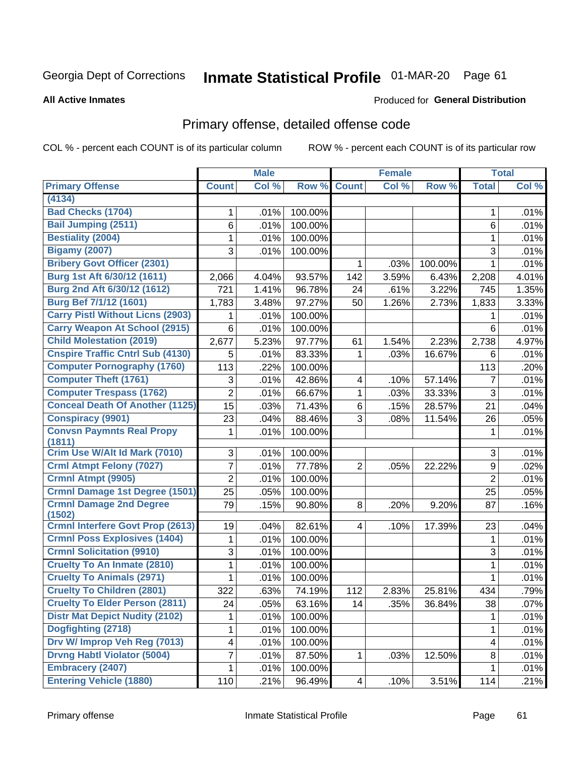Georgia Dept of Corrections **Inmate Statistical Profile** 01-MAR-20

**All Active Inmates**

Produced for **General Distribution**

## Primary offense, detailed offense code

COL % - percent each COUNT is of its particular column

ROW % - percent each COUNT is of its particular row

| | Male | | | Female | | | Total | |
|---|---|---|---|---|---|---|---|---|
| **Primary Offense** | **Count** | **Col %** | **Row %** | **Count** | **Col %** | **Row %** | **Total** | **Col %** |
| (4134) | | | | | | | | |
| Bad Checks (1704) | 1 | .01% | 100.00% | | | | 1 | .01% |
| Bail Jumping (2511) | 6 | .01% | 100.00% | | | | 6 | .01% |
| Bestiality (2004) | 1 | .01% | 100.00% | | | | 1 | .01% |
| Bigamy (2007) | 3 | .01% | 100.00% | | | | 3 | .01% |
| Bribery Govt Officer (2301) | | | | 1 | .03% | 100.00% | 1 | .01% |
| Burg 1st Aft 6/30/12 (1611) | 2,066 | 4.04% | 93.57% | 142 | 3.59% | 6.43% | 2,208 | 4.01% |
| Burg 2nd Aft 6/30/12 (1612) | 721 | 1.41% | 96.78% | 24 | .61% | 3.22% | 745 | 1.35% |
| Burg Bef 7/1/12 (1601) | 1,783 | 3.48% | 97.27% | 50 | 1.26% | 2.73% | 1,833 | 3.33% |
| Carry Pistl Without Licns (2903) | 1 | .01% | 100.00% | | | | 1 | .01% |
| Carry Weapon At School (2915) | 6 | .01% | 100.00% | | | | 6 | .01% |
| Child Molestation (2019) | 2,677 | 5.23% | 97.77% | 61 | 1.54% | 2.23% | 2,738 | 4.97% |
| Cnspire Traffic Cntrl Sub (4130) | 5 | .01% | 83.33% | 1 | .03% | 16.67% | 6 | .01% |
| Computer Pornography (1760) | 113 | .22% | 100.00% | | | | 113 | .20% |
| Computer Theft (1761) | 3 | .01% | 42.86% | 4 | .10% | 57.14% | 7 | .01% |
| Computer Trespass (1762) | 2 | .01% | 66.67% | 1 | .03% | 33.33% | 3 | .01% |
| Conceal Death Of Another (1125) | 15 | .03% | 71.43% | 6 | .15% | 28.57% | 21 | .04% |
| Conspiracy (9901) | 23 | .04% | 88.46% | 3 | .08% | 11.54% | 26 | .05% |
| Convsn Paymnts Real Propy (1811) | 1 | .01% | 100.00% | | | | 1 | .01% |
| Crim Use W/Alt Id Mark (7010) | 3 | .01% | 100.00% | | | | 3 | .01% |
| Crml Atmpt Felony (7027) | 7 | .01% | 77.78% | 2 | .05% | 22.22% | 9 | .02% |
| Crmnl Atmpt (9905) | 2 | .01% | 100.00% | | | | 2 | .01% |
| Crmnl Damage 1st Degree (1501) | 25 | .05% | 100.00% | | | | 25 | .05% |
| Crmnl Damage 2nd Degree (1502) | 79 | .15% | 90.80% | 8 | .20% | 9.20% | 87 | .16% |
| Crmnl Interfere Govt Prop (2613) | 19 | .04% | 82.61% | 4 | .10% | 17.39% | 23 | .04% |
| Crmnl Poss Explosives (1404) | 1 | .01% | 100.00% | | | | 1 | .01% |
| Crmnl Solicitation (9910) | 3 | .01% | 100.00% | | | | 3 | .01% |
| Cruelty To An Inmate (2810) | 1 | .01% | 100.00% | | | | 1 | .01% |
| Cruelty To Animals (2971) | 1 | .01% | 100.00% | | | | 1 | .01% |
| Cruelty To Children (2801) | 322 | .63% | 74.19% | 112 | 2.83% | 25.81% | 434 | .79% |
| Cruelty To Elder Person (2811) | 24 | .05% | 63.16% | 14 | .35% | 36.84% | 38 | .07% |
| Distr Mat Depict Nudity (2102) | 1 | .01% | 100.00% | | | | 1 | .01% |
| Dogfighting (2718) | 1 | .01% | 100.00% | | | | 1 | .01% |
| Drv W/ Improp Veh Reg (7013) | 4 | .01% | 100.00% | | | | 4 | .01% |
| Drvng Habtl Violator (5004) | 7 | .01% | 87.50% | 1 | .03% | 12.50% | 8 | .01% |
| Embracery (2407) | 1 | .01% | 100.00% | | | | 1 | .01% |
| Entering Vehicle (1880) | 110 | .21% | 96.49% | 4 | .10% | 3.51% | 114 | .21% |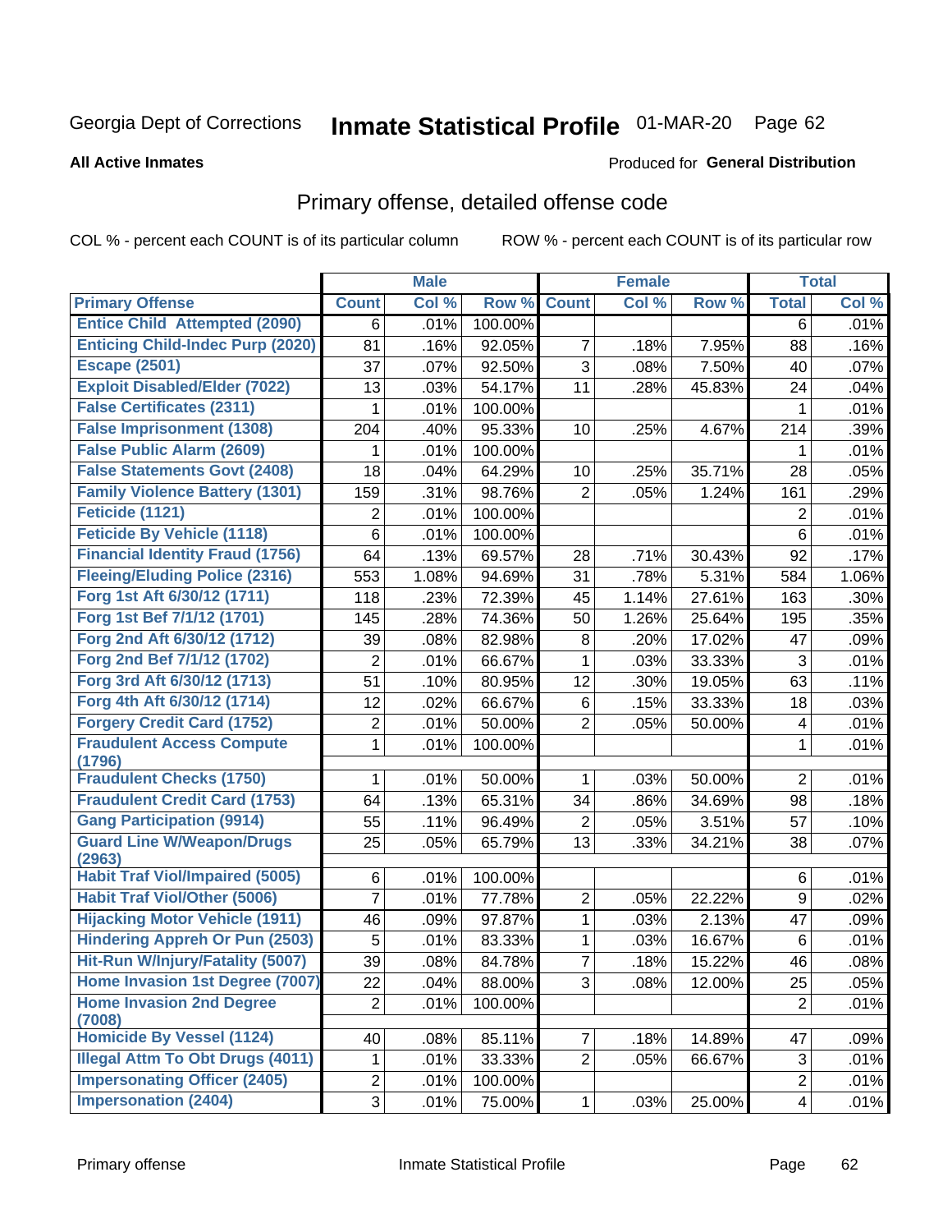Georgia Dept of Corrections **Inmate Statistical Profile** 01-MAR-20

**All Active Inmates**

Produced for **General Distribution**

## Primary offense, detailed offense code

COL % - percent each COUNT is of its particular column    ROW % - percent each COUNT is of its particular row

| | Male | | | Female | | | Total | |
|---|---|---|---|---|---|---|---|---|
| **Primary Offense** | **Count** | **Col %** | **Row %** | **Count** | **Col %** | **Row %** | **Total** | **Col %** |
| **Entice Child Attempted (2090)** | 6 | .01% | 100.00% | | | | 6 | .01% |
| **Enticing Child-Indec Purp (2020)** | 81 | .16% | 92.05% | 7 | .18% | 7.95% | 88 | .16% |
| **Escape (2501)** | 37 | .07% | 92.50% | 3 | .08% | 7.50% | 40 | .07% |
| **Exploit Disabled/Elder (7022)** | 13 | .03% | 54.17% | 11 | .28% | 45.83% | 24 | .04% |
| **False Certificates (2311)** | 1 | .01% | 100.00% | | | | 1 | .01% |
| **False Imprisonment (1308)** | 204 | .40% | 95.33% | 10 | .25% | 4.67% | 214 | .39% |
| **False Public Alarm (2609)** | 1 | .01% | 100.00% | | | | 1 | .01% |
| **False Statements Govt (2408)** | 18 | .04% | 64.29% | 10 | .25% | 35.71% | 28 | .05% |
| **Family Violence Battery (1301)** | 159 | .31% | 98.76% | 2 | .05% | 1.24% | 161 | .29% |
| **Feticide (1121)** | 2 | .01% | 100.00% | | | | 2 | .01% |
| **Feticide By Vehicle (1118)** | 6 | .01% | 100.00% | | | | 6 | .01% |
| **Financial Identity Fraud (1756)** | 64 | .13% | 69.57% | 28 | .71% | 30.43% | 92 | .17% |
| **Fleeing/Eluding Police (2316)** | 553 | 1.08% | 94.69% | 31 | .78% | 5.31% | 584 | 1.06% |
| **Forg 1st Aft 6/30/12 (1711)** | 118 | .23% | 72.39% | 45 | 1.14% | 27.61% | 163 | .30% |
| **Forg 1st Bef 7/1/12 (1701)** | 145 | .28% | 74.36% | 50 | 1.26% | 25.64% | 195 | .35% |
| **Forg 2nd Aft 6/30/12 (1712)** | 39 | .08% | 82.98% | 8 | .20% | 17.02% | 47 | .09% |
| **Forg 2nd Bef 7/1/12 (1702)** | 2 | .01% | 66.67% | 1 | .03% | 33.33% | 3 | .01% |
| **Forg 3rd Aft 6/30/12 (1713)** | 51 | .10% | 80.95% | 12 | .30% | 19.05% | 63 | .11% |
| **Forg 4th Aft 6/30/12 (1714)** | 12 | .02% | 66.67% | 6 | .15% | 33.33% | 18 | .03% |
| **Forgery Credit Card (1752)** | 2 | .01% | 50.00% | 2 | .05% | 50.00% | 4 | .01% |
| **Fraudulent Access Compute (1796)** | 1 | .01% | 100.00% | | | | 1 | .01% |
| **Fraudulent Checks (1750)** | 1 | .01% | 50.00% | 1 | .03% | 50.00% | 2 | .01% |
| **Fraudulent Credit Card (1753)** | 64 | .13% | 65.31% | 34 | .86% | 34.69% | 98 | .18% |
| **Gang Participation (9914)** | 55 | .11% | 96.49% | 2 | .05% | 3.51% | 57 | .10% |
| **Guard Line W/Weapon/Drugs (2963)** | 25 | .05% | 65.79% | 13 | .33% | 34.21% | 38 | .07% |
| **Habit Traf Viol/Impaired (5005)** | 6 | .01% | 100.00% | | | | 6 | .01% |
| **Habit Traf Viol/Other (5006)** | 7 | .01% | 77.78% | 2 | .05% | 22.22% | 9 | .02% |
| **Hijacking Motor Vehicle (1911)** | 46 | .09% | 97.87% | 1 | .03% | 2.13% | 47 | .09% |
| **Hindering Appreh Or Pun (2503)** | 5 | .01% | 83.33% | 1 | .03% | 16.67% | 6 | .01% |
| **Hit-Run W/Injury/Fatality (5007)** | 39 | .08% | 84.78% | 7 | .18% | 15.22% | 46 | .08% |
| **Home Invasion 1st Degree (7007)** | 22 | .04% | 88.00% | 3 | .08% | 12.00% | 25 | .05% |
| **Home Invasion 2nd Degree (7008)** | 2 | .01% | 100.00% | | | | 2 | .01% |
| **Homicide By Vessel (1124)** | 40 | .08% | 85.11% | 7 | .18% | 14.89% | 47 | .09% |
| **Illegal Attm To Obt Drugs (4011)** | 1 | .01% | 33.33% | 2 | .05% | 66.67% | 3 | .01% |
| **Impersonating Officer (2405)** | 2 | .01% | 100.00% | | | | 2 | .01% |
| **Impersonation (2404)** | 3 | .01% | 75.00% | 1 | .03% | 25.00% | 4 | .01% |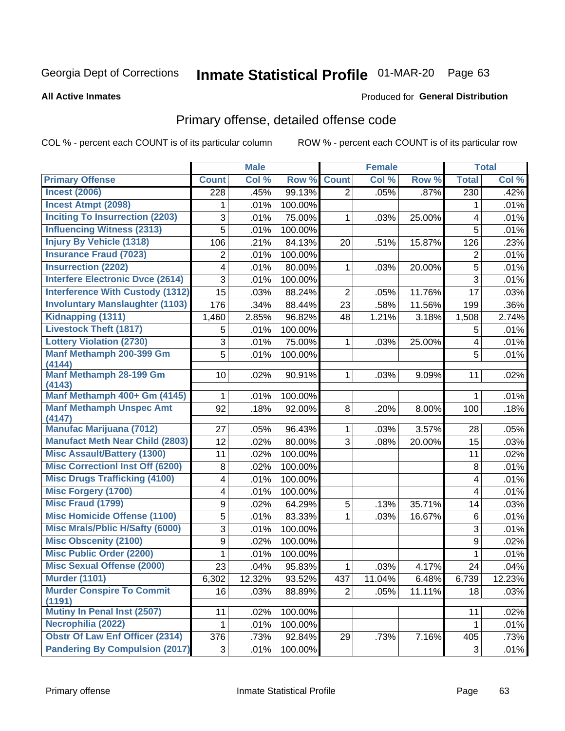Georgia Dept of Corrections **Inmate Statistical Profile** 01-MAR-20

**All Active Inmates** Produced for **General Distribution**

## Primary offense, detailed offense code

COL % - percent each COUNT is of its particular column ROW % - percent each COUNT is of its particular row

| | Male | | | Female | | | Total | |
|---|---|---|---|---|---|---|---|---|
| **Primary Offense** | **Count** | **Col %** | **Row %** | **Count** | **Col %** | **Row %** | **Total** | **Col %** |
| Incest (2006) | 228 | .45% | 99.13% | 2 | .05% | .87% | 230 | .42% |
| Incest Atmpt (2098) | 1 | .01% | 100.00% | | | | 1 | .01% |
| Inciting To Insurrection (2203) | 3 | .01% | 75.00% | 1 | .03% | 25.00% | 4 | .01% |
| Influencing Witness (2313) | 5 | .01% | 100.00% | | | | 5 | .01% |
| Injury By Vehicle (1318) | 106 | .21% | 84.13% | 20 | .51% | 15.87% | 126 | .23% |
| Insurance Fraud (7023) | 2 | .01% | 100.00% | | | | 2 | .01% |
| Insurrection (2202) | 4 | .01% | 80.00% | 1 | .03% | 20.00% | 5 | .01% |
| Interfere Electronic Dvce (2614) | 3 | .01% | 100.00% | | | | 3 | .01% |
| Interference With Custody (1312) | 15 | .03% | 88.24% | 2 | .05% | 11.76% | 17 | .03% |
| Involuntary Manslaughter (1103) | 176 | .34% | 88.44% | 23 | .58% | 11.56% | 199 | .36% |
| Kidnapping (1311) | 1,460 | 2.85% | 96.82% | 48 | 1.21% | 3.18% | 1,508 | 2.74% |
| Livestock Theft (1817) | 5 | .01% | 100.00% | | | | 5 | .01% |
| Lottery Violation (2730) | 3 | .01% | 75.00% | 1 | .03% | 25.00% | 4 | .01% |
| Manf Methamph 200-399 Gm (4144) | 5 | .01% | 100.00% | | | | 5 | .01% |
| Manf Methamph 28-199 Gm (4143) | 10 | .02% | 90.91% | 1 | .03% | 9.09% | 11 | .02% |
| Manf Methamph 400+ Gm (4145) | 1 | .01% | 100.00% | | | | 1 | .01% |
| Manf Methamph Unspec Amt (4147) | 92 | .18% | 92.00% | 8 | .20% | 8.00% | 100 | .18% |
| Manufac Marijuana (7012) | 27 | .05% | 96.43% | 1 | .03% | 3.57% | 28 | .05% |
| Manufact Meth Near Child (2803) | 12 | .02% | 80.00% | 3 | .08% | 20.00% | 15 | .03% |
| Misc Assault/Battery (1300) | 11 | .02% | 100.00% | | | | 11 | .02% |
| Misc Correctionl Inst Off (6200) | 8 | .02% | 100.00% | | | | 8 | .01% |
| Misc Drugs Trafficking (4100) | 4 | .01% | 100.00% | | | | 4 | .01% |
| Misc Forgery (1700) | 4 | .01% | 100.00% | | | | 4 | .01% |
| Misc Fraud (1799) | 9 | .02% | 64.29% | 5 | .13% | 35.71% | 14 | .03% |
| Misc Homicide Offense (1100) | 5 | .01% | 83.33% | 1 | .03% | 16.67% | 6 | .01% |
| Misc Mrals/Pblic H/Safty (6000) | 3 | .01% | 100.00% | | | | 3 | .01% |
| Misc Obscenity (2100) | 9 | .02% | 100.00% | | | | 9 | .02% |
| Misc Public Order (2200) | 1 | .01% | 100.00% | | | | 1 | .01% |
| Misc Sexual Offense (2000) | 23 | .04% | 95.83% | 1 | .03% | 4.17% | 24 | .04% |
| Murder (1101) | 6,302 | 12.32% | 93.52% | 437 | 11.04% | 6.48% | 6,739 | 12.23% |
| Murder Conspire To Commit (1191) | 16 | .03% | 88.89% | 2 | .05% | 11.11% | 18 | .03% |
| Mutiny In Penal Inst (2507) | 11 | .02% | 100.00% | | | | 11 | .02% |
| Necrophilia (2022) | 1 | .01% | 100.00% | | | | 1 | .01% |
| Obstr Of Law Enf Officer (2314) | 376 | .73% | 92.84% | 29 | .73% | 7.16% | 405 | .73% |
| Pandering By Compulsion (2017) | 3 | .01% | 100.00% | | | | 3 | .01% |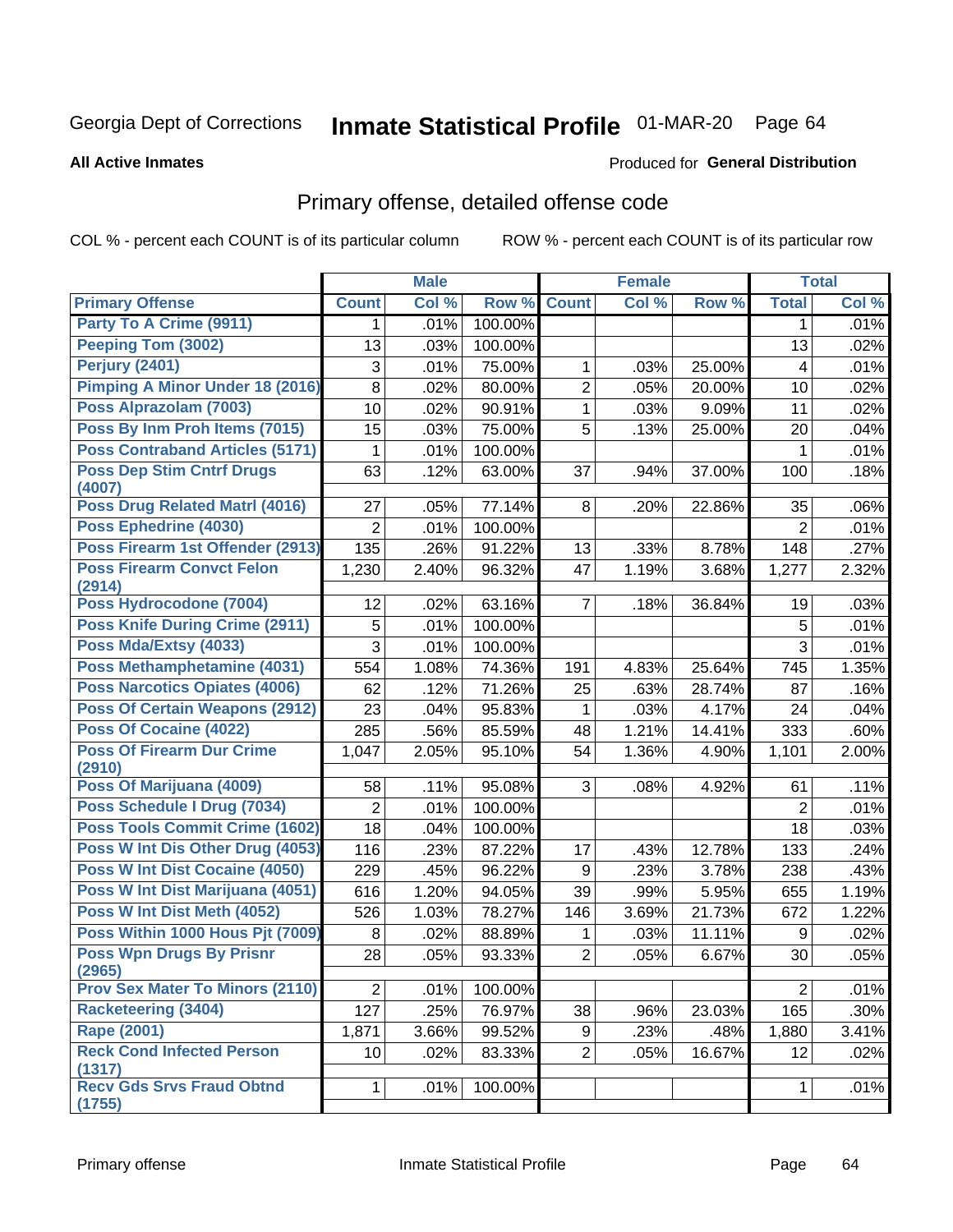Georgia Dept of Corrections **Inmate Statistical Profile** 01-MAR-20

**All Active Inmates**

Produced for **General Distribution**

## Primary offense, detailed offense code

COL % - percent each COUNT is of its particular column ROW % - percent each COUNT is of its particular row

| | Male | | | Female | | | Total | |
|---|---|---|---|---|---|---|---|---|
| Primary Offense | Count | Col % | Row % | Count | Col % | Row % | Total | Col % |
| Party To A Crime (9911) | 1 | .01% | 100.00% | | | | 1 | .01% |
| Peeping Tom (3002) | 13 | .03% | 100.00% | | | | 13 | .02% |
| Perjury (2401) | 3 | .01% | 75.00% | 1 | .03% | 25.00% | 4 | .01% |
| Pimping A Minor Under 18 (2016) | 8 | .02% | 80.00% | 2 | .05% | 20.00% | 10 | .02% |
| Poss Alprazolam (7003) | 10 | .02% | 90.91% | 1 | .03% | 9.09% | 11 | .02% |
| Poss By Inm Proh Items (7015) | 15 | .03% | 75.00% | 5 | .13% | 25.00% | 20 | .04% |
| Poss Contraband Articles (5171) | 1 | .01% | 100.00% | | | | 1 | .01% |
| Poss Dep Stim Cntrf Drugs (4007) | 63 | .12% | 63.00% | 37 | .94% | 37.00% | 100 | .18% |
| Poss Drug Related Matrl (4016) | 27 | .05% | 77.14% | 8 | .20% | 22.86% | 35 | .06% |
| Poss Ephedrine (4030) | 2 | .01% | 100.00% | | | | 2 | .01% |
| Poss Firearm 1st Offender (2913) | 135 | .26% | 91.22% | 13 | .33% | 8.78% | 148 | .27% |
| Poss Firearm Convct Felon (2914) | 1,230 | 2.40% | 96.32% | 47 | 1.19% | 3.68% | 1,277 | 2.32% |
| Poss Hydrocodone (7004) | 12 | .02% | 63.16% | 7 | .18% | 36.84% | 19 | .03% |
| Poss Knife During Crime (2911) | 5 | .01% | 100.00% | | | | 5 | .01% |
| Poss Mda/Extsy (4033) | 3 | .01% | 100.00% | | | | 3 | .01% |
| Poss Methamphetamine (4031) | 554 | 1.08% | 74.36% | 191 | 4.83% | 25.64% | 745 | 1.35% |
| Poss Narcotics Opiates (4006) | 62 | .12% | 71.26% | 25 | .63% | 28.74% | 87 | .16% |
| Poss Of Certain Weapons (2912) | 23 | .04% | 95.83% | 1 | .03% | 4.17% | 24 | .04% |
| Poss Of Cocaine (4022) | 285 | .56% | 85.59% | 48 | 1.21% | 14.41% | 333 | .60% |
| Poss Of Firearm Dur Crime (2910) | 1,047 | 2.05% | 95.10% | 54 | 1.36% | 4.90% | 1,101 | 2.00% |
| Poss Of Marijuana (4009) | 58 | .11% | 95.08% | 3 | .08% | 4.92% | 61 | .11% |
| Poss Schedule I Drug (7034) | 2 | .01% | 100.00% | | | | 2 | .01% |
| Poss Tools Commit Crime (1602) | 18 | .04% | 100.00% | | | | 18 | .03% |
| Poss W Int Dis Other Drug (4053) | 116 | .23% | 87.22% | 17 | .43% | 12.78% | 133 | .24% |
| Poss W Int Dist Cocaine (4050) | 229 | .45% | 96.22% | 9 | .23% | 3.78% | 238 | .43% |
| Poss W Int Dist Marijuana (4051) | 616 | 1.20% | 94.05% | 39 | .99% | 5.95% | 655 | 1.19% |
| Poss W Int Dist Meth (4052) | 526 | 1.03% | 78.27% | 146 | 3.69% | 21.73% | 672 | 1.22% |
| Poss Within 1000 Hous Pjt (7009) | 8 | .02% | 88.89% | 1 | .03% | 11.11% | 9 | .02% |
| Poss Wpn Drugs By Prisnr (2965) | 28 | .05% | 93.33% | 2 | .05% | 6.67% | 30 | .05% |
| Prov Sex Mater To Minors (2110) | 2 | .01% | 100.00% | | | | 2 | .01% |
| Racketeering (3404) | 127 | .25% | 76.97% | 38 | .96% | 23.03% | 165 | .30% |
| Rape (2001) | 1,871 | 3.66% | 99.52% | 9 | .23% | .48% | 1,880 | 3.41% |
| Reck Cond Infected Person (1317) | 10 | .02% | 83.33% | 2 | .05% | 16.67% | 12 | .02% |
| Recv Gds Srvs Fraud Obtnd (1755) | 1 | .01% | 100.00% | | | | 1 | .01% |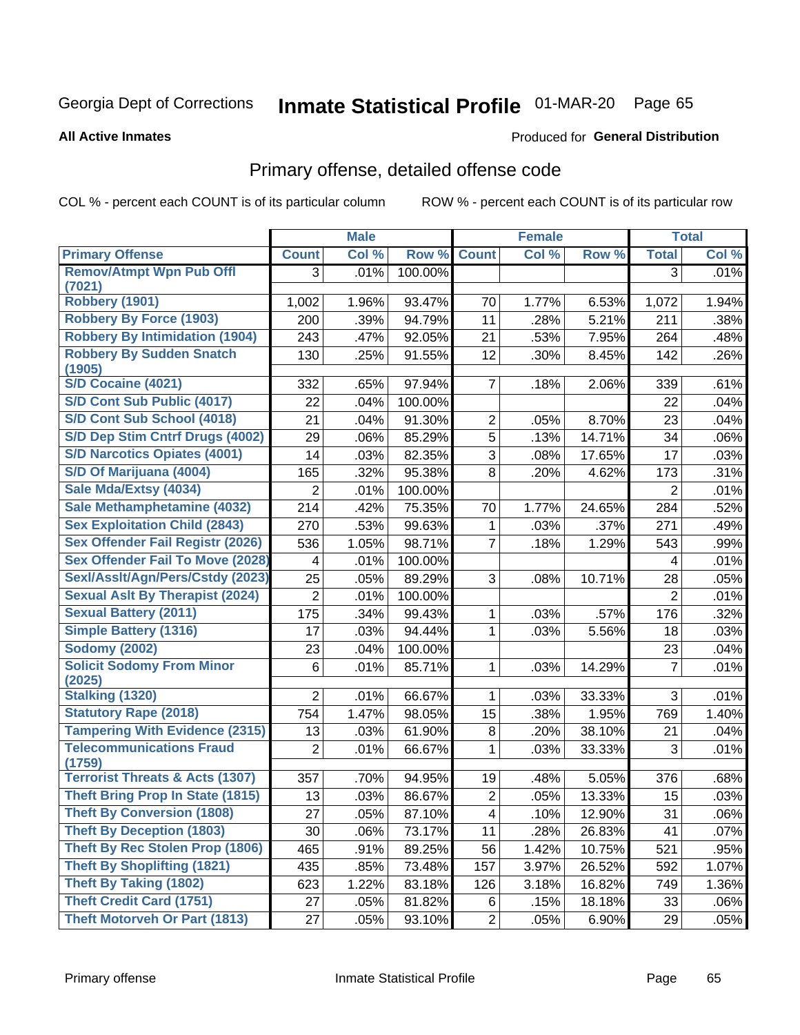Georgia Dept of Corrections **Inmate Statistical Profile** 01-MAR-20

**All Active Inmates**

Produced for **General Distribution**

## Primary offense, detailed offense code

COL % - percent each COUNT is of its particular column ROW % - percent each COUNT is of its particular row

| | Male | | | Female | | | Total | |
|---|---|---|---|---|---|---|---|---|
| Primary Offense | Count | Col % | Row % | Count | Col % | Row % | Total | Col % |
| Remov/Atmpt Wpn Pub Offl (7021) | 3 | .01% | 100.00% | | | | 3 | .01% |
| Robbery (1901) | 1,002 | 1.96% | 93.47% | 70 | 1.77% | 6.53% | 1,072 | 1.94% |
| Robbery By Force (1903) | 200 | .39% | 94.79% | 11 | .28% | 5.21% | 211 | .38% |
| Robbery By Intimidation (1904) | 243 | .47% | 92.05% | 21 | .53% | 7.95% | 264 | .48% |
| Robbery By Sudden Snatch (1905) | 130 | .25% | 91.55% | 12 | .30% | 8.45% | 142 | .26% |
| S/D Cocaine (4021) | 332 | .65% | 97.94% | 7 | .18% | 2.06% | 339 | .61% |
| S/D Cont Sub Public (4017) | 22 | .04% | 100.00% | | | | 22 | .04% |
| S/D Cont Sub School (4018) | 21 | .04% | 91.30% | 2 | .05% | 8.70% | 23 | .04% |
| S/D Dep Stim Cntrf Drugs (4002) | 29 | .06% | 85.29% | 5 | .13% | 14.71% | 34 | .06% |
| S/D Narcotics Opiates (4001) | 14 | .03% | 82.35% | 3 | .08% | 17.65% | 17 | .03% |
| S/D Of Marijuana (4004) | 165 | .32% | 95.38% | 8 | .20% | 4.62% | 173 | .31% |
| Sale Mda/Extsy (4034) | 2 | .01% | 100.00% | | | | 2 | .01% |
| Sale Methamphetamine (4032) | 214 | .42% | 75.35% | 70 | 1.77% | 24.65% | 284 | .52% |
| Sex Exploitation Child (2843) | 270 | .53% | 99.63% | 1 | .03% | .37% | 271 | .49% |
| Sex Offender Fail Registr (2026) | 536 | 1.05% | 98.71% | 7 | .18% | 1.29% | 543 | .99% |
| Sex Offender Fail To Move (2028) | 4 | .01% | 100.00% | | | | 4 | .01% |
| Sexl/Asslt/Agn/Pers/Cstdy (2023) | 25 | .05% | 89.29% | 3 | .08% | 10.71% | 28 | .05% |
| Sexual Aslt By Therapist (2024) | 2 | .01% | 100.00% | | | | 2 | .01% |
| Sexual Battery (2011) | 175 | .34% | 99.43% | 1 | .03% | .57% | 176 | .32% |
| Simple Battery (1316) | 17 | .03% | 94.44% | 1 | .03% | 5.56% | 18 | .03% |
| Sodomy (2002) | 23 | .04% | 100.00% | | | | 23 | .04% |
| Solicit Sodomy From Minor (2025) | 6 | .01% | 85.71% | 1 | .03% | 14.29% | 7 | .01% |
| Stalking (1320) | 2 | .01% | 66.67% | 1 | .03% | 33.33% | 3 | .01% |
| Statutory Rape (2018) | 754 | 1.47% | 98.05% | 15 | .38% | 1.95% | 769 | 1.40% |
| Tampering With Evidence (2315) | 13 | .03% | 61.90% | 8 | .20% | 38.10% | 21 | .04% |
| Telecommunications Fraud (1759) | 2 | .01% | 66.67% | 1 | .03% | 33.33% | 3 | .01% |
| Terrorist Threats & Acts (1307) | 357 | .70% | 94.95% | 19 | .48% | 5.05% | 376 | .68% |
| Theft Bring Prop In State (1815) | 13 | .03% | 86.67% | 2 | .05% | 13.33% | 15 | .03% |
| Theft By Conversion (1808) | 27 | .05% | 87.10% | 4 | .10% | 12.90% | 31 | .06% |
| Theft By Deception (1803) | 30 | .06% | 73.17% | 11 | .28% | 26.83% | 41 | .07% |
| Theft By Rec Stolen Prop (1806) | 465 | .91% | 89.25% | 56 | 1.42% | 10.75% | 521 | .95% |
| Theft By Shoplifting (1821) | 435 | .85% | 73.48% | 157 | 3.97% | 26.52% | 592 | 1.07% |
| Theft By Taking (1802) | 623 | 1.22% | 83.18% | 126 | 3.18% | 16.82% | 749 | 1.36% |
| Theft Credit Card (1751) | 27 | .05% | 81.82% | 6 | .15% | 18.18% | 33 | .06% |
| Theft Motorveh Or Part (1813) | 27 | .05% | 93.10% | 2 | .05% | 6.90% | 29 | .05% |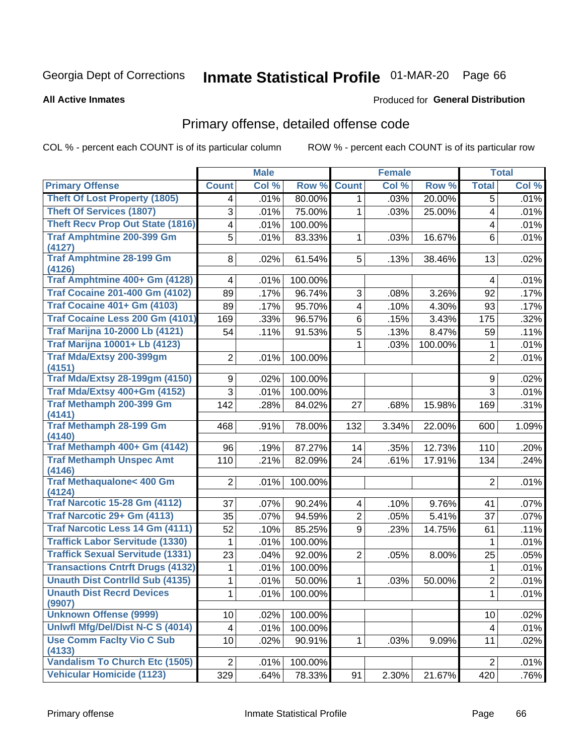Georgia Dept of Corrections **Inmate Statistical Profile** 01-MAR-20

**All Active Inmates**

Produced for **General Distribution**

## Primary offense, detailed offense code

COL % - percent each COUNT is of its particular column

ROW % - percent each COUNT is of its particular row

| | Male | | | Female | | | Total | |
|---|---|---|---|---|---|---|---|---|
| **Primary Offense** | **Count** | **Col %** | **Row %** | **Count** | **Col %** | **Row %** | **Total** | **Col %** |
| Theft Of Lost Property (1805) | 4 | .01% | 80.00% | 1 | .03% | 20.00% | 5 | .01% |
| Theft Of Services (1807) | 3 | .01% | 75.00% | 1 | .03% | 25.00% | 4 | .01% |
| Theft Recv Prop Out State (1816) | 4 | .01% | 100.00% | | | | 4 | .01% |
| Traf Amphtmine 200-399 Gm (4127) | 5 | .01% | 83.33% | 1 | .03% | 16.67% | 6 | .01% |
| Traf Amphtmine 28-199 Gm (4126) | 8 | .02% | 61.54% | 5 | .13% | 38.46% | 13 | .02% |
| Traf Amphtmine 400+ Gm (4128) | 4 | .01% | 100.00% | | | | 4 | .01% |
| Traf Cocaine 201-400 Gm (4102) | 89 | .17% | 96.74% | 3 | .08% | 3.26% | 92 | .17% |
| Traf Cocaine 401+ Gm (4103) | 89 | .17% | 95.70% | 4 | .10% | 4.30% | 93 | .17% |
| Traf Cocaine Less 200 Gm (4101) | 169 | .33% | 96.57% | 6 | .15% | 3.43% | 175 | .32% |
| Traf Marijna 10-2000 Lb (4121) | 54 | .11% | 91.53% | 5 | .13% | 8.47% | 59 | .11% |
| Traf Marijna 10001+ Lb (4123) | | | | 1 | .03% | 100.00% | 1 | .01% |
| Traf Mda/Extsy 200-399gm (4151) | 2 | .01% | 100.00% | | | | 2 | .01% |
| Traf Mda/Extsy 28-199gm (4150) | 9 | .02% | 100.00% | | | | 9 | .02% |
| Traf Mda/Extsy 400+Gm (4152) | 3 | .01% | 100.00% | | | | 3 | .01% |
| Traf Methamph 200-399 Gm (4141) | 142 | .28% | 84.02% | 27 | .68% | 15.98% | 169 | .31% |
| Traf Methamph 28-199 Gm (4140) | 468 | .91% | 78.00% | 132 | 3.34% | 22.00% | 600 | 1.09% |
| Traf Methamph 400+ Gm (4142) | 96 | .19% | 87.27% | 14 | .35% | 12.73% | 110 | .20% |
| Traf Methamph Unspec Amt (4146) | 110 | .21% | 82.09% | 24 | .61% | 17.91% | 134 | .24% |
| Traf Methaqualone< 400 Gm (4124) | 2 | .01% | 100.00% | | | | 2 | .01% |
| Traf Narcotic 15-28 Gm (4112) | 37 | .07% | 90.24% | 4 | .10% | 9.76% | 41 | .07% |
| Traf Narcotic 29+ Gm (4113) | 35 | .07% | 94.59% | 2 | .05% | 5.41% | 37 | .07% |
| Traf Narcotic Less 14 Gm (4111) | 52 | .10% | 85.25% | 9 | .23% | 14.75% | 61 | .11% |
| Traffick Labor Servitude (1330) | 1 | .01% | 100.00% | | | | 1 | .01% |
| Traffick Sexual Servitude (1331) | 23 | .04% | 92.00% | 2 | .05% | 8.00% | 25 | .05% |
| Transactions Cntrft Drugs (4132) | 1 | .01% | 100.00% | | | | 1 | .01% |
| Unauth Dist Contrlld Sub (4135) | 1 | .01% | 50.00% | 1 | .03% | 50.00% | 2 | .01% |
| Unauth Dist Recrd Devices (9907) | 1 | .01% | 100.00% | | | | 1 | .01% |
| Unknown Offense (9999) | 10 | .02% | 100.00% | | | | 10 | .02% |
| Unlwfl Mfg/Del/Dist N-C S (4014) | 4 | .01% | 100.00% | | | | 4 | .01% |
| Use Comm Faclty Vio C Sub (4133) | 10 | .02% | 90.91% | 1 | .03% | 9.09% | 11 | .02% |
| Vandalism To Church Etc (1505) | 2 | .01% | 100.00% | | | | 2 | .01% |
| Vehicular Homicide (1123) | 329 | .64% | 78.33% | 91 | 2.30% | 21.67% | 420 | .76% |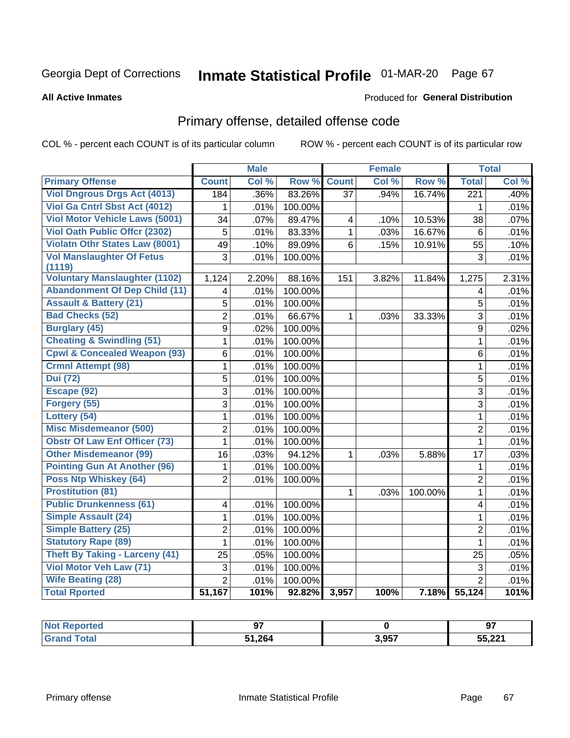Georgia Dept of Corrections **Inmate Statistical Profile** 01-MAR-20

**All Active Inmates**

Produced for **General Distribution**

## Primary offense, detailed offense code

COL % - percent each COUNT is of its particular column

ROW % - percent each COUNT is of its particular row

| | Male | | | Female | | | Total | |
|---|---|---|---|---|---|---|---|---|
| **Primary Offense** | **Count** | **Col %** | **Row %** | **Count** | **Col %** | **Row %** | **Total** | **Col %** |
| Viol Dngrous Drgs Act (4013) | 184 | .36% | 83.26% | 37 | .94% | 16.74% | 221 | .40% |
| Viol Ga Cntrl Sbst Act (4012) | 1 | .01% | 100.00% | | | | 1 | .01% |
| Viol Motor Vehicle Laws (5001) | 34 | .07% | 89.47% | 4 | .10% | 10.53% | 38 | .07% |
| Viol Oath Public Offcr (2302) | 5 | .01% | 83.33% | 1 | .03% | 16.67% | 6 | .01% |
| Violatn Othr States Law (8001) | 49 | .10% | 89.09% | 6 | .15% | 10.91% | 55 | .10% |
| Vol Manslaughter Of Fetus (1119) | 3 | .01% | 100.00% | | | | 3 | .01% |
| Voluntary Manslaughter (1102) | 1,124 | 2.20% | 88.16% | 151 | 3.82% | 11.84% | 1,275 | 2.31% |
| Abandonment Of Dep Child (11) | 4 | .01% | 100.00% | | | | 4 | .01% |
| Assault & Battery (21) | 5 | .01% | 100.00% | | | | 5 | .01% |
| Bad Checks (52) | 2 | .01% | 66.67% | 1 | .03% | 33.33% | 3 | .01% |
| Burglary (45) | 9 | .02% | 100.00% | | | | 9 | .02% |
| Cheating & Swindling (51) | 1 | .01% | 100.00% | | | | 1 | .01% |
| Cpwl & Concealed Weapon (93) | 6 | .01% | 100.00% | | | | 6 | .01% |
| Crmnl Attempt (98) | 1 | .01% | 100.00% | | | | 1 | .01% |
| Dui (72) | 5 | .01% | 100.00% | | | | 5 | .01% |
| Escape (92) | 3 | .01% | 100.00% | | | | 3 | .01% |
| Forgery (55) | 3 | .01% | 100.00% | | | | 3 | .01% |
| Lottery (54) | 1 | .01% | 100.00% | | | | 1 | .01% |
| Misc Misdemeanor (500) | 2 | .01% | 100.00% | | | | 2 | .01% |
| Obstr Of Law Enf Officer (73) | 1 | .01% | 100.00% | | | | 1 | .01% |
| Other Misdemeanor (99) | 16 | .03% | 94.12% | 1 | .03% | 5.88% | 17 | .03% |
| Pointing Gun At Another (96) | 1 | .01% | 100.00% | | | | 1 | .01% |
| Poss Ntp Whiskey (64) | 2 | .01% | 100.00% | | | | 2 | .01% |
| Prostitution (81) | | | | 1 | .03% | 100.00% | 1 | .01% |
| Public Drunkenness (61) | 4 | .01% | 100.00% | | | | 4 | .01% |
| Simple Assault (24) | 1 | .01% | 100.00% | | | | 1 | .01% |
| Simple Battery (25) | 2 | .01% | 100.00% | | | | 2 | .01% |
| Statutory Rape (89) | 1 | .01% | 100.00% | | | | 1 | .01% |
| Theft By Taking - Larceny (41) | 25 | .05% | 100.00% | | | | 25 | .05% |
| Viol Motor Veh Law (71) | 3 | .01% | 100.00% | | | | 3 | .01% |
| Wife Beating (28) | 2 | .01% | 100.00% | | | | 2 | .01% |
| **Total Rported** | **51,167** | **101%** | **92.82%** | **3,957** | **100%** | **7.18%** | **55,124** | **101%** |

| | Male | Female | Total |
|---|---|---|---|
| Not Reported | 97 | 0 | 97 |
| Grand Total | 51,264 | 3,957 | 55,221 |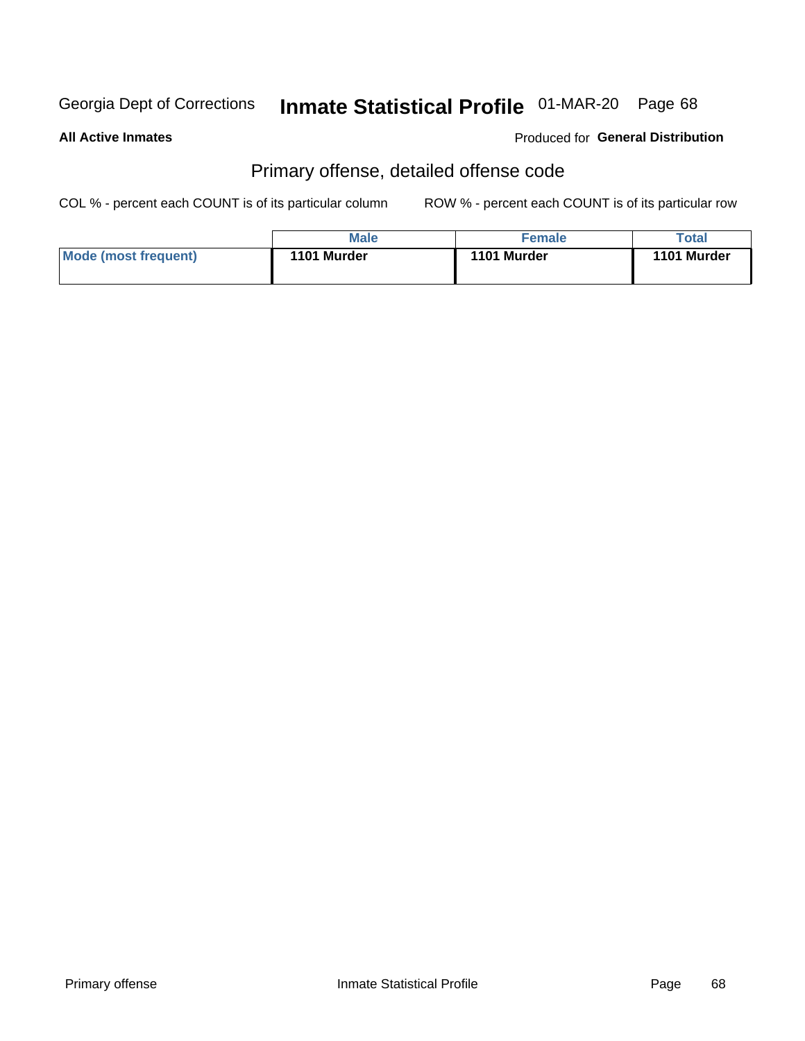Georgia Dept of Corrections **Inmate Statistical Profile** 01-MAR-20

**All Active Inmates**

Produced for **General Distribution**

## Primary offense, detailed offense code

COL % - percent each COUNT is of its particular column    ROW % - percent each COUNT is of its particular row

| | Male | Female | Total |
|---|---|---|---|
| **Mode (most frequent)** | **1101 Murder** | **1101 Murder** | **1101 Murder** |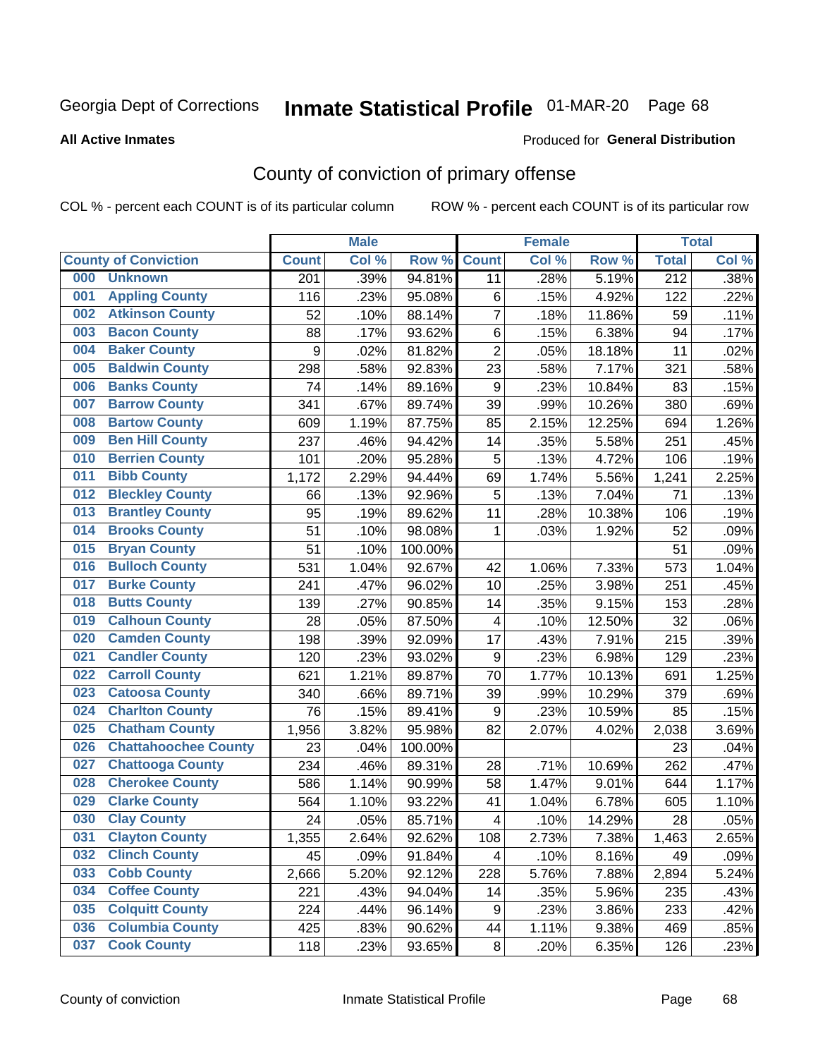Georgia Dept of Corrections **Inmate Statistical Profile** 01-MAR-20

**All Active Inmates**

Produced for **General Distribution**

## County of conviction of primary offense

COL % - percent each COUNT is of its particular column    ROW % - percent each COUNT is of its particular row

| County of Conviction | Male | | | Female | | | Total | |
|---|---|---|---|---|---|---|---|---|
| | Count | Col % | Row % | Count | Col % | Row % | Total | Col % |
| 000 Unknown | 201 | .39% | 94.81% | 11 | .28% | 5.19% | 212 | .38% |
| 001 Appling County | 116 | .23% | 95.08% | 6 | .15% | 4.92% | 122 | .22% |
| 002 Atkinson County | 52 | .10% | 88.14% | 7 | .18% | 11.86% | 59 | .11% |
| 003 Bacon County | 88 | .17% | 93.62% | 6 | .15% | 6.38% | 94 | .17% |
| 004 Baker County | 9 | .02% | 81.82% | 2 | .05% | 18.18% | 11 | .02% |
| 005 Baldwin County | 298 | .58% | 92.83% | 23 | .58% | 7.17% | 321 | .58% |
| 006 Banks County | 74 | .14% | 89.16% | 9 | .23% | 10.84% | 83 | .15% |
| 007 Barrow County | 341 | .67% | 89.74% | 39 | .99% | 10.26% | 380 | .69% |
| 008 Bartow County | 609 | 1.19% | 87.75% | 85 | 2.15% | 12.25% | 694 | 1.26% |
| 009 Ben Hill County | 237 | .46% | 94.42% | 14 | .35% | 5.58% | 251 | .45% |
| 010 Berrien County | 101 | .20% | 95.28% | 5 | .13% | 4.72% | 106 | .19% |
| 011 Bibb County | 1,172 | 2.29% | 94.44% | 69 | 1.74% | 5.56% | 1,241 | 2.25% |
| 012 Bleckley County | 66 | .13% | 92.96% | 5 | .13% | 7.04% | 71 | .13% |
| 013 Brantley County | 95 | .19% | 89.62% | 11 | .28% | 10.38% | 106 | .19% |
| 014 Brooks County | 51 | .10% | 98.08% | 1 | .03% | 1.92% | 52 | .09% |
| 015 Bryan County | 51 | .10% | 100.00% | | | | 51 | .09% |
| 016 Bulloch County | 531 | 1.04% | 92.67% | 42 | 1.06% | 7.33% | 573 | 1.04% |
| 017 Burke County | 241 | .47% | 96.02% | 10 | .25% | 3.98% | 251 | .45% |
| 018 Butts County | 139 | .27% | 90.85% | 14 | .35% | 9.15% | 153 | .28% |
| 019 Calhoun County | 28 | .05% | 87.50% | 4 | .10% | 12.50% | 32 | .06% |
| 020 Camden County | 198 | .39% | 92.09% | 17 | .43% | 7.91% | 215 | .39% |
| 021 Candler County | 120 | .23% | 93.02% | 9 | .23% | 6.98% | 129 | .23% |
| 022 Carroll County | 621 | 1.21% | 89.87% | 70 | 1.77% | 10.13% | 691 | 1.25% |
| 023 Catoosa County | 340 | .66% | 89.71% | 39 | .99% | 10.29% | 379 | .69% |
| 024 Charlton County | 76 | .15% | 89.41% | 9 | .23% | 10.59% | 85 | .15% |
| 025 Chatham County | 1,956 | 3.82% | 95.98% | 82 | 2.07% | 4.02% | 2,038 | 3.69% |
| 026 Chattahoochee County | 23 | .04% | 100.00% | | | | 23 | .04% |
| 027 Chattooga County | 234 | .46% | 89.31% | 28 | .71% | 10.69% | 262 | .47% |
| 028 Cherokee County | 586 | 1.14% | 90.99% | 58 | 1.47% | 9.01% | 644 | 1.17% |
| 029 Clarke County | 564 | 1.10% | 93.22% | 41 | 1.04% | 6.78% | 605 | 1.10% |
| 030 Clay County | 24 | .05% | 85.71% | 4 | .10% | 14.29% | 28 | .05% |
| 031 Clayton County | 1,355 | 2.64% | 92.62% | 108 | 2.73% | 7.38% | 1,463 | 2.65% |
| 032 Clinch County | 45 | .09% | 91.84% | 4 | .10% | 8.16% | 49 | .09% |
| 033 Cobb County | 2,666 | 5.20% | 92.12% | 228 | 5.76% | 7.88% | 2,894 | 5.24% |
| 034 Coffee County | 221 | .43% | 94.04% | 14 | .35% | 5.96% | 235 | .43% |
| 035 Colquitt County | 224 | .44% | 96.14% | 9 | .23% | 3.86% | 233 | .42% |
| 036 Columbia County | 425 | .83% | 90.62% | 44 | 1.11% | 9.38% | 469 | .85% |
| 037 Cook County | 118 | .23% | 93.65% | 8 | .20% | 6.35% | 126 | .23% |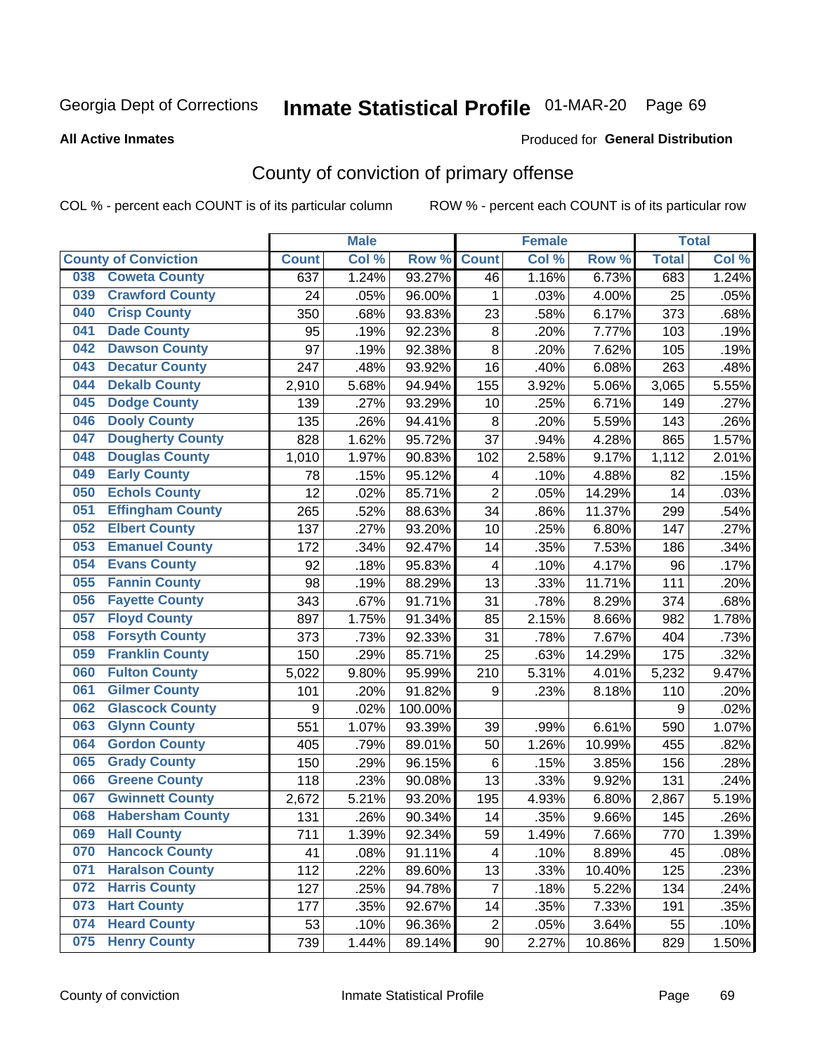Georgia Dept of Corrections **Inmate Statistical Profile** 01-MAR-20

**All Active Inmates**

Produced for **General Distribution**

## County of conviction of primary offense

COL % - percent each COUNT is of its particular column

ROW % - percent each COUNT is of its particular row

| County of Conviction | Male | | | Female | | | Total | |
|---|---|---|---|---|---|---|---|---|
| | Count | Col % | Row % | Count | Col % | Row % | Total | Col % |
| 038 Coweta County | 637 | 1.24% | 93.27% | 46 | 1.16% | 6.73% | 683 | 1.24% |
| 039 Crawford County | 24 | .05% | 96.00% | 1 | .03% | 4.00% | 25 | .05% |
| 040 Crisp County | 350 | .68% | 93.83% | 23 | .58% | 6.17% | 373 | .68% |
| 041 Dade County | 95 | .19% | 92.23% | 8 | .20% | 7.77% | 103 | .19% |
| 042 Dawson County | 97 | .19% | 92.38% | 8 | .20% | 7.62% | 105 | .19% |
| 043 Decatur County | 247 | .48% | 93.92% | 16 | .40% | 6.08% | 263 | .48% |
| 044 Dekalb County | 2,910 | 5.68% | 94.94% | 155 | 3.92% | 5.06% | 3,065 | 5.55% |
| 045 Dodge County | 139 | .27% | 93.29% | 10 | .25% | 6.71% | 149 | .27% |
| 046 Dooly County | 135 | .26% | 94.41% | 8 | .20% | 5.59% | 143 | .26% |
| 047 Dougherty County | 828 | 1.62% | 95.72% | 37 | .94% | 4.28% | 865 | 1.57% |
| 048 Douglas County | 1,010 | 1.97% | 90.83% | 102 | 2.58% | 9.17% | 1,112 | 2.01% |
| 049 Early County | 78 | .15% | 95.12% | 4 | .10% | 4.88% | 82 | .15% |
| 050 Echols County | 12 | .02% | 85.71% | 2 | .05% | 14.29% | 14 | .03% |
| 051 Effingham County | 265 | .52% | 88.63% | 34 | .86% | 11.37% | 299 | .54% |
| 052 Elbert County | 137 | .27% | 93.20% | 10 | .25% | 6.80% | 147 | .27% |
| 053 Emanuel County | 172 | .34% | 92.47% | 14 | .35% | 7.53% | 186 | .34% |
| 054 Evans County | 92 | .18% | 95.83% | 4 | .10% | 4.17% | 96 | .17% |
| 055 Fannin County | 98 | .19% | 88.29% | 13 | .33% | 11.71% | 111 | .20% |
| 056 Fayette County | 343 | .67% | 91.71% | 31 | .78% | 8.29% | 374 | .68% |
| 057 Floyd County | 897 | 1.75% | 91.34% | 85 | 2.15% | 8.66% | 982 | 1.78% |
| 058 Forsyth County | 373 | .73% | 92.33% | 31 | .78% | 7.67% | 404 | .73% |
| 059 Franklin County | 150 | .29% | 85.71% | 25 | .63% | 14.29% | 175 | .32% |
| 060 Fulton County | 5,022 | 9.80% | 95.99% | 210 | 5.31% | 4.01% | 5,232 | 9.47% |
| 061 Gilmer County | 101 | .20% | 91.82% | 9 | .23% | 8.18% | 110 | .20% |
| 062 Glascock County | 9 | .02% | 100.00% | | | | 9 | .02% |
| 063 Glynn County | 551 | 1.07% | 93.39% | 39 | .99% | 6.61% | 590 | 1.07% |
| 064 Gordon County | 405 | .79% | 89.01% | 50 | 1.26% | 10.99% | 455 | .82% |
| 065 Grady County | 150 | .29% | 96.15% | 6 | .15% | 3.85% | 156 | .28% |
| 066 Greene County | 118 | .23% | 90.08% | 13 | .33% | 9.92% | 131 | .24% |
| 067 Gwinnett County | 2,672 | 5.21% | 93.20% | 195 | 4.93% | 6.80% | 2,867 | 5.19% |
| 068 Habersham County | 131 | .26% | 90.34% | 14 | .35% | 9.66% | 145 | .26% |
| 069 Hall County | 711 | 1.39% | 92.34% | 59 | 1.49% | 7.66% | 770 | 1.39% |
| 070 Hancock County | 41 | .08% | 91.11% | 4 | .10% | 8.89% | 45 | .08% |
| 071 Haralson County | 112 | .22% | 89.60% | 13 | .33% | 10.40% | 125 | .23% |
| 072 Harris County | 127 | .25% | 94.78% | 7 | .18% | 5.22% | 134 | .24% |
| 073 Hart County | 177 | .35% | 92.67% | 14 | .35% | 7.33% | 191 | .35% |
| 074 Heard County | 53 | .10% | 96.36% | 2 | .05% | 3.64% | 55 | .10% |
| 075 Henry County | 739 | 1.44% | 89.14% | 90 | 2.27% | 10.86% | 829 | 1.50% |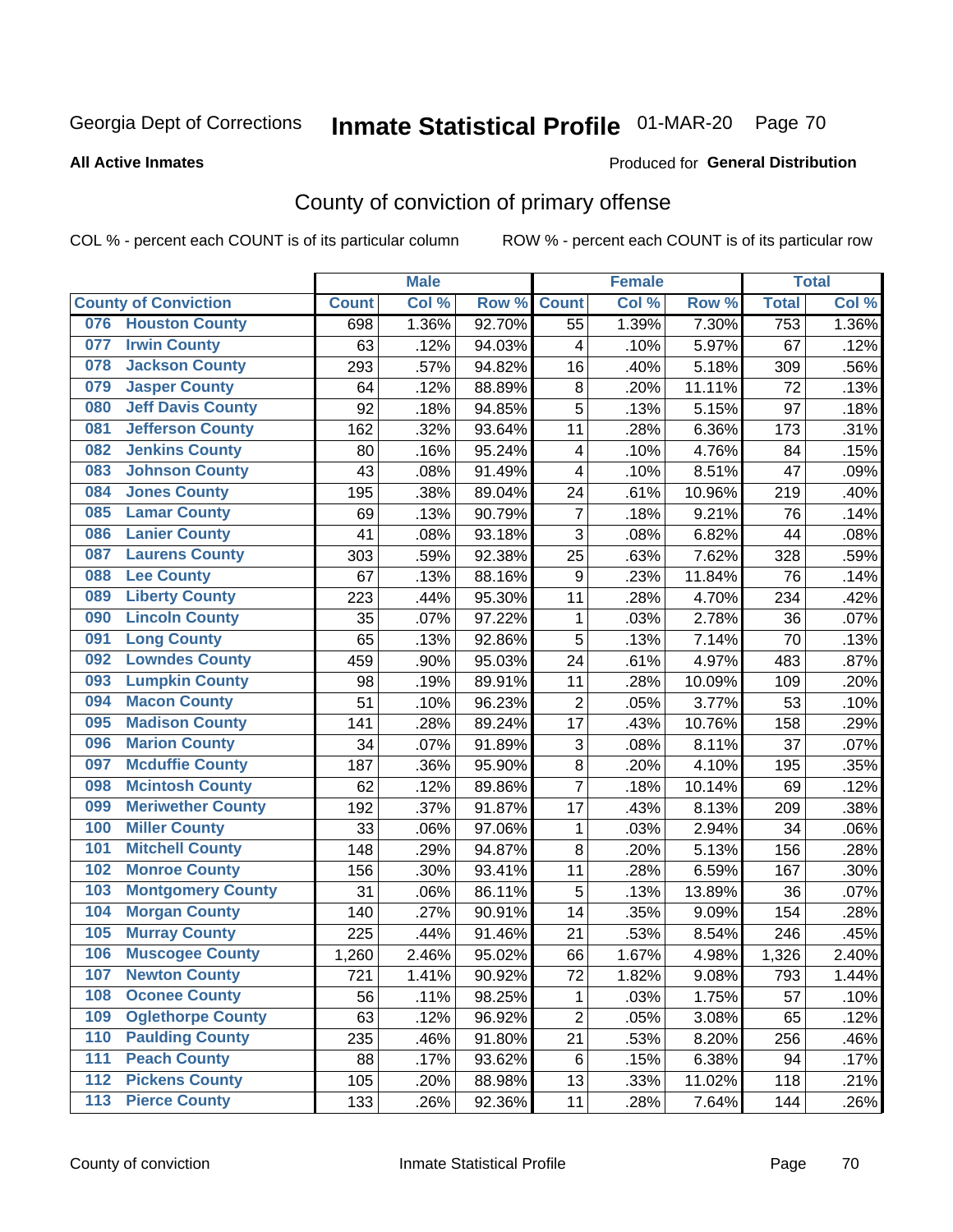Georgia Dept of Corrections **Inmate Statistical Profile** 01-MAR-20

**All Active Inmates**

Produced for **General Distribution**

## County of conviction of primary offense

COL % - percent each COUNT is of its particular column ROW % - percent each COUNT is of its particular row

| County of Conviction | Male | | | Female | | | Total | |
|---|---|---|---|---|---|---|---|---|
| | Count | Col % | Row % | Count | Col % | Row % | Total | Col % |
| 076 Houston County | 698 | 1.36% | 92.70% | 55 | 1.39% | 7.30% | 753 | 1.36% |
| 077 Irwin County | 63 | .12% | 94.03% | 4 | .10% | 5.97% | 67 | .12% |
| 078 Jackson County | 293 | .57% | 94.82% | 16 | .40% | 5.18% | 309 | .56% |
| 079 Jasper County | 64 | .12% | 88.89% | 8 | .20% | 11.11% | 72 | .13% |
| 080 Jeff Davis County | 92 | .18% | 94.85% | 5 | .13% | 5.15% | 97 | .18% |
| 081 Jefferson County | 162 | .32% | 93.64% | 11 | .28% | 6.36% | 173 | .31% |
| 082 Jenkins County | 80 | .16% | 95.24% | 4 | .10% | 4.76% | 84 | .15% |
| 083 Johnson County | 43 | .08% | 91.49% | 4 | .10% | 8.51% | 47 | .09% |
| 084 Jones County | 195 | .38% | 89.04% | 24 | .61% | 10.96% | 219 | .40% |
| 085 Lamar County | 69 | .13% | 90.79% | 7 | .18% | 9.21% | 76 | .14% |
| 086 Lanier County | 41 | .08% | 93.18% | 3 | .08% | 6.82% | 44 | .08% |
| 087 Laurens County | 303 | .59% | 92.38% | 25 | .63% | 7.62% | 328 | .59% |
| 088 Lee County | 67 | .13% | 88.16% | 9 | .23% | 11.84% | 76 | .14% |
| 089 Liberty County | 223 | .44% | 95.30% | 11 | .28% | 4.70% | 234 | .42% |
| 090 Lincoln County | 35 | .07% | 97.22% | 1 | .03% | 2.78% | 36 | .07% |
| 091 Long County | 65 | .13% | 92.86% | 5 | .13% | 7.14% | 70 | .13% |
| 092 Lowndes County | 459 | .90% | 95.03% | 24 | .61% | 4.97% | 483 | .87% |
| 093 Lumpkin County | 98 | .19% | 89.91% | 11 | .28% | 10.09% | 109 | .20% |
| 094 Macon County | 51 | .10% | 96.23% | 2 | .05% | 3.77% | 53 | .10% |
| 095 Madison County | 141 | .28% | 89.24% | 17 | .43% | 10.76% | 158 | .29% |
| 096 Marion County | 34 | .07% | 91.89% | 3 | .08% | 8.11% | 37 | .07% |
| 097 Mcduffie County | 187 | .36% | 95.90% | 8 | .20% | 4.10% | 195 | .35% |
| 098 Mcintosh County | 62 | .12% | 89.86% | 7 | .18% | 10.14% | 69 | .12% |
| 099 Meriwether County | 192 | .37% | 91.87% | 17 | .43% | 8.13% | 209 | .38% |
| 100 Miller County | 33 | .06% | 97.06% | 1 | .03% | 2.94% | 34 | .06% |
| 101 Mitchell County | 148 | .29% | 94.87% | 8 | .20% | 5.13% | 156 | .28% |
| 102 Monroe County | 156 | .30% | 93.41% | 11 | .28% | 6.59% | 167 | .30% |
| 103 Montgomery County | 31 | .06% | 86.11% | 5 | .13% | 13.89% | 36 | .07% |
| 104 Morgan County | 140 | .27% | 90.91% | 14 | .35% | 9.09% | 154 | .28% |
| 105 Murray County | 225 | .44% | 91.46% | 21 | .53% | 8.54% | 246 | .45% |
| 106 Muscogee County | 1,260 | 2.46% | 95.02% | 66 | 1.67% | 4.98% | 1,326 | 2.40% |
| 107 Newton County | 721 | 1.41% | 90.92% | 72 | 1.82% | 9.08% | 793 | 1.44% |
| 108 Oconee County | 56 | .11% | 98.25% | 1 | .03% | 1.75% | 57 | .10% |
| 109 Oglethorpe County | 63 | .12% | 96.92% | 2 | .05% | 3.08% | 65 | .12% |
| 110 Paulding County | 235 | .46% | 91.80% | 21 | .53% | 8.20% | 256 | .46% |
| 111 Peach County | 88 | .17% | 93.62% | 6 | .15% | 6.38% | 94 | .17% |
| 112 Pickens County | 105 | .20% | 88.98% | 13 | .33% | 11.02% | 118 | .21% |
| 113 Pierce County | 133 | .26% | 92.36% | 11 | .28% | 7.64% | 144 | .26% |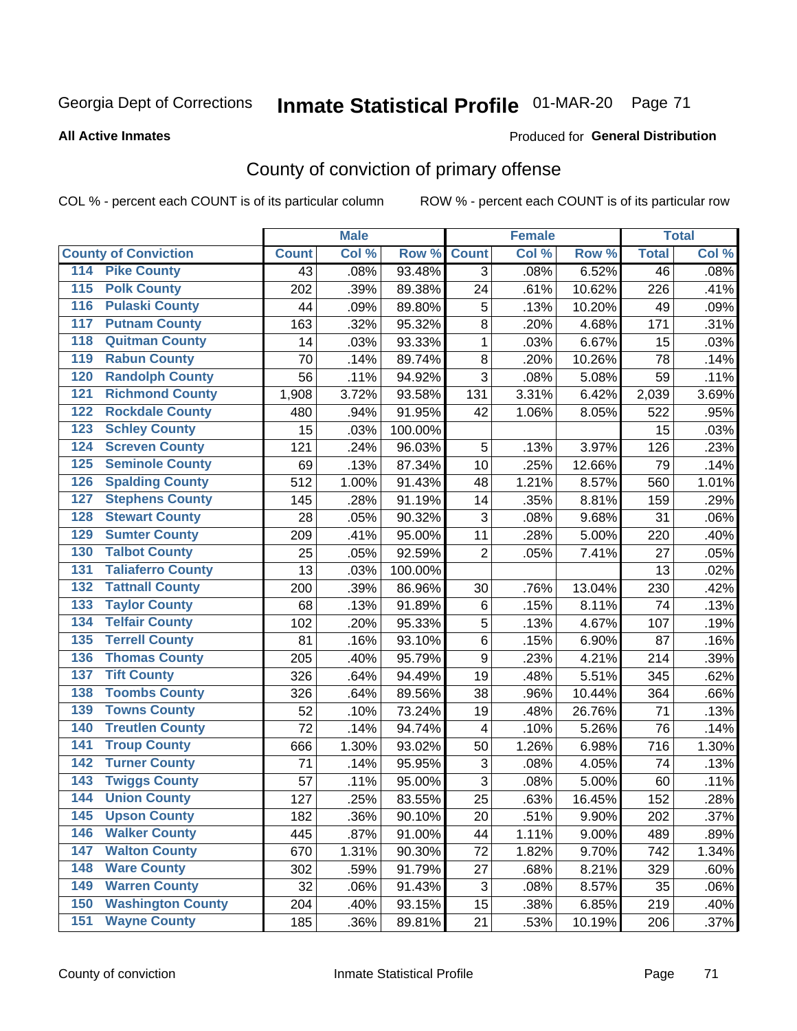Georgia Dept of Corrections **Inmate Statistical Profile** 01-MAR-20

**All Active Inmates**

Produced for **General Distribution**

## County of conviction of primary offense

COL % - percent each COUNT is of its particular column ROW % - percent each COUNT is of its particular row

| County of Conviction | Male | | | Female | | | Total | |
|---|---|---|---|---|---|---|---|---|
| | Count | Col % | Row % | Count | Col % | Row % | Total | Col % |
| 114 Pike County | 43 | .08% | 93.48% | 3 | .08% | 6.52% | 46 | .08% |
| 115 Polk County | 202 | .39% | 89.38% | 24 | .61% | 10.62% | 226 | .41% |
| 116 Pulaski County | 44 | .09% | 89.80% | 5 | .13% | 10.20% | 49 | .09% |
| 117 Putnam County | 163 | .32% | 95.32% | 8 | .20% | 4.68% | 171 | .31% |
| 118 Quitman County | 14 | .03% | 93.33% | 1 | .03% | 6.67% | 15 | .03% |
| 119 Rabun County | 70 | .14% | 89.74% | 8 | .20% | 10.26% | 78 | .14% |
| 120 Randolph County | 56 | .11% | 94.92% | 3 | .08% | 5.08% | 59 | .11% |
| 121 Richmond County | 1,908 | 3.72% | 93.58% | 131 | 3.31% | 6.42% | 2,039 | 3.69% |
| 122 Rockdale County | 480 | .94% | 91.95% | 42 | 1.06% | 8.05% | 522 | .95% |
| 123 Schley County | 15 | .03% | 100.00% | | | | 15 | .03% |
| 124 Screven County | 121 | .24% | 96.03% | 5 | .13% | 3.97% | 126 | .23% |
| 125 Seminole County | 69 | .13% | 87.34% | 10 | .25% | 12.66% | 79 | .14% |
| 126 Spalding County | 512 | 1.00% | 91.43% | 48 | 1.21% | 8.57% | 560 | 1.01% |
| 127 Stephens County | 145 | .28% | 91.19% | 14 | .35% | 8.81% | 159 | .29% |
| 128 Stewart County | 28 | .05% | 90.32% | 3 | .08% | 9.68% | 31 | .06% |
| 129 Sumter County | 209 | .41% | 95.00% | 11 | .28% | 5.00% | 220 | .40% |
| 130 Talbot County | 25 | .05% | 92.59% | 2 | .05% | 7.41% | 27 | .05% |
| 131 Taliaferro County | 13 | .03% | 100.00% | | | | 13 | .02% |
| 132 Tattnall County | 200 | .39% | 86.96% | 30 | .76% | 13.04% | 230 | .42% |
| 133 Taylor County | 68 | .13% | 91.89% | 6 | .15% | 8.11% | 74 | .13% |
| 134 Telfair County | 102 | .20% | 95.33% | 5 | .13% | 4.67% | 107 | .19% |
| 135 Terrell County | 81 | .16% | 93.10% | 6 | .15% | 6.90% | 87 | .16% |
| 136 Thomas County | 205 | .40% | 95.79% | 9 | .23% | 4.21% | 214 | .39% |
| 137 Tift County | 326 | .64% | 94.49% | 19 | .48% | 5.51% | 345 | .62% |
| 138 Toombs County | 326 | .64% | 89.56% | 38 | .96% | 10.44% | 364 | .66% |
| 139 Towns County | 52 | .10% | 73.24% | 19 | .48% | 26.76% | 71 | .13% |
| 140 Treutlen County | 72 | .14% | 94.74% | 4 | .10% | 5.26% | 76 | .14% |
| 141 Troup County | 666 | 1.30% | 93.02% | 50 | 1.26% | 6.98% | 716 | 1.30% |
| 142 Turner County | 71 | .14% | 95.95% | 3 | .08% | 4.05% | 74 | .13% |
| 143 Twiggs County | 57 | .11% | 95.00% | 3 | .08% | 5.00% | 60 | .11% |
| 144 Union County | 127 | .25% | 83.55% | 25 | .63% | 16.45% | 152 | .28% |
| 145 Upson County | 182 | .36% | 90.10% | 20 | .51% | 9.90% | 202 | .37% |
| 146 Walker County | 445 | .87% | 91.00% | 44 | 1.11% | 9.00% | 489 | .89% |
| 147 Walton County | 670 | 1.31% | 90.30% | 72 | 1.82% | 9.70% | 742 | 1.34% |
| 148 Ware County | 302 | .59% | 91.79% | 27 | .68% | 8.21% | 329 | .60% |
| 149 Warren County | 32 | .06% | 91.43% | 3 | .08% | 8.57% | 35 | .06% |
| 150 Washington County | 204 | .40% | 93.15% | 15 | .38% | 6.85% | 219 | .40% |
| 151 Wayne County | 185 | .36% | 89.81% | 21 | .53% | 10.19% | 206 | .37% |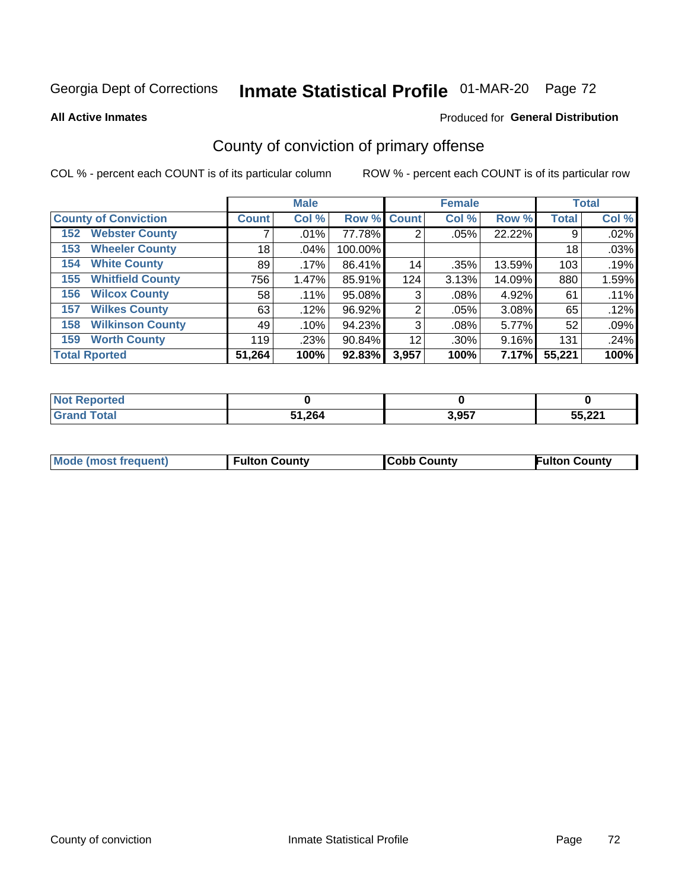Georgia Dept of Corrections **Inmate Statistical Profile** 01-MAR-20

**All Active Inmates**

Produced for **General Distribution**

## County of conviction of primary offense

COL % - percent each COUNT is of its particular column ROW % - percent each COUNT is of its particular row

| | Male | | | Female | | | Total | |
|---|---|---|---|---|---|---|---|---|
| **County of Conviction** | **Count** | **Col %** | **Row %** | **Count** | **Col %** | **Row %** | **Total** | **Col %** |
| 152 Webster County | 7 | .01% | 77.78% | 2 | .05% | 22.22% | 9 | .02% |
| 153 Wheeler County | 18 | .04% | 100.00% | | | | 18 | .03% |
| 154 White County | 89 | .17% | 86.41% | 14 | .35% | 13.59% | 103 | .19% |
| 155 Whitfield County | 756 | 1.47% | 85.91% | 124 | 3.13% | 14.09% | 880 | 1.59% |
| 156 Wilcox County | 58 | .11% | 95.08% | 3 | .08% | 4.92% | 61 | .11% |
| 157 Wilkes County | 63 | .12% | 96.92% | 2 | .05% | 3.08% | 65 | .12% |
| 158 Wilkinson County | 49 | .10% | 94.23% | 3 | .08% | 5.77% | 52 | .09% |
| 159 Worth County | 119 | .23% | 90.84% | 12 | .30% | 9.16% | 131 | .24% |
| **Total Rported** | **51,264** | **100%** | **92.83%** | **3,957** | **100%** | **7.17%** | **55,221** | **100%** |

| | Male | Female | Total |
|---|---|---|---|
| **Not Reported** | **0** | **0** | **0** |
| **Grand Total** | **51,264** | **3,957** | **55,221** |

| | Male | Female | Total |
|---|---|---|---|
| **Mode (most frequent)** | **Fulton County** | **Cobb County** | **Fulton County** |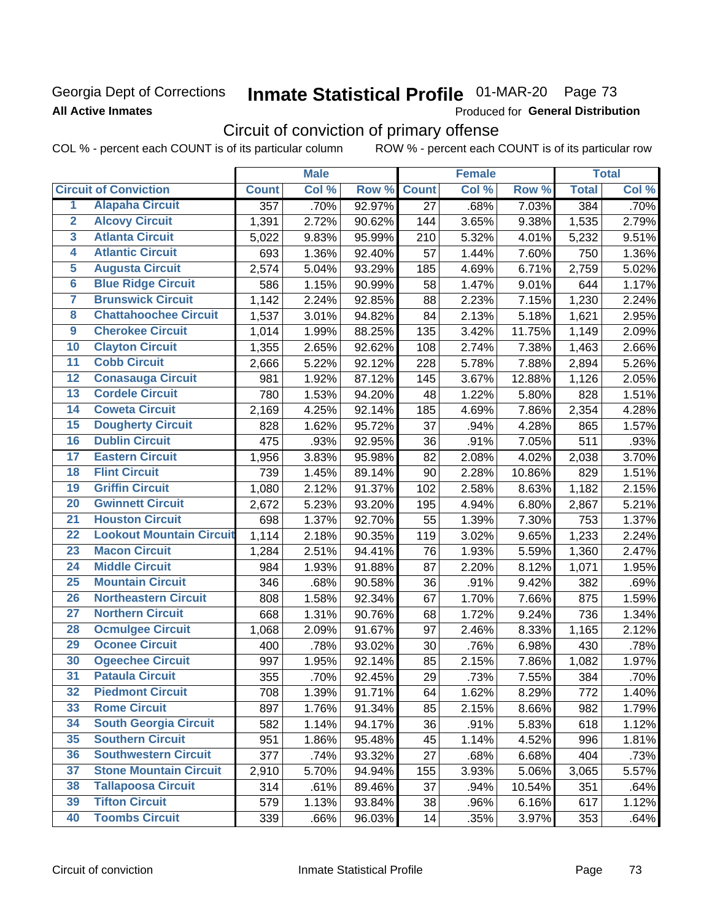Georgia Dept of Corrections
**All Active Inmates**

# Inmate Statistical Profile 01-MAR-20 Page 73

Produced for **General Distribution**

## Circuit of conviction of primary offense

COL % - percent each COUNT is of its particular column ROW % - percent each COUNT is of its particular row

| | Circuit of Conviction | Male | | | Female | | | Total | |
|---|---|---|---|---|---|---|---|---|---|
| | | Count | Col % | Row % | Count | Col % | Row % | Total | Col % |
| 1 | Alapaha Circuit | 357 | .70% | 92.97% | 27 | .68% | 7.03% | 384 | .70% |
| 2 | Alcovy Circuit | 1,391 | 2.72% | 90.62% | 144 | 3.65% | 9.38% | 1,535 | 2.79% |
| 3 | Atlanta Circuit | 5,022 | 9.83% | 95.99% | 210 | 5.32% | 4.01% | 5,232 | 9.51% |
| 4 | Atlantic Circuit | 693 | 1.36% | 92.40% | 57 | 1.44% | 7.60% | 750 | 1.36% |
| 5 | Augusta Circuit | 2,574 | 5.04% | 93.29% | 185 | 4.69% | 6.71% | 2,759 | 5.02% |
| 6 | Blue Ridge Circuit | 586 | 1.15% | 90.99% | 58 | 1.47% | 9.01% | 644 | 1.17% |
| 7 | Brunswick Circuit | 1,142 | 2.24% | 92.85% | 88 | 2.23% | 7.15% | 1,230 | 2.24% |
| 8 | Chattahoochee Circuit | 1,537 | 3.01% | 94.82% | 84 | 2.13% | 5.18% | 1,621 | 2.95% |
| 9 | Cherokee Circuit | 1,014 | 1.99% | 88.25% | 135 | 3.42% | 11.75% | 1,149 | 2.09% |
| 10 | Clayton Circuit | 1,355 | 2.65% | 92.62% | 108 | 2.74% | 7.38% | 1,463 | 2.66% |
| 11 | Cobb Circuit | 2,666 | 5.22% | 92.12% | 228 | 5.78% | 7.88% | 2,894 | 5.26% |
| 12 | Conasauga Circuit | 981 | 1.92% | 87.12% | 145 | 3.67% | 12.88% | 1,126 | 2.05% |
| 13 | Cordele Circuit | 780 | 1.53% | 94.20% | 48 | 1.22% | 5.80% | 828 | 1.51% |
| 14 | Coweta Circuit | 2,169 | 4.25% | 92.14% | 185 | 4.69% | 7.86% | 2,354 | 4.28% |
| 15 | Dougherty Circuit | 828 | 1.62% | 95.72% | 37 | .94% | 4.28% | 865 | 1.57% |
| 16 | Dublin Circuit | 475 | .93% | 92.95% | 36 | .91% | 7.05% | 511 | .93% |
| 17 | Eastern Circuit | 1,956 | 3.83% | 95.98% | 82 | 2.08% | 4.02% | 2,038 | 3.70% |
| 18 | Flint Circuit | 739 | 1.45% | 89.14% | 90 | 2.28% | 10.86% | 829 | 1.51% |
| 19 | Griffin Circuit | 1,080 | 2.12% | 91.37% | 102 | 2.58% | 8.63% | 1,182 | 2.15% |
| 20 | Gwinnett Circuit | 2,672 | 5.23% | 93.20% | 195 | 4.94% | 6.80% | 2,867 | 5.21% |
| 21 | Houston Circuit | 698 | 1.37% | 92.70% | 55 | 1.39% | 7.30% | 753 | 1.37% |
| 22 | Lookout Mountain Circuit | 1,114 | 2.18% | 90.35% | 119 | 3.02% | 9.65% | 1,233 | 2.24% |
| 23 | Macon Circuit | 1,284 | 2.51% | 94.41% | 76 | 1.93% | 5.59% | 1,360 | 2.47% |
| 24 | Middle Circuit | 984 | 1.93% | 91.88% | 87 | 2.20% | 8.12% | 1,071 | 1.95% |
| 25 | Mountain Circuit | 346 | .68% | 90.58% | 36 | .91% | 9.42% | 382 | .69% |
| 26 | Northeastern Circuit | 808 | 1.58% | 92.34% | 67 | 1.70% | 7.66% | 875 | 1.59% |
| 27 | Northern Circuit | 668 | 1.31% | 90.76% | 68 | 1.72% | 9.24% | 736 | 1.34% |
| 28 | Ocmulgee Circuit | 1,068 | 2.09% | 91.67% | 97 | 2.46% | 8.33% | 1,165 | 2.12% |
| 29 | Oconee Circuit | 400 | .78% | 93.02% | 30 | .76% | 6.98% | 430 | .78% |
| 30 | Ogeechee Circuit | 997 | 1.95% | 92.14% | 85 | 2.15% | 7.86% | 1,082 | 1.97% |
| 31 | Pataula Circuit | 355 | .70% | 92.45% | 29 | .73% | 7.55% | 384 | .70% |
| 32 | Piedmont Circuit | 708 | 1.39% | 91.71% | 64 | 1.62% | 8.29% | 772 | 1.40% |
| 33 | Rome Circuit | 897 | 1.76% | 91.34% | 85 | 2.15% | 8.66% | 982 | 1.79% |
| 34 | South Georgia Circuit | 582 | 1.14% | 94.17% | 36 | .91% | 5.83% | 618 | 1.12% |
| 35 | Southern Circuit | 951 | 1.86% | 95.48% | 45 | 1.14% | 4.52% | 996 | 1.81% |
| 36 | Southwestern Circuit | 377 | .74% | 93.32% | 27 | .68% | 6.68% | 404 | .73% |
| 37 | Stone Mountain Circuit | 2,910 | 5.70% | 94.94% | 155 | 3.93% | 5.06% | 3,065 | 5.57% |
| 38 | Tallapoosa Circuit | 314 | .61% | 89.46% | 37 | .94% | 10.54% | 351 | .64% |
| 39 | Tifton Circuit | 579 | 1.13% | 93.84% | 38 | .96% | 6.16% | 617 | 1.12% |
| 40 | Toombs Circuit | 339 | .66% | 96.03% | 14 | .35% | 3.97% | 353 | .64% |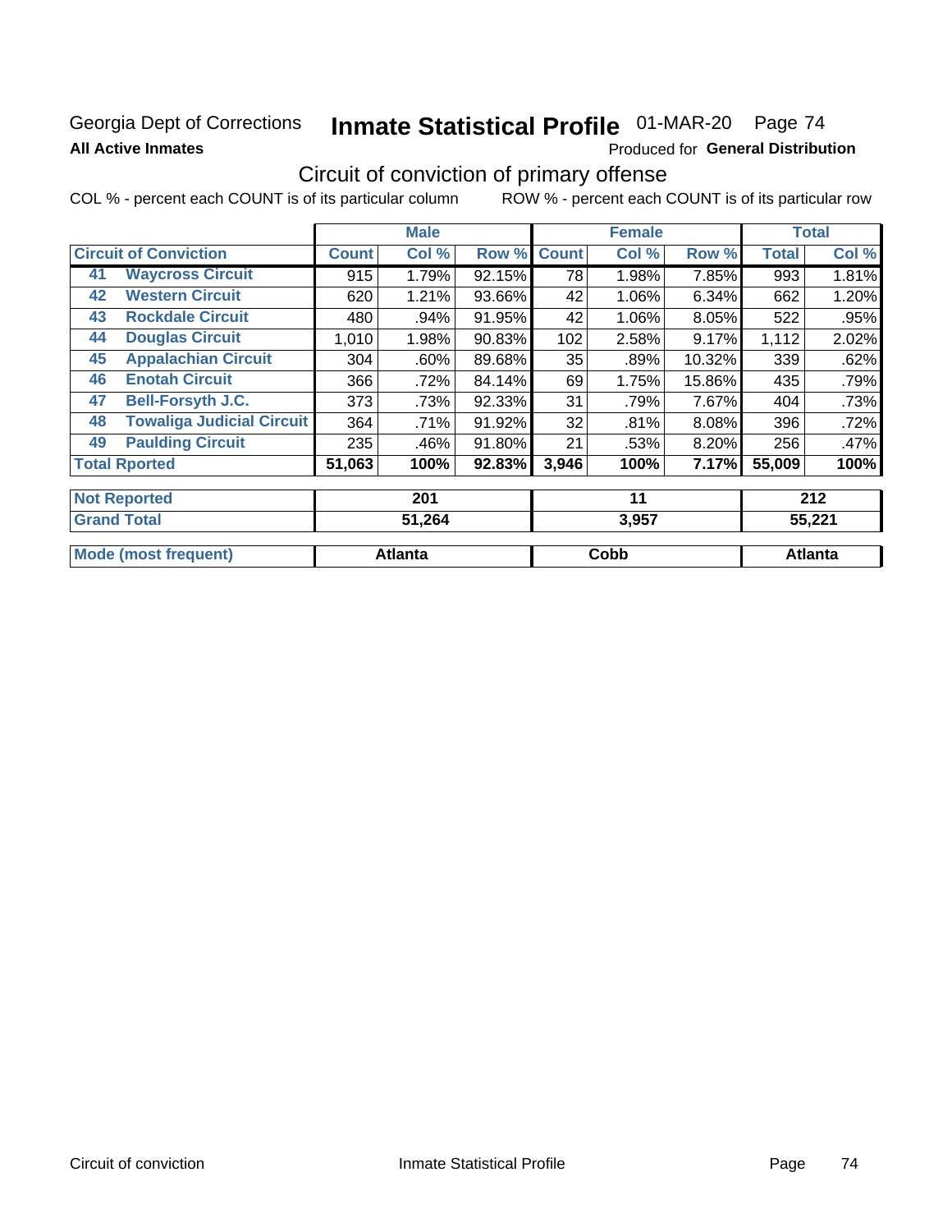Georgia Dept of Corrections **Inmate Statistical Profile** 01-MAR-20

**All Active Inmates** Produced for **General Distribution**

## Circuit of conviction of primary offense

COL % - percent each COUNT is of its particular column ROW % - percent each COUNT is of its particular row

| Circuit of Conviction | | Male | | | Female | | | Total | |
|---|---|---|---|---|---|---|---|---|---|
| | | Count | Col % | Row % | Count | Col % | Row % | Total | Col % |
| 41 | Waycross Circuit | 915 | 1.79% | 92.15% | 78 | 1.98% | 7.85% | 993 | 1.81% |
| 42 | Western Circuit | 620 | 1.21% | 93.66% | 42 | 1.06% | 6.34% | 662 | 1.20% |
| 43 | Rockdale Circuit | 480 | .94% | 91.95% | 42 | 1.06% | 8.05% | 522 | .95% |
| 44 | Douglas Circuit | 1,010 | 1.98% | 90.83% | 102 | 2.58% | 9.17% | 1,112 | 2.02% |
| 45 | Appalachian Circuit | 304 | .60% | 89.68% | 35 | .89% | 10.32% | 339 | .62% |
| 46 | Enotah Circuit | 366 | .72% | 84.14% | 69 | 1.75% | 15.86% | 435 | .79% |
| 47 | Bell-Forsyth J.C. | 373 | .73% | 92.33% | 31 | .79% | 7.67% | 404 | .73% |
| 48 | Towaliga Judicial Circuit | 364 | .71% | 91.92% | 32 | .81% | 8.08% | 396 | .72% |
| 49 | Paulding Circuit | 235 | .46% | 91.80% | 21 | .53% | 8.20% | 256 | .47% |
| Total Rported | | 51,063 | 100% | 92.83% | 3,946 | 100% | 7.17% | 55,009 | 100% |
| Not Reported | | 201 | | | 11 | | | 212 | |
| Grand Total | | 51,264 | | | 3,957 | | | 55,221 | |
| Mode (most frequent) | | Atlanta | | | Cobb | | | Atlanta | |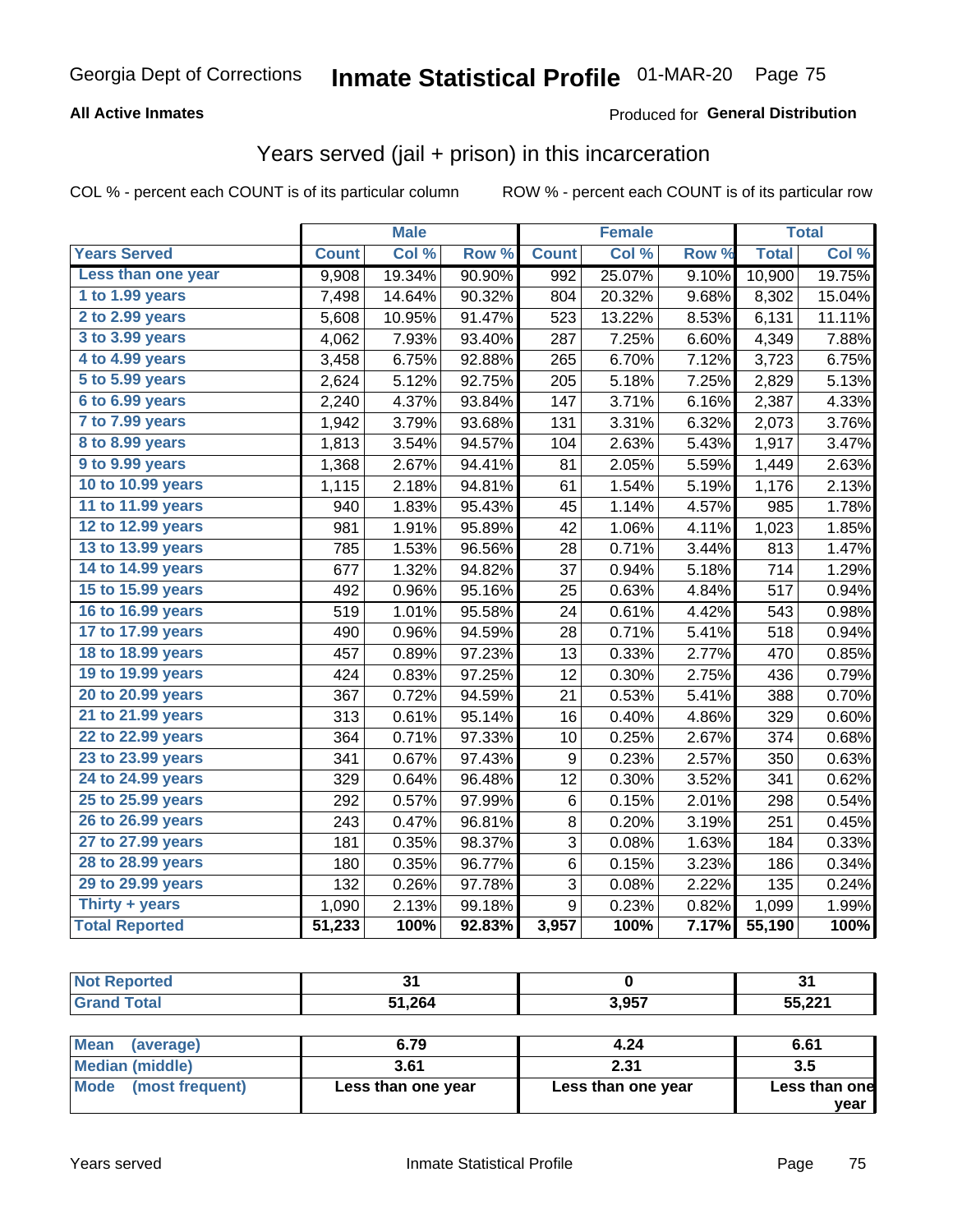Georgia Dept of Corrections **Inmate Statistical Profile** 01-MAR-20

**All Active Inmates**

Produced for **General Distribution**

## Years served (jail + prison) in this incarceration

COL % - percent each COUNT is of its particular column

ROW % - percent each COUNT is of its particular row

| | Male | | | Female | | | Total | |
|---|---|---|---|---|---|---|---|---|
| **Years Served** | **Count** | **Col %** | **Row %** | **Count** | **Col %** | **Row %** | **Total** | **Col %** |
| Less than one year | 9,908 | 19.34% | 90.90% | 992 | 25.07% | 9.10% | 10,900 | 19.75% |
| 1 to 1.99 years | 7,498 | 14.64% | 90.32% | 804 | 20.32% | 9.68% | 8,302 | 15.04% |
| 2 to 2.99 years | 5,608 | 10.95% | 91.47% | 523 | 13.22% | 8.53% | 6,131 | 11.11% |
| 3 to 3.99 years | 4,062 | 7.93% | 93.40% | 287 | 7.25% | 6.60% | 4,349 | 7.88% |
| 4 to 4.99 years | 3,458 | 6.75% | 92.88% | 265 | 6.70% | 7.12% | 3,723 | 6.75% |
| 5 to 5.99 years | 2,624 | 5.12% | 92.75% | 205 | 5.18% | 7.25% | 2,829 | 5.13% |
| 6 to 6.99 years | 2,240 | 4.37% | 93.84% | 147 | 3.71% | 6.16% | 2,387 | 4.33% |
| 7 to 7.99 years | 1,942 | 3.79% | 93.68% | 131 | 3.31% | 6.32% | 2,073 | 3.76% |
| 8 to 8.99 years | 1,813 | 3.54% | 94.57% | 104 | 2.63% | 5.43% | 1,917 | 3.47% |
| 9 to 9.99 years | 1,368 | 2.67% | 94.41% | 81 | 2.05% | 5.59% | 1,449 | 2.63% |
| 10 to 10.99 years | 1,115 | 2.18% | 94.81% | 61 | 1.54% | 5.19% | 1,176 | 2.13% |
| 11 to 11.99 years | 940 | 1.83% | 95.43% | 45 | 1.14% | 4.57% | 985 | 1.78% |
| 12 to 12.99 years | 981 | 1.91% | 95.89% | 42 | 1.06% | 4.11% | 1,023 | 1.85% |
| 13 to 13.99 years | 785 | 1.53% | 96.56% | 28 | 0.71% | 3.44% | 813 | 1.47% |
| 14 to 14.99 years | 677 | 1.32% | 94.82% | 37 | 0.94% | 5.18% | 714 | 1.29% |
| 15 to 15.99 years | 492 | 0.96% | 95.16% | 25 | 0.63% | 4.84% | 517 | 0.94% |
| 16 to 16.99 years | 519 | 1.01% | 95.58% | 24 | 0.61% | 4.42% | 543 | 0.98% |
| 17 to 17.99 years | 490 | 0.96% | 94.59% | 28 | 0.71% | 5.41% | 518 | 0.94% |
| 18 to 18.99 years | 457 | 0.89% | 97.23% | 13 | 0.33% | 2.77% | 470 | 0.85% |
| 19 to 19.99 years | 424 | 0.83% | 97.25% | 12 | 0.30% | 2.75% | 436 | 0.79% |
| 20 to 20.99 years | 367 | 0.72% | 94.59% | 21 | 0.53% | 5.41% | 388 | 0.70% |
| 21 to 21.99 years | 313 | 0.61% | 95.14% | 16 | 0.40% | 4.86% | 329 | 0.60% |
| 22 to 22.99 years | 364 | 0.71% | 97.33% | 10 | 0.25% | 2.67% | 374 | 0.68% |
| 23 to 23.99 years | 341 | 0.67% | 97.43% | 9 | 0.23% | 2.57% | 350 | 0.63% |
| 24 to 24.99 years | 329 | 0.64% | 96.48% | 12 | 0.30% | 3.52% | 341 | 0.62% |
| 25 to 25.99 years | 292 | 0.57% | 97.99% | 6 | 0.15% | 2.01% | 298 | 0.54% |
| 26 to 26.99 years | 243 | 0.47% | 96.81% | 8 | 0.20% | 3.19% | 251 | 0.45% |
| 27 to 27.99 years | 181 | 0.35% | 98.37% | 3 | 0.08% | 1.63% | 184 | 0.33% |
| 28 to 28.99 years | 180 | 0.35% | 96.77% | 6 | 0.15% | 3.23% | 186 | 0.34% |
| 29 to 29.99 years | 132 | 0.26% | 97.78% | 3 | 0.08% | 2.22% | 135 | 0.24% |
| Thirty + years | 1,090 | 2.13% | 99.18% | 9 | 0.23% | 0.82% | 1,099 | 1.99% |
| **Total Reported** | **51,233** | **100%** | **92.83%** | **3,957** | **100%** | **7.17%** | **55,190** | **100%** |

| | Male | Female | Total |
|---|---|---|---|
| Not Reported | 31 | 0 | 31 |
| Grand Total | 51,264 | 3,957 | 55,221 |

| | Male | Female | Total |
|---|---|---|---|
| Mean (average) | 6.79 | 4.24 | 6.61 |
| Median (middle) | 3.61 | 2.31 | 3.5 |
| Mode (most frequent) | Less than one year | Less than one year | Less than one year |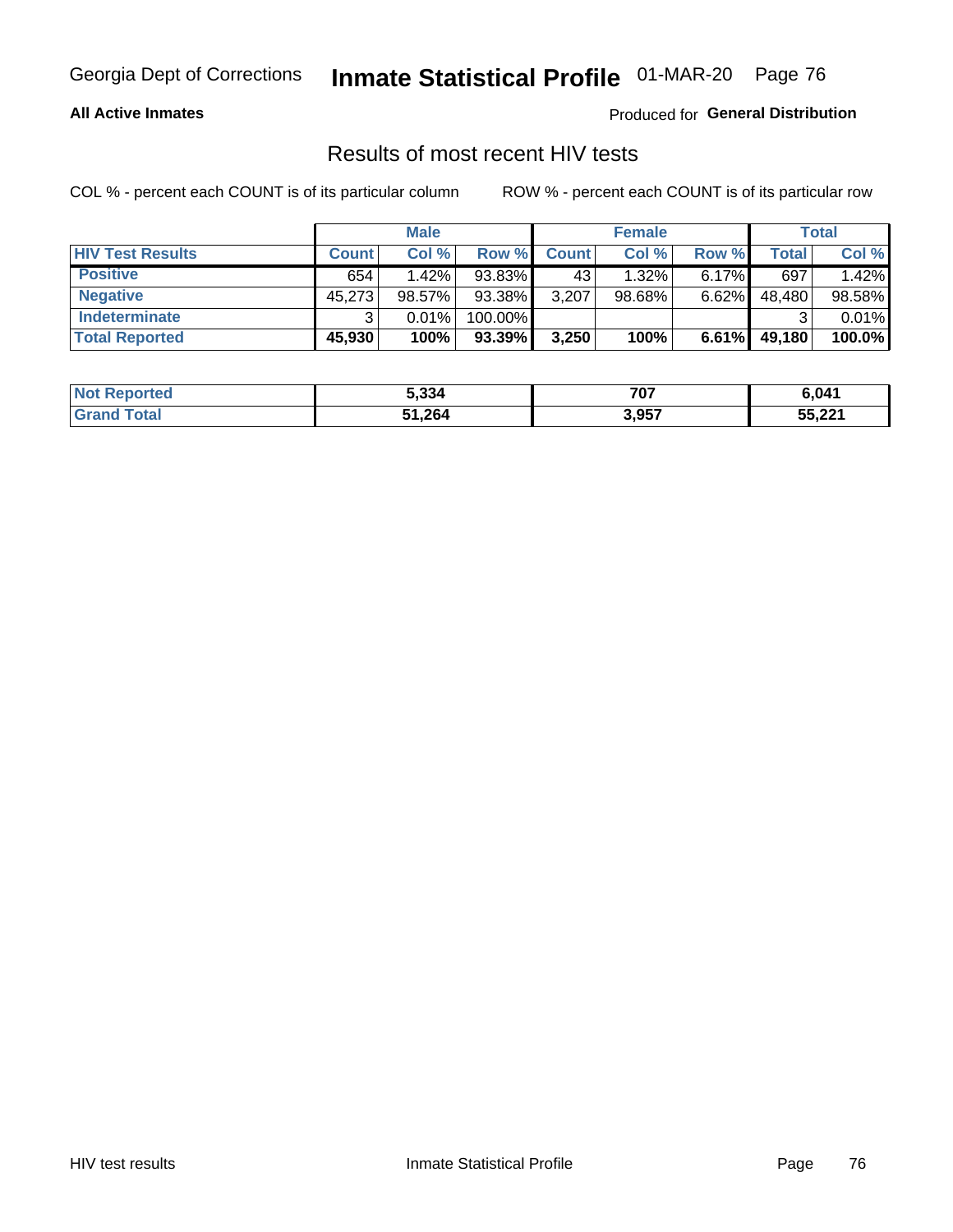Georgia Dept of Corrections **Inmate Statistical Profile** 01-MAR-20

**All Active Inmates**

Produced for **General Distribution**

## Results of most recent HIV tests

COL % - percent each COUNT is of its particular column ROW % - percent each COUNT is of its particular row

| | Male | | | Female | | | Total | |
|---|---|---|---|---|---|---|---|---|
| **HIV Test Results** | **Count** | **Col %** | **Row %** | **Count** | **Col %** | **Row %** | **Total** | **Col %** |
| **Positive** | 654 | 1.42% | 93.83% | 43 | 1.32% | 6.17% | 697 | 1.42% |
| **Negative** | 45,273 | 98.57% | 93.38% | 3,207 | 98.68% | 6.62% | 48,480 | 98.58% |
| **Indeterminate** | 3 | 0.01% | 100.00% | | | | 3 | 0.01% |
| **Total Reported** | **45,930** | **100%** | **93.39%** | **3,250** | **100%** | **6.61%** | **49,180** | **100.0%** |

| | Male | Female | Total |
|---|---|---|---|
| **Not Reported** | **5,334** | **707** | **6,041** |
| **Grand Total** | **51,264** | **3,957** | **55,221** |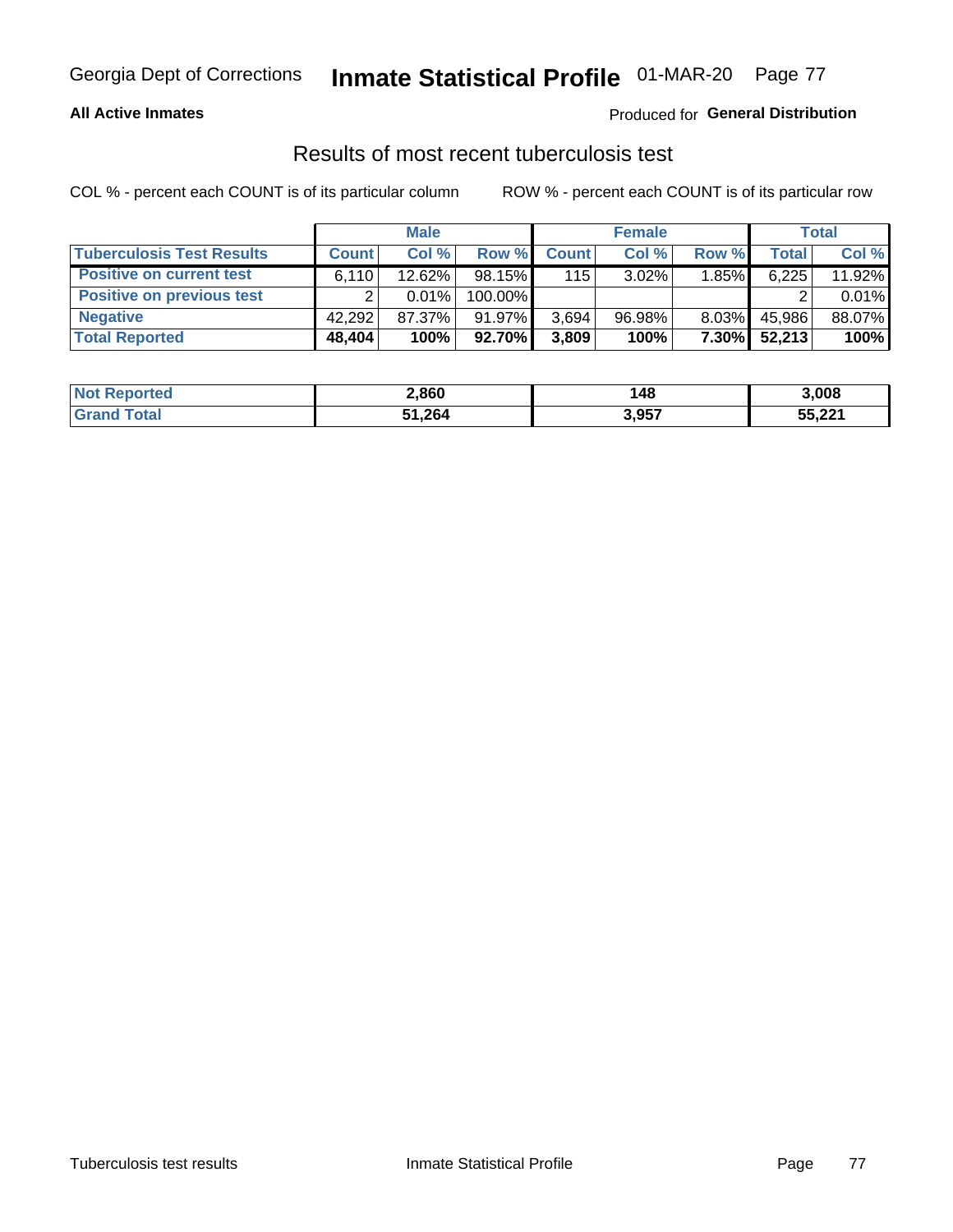**All Active Inmates**

Produced for **General Distribution**

## Results of most recent tuberculosis test

COL % - percent each COUNT is of its particular column

ROW % - percent each COUNT is of its particular row

| | Male | | | Female | | | Total | |
|---|---|---|---|---|---|---|---|---|
| **Tuberculosis Test Results** | **Count** | **Col %** | **Row %** | **Count** | **Col %** | **Row %** | **Total** | **Col %** |
| **Positive on current test** | 6,110 | 12.62% | 98.15% | 115 | 3.02% | 1.85% | 6,225 | 11.92% |
| **Positive on previous test** | 2 | 0.01% | 100.00% | | | | 2 | 0.01% |
| **Negative** | 42,292 | 87.37% | 91.97% | 3,694 | 96.98% | 8.03% | 45,986 | 88.07% |
| **Total Reported** | **48,404** | **100%** | **92.70%** | **3,809** | **100%** | **7.30%** | **52,213** | **100%** |

| | Male | Female | Total |
|---|---|---|---|
| **Not Reported** | **2,860** | **148** | **3,008** |
| **Grand Total** | **51,264** | **3,957** | **55,221** |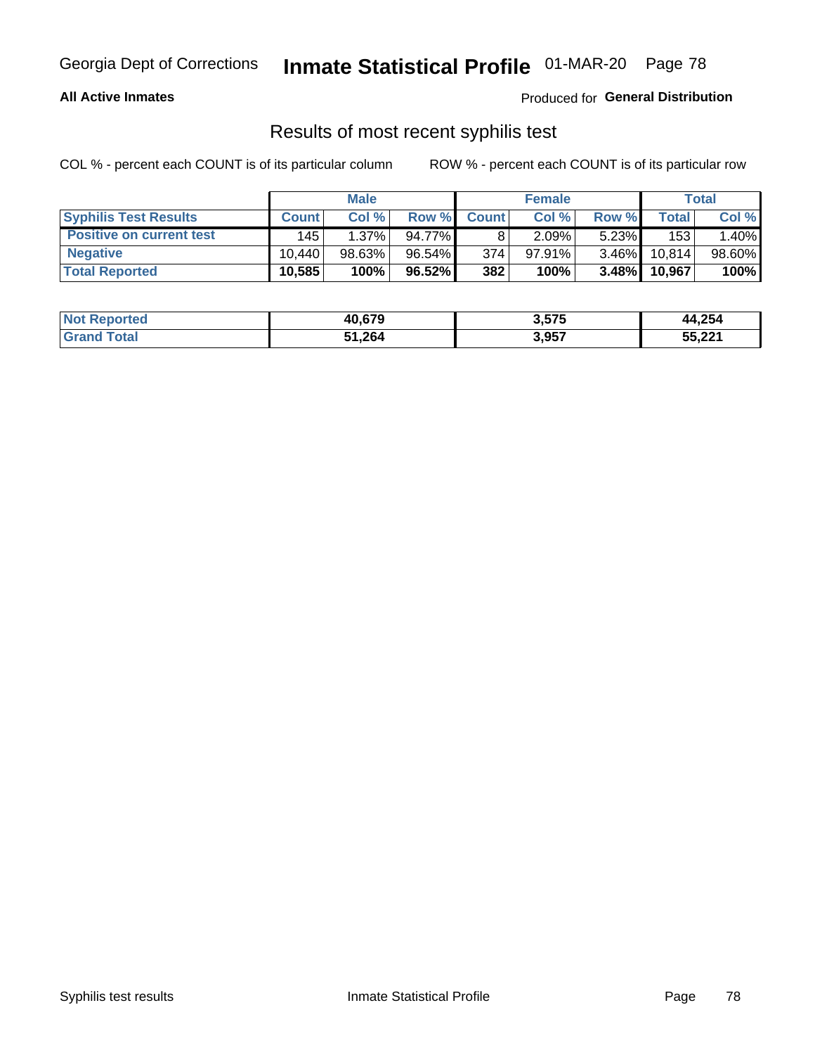Georgia Dept of Corrections **Inmate Statistical Profile** 01-MAR-20

**All Active Inmates**

Produced for **General Distribution**

## Results of most recent syphilis test

COL % - percent each COUNT is of its particular column ROW % - percent each COUNT is of its particular row

| | Male | | | Female | | | Total | |
|---|---|---|---|---|---|---|---|---|
| **Syphilis Test Results** | **Count** | **Col %** | **Row %** | **Count** | **Col %** | **Row %** | **Total** | **Col %** |
| **Positive on current test** | 145 | 1.37% | 94.77% | 8 | 2.09% | 5.23% | 153 | 1.40% |
| **Negative** | 10,440 | 98.63% | 96.54% | 374 | 97.91% | 3.46% | 10,814 | 98.60% |
| **Total Reported** | **10,585** | **100%** | **96.52%** | **382** | **100%** | **3.48%** | **10,967** | **100%** |

| | Male | Female | Total |
|---|---|---|---|
| **Not Reported** | **40,679** | **3,575** | **44,254** |
| **Grand Total** | **51,264** | **3,957** | **55,221** |

Syphilis test results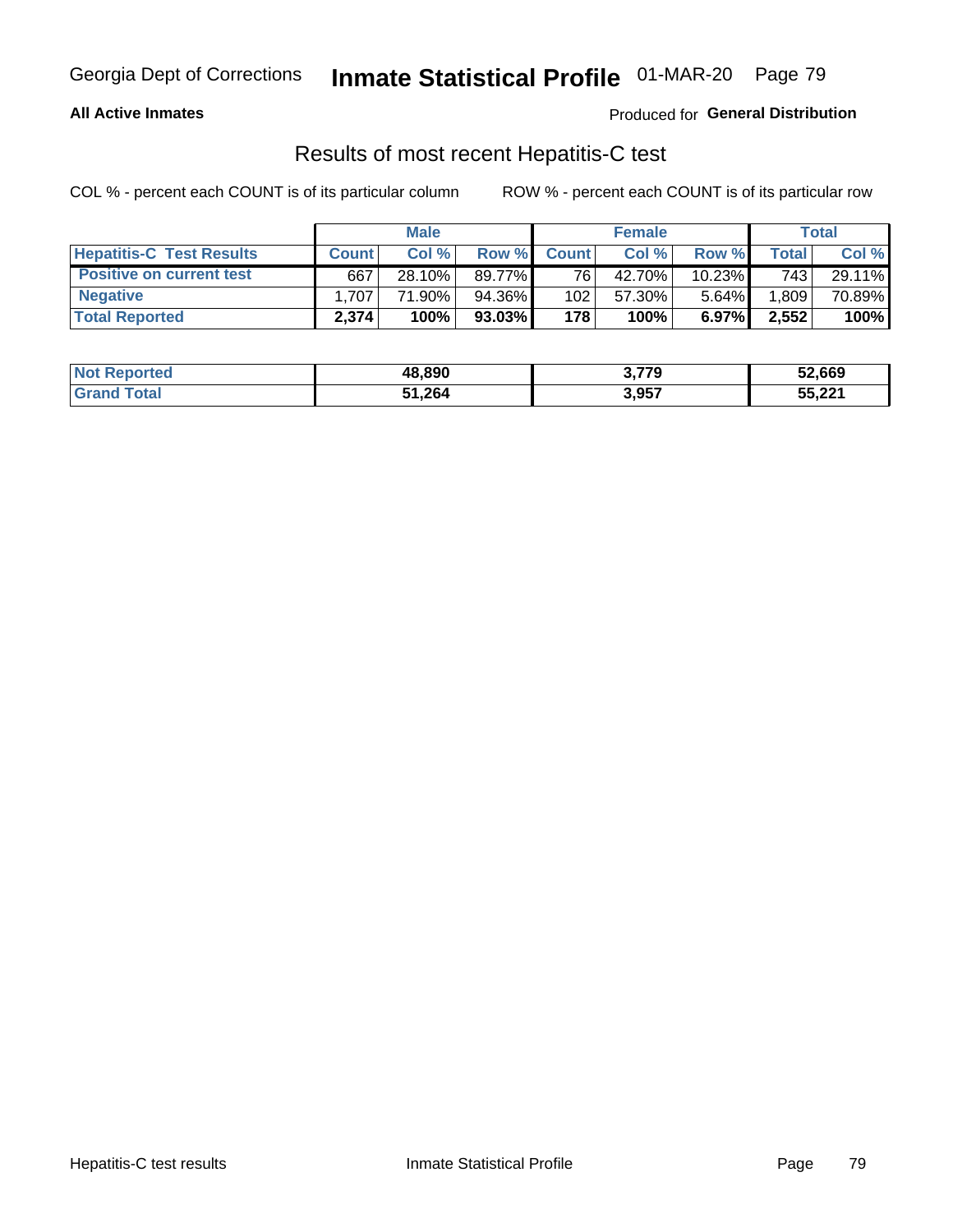Georgia Dept of Corrections **Inmate Statistical Profile** 01-MAR-20

**All Active Inmates**

Produced for **General Distribution**

## Results of most recent Hepatitis-C test

COL % - percent each COUNT is of its particular column    ROW % - percent each COUNT is of its particular row

| | Male | | | Female | | | Total | |
|---|---|---|---|---|---|---|---|---|
| **Hepatitis-C Test Results** | **Count** | **Col %** | **Row %** | **Count** | **Col %** | **Row %** | **Total** | **Col %** |
| **Positive on current test** | 667 | 28.10% | 89.77% | 76 | 42.70% | 10.23% | 743 | 29.11% |
| **Negative** | 1,707 | 71.90% | 94.36% | 102 | 57.30% | 5.64% | 1,809 | 70.89% |
| **Total Reported** | **2,374** | **100%** | **93.03%** | **178** | **100%** | **6.97%** | **2,552** | **100%** |

| | Male | Female | Total |
|---|---|---|---|
| **Not Reported** | **48,890** | **3,779** | **52,669** |
| **Grand Total** | **51,264** | **3,957** | **55,221** |

Hepatitis-C test results